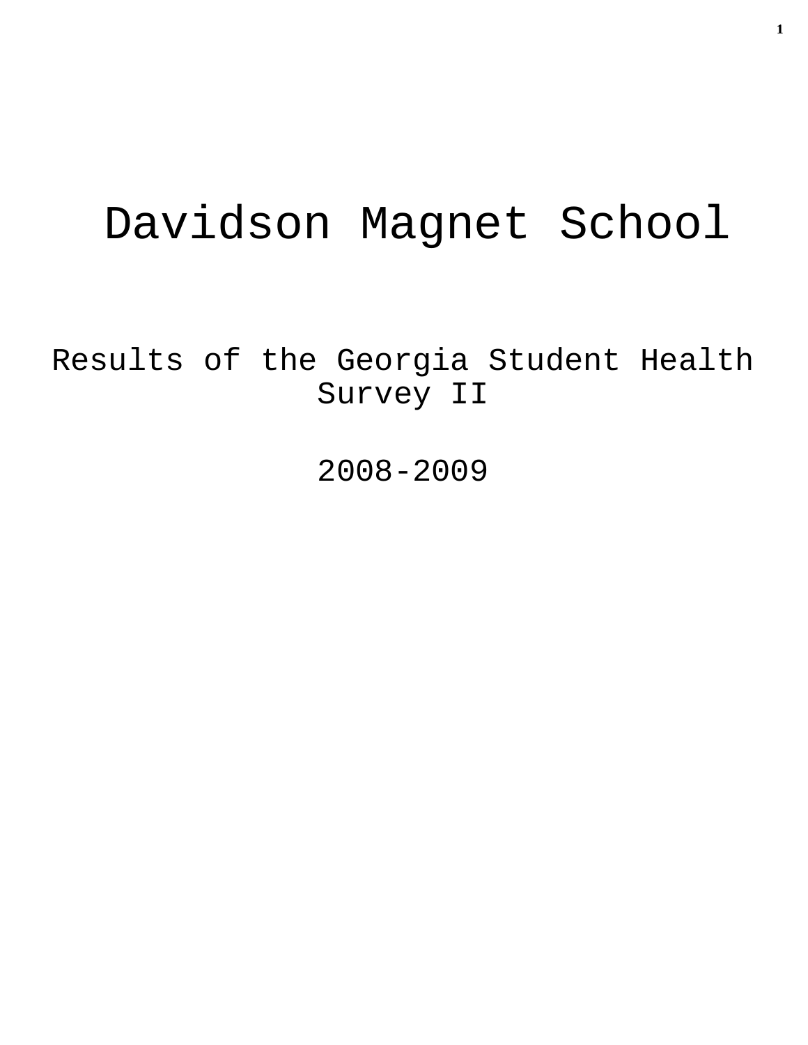# Davidson Magnet School

Results of the Georgia Student Health Survey II

2008-2009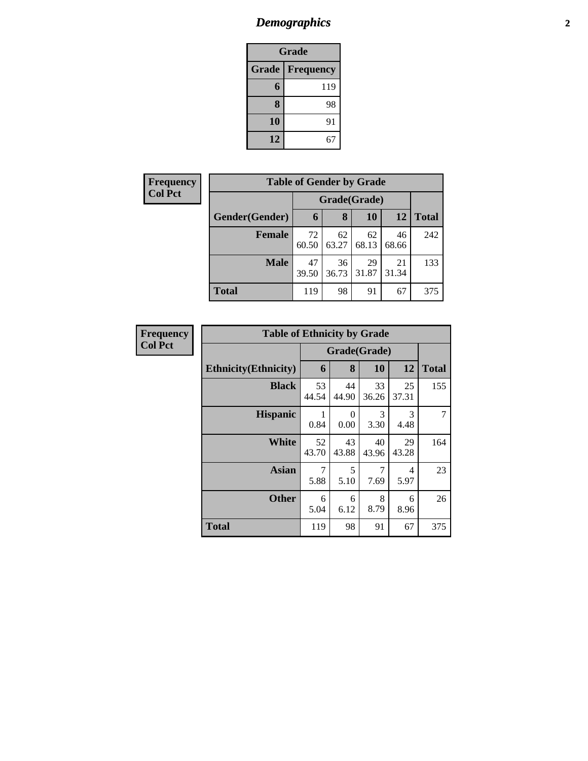# *Demographics*

| Grade | |
|---|---|
| **Grade** | **Frequency** |
| **6** | 119 |
| **8** | 98 |
| **10** | 91 |
| **12** | 67 |

**Frequency**
**Col Pct**

| Table of Gender by Grade | | | | | |
|---|---|---|---|---|---|
| | Grade(Grade) | | | | |
| **Gender(Gender)** | **6** | **8** | **10** | **12** | **Total** |
| **Female** | 72<br>60.50 | 62<br>63.27 | 62<br>68.13 | 46<br>68.66 | 242 |
| **Male** | 47<br>39.50 | 36<br>36.73 | 29<br>31.87 | 21<br>31.34 | 133 |
| **Total** | 119 | 98 | 91 | 67 | 375 |

**Frequency**
**Col Pct**

| Table of Ethnicity by Grade | | | | | |
|---|---|---|---|---|---|
| | Grade(Grade) | | | | |
| **Ethnicity(Ethnicity)** | **6** | **8** | **10** | **12** | **Total** |
| **Black** | 53<br>44.54 | 44<br>44.90 | 33<br>36.26 | 25<br>37.31 | 155 |
| **Hispanic** | 1<br>0.84 | 0<br>0.00 | 3<br>3.30 | 3<br>4.48 | 7 |
| **White** | 52<br>43.70 | 43<br>43.88 | 40<br>43.96 | 29<br>43.28 | 164 |
| **Asian** | 7<br>5.88 | 5<br>5.10 | 7<br>7.69 | 4<br>5.97 | 23 |
| **Other** | 6<br>5.04 | 6<br>6.12 | 8<br>8.79 | 6<br>8.96 | 26 |
| **Total** | 119 | 98 | 91 | 67 | 375 |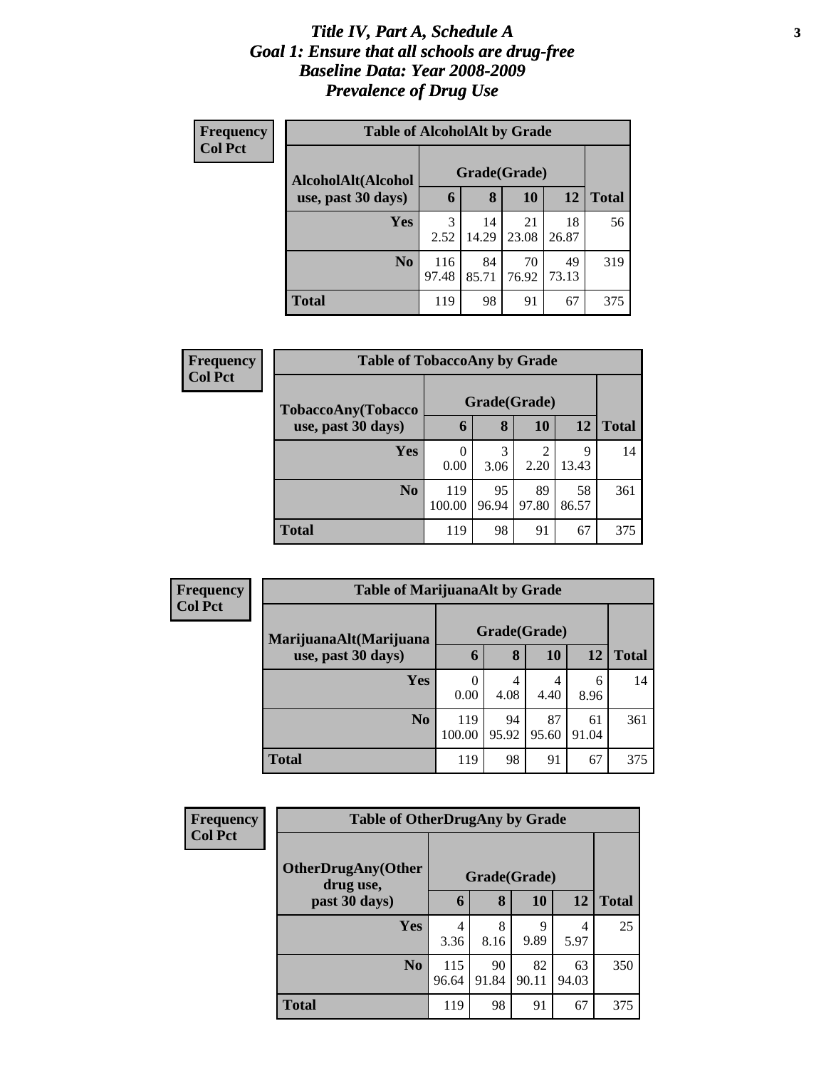# *Title IV, Part A, Schedule A*
# *Goal 1: Ensure that all schools are drug-free*
# *Baseline Data: Year 2008-2009*
# *Prevalence of Drug Use*

**Frequency**
**Col Pct**

**Table of AlcoholAlt by Grade**

| AlcoholAlt(Alcohol use, past 30 days) | Grade(Grade) | | | | Total |
|---|---|---|---|---|---|
| | 6 | 8 | 10 | 12 | |
| **Yes** | 3<br>2.52 | 14<br>14.29 | 21<br>23.08 | 18<br>26.87 | 56 |
| **No** | 116<br>97.48 | 84<br>85.71 | 70<br>76.92 | 49<br>73.13 | 319 |
| **Total** | 119 | 98 | 91 | 67 | 375 |

**Frequency**
**Col Pct**

**Table of TobaccoAny by Grade**

| TobaccoAny(Tobacco use, past 30 days) | Grade(Grade) | | | | Total |
|---|---|---|---|---|---|
| | 6 | 8 | 10 | 12 | |
| **Yes** | 0<br>0.00 | 3<br>3.06 | 2<br>2.20 | 9<br>13.43 | 14 |
| **No** | 119<br>100.00 | 95<br>96.94 | 89<br>97.80 | 58<br>86.57 | 361 |
| **Total** | 119 | 98 | 91 | 67 | 375 |

**Frequency**
**Col Pct**

**Table of MarijuanaAlt by Grade**

| MarijuanaAlt(Marijuana use, past 30 days) | Grade(Grade) | | | | Total |
|---|---|---|---|---|---|
| | 6 | 8 | 10 | 12 | |
| **Yes** | 0<br>0.00 | 4<br>4.08 | 4<br>4.40 | 6<br>8.96 | 14 |
| **No** | 119<br>100.00 | 94<br>95.92 | 87<br>95.60 | 61<br>91.04 | 361 |
| **Total** | 119 | 98 | 91 | 67 | 375 |

**Frequency**
**Col Pct**

**Table of OtherDrugAny by Grade**

| OtherDrugAny(Other drug use, past 30 days) | Grade(Grade) | | | | Total |
|---|---|---|---|---|---|
| | 6 | 8 | 10 | 12 | |
| **Yes** | 4<br>3.36 | 8<br>8.16 | 9<br>9.89 | 4<br>5.97 | 25 |
| **No** | 115<br>96.64 | 90<br>91.84 | 82<br>90.11 | 63<br>94.03 | 350 |
| **Total** | 119 | 98 | 91 | 67 | 375 |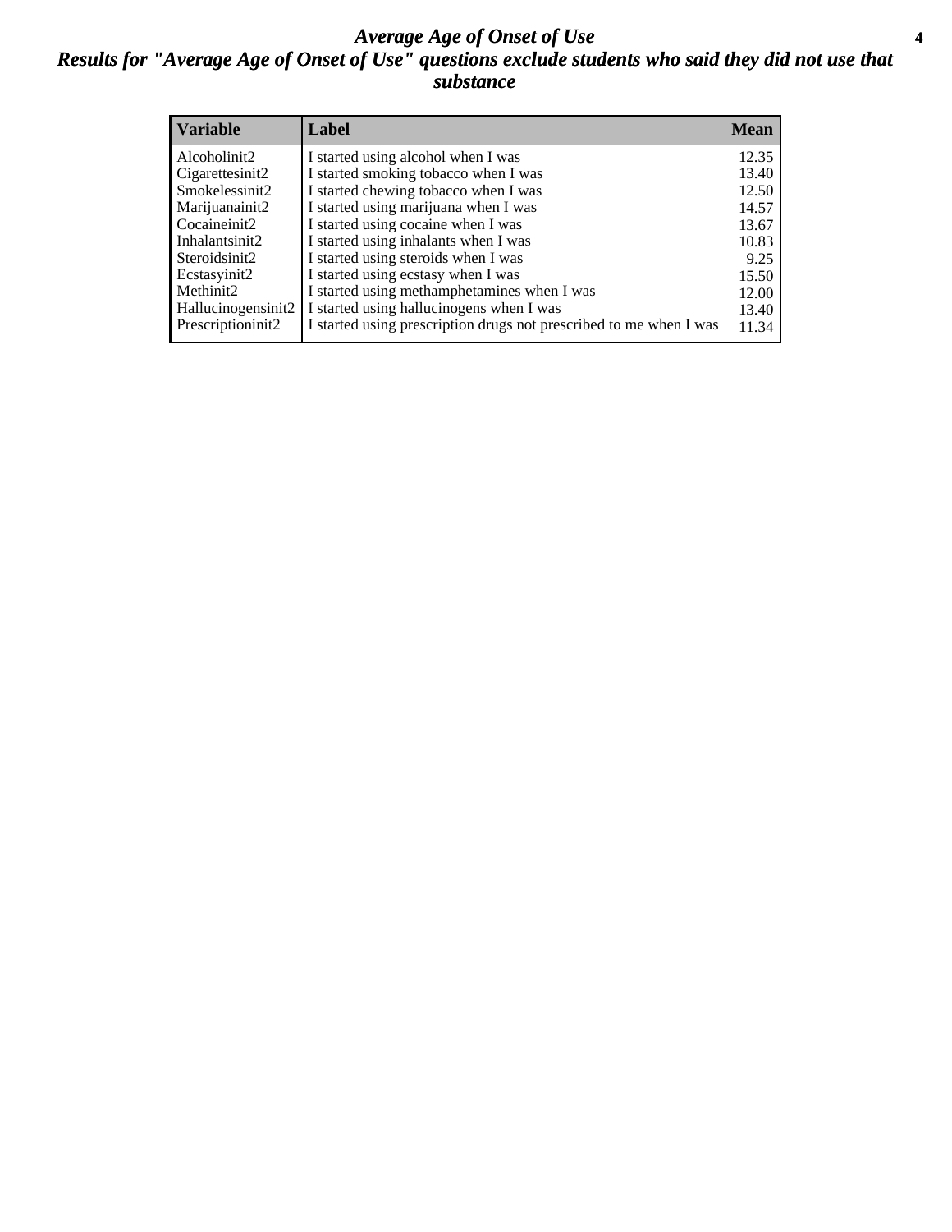# *Average Age of Onset of Use*

## *Results for "Average Age of Onset of Use" questions exclude students who said they did not use that substance*

| Variable | Label | Mean |
|---|---|---|
| Alcoholinit2 | I started using alcohol when I was | 12.35 |
| Cigarettesinit2 | I started smoking tobacco when I was | 13.40 |
| Smokelessinit2 | I started chewing tobacco when I was | 12.50 |
| Marijuanainit2 | I started using marijuana when I was | 14.57 |
| Cocaineinit2 | I started using cocaine when I was | 13.67 |
| Inhalantsinit2 | I started using inhalants when I was | 10.83 |
| Steroidsinit2 | I started using steroids when I was | 9.25 |
| Ecstasyinit2 | I started using ecstasy when I was | 15.50 |
| Methinit2 | I started using methamphetamines when I was | 12.00 |
| Hallucinogensinit2 | I started using hallucinogens when I was | 13.40 |
| Prescriptioninit2 | I started using prescription drugs not prescribed to me when I was | 11.34 |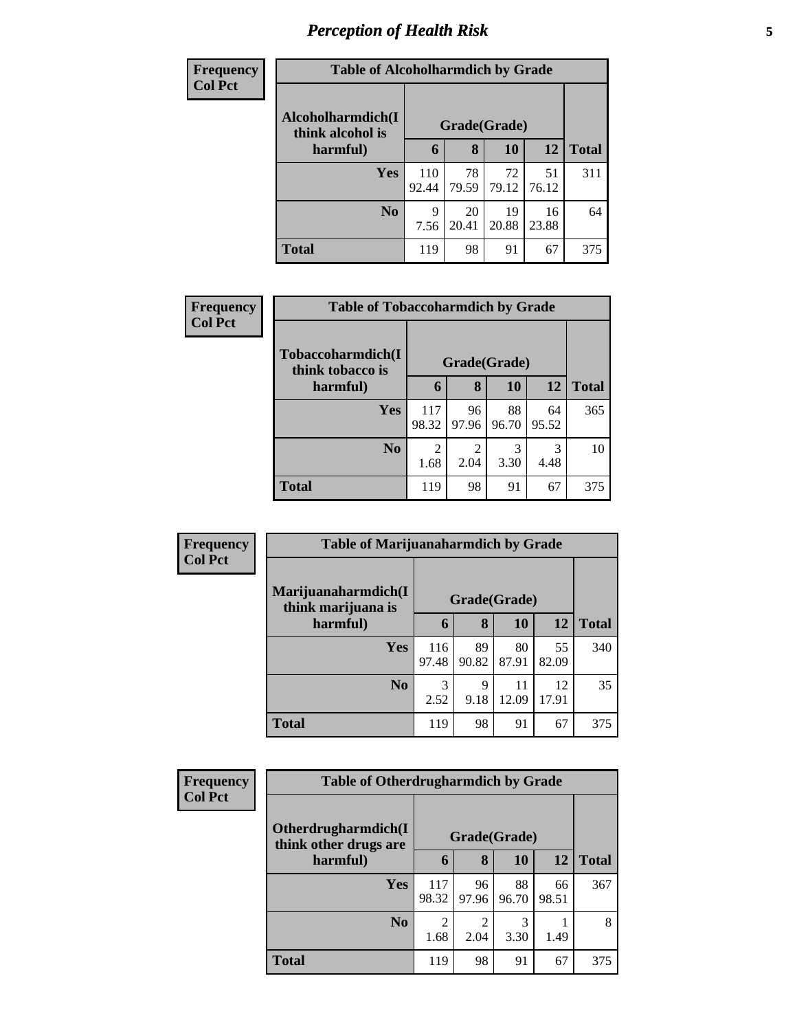# Perception of Health Risk

**Frequency**
**Col Pct**

| Table of Alcoholharmdich by Grade | | | | | |
|---|---|---|---|---|---|
| Alcoholharmdich(I think alcohol is harmful) | Grade(Grade) | | | | |
| | 6 | 8 | 10 | 12 | Total |
| Yes | 110<br>92.44 | 78<br>79.59 | 72<br>79.12 | 51<br>76.12 | 311 |
| No | 9<br>7.56 | 20<br>20.41 | 19<br>20.88 | 16<br>23.88 | 64 |
| Total | 119 | 98 | 91 | 67 | 375 |

**Frequency**
**Col Pct**

| Table of Tobaccoharmdich by Grade | | | | | |
|---|---|---|---|---|---|
| Tobaccoharmdich(I think tobacco is harmful) | Grade(Grade) | | | | |
| | 6 | 8 | 10 | 12 | Total |
| Yes | 117<br>98.32 | 96<br>97.96 | 88<br>96.70 | 64<br>95.52 | 365 |
| No | 2<br>1.68 | 2<br>2.04 | 3<br>3.30 | 3<br>4.48 | 10 |
| Total | 119 | 98 | 91 | 67 | 375 |

**Frequency**
**Col Pct**

| Table of Marijuanaharmdich by Grade | | | | | |
|---|---|---|---|---|---|
| Marijuanaharmdich(I think marijuana is harmful) | Grade(Grade) | | | | |
| | 6 | 8 | 10 | 12 | Total |
| Yes | 116<br>97.48 | 89<br>90.82 | 80<br>87.91 | 55<br>82.09 | 340 |
| No | 3<br>2.52 | 9<br>9.18 | 11<br>12.09 | 12<br>17.91 | 35 |
| Total | 119 | 98 | 91 | 67 | 375 |

**Frequency**
**Col Pct**

| Table of Otherdrugharmdich by Grade | | | | | |
|---|---|---|---|---|---|
| Otherdrugharmdich(I think other drugs are harmful) | Grade(Grade) | | | | |
| | 6 | 8 | 10 | 12 | Total |
| Yes | 117<br>98.32 | 96<br>97.96 | 88<br>96.70 | 66<br>98.51 | 367 |
| No | 2<br>1.68 | 2<br>2.04 | 3<br>3.30 | 1<br>1.49 | 8 |
| Total | 119 | 98 | 91 | 67 | 375 |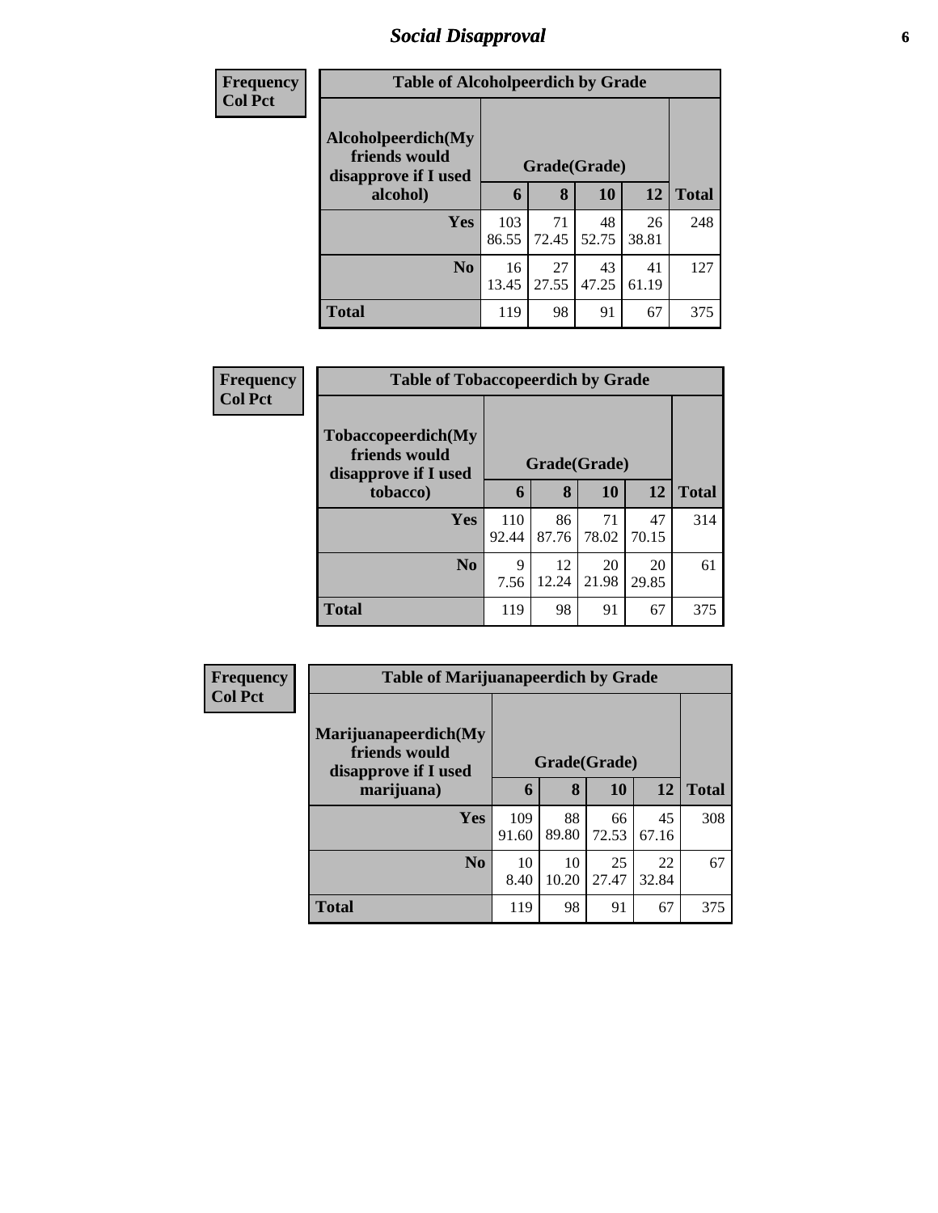# Social Disapproval

**Frequency**
**Col Pct**

| Table of Alcoholpeerdich by Grade | | | | | |
|---|---|---|---|---|---|
| Alcoholpeerdich(My friends would disapprove if I used alcohol) | Grade(Grade) | | | | |
| | 6 | 8 | 10 | 12 | Total |
| Yes | 103<br>86.55 | 71<br>72.45 | 48<br>52.75 | 26<br>38.81 | 248 |
| No | 16<br>13.45 | 27<br>27.55 | 43<br>47.25 | 41<br>61.19 | 127 |
| Total | 119 | 98 | 91 | 67 | 375 |

**Frequency**
**Col Pct**

| Table of Tobaccopeerdich by Grade | | | | | |
|---|---|---|---|---|---|
| Tobaccopeerdich(My friends would disapprove if I used tobacco) | Grade(Grade) | | | | |
| | 6 | 8 | 10 | 12 | Total |
| Yes | 110<br>92.44 | 86<br>87.76 | 71<br>78.02 | 47<br>70.15 | 314 |
| No | 9<br>7.56 | 12<br>12.24 | 20<br>21.98 | 20<br>29.85 | 61 |
| Total | 119 | 98 | 91 | 67 | 375 |

**Frequency**
**Col Pct**

| Table of Marijuanapeerdich by Grade | | | | | |
|---|---|---|---|---|---|
| Marijuanapeerdich(My friends would disapprove if I used marijuana) | Grade(Grade) | | | | |
| | 6 | 8 | 10 | 12 | Total |
| Yes | 109<br>91.60 | 88<br>89.80 | 66<br>72.53 | 45<br>67.16 | 308 |
| No | 10<br>8.40 | 10<br>10.20 | 25<br>27.47 | 22<br>32.84 | 67 |
| Total | 119 | 98 | 91 | 67 | 375 |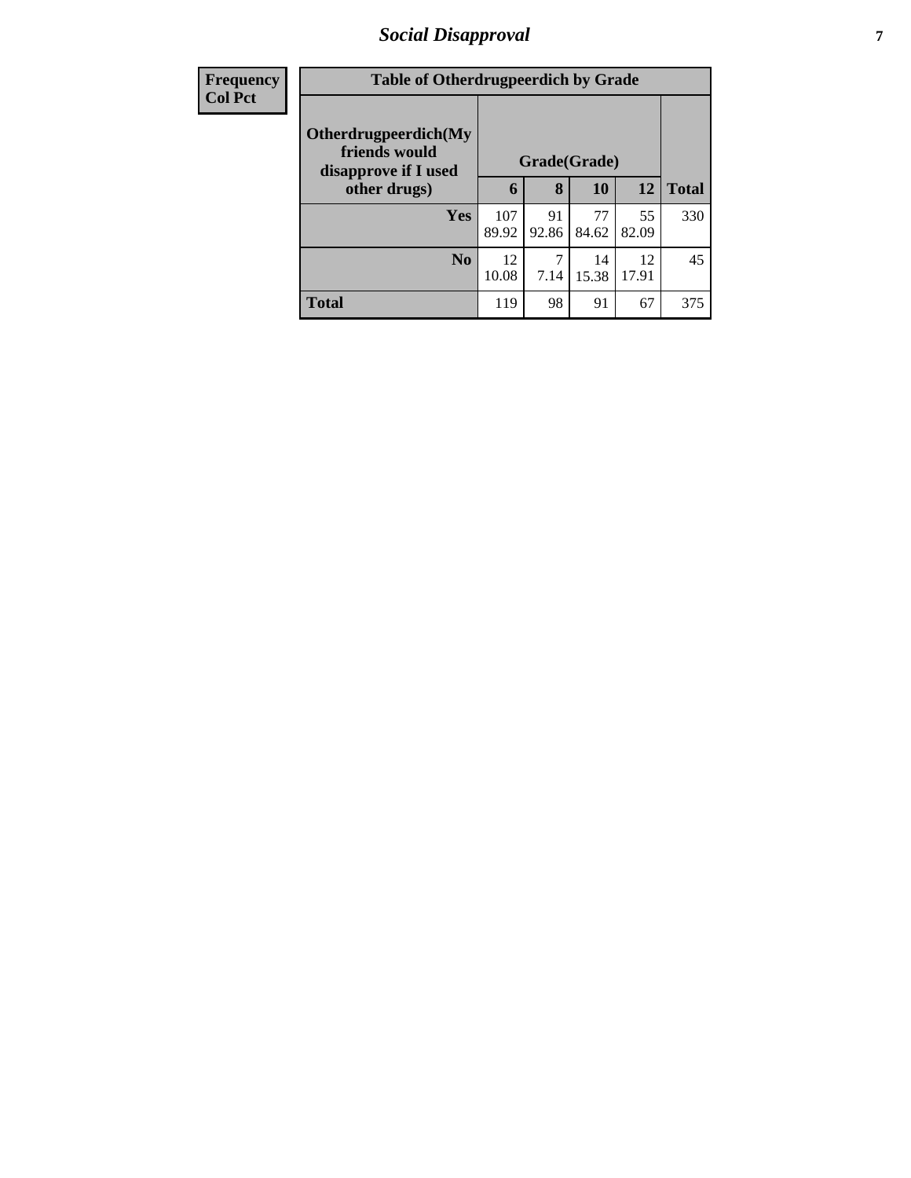| Frequency Col Pct | Table of Otherdrugpeerdich by Grade | | | | |
|---|---|---|---|---|---|
| Otherdrugpeerdich(My friends would disapprove if I used other drugs) | Grade(Grade) | | | | |
| | 6 | 8 | 10 | 12 | Total |
| Yes | 107<br>89.92 | 91<br>92.86 | 77<br>84.62 | 55<br>82.09 | 330 |
| No | 12<br>10.08 | 7<br>7.14 | 14<br>15.38 | 12<br>17.91 | 45 |
| Total | 119 | 98 | 91 | 67 | 375 |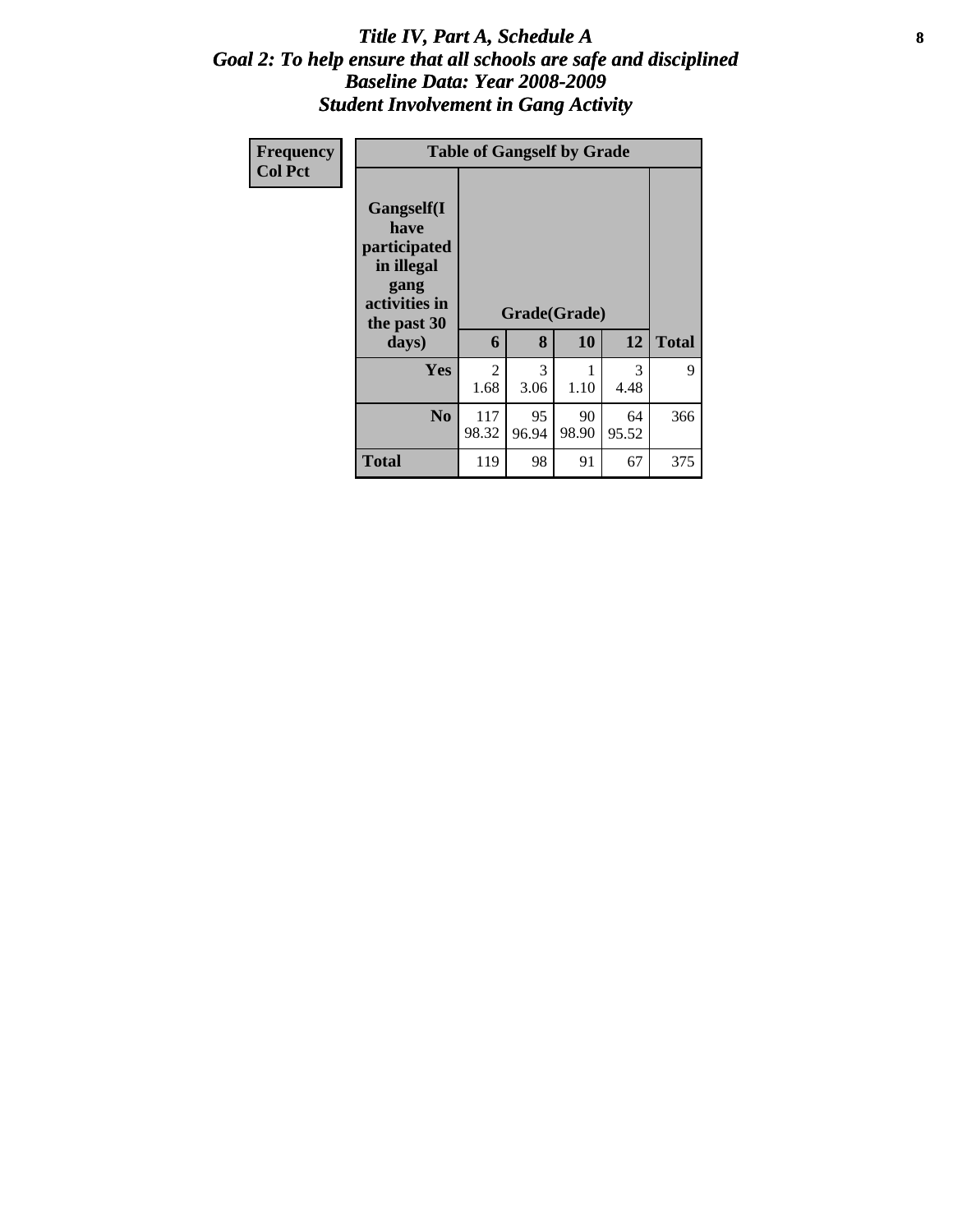# *Title IV, Part A, Schedule A*
## *Goal 2: To help ensure that all schools are safe and disciplined*
## *Baseline Data: Year 2008-2009*
## *Student Involvement in Gang Activity*

| Frequency<br>Col Pct |
|---|

| Table of Gangself by Grade | | | | | |
|---|---|---|---|---|---|
| Gangself(I have participated in illegal gang activities in the past 30 days) | Grade(Grade) | | | | |
| | 6 | 8 | 10 | 12 | Total |
| Yes | 2<br>1.68 | 3<br>3.06 | 1<br>1.10 | 3<br>4.48 | 9 |
| No | 117<br>98.32 | 95<br>96.94 | 90<br>98.90 | 64<br>95.52 | 366 |
| Total | 119 | 98 | 91 | 67 | 375 |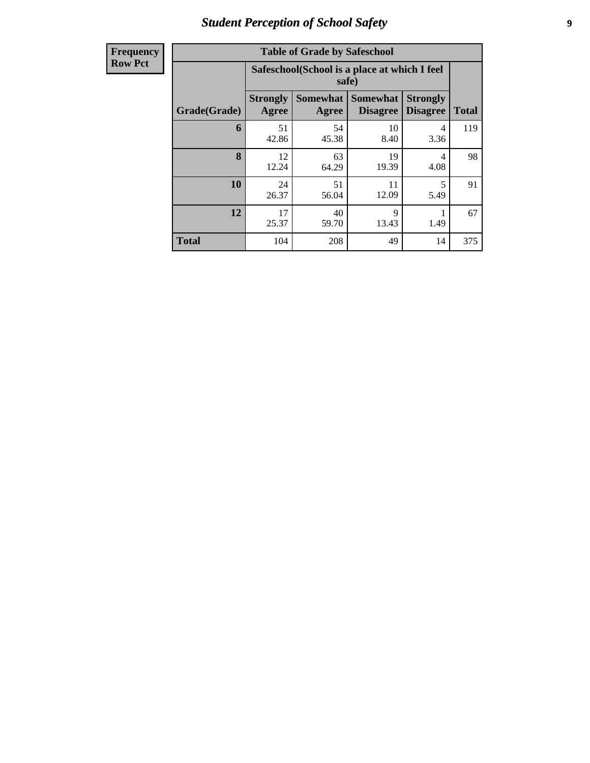# Student Perception of School Safety

| Frequency<br>Row Pct |
|---|

**Table of Grade by Safeschool**

| Grade(Grade) | Safeschool(School is a place at which I feel safe) | | | | Total |
|---|---|---|---|---|---|
| | Strongly Agree | Somewhat Agree | Somewhat Disagree | Strongly Disagree | |
| 6 | 51<br>42.86 | 54<br>45.38 | 10<br>8.40 | 4<br>3.36 | 119 |
| 8 | 12<br>12.24 | 63<br>64.29 | 19<br>19.39 | 4<br>4.08 | 98 |
| 10 | 24<br>26.37 | 51<br>56.04 | 11<br>12.09 | 5<br>5.49 | 91 |
| 12 | 17<br>25.37 | 40<br>59.70 | 9<br>13.43 | 1<br>1.49 | 67 |
| Total | 104 | 208 | 49 | 14 | 375 |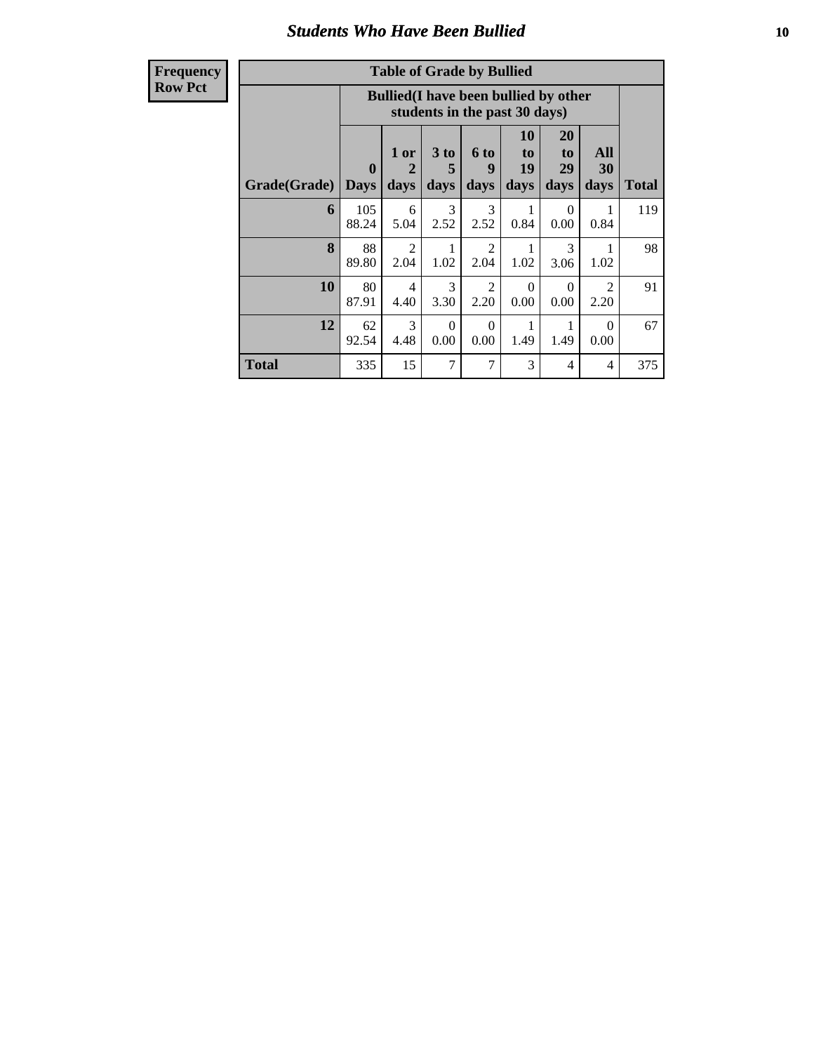## Students Who Have Been Bullied

| Frequency<br>Row Pct |
|---|

**Table of Grade by Bullied**

| Grade(Grade) | Bullied(I have been bullied by other students in the past 30 days) | | | | | | | Total |
|---|---|---|---|---|---|---|---|---|
| | 0 Days | 1 or 2 days | 3 to 5 days | 6 to 9 days | 10 to 19 days | 20 to 29 days | All 30 days | |
| 6 | 105<br>88.24 | 6<br>5.04 | 3<br>2.52 | 3<br>2.52 | 1<br>0.84 | 0<br>0.00 | 1<br>0.84 | 119 |
| 8 | 88<br>89.80 | 2<br>2.04 | 1<br>1.02 | 2<br>2.04 | 1<br>1.02 | 3<br>3.06 | 1<br>1.02 | 98 |
| 10 | 80<br>87.91 | 4<br>4.40 | 3<br>3.30 | 2<br>2.20 | 0<br>0.00 | 0<br>0.00 | 2<br>2.20 | 91 |
| 12 | 62<br>92.54 | 3<br>4.48 | 0<br>0.00 | 0<br>0.00 | 1<br>1.49 | 1<br>1.49 | 0<br>0.00 | 67 |
| Total | 335 | 15 | 7 | 7 | 3 | 4 | 4 | 375 |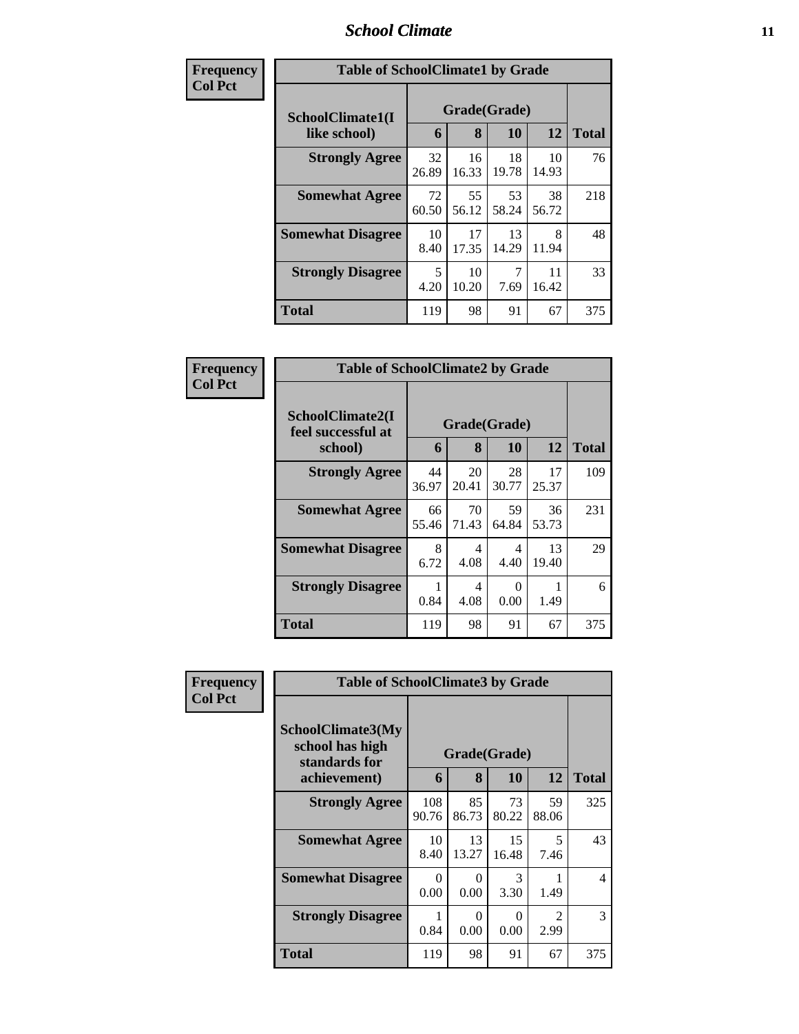# School Climate

**Frequency Col Pct**

| Table of SchoolClimate1 by Grade | | | | | |
|---|---|---|---|---|---|
| SchoolClimate1(I like school) | Grade(Grade) | | | | |
| | 6 | 8 | 10 | 12 | Total |
| Strongly Agree | 32<br>26.89 | 16<br>16.33 | 18<br>19.78 | 10<br>14.93 | 76 |
| Somewhat Agree | 72<br>60.50 | 55<br>56.12 | 53<br>58.24 | 38<br>56.72 | 218 |
| Somewhat Disagree | 10<br>8.40 | 17<br>17.35 | 13<br>14.29 | 8<br>11.94 | 48 |
| Strongly Disagree | 5<br>4.20 | 10<br>10.20 | 7<br>7.69 | 11<br>16.42 | 33 |
| Total | 119 | 98 | 91 | 67 | 375 |

**Frequency Col Pct**

| Table of SchoolClimate2 by Grade | | | | | |
|---|---|---|---|---|---|
| SchoolClimate2(I feel successful at school) | Grade(Grade) | | | | |
| | 6 | 8 | 10 | 12 | Total |
| Strongly Agree | 44<br>36.97 | 20<br>20.41 | 28<br>30.77 | 17<br>25.37 | 109 |
| Somewhat Agree | 66<br>55.46 | 70<br>71.43 | 59<br>64.84 | 36<br>53.73 | 231 |
| Somewhat Disagree | 8<br>6.72 | 4<br>4.08 | 4<br>4.40 | 13<br>19.40 | 29 |
| Strongly Disagree | 1<br>0.84 | 4<br>4.08 | 0<br>0.00 | 1<br>1.49 | 6 |
| Total | 119 | 98 | 91 | 67 | 375 |

**Frequency Col Pct**

| Table of SchoolClimate3 by Grade | | | | | |
|---|---|---|---|---|---|
| SchoolClimate3(My school has high standards for achievement) | Grade(Grade) | | | | |
| | 6 | 8 | 10 | 12 | Total |
| Strongly Agree | 108<br>90.76 | 85<br>86.73 | 73<br>80.22 | 59<br>88.06 | 325 |
| Somewhat Agree | 10<br>8.40 | 13<br>13.27 | 15<br>16.48 | 5<br>7.46 | 43 |
| Somewhat Disagree | 0<br>0.00 | 0<br>0.00 | 3<br>3.30 | 1<br>1.49 | 4 |
| Strongly Disagree | 1<br>0.84 | 0<br>0.00 | 0<br>0.00 | 2<br>2.99 | 3 |
| Total | 119 | 98 | 91 | 67 | 375 |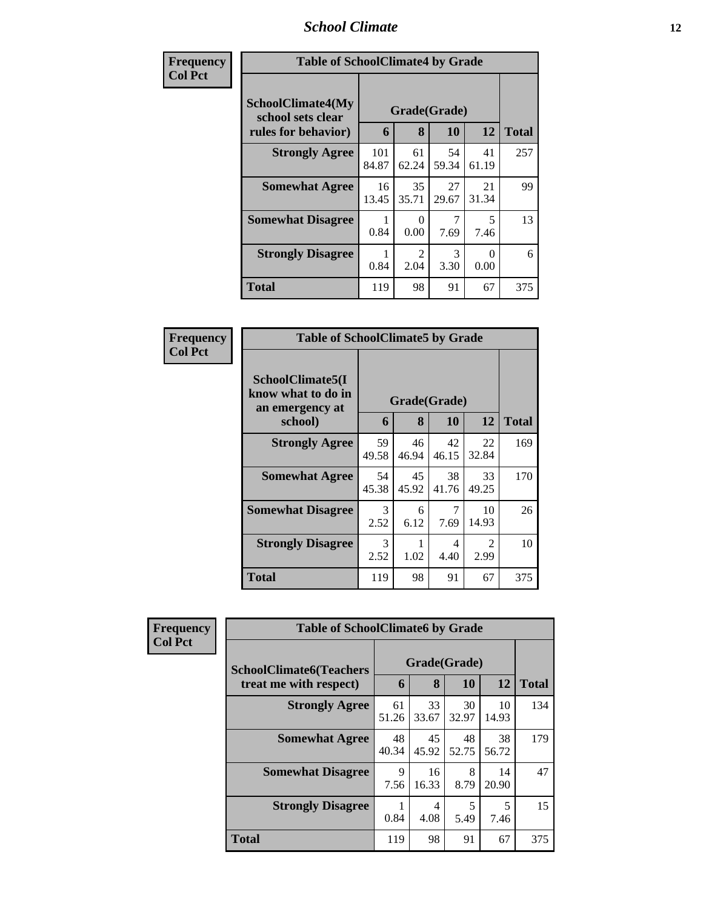## School Climate

**Frequency**
**Col Pct**

| Table of SchoolClimate4 by Grade | | | | | |
|---|---|---|---|---|---|
| SchoolClimate4(My school sets clear rules for behavior) | Grade(Grade) | | | | |
| | 6 | 8 | 10 | 12 | Total |
| **Strongly Agree** | 101<br>84.87 | 61<br>62.24 | 54<br>59.34 | 41<br>61.19 | 257 |
| **Somewhat Agree** | 16<br>13.45 | 35<br>35.71 | 27<br>29.67 | 21<br>31.34 | 99 |
| **Somewhat Disagree** | 1<br>0.84 | 0<br>0.00 | 7<br>7.69 | 5<br>7.46 | 13 |
| **Strongly Disagree** | 1<br>0.84 | 2<br>2.04 | 3<br>3.30 | 0<br>0.00 | 6 |
| **Total** | 119 | 98 | 91 | 67 | 375 |

**Frequency**
**Col Pct**

| Table of SchoolClimate5 by Grade | | | | | |
|---|---|---|---|---|---|
| SchoolClimate5(I know what to do in an emergency at school) | Grade(Grade) | | | | |
| | 6 | 8 | 10 | 12 | Total |
| **Strongly Agree** | 59<br>49.58 | 46<br>46.94 | 42<br>46.15 | 22<br>32.84 | 169 |
| **Somewhat Agree** | 54<br>45.38 | 45<br>45.92 | 38<br>41.76 | 33<br>49.25 | 170 |
| **Somewhat Disagree** | 3<br>2.52 | 6<br>6.12 | 7<br>7.69 | 10<br>14.93 | 26 |
| **Strongly Disagree** | 3<br>2.52 | 1<br>1.02 | 4<br>4.40 | 2<br>2.99 | 10 |
| **Total** | 119 | 98 | 91 | 67 | 375 |

**Frequency**
**Col Pct**

| Table of SchoolClimate6 by Grade | | | | | |
|---|---|---|---|---|---|
| SchoolClimate6(Teachers treat me with respect) | Grade(Grade) | | | | |
| | 6 | 8 | 10 | 12 | Total |
| **Strongly Agree** | 61<br>51.26 | 33<br>33.67 | 30<br>32.97 | 10<br>14.93 | 134 |
| **Somewhat Agree** | 48<br>40.34 | 45<br>45.92 | 48<br>52.75 | 38<br>56.72 | 179 |
| **Somewhat Disagree** | 9<br>7.56 | 16<br>16.33 | 8<br>8.79 | 14<br>20.90 | 47 |
| **Strongly Disagree** | 1<br>0.84 | 4<br>4.08 | 5<br>5.49 | 5<br>7.46 | 15 |
| **Total** | 119 | 98 | 91 | 67 | 375 |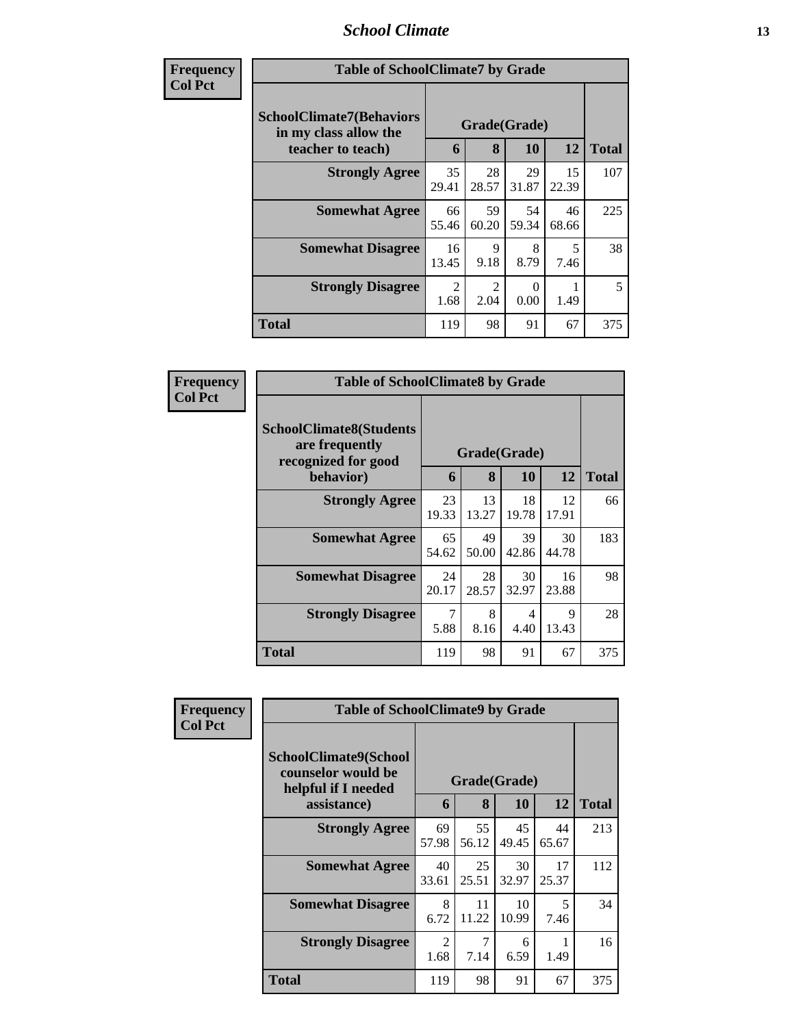| Frequency<br>Col Pct |
|---|

**Table of SchoolClimate7 by Grade**

| SchoolClimate7(Behaviors in my class allow the teacher to teach) | Grade(Grade) | | | | Total |
|---|---|---|---|---|---|
| | 6 | 8 | 10 | 12 | |
| **Strongly Agree** | 35<br>29.41 | 28<br>28.57 | 29<br>31.87 | 15<br>22.39 | 107 |
| **Somewhat Agree** | 66<br>55.46 | 59<br>60.20 | 54<br>59.34 | 46<br>68.66 | 225 |
| **Somewhat Disagree** | 16<br>13.45 | 9<br>9.18 | 8<br>8.79 | 5<br>7.46 | 38 |
| **Strongly Disagree** | 2<br>1.68 | 2<br>2.04 | 0<br>0.00 | 1<br>1.49 | 5 |
| **Total** | 119 | 98 | 91 | 67 | 375 |

| Frequency<br>Col Pct |
|---|

**Table of SchoolClimate8 by Grade**

| SchoolClimate8(Students are frequently recognized for good behavior) | Grade(Grade) | | | | Total |
|---|---|---|---|---|---|
| | 6 | 8 | 10 | 12 | |
| **Strongly Agree** | 23<br>19.33 | 13<br>13.27 | 18<br>19.78 | 12<br>17.91 | 66 |
| **Somewhat Agree** | 65<br>54.62 | 49<br>50.00 | 39<br>42.86 | 30<br>44.78 | 183 |
| **Somewhat Disagree** | 24<br>20.17 | 28<br>28.57 | 30<br>32.97 | 16<br>23.88 | 98 |
| **Strongly Disagree** | 7<br>5.88 | 8<br>8.16 | 4<br>4.40 | 9<br>13.43 | 28 |
| **Total** | 119 | 98 | 91 | 67 | 375 |

| Frequency<br>Col Pct |
|---|

**Table of SchoolClimate9 by Grade**

| SchoolClimate9(School counselor would be helpful if I needed assistance) | Grade(Grade) | | | | Total |
|---|---|---|---|---|---|
| | 6 | 8 | 10 | 12 | |
| **Strongly Agree** | 69<br>57.98 | 55<br>56.12 | 45<br>49.45 | 44<br>65.67 | 213 |
| **Somewhat Agree** | 40<br>33.61 | 25<br>25.51 | 30<br>32.97 | 17<br>25.37 | 112 |
| **Somewhat Disagree** | 8<br>6.72 | 11<br>11.22 | 10<br>10.99 | 5<br>7.46 | 34 |
| **Strongly Disagree** | 2<br>1.68 | 7<br>7.14 | 6<br>6.59 | 1<br>1.49 | 16 |
| **Total** | 119 | 98 | 91 | 67 | 375 |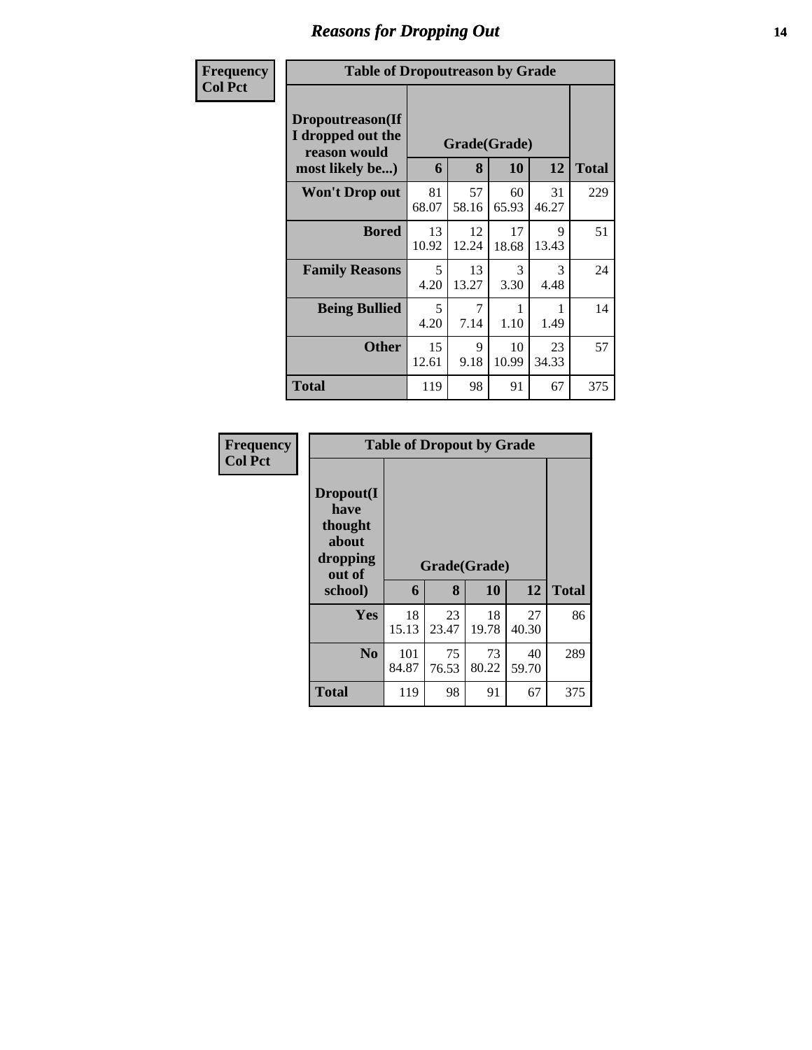# Reasons for Dropping Out

| Frequency / Col Pct | Table of Dropoutreason by Grade | | | | |
|---|---|---|---|---|---|
| **Dropoutreason(If I dropped out the reason would most likely be...)** | **Grade(Grade)** | | | | |
| | **6** | **8** | **10** | **12** | **Total** |
| **Won't Drop out** | 81<br>68.07 | 57<br>58.16 | 60<br>65.93 | 31<br>46.27 | 229 |
| **Bored** | 13<br>10.92 | 12<br>12.24 | 17<br>18.68 | 9<br>13.43 | 51 |
| **Family Reasons** | 5<br>4.20 | 13<br>13.27 | 3<br>3.30 | 3<br>4.48 | 24 |
| **Being Bullied** | 5<br>4.20 | 7<br>7.14 | 1<br>1.10 | 1<br>1.49 | 14 |
| **Other** | 15<br>12.61 | 9<br>9.18 | 10<br>10.99 | 23<br>34.33 | 57 |
| **Total** | 119 | 98 | 91 | 67 | 375 |

| Frequency / Col Pct | Table of Dropout by Grade | | | | |
|---|---|---|---|---|---|
| **Dropout(I have thought about dropping out of school)** | **Grade(Grade)** | | | | |
| | **6** | **8** | **10** | **12** | **Total** |
| **Yes** | 18<br>15.13 | 23<br>23.47 | 18<br>19.78 | 27<br>40.30 | 86 |
| **No** | 101<br>84.87 | 75<br>76.53 | 73<br>80.22 | 40<br>59.70 | 289 |
| **Total** | 119 | 98 | 91 | 67 | 375 |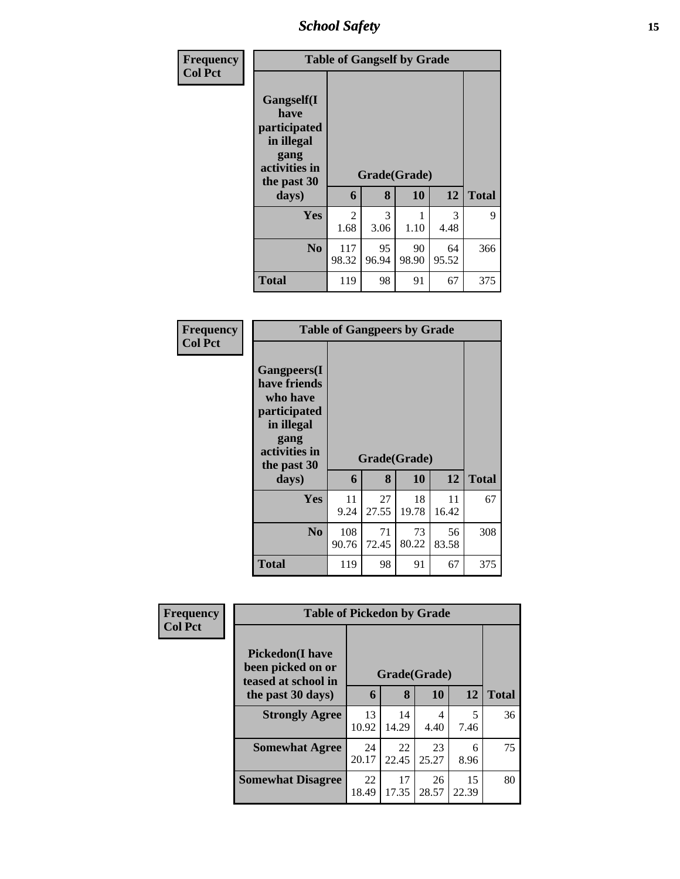| Frequency<br>Col Pct | Table of Gangself by Grade | | | | |
|---|---|---|---|---|---|
| Gangself(I have participated in illegal gang activities in the past 30 days) | Grade(Grade) | | | | |
| | 6 | 8 | 10 | 12 | Total |
| Yes | 2<br>1.68 | 3<br>3.06 | 1<br>1.10 | 3<br>4.48 | 9 |
| No | 117<br>98.32 | 95<br>96.94 | 90<br>98.90 | 64<br>95.52 | 366 |
| Total | 119 | 98 | 91 | 67 | 375 |

| Frequency<br>Col Pct | Table of Gangpeers by Grade | | | | |
|---|---|---|---|---|---|
| Gangpeers(I have friends who have participated in illegal gang activities in the past 30 days) | Grade(Grade) | | | | |
| | 6 | 8 | 10 | 12 | Total |
| Yes | 11<br>9.24 | 27<br>27.55 | 18<br>19.78 | 11<br>16.42 | 67 |
| No | 108<br>90.76 | 71<br>72.45 | 73<br>80.22 | 56<br>83.58 | 308 |
| Total | 119 | 98 | 91 | 67 | 375 |

| Frequency<br>Col Pct | Table of Pickedon by Grade | | | | |
|---|---|---|---|---|---|
| Pickedon(I have been picked on or teased at school in the past 30 days) | Grade(Grade) | | | | |
| | 6 | 8 | 10 | 12 | Total |
| Strongly Agree | 13<br>10.92 | 14<br>14.29 | 4<br>4.40 | 5<br>7.46 | 36 |
| Somewhat Agree | 24<br>20.17 | 22<br>22.45 | 23<br>25.27 | 6<br>8.96 | 75 |
| Somewhat Disagree | 22<br>18.49 | 17<br>17.35 | 26<br>28.57 | 15<br>22.39 | 80 |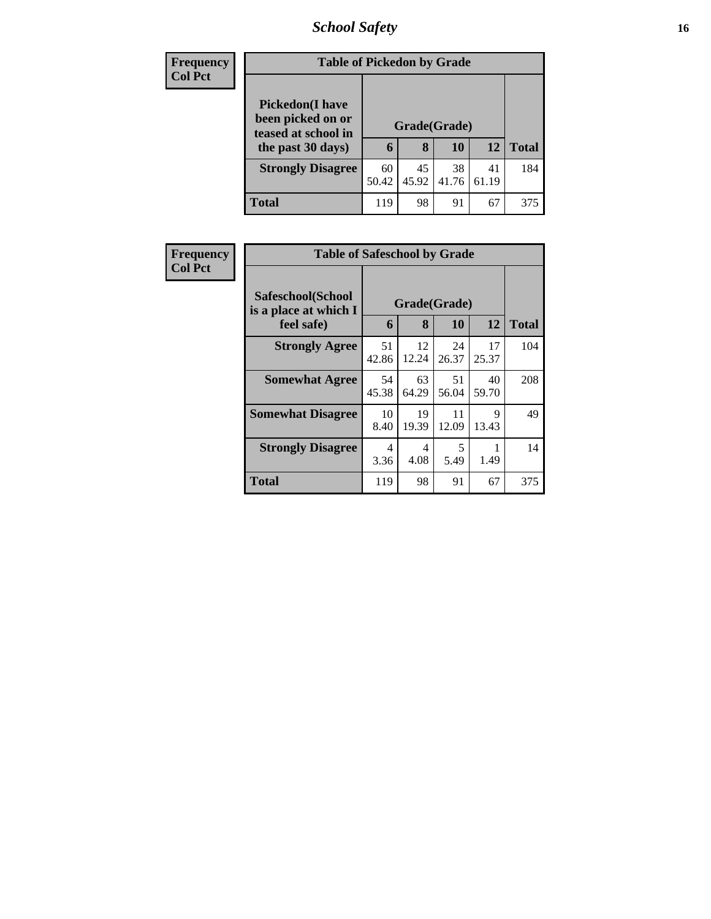| Frequency |
|---|
| Col Pct |

**Table of Pickedon by Grade**

| Pickedon(I have been picked on or teased at school in the past 30 days) | Grade(Grade) | | | | Total |
|---|---|---|---|---|---|
| | 6 | 8 | 10 | 12 | |
| **Strongly Disagree** | 60<br>50.42 | 45<br>45.92 | 38<br>41.76 | 41<br>61.19 | 184 |
| **Total** | 119 | 98 | 91 | 67 | 375 |

| Frequency |
|---|
| Col Pct |

**Table of Safeschool by Grade**

| Safeschool(School is a place at which I feel safe) | Grade(Grade) | | | | Total |
|---|---|---|---|---|---|
| | 6 | 8 | 10 | 12 | |
| **Strongly Agree** | 51<br>42.86 | 12<br>12.24 | 24<br>26.37 | 17<br>25.37 | 104 |
| **Somewhat Agree** | 54<br>45.38 | 63<br>64.29 | 51<br>56.04 | 40<br>59.70 | 208 |
| **Somewhat Disagree** | 10<br>8.40 | 19<br>19.39 | 11<br>12.09 | 9<br>13.43 | 49 |
| **Strongly Disagree** | 4<br>3.36 | 4<br>4.08 | 5<br>5.49 | 1<br>1.49 | 14 |
| **Total** | 119 | 98 | 91 | 67 | 375 |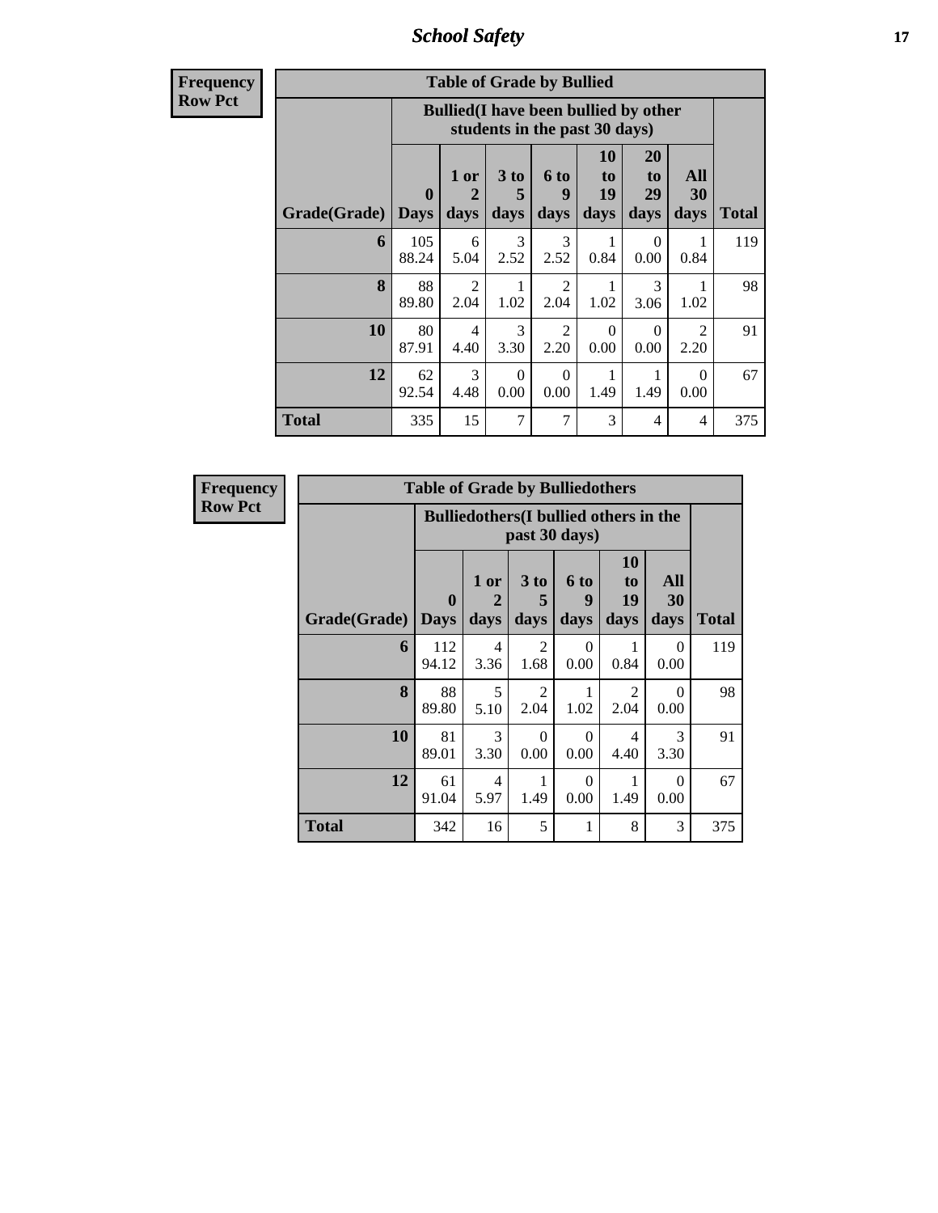## School Safety

**Frequency**
**Row Pct**

| Table of Grade by Bullied | | | | | | | | |
|---|---|---|---|---|---|---|---|---|
| | Bullied(I have been bullied by other students in the past 30 days) | | | | | | | |
| Grade(Grade) | 0 Days | 1 or 2 days | 3 to 5 days | 6 to 9 days | 10 to 19 days | 20 to 29 days | All 30 days | Total |
| 6 | 105<br>88.24 | 6<br>5.04 | 3<br>2.52 | 3<br>2.52 | 1<br>0.84 | 0<br>0.00 | 1<br>0.84 | 119 |
| 8 | 88<br>89.80 | 2<br>2.04 | 1<br>1.02 | 2<br>2.04 | 1<br>1.02 | 3<br>3.06 | 1<br>1.02 | 98 |
| 10 | 80<br>87.91 | 4<br>4.40 | 3<br>3.30 | 2<br>2.20 | 0<br>0.00 | 0<br>0.00 | 2<br>2.20 | 91 |
| 12 | 62<br>92.54 | 3<br>4.48 | 0<br>0.00 | 0<br>0.00 | 1<br>1.49 | 1<br>1.49 | 0<br>0.00 | 67 |
| Total | 335 | 15 | 7 | 7 | 3 | 4 | 4 | 375 |

**Frequency**
**Row Pct**

| Table of Grade by Bulliedothers | | | | | | | |
|---|---|---|---|---|---|---|---|
| | Bulliedothers(I bullied others in the past 30 days) | | | | | | |
| Grade(Grade) | 0 Days | 1 or 2 days | 3 to 5 days | 6 to 9 days | 10 to 19 days | All 30 days | Total |
| 6 | 112<br>94.12 | 4<br>3.36 | 2<br>1.68 | 0<br>0.00 | 1<br>0.84 | 0<br>0.00 | 119 |
| 8 | 88<br>89.80 | 5<br>5.10 | 2<br>2.04 | 1<br>1.02 | 2<br>2.04 | 0<br>0.00 | 98 |
| 10 | 81<br>89.01 | 3<br>3.30 | 0<br>0.00 | 0<br>0.00 | 4<br>4.40 | 3<br>3.30 | 91 |
| 12 | 61<br>91.04 | 4<br>5.97 | 1<br>1.49 | 0<br>0.00 | 1<br>1.49 | 0<br>0.00 | 67 |
| Total | 342 | 16 | 5 | 1 | 8 | 3 | 375 |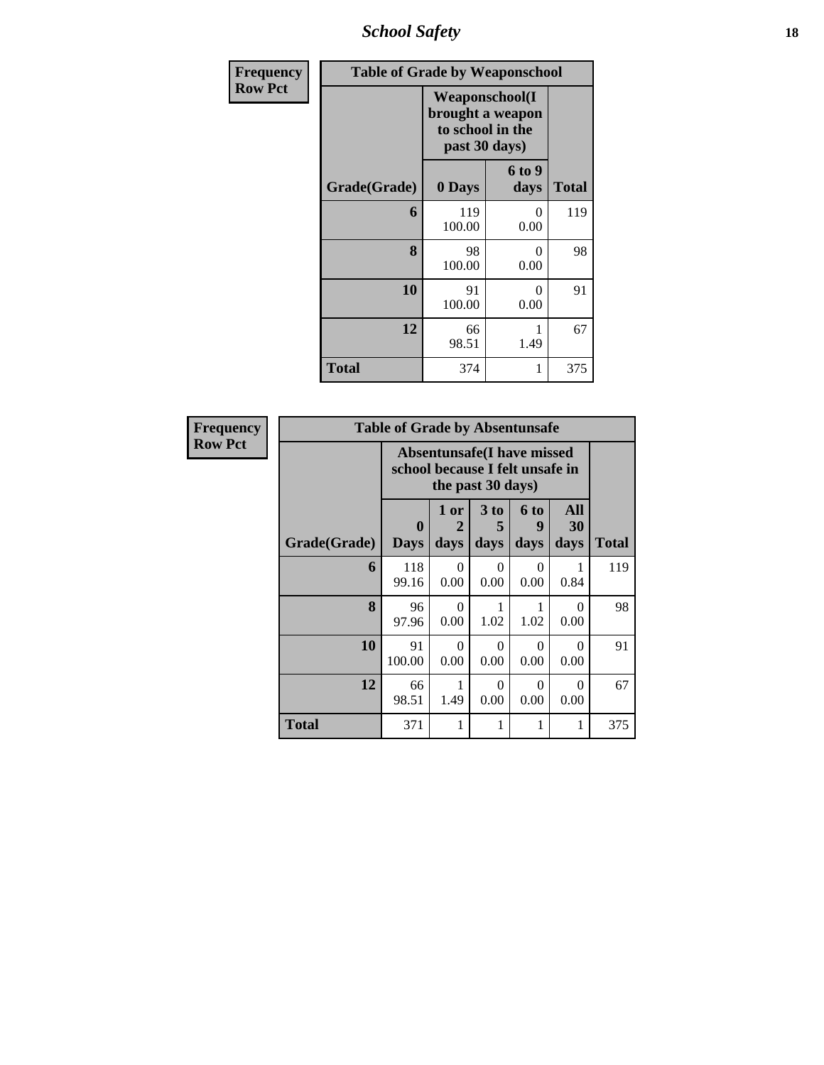| Frequency<br>Row Pct |
|---|

**Table of Grade by Weaponschool**

| Grade(Grade) | Weaponschool(I brought a weapon to school in the past 30 days) | | Total |
|---|---|---|---|
| | 0 Days | 6 to 9 days | |
| 6 | 119<br>100.00 | 0<br>0.00 | 119 |
| 8 | 98<br>100.00 | 0<br>0.00 | 98 |
| 10 | 91<br>100.00 | 0<br>0.00 | 91 |
| 12 | 66<br>98.51 | 1<br>1.49 | 67 |
| Total | 374 | 1 | 375 |

| Frequency<br>Row Pct |
|---|

**Table of Grade by Absentunsafe**

| Grade(Grade) | Absentunsafe(I have missed school because I felt unsafe in the past 30 days) | | | | | Total |
|---|---|---|---|---|---|---|
| | 0 Days | 1 or 2 days | 3 to 5 days | 6 to 9 days | All 30 days | |
| 6 | 118<br>99.16 | 0<br>0.00 | 0<br>0.00 | 0<br>0.00 | 1<br>0.84 | 119 |
| 8 | 96<br>97.96 | 0<br>0.00 | 1<br>1.02 | 1<br>1.02 | 0<br>0.00 | 98 |
| 10 | 91<br>100.00 | 0<br>0.00 | 0<br>0.00 | 0<br>0.00 | 0<br>0.00 | 91 |
| 12 | 66<br>98.51 | 1<br>1.49 | 0<br>0.00 | 0<br>0.00 | 0<br>0.00 | 67 |
| Total | 371 | 1 | 1 | 1 | 1 | 375 |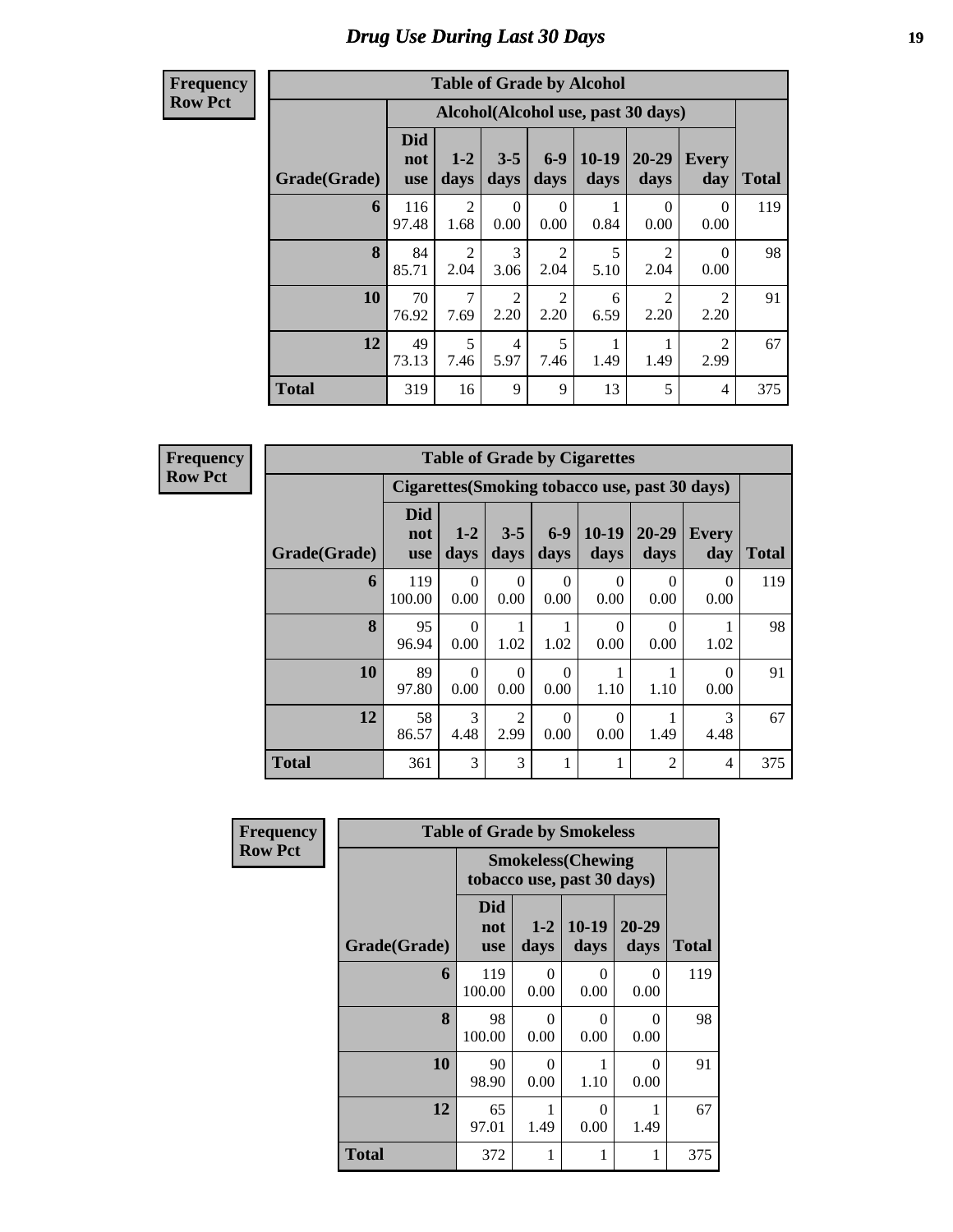# Drug Use During Last 30 Days

**Frequency**
**Row Pct**

| Table of Grade by Alcohol | | | | | | | | |
|---|---|---|---|---|---|---|---|---|
| | Alcohol(Alcohol use, past 30 days) | | | | | | | |
| Grade(Grade) | Did not use | 1-2 days | 3-5 days | 6-9 days | 10-19 days | 20-29 days | Every day | Total |
| 6 | 116<br>97.48 | 2<br>1.68 | 0<br>0.00 | 0<br>0.00 | 1<br>0.84 | 0<br>0.00 | 0<br>0.00 | 119 |
| 8 | 84<br>85.71 | 2<br>2.04 | 3<br>3.06 | 2<br>2.04 | 5<br>5.10 | 2<br>2.04 | 0<br>0.00 | 98 |
| 10 | 70<br>76.92 | 7<br>7.69 | 2<br>2.20 | 2<br>2.20 | 6<br>6.59 | 2<br>2.20 | 2<br>2.20 | 91 |
| 12 | 49<br>73.13 | 5<br>7.46 | 4<br>5.97 | 5<br>7.46 | 1<br>1.49 | 1<br>1.49 | 2<br>2.99 | 67 |
| Total | 319 | 16 | 9 | 9 | 13 | 5 | 4 | 375 |

**Frequency**
**Row Pct**

| Table of Grade by Cigarettes | | | | | | | | |
|---|---|---|---|---|---|---|---|---|
| | Cigarettes(Smoking tobacco use, past 30 days) | | | | | | | |
| Grade(Grade) | Did not use | 1-2 days | 3-5 days | 6-9 days | 10-19 days | 20-29 days | Every day | Total |
| 6 | 119<br>100.00 | 0<br>0.00 | 0<br>0.00 | 0<br>0.00 | 0<br>0.00 | 0<br>0.00 | 0<br>0.00 | 119 |
| 8 | 95<br>96.94 | 0<br>0.00 | 1<br>1.02 | 1<br>1.02 | 0<br>0.00 | 0<br>0.00 | 1<br>1.02 | 98 |
| 10 | 89<br>97.80 | 0<br>0.00 | 0<br>0.00 | 0<br>0.00 | 1<br>1.10 | 1<br>1.10 | 0<br>0.00 | 91 |
| 12 | 58<br>86.57 | 3<br>4.48 | 2<br>2.99 | 0<br>0.00 | 0<br>0.00 | 1<br>1.49 | 3<br>4.48 | 67 |
| Total | 361 | 3 | 3 | 1 | 1 | 2 | 4 | 375 |

**Frequency**
**Row Pct**

| Table of Grade by Smokeless | | | | | |
|---|---|---|---|---|---|
| | Smokeless(Chewing tobacco use, past 30 days) | | | | |
| Grade(Grade) | Did not use | 1-2 days | 10-19 days | 20-29 days | Total |
| 6 | 119<br>100.00 | 0<br>0.00 | 0<br>0.00 | 0<br>0.00 | 119 |
| 8 | 98<br>100.00 | 0<br>0.00 | 0<br>0.00 | 0<br>0.00 | 98 |
| 10 | 90<br>98.90 | 0<br>0.00 | 1<br>1.10 | 0<br>0.00 | 91 |
| 12 | 65<br>97.01 | 1<br>1.49 | 0<br>0.00 | 1<br>1.49 | 67 |
| Total | 372 | 1 | 1 | 1 | 375 |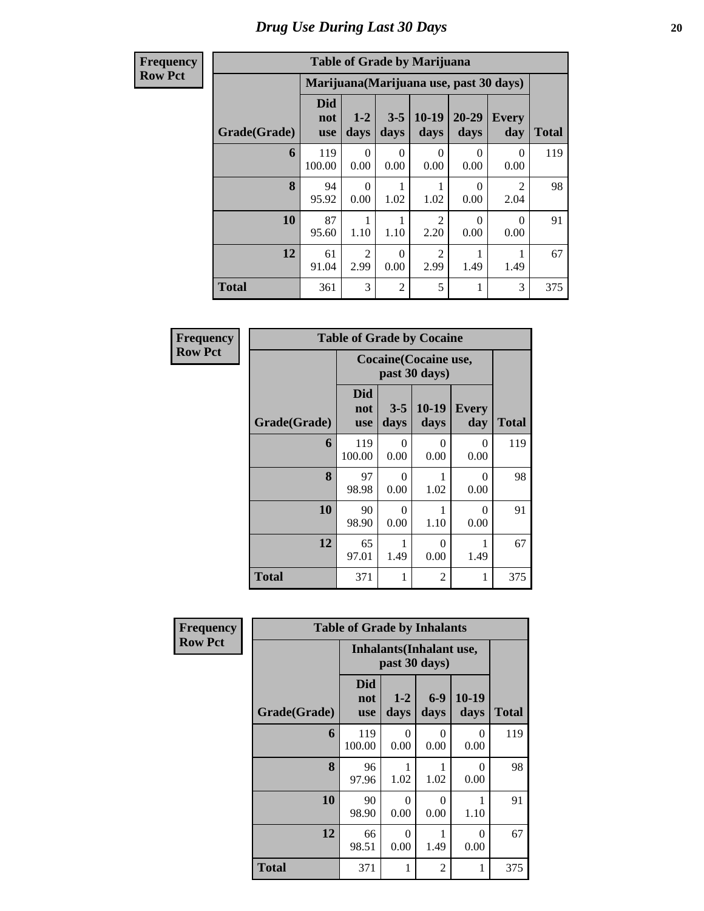# *Drug Use During Last 30 Days*

**Frequency**
**Row Pct**

| Table of Grade by Marijuana | | | | | | | |
|---|---|---|---|---|---|---|---|
| | Marijuana(Marijuana use, past 30 days) | | | | | | |
| Grade(Grade) | Did not use | 1-2 days | 3-5 days | 10-19 days | 20-29 days | Every day | Total |
| 6 | 119<br>100.00 | 0<br>0.00 | 0<br>0.00 | 0<br>0.00 | 0<br>0.00 | 0<br>0.00 | 119 |
| 8 | 94<br>95.92 | 0<br>0.00 | 1<br>1.02 | 1<br>1.02 | 0<br>0.00 | 2<br>2.04 | 98 |
| 10 | 87<br>95.60 | 1<br>1.10 | 1<br>1.10 | 2<br>2.20 | 0<br>0.00 | 0<br>0.00 | 91 |
| 12 | 61<br>91.04 | 2<br>2.99 | 0<br>0.00 | 2<br>2.99 | 1<br>1.49 | 1<br>1.49 | 67 |
| Total | 361 | 3 | 2 | 5 | 1 | 3 | 375 |

**Frequency**
**Row Pct**

| Table of Grade by Cocaine | | | | | |
|---|---|---|---|---|---|
| | Cocaine(Cocaine use, past 30 days) | | | | |
| Grade(Grade) | Did not use | 3-5 days | 10-19 days | Every day | Total |
| 6 | 119<br>100.00 | 0<br>0.00 | 0<br>0.00 | 0<br>0.00 | 119 |
| 8 | 97<br>98.98 | 0<br>0.00 | 1<br>1.02 | 0<br>0.00 | 98 |
| 10 | 90<br>98.90 | 0<br>0.00 | 1<br>1.10 | 0<br>0.00 | 91 |
| 12 | 65<br>97.01 | 1<br>1.49 | 0<br>0.00 | 1<br>1.49 | 67 |
| Total | 371 | 1 | 2 | 1 | 375 |

**Frequency**
**Row Pct**

| Table of Grade by Inhalants | | | | | |
|---|---|---|---|---|---|
| | Inhalants(Inhalant use, past 30 days) | | | | |
| Grade(Grade) | Did not use | 1-2 days | 6-9 days | 10-19 days | Total |
| 6 | 119<br>100.00 | 0<br>0.00 | 0<br>0.00 | 0<br>0.00 | 119 |
| 8 | 96<br>97.96 | 1<br>1.02 | 1<br>1.02 | 0<br>0.00 | 98 |
| 10 | 90<br>98.90 | 0<br>0.00 | 0<br>0.00 | 1<br>1.10 | 91 |
| 12 | 66<br>98.51 | 0<br>0.00 | 1<br>1.49 | 0<br>0.00 | 67 |
| Total | 371 | 1 | 2 | 1 | 375 |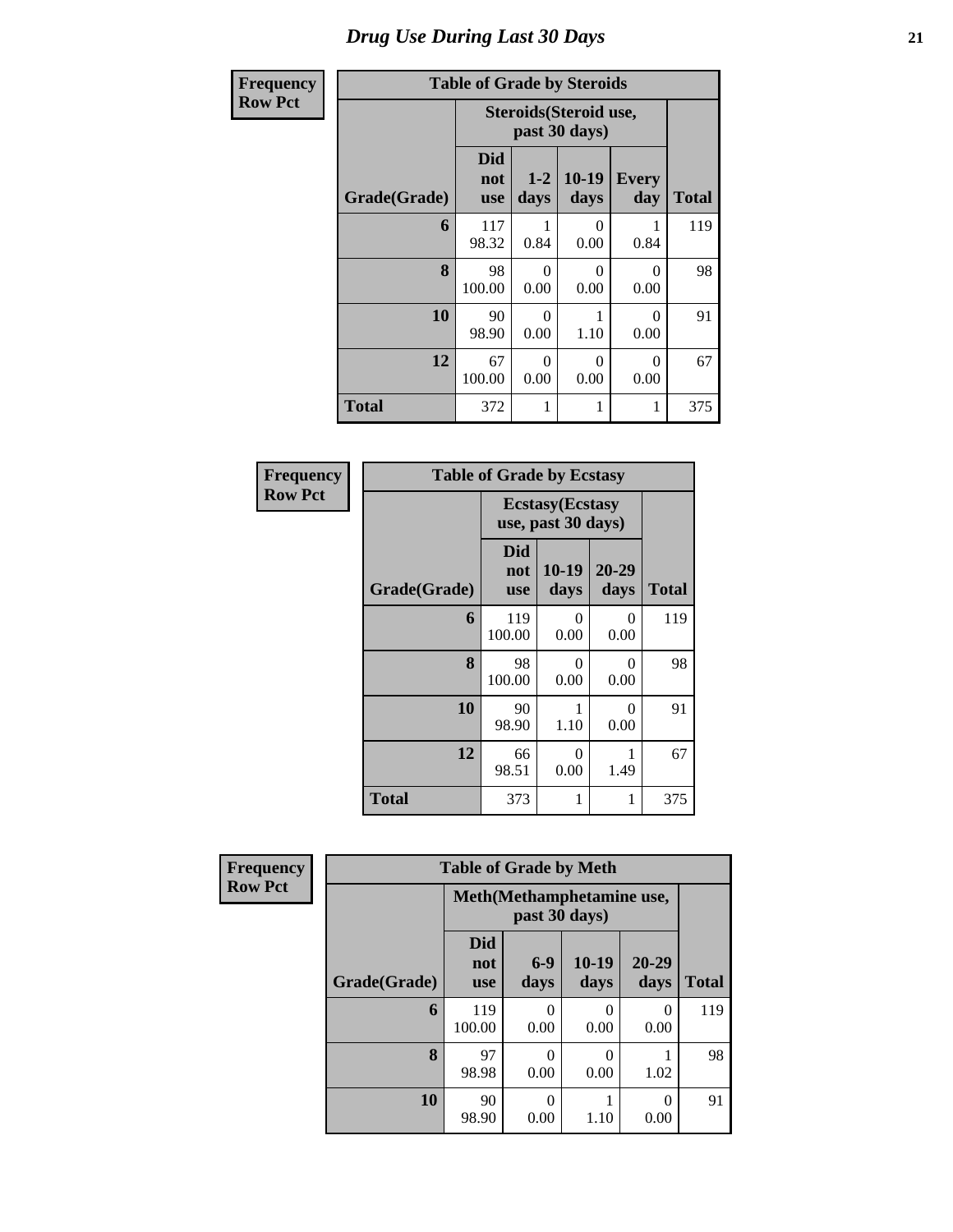# Drug Use During Last 30 Days

| Frequency Row Pct |
|---|

**Table of Grade by Steroids**

| Grade(Grade) | Steroids(Steroid use, past 30 days) | | | | Total |
|---|---|---|---|---|---|
| | Did not use | 1-2 days | 10-19 days | Every day | |
| **6** | 117<br>98.32 | 1<br>0.84 | 0<br>0.00 | 1<br>0.84 | 119 |
| **8** | 98<br>100.00 | 0<br>0.00 | 0<br>0.00 | 0<br>0.00 | 98 |
| **10** | 90<br>98.90 | 0<br>0.00 | 1<br>1.10 | 0<br>0.00 | 91 |
| **12** | 67<br>100.00 | 0<br>0.00 | 0<br>0.00 | 0<br>0.00 | 67 |
| **Total** | 372 | 1 | 1 | 1 | 375 |

| Frequency Row Pct |
|---|

**Table of Grade by Ecstasy**

| Grade(Grade) | Ecstasy(Ecstasy use, past 30 days) | | | Total |
|---|---|---|---|---|
| | Did not use | 10-19 days | 20-29 days | |
| **6** | 119<br>100.00 | 0<br>0.00 | 0<br>0.00 | 119 |
| **8** | 98<br>100.00 | 0<br>0.00 | 0<br>0.00 | 98 |
| **10** | 90<br>98.90 | 1<br>1.10 | 0<br>0.00 | 91 |
| **12** | 66<br>98.51 | 0<br>0.00 | 1<br>1.49 | 67 |
| **Total** | 373 | 1 | 1 | 375 |

| Frequency Row Pct |
|---|

**Table of Grade by Meth**

| Grade(Grade) | Meth(Methamphetamine use, past 30 days) | | | | Total |
|---|---|---|---|---|---|
| | Did not use | 6-9 days | 10-19 days | 20-29 days | |
| **6** | 119<br>100.00 | 0<br>0.00 | 0<br>0.00 | 0<br>0.00 | 119 |
| **8** | 97<br>98.98 | 0<br>0.00 | 0<br>0.00 | 1<br>1.02 | 98 |
| **10** | 90<br>98.90 | 0<br>0.00 | 1<br>1.10 | 0<br>0.00 | 91 |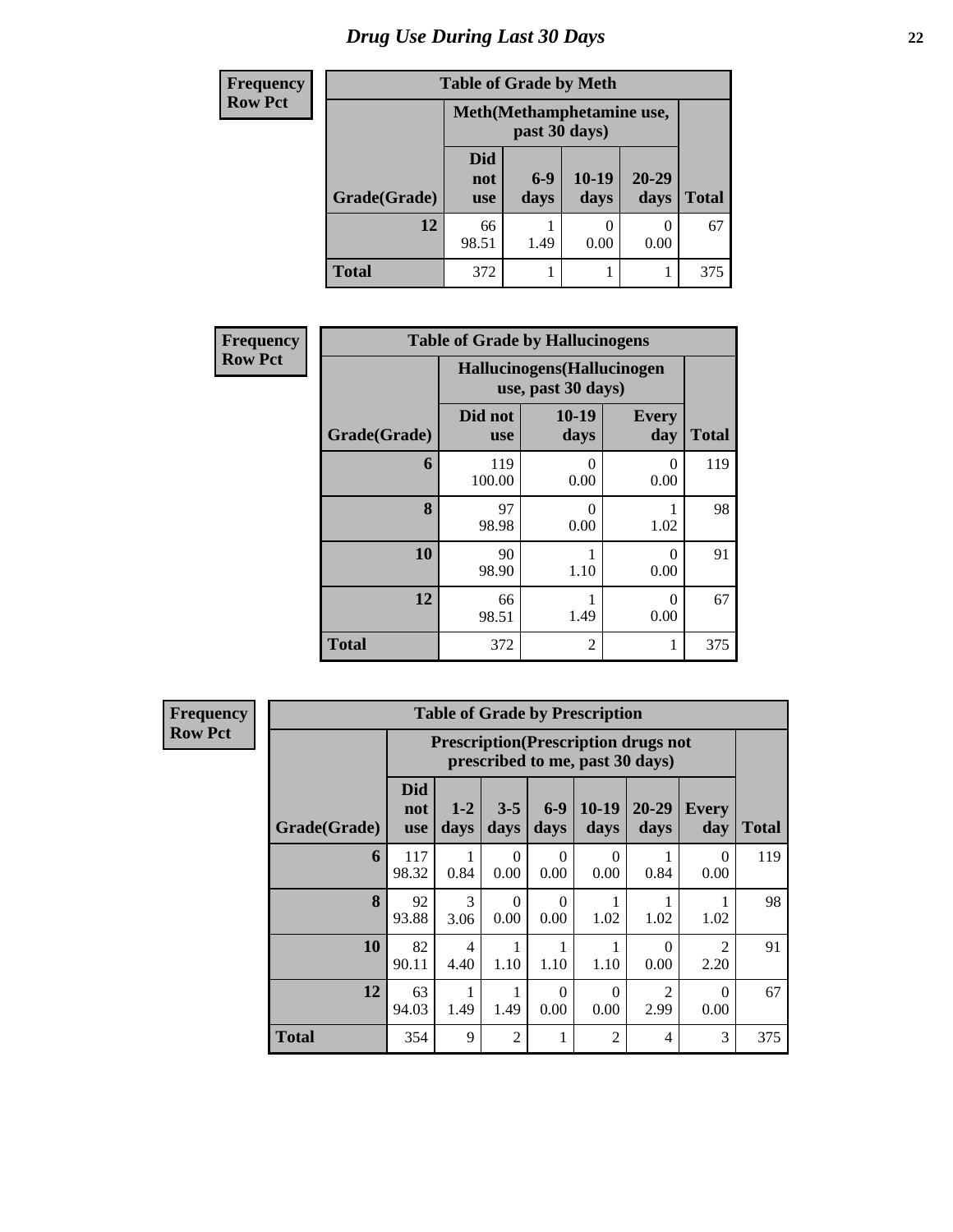# Drug Use During Last 30 Days

**Frequency**
**Row Pct**

| Table of Grade by Meth | | | | | |
|---|---|---|---|---|---|
| | Meth(Methamphetamine use, past 30 days) | | | | |
| Grade(Grade) | Did not use | 6-9 days | 10-19 days | 20-29 days | Total |
| **12** | 66<br>98.51 | 1<br>1.49 | 0<br>0.00 | 0<br>0.00 | 67 |
| **Total** | 372 | 1 | 1 | 1 | 375 |

**Frequency**
**Row Pct**

| Table of Grade by Hallucinogens | | | | |
|---|---|---|---|---|
| | Hallucinogens(Hallucinogen use, past 30 days) | | | |
| Grade(Grade) | Did not use | 10-19 days | Every day | Total |
| **6** | 119<br>100.00 | 0<br>0.00 | 0<br>0.00 | 119 |
| **8** | 97<br>98.98 | 0<br>0.00 | 1<br>1.02 | 98 |
| **10** | 90<br>98.90 | 1<br>1.10 | 0<br>0.00 | 91 |
| **12** | 66<br>98.51 | 1<br>1.49 | 0<br>0.00 | 67 |
| **Total** | 372 | 2 | 1 | 375 |

**Frequency**
**Row Pct**

| Table of Grade by Prescription | | | | | | | | |
|---|---|---|---|---|---|---|---|---|
| | Prescription(Prescription drugs not prescribed to me, past 30 days) | | | | | | | |
| Grade(Grade) | Did not use | 1-2 days | 3-5 days | 6-9 days | 10-19 days | 20-29 days | Every day | Total |
| **6** | 117<br>98.32 | 1<br>0.84 | 0<br>0.00 | 0<br>0.00 | 0<br>0.00 | 1<br>0.84 | 0<br>0.00 | 119 |
| **8** | 92<br>93.88 | 3<br>3.06 | 0<br>0.00 | 0<br>0.00 | 1<br>1.02 | 1<br>1.02 | 1<br>1.02 | 98 |
| **10** | 82<br>90.11 | 4<br>4.40 | 1<br>1.10 | 1<br>1.10 | 1<br>1.10 | 0<br>0.00 | 2<br>2.20 | 91 |
| **12** | 63<br>94.03 | 1<br>1.49 | 1<br>1.49 | 0<br>0.00 | 0<br>0.00 | 2<br>2.99 | 0<br>0.00 | 67 |
| **Total** | 354 | 9 | 2 | 1 | 2 | 4 | 3 | 375 |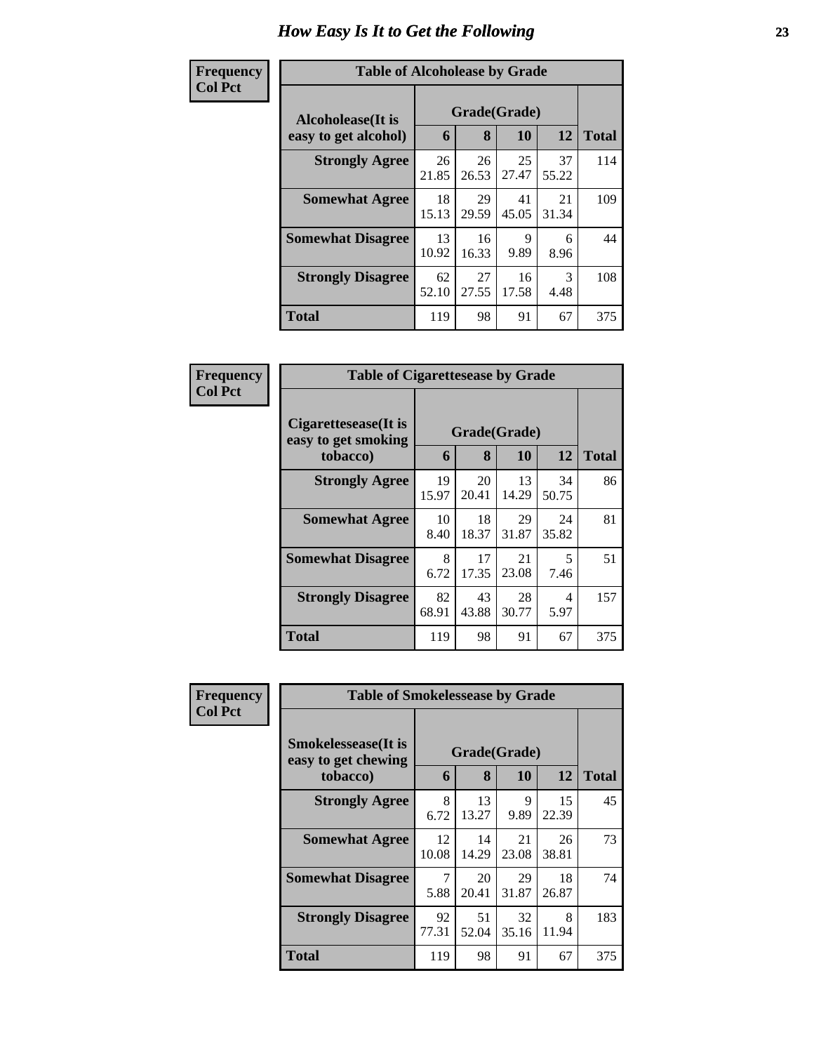# How Easy Is It to Get the Following

**Frequency**
**Col Pct**

**Table of Alcoholease by Grade**

| Alcoholease(It is easy to get alcohol) | Grade(Grade) | | | | Total |
|---|---|---|---|---|---|
| | 6 | 8 | 10 | 12 | |
| **Strongly Agree** | 26<br>21.85 | 26<br>26.53 | 25<br>27.47 | 37<br>55.22 | 114 |
| **Somewhat Agree** | 18<br>15.13 | 29<br>29.59 | 41<br>45.05 | 21<br>31.34 | 109 |
| **Somewhat Disagree** | 13<br>10.92 | 16<br>16.33 | 9<br>9.89 | 6<br>8.96 | 44 |
| **Strongly Disagree** | 62<br>52.10 | 27<br>27.55 | 16<br>17.58 | 3<br>4.48 | 108 |
| **Total** | 119 | 98 | 91 | 67 | 375 |

**Frequency**
**Col Pct**

**Table of Cigarettesease by Grade**

| Cigarettesease(It is easy to get smoking tobacco) | Grade(Grade) | | | | Total |
|---|---|---|---|---|---|
| | 6 | 8 | 10 | 12 | |
| **Strongly Agree** | 19<br>15.97 | 20<br>20.41 | 13<br>14.29 | 34<br>50.75 | 86 |
| **Somewhat Agree** | 10<br>8.40 | 18<br>18.37 | 29<br>31.87 | 24<br>35.82 | 81 |
| **Somewhat Disagree** | 8<br>6.72 | 17<br>17.35 | 21<br>23.08 | 5<br>7.46 | 51 |
| **Strongly Disagree** | 82<br>68.91 | 43<br>43.88 | 28<br>30.77 | 4<br>5.97 | 157 |
| **Total** | 119 | 98 | 91 | 67 | 375 |

**Frequency**
**Col Pct**

**Table of Smokelessease by Grade**

| Smokelessease(It is easy to get chewing tobacco) | Grade(Grade) | | | | Total |
|---|---|---|---|---|---|
| | 6 | 8 | 10 | 12 | |
| **Strongly Agree** | 8<br>6.72 | 13<br>13.27 | 9<br>9.89 | 15<br>22.39 | 45 |
| **Somewhat Agree** | 12<br>10.08 | 14<br>14.29 | 21<br>23.08 | 26<br>38.81 | 73 |
| **Somewhat Disagree** | 7<br>5.88 | 20<br>20.41 | 29<br>31.87 | 18<br>26.87 | 74 |
| **Strongly Disagree** | 92<br>77.31 | 51<br>52.04 | 32<br>35.16 | 8<br>11.94 | 183 |
| **Total** | 119 | 98 | 91 | 67 | 375 |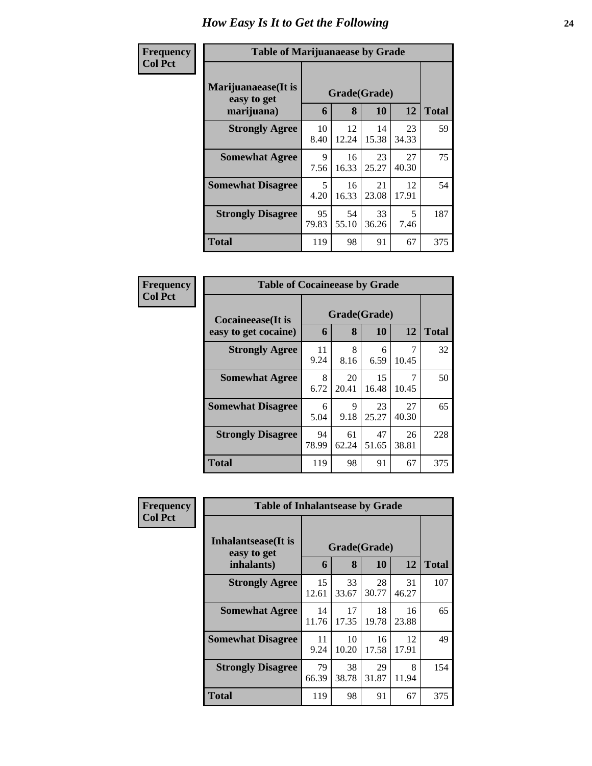# How Easy Is It to Get the Following

**Frequency**
**Col Pct**

| Table of Marijuanaease by Grade | | | | | |
|---|---|---|---|---|---|
| **Marijuanaease(It is easy to get marijuana)** | **Grade(Grade)** | | | | **Total** |
| | **6** | **8** | **10** | **12** | |
| **Strongly Agree** | 10<br>8.40 | 12<br>12.24 | 14<br>15.38 | 23<br>34.33 | 59 |
| **Somewhat Agree** | 9<br>7.56 | 16<br>16.33 | 23<br>25.27 | 27<br>40.30 | 75 |
| **Somewhat Disagree** | 5<br>4.20 | 16<br>16.33 | 21<br>23.08 | 12<br>17.91 | 54 |
| **Strongly Disagree** | 95<br>79.83 | 54<br>55.10 | 33<br>36.26 | 5<br>7.46 | 187 |
| **Total** | 119 | 98 | 91 | 67 | 375 |

**Frequency**
**Col Pct**

| Table of Cocaineease by Grade | | | | | |
|---|---|---|---|---|---|
| **Cocaineease(It is easy to get cocaine)** | **Grade(Grade)** | | | | **Total** |
| | **6** | **8** | **10** | **12** | |
| **Strongly Agree** | 11<br>9.24 | 8<br>8.16 | 6<br>6.59 | 7<br>10.45 | 32 |
| **Somewhat Agree** | 8<br>6.72 | 20<br>20.41 | 15<br>16.48 | 7<br>10.45 | 50 |
| **Somewhat Disagree** | 6<br>5.04 | 9<br>9.18 | 23<br>25.27 | 27<br>40.30 | 65 |
| **Strongly Disagree** | 94<br>78.99 | 61<br>62.24 | 47<br>51.65 | 26<br>38.81 | 228 |
| **Total** | 119 | 98 | 91 | 67 | 375 |

**Frequency**
**Col Pct**

| Table of Inhalantsease by Grade | | | | | |
|---|---|---|---|---|---|
| **Inhalantsease(It is easy to get inhalants)** | **Grade(Grade)** | | | | **Total** |
| | **6** | **8** | **10** | **12** | |
| **Strongly Agree** | 15<br>12.61 | 33<br>33.67 | 28<br>30.77 | 31<br>46.27 | 107 |
| **Somewhat Agree** | 14<br>11.76 | 17<br>17.35 | 18<br>19.78 | 16<br>23.88 | 65 |
| **Somewhat Disagree** | 11<br>9.24 | 10<br>10.20 | 16<br>17.58 | 12<br>17.91 | 49 |
| **Strongly Disagree** | 79<br>66.39 | 38<br>38.78 | 29<br>31.87 | 8<br>11.94 | 154 |
| **Total** | 119 | 98 | 91 | 67 | 375 |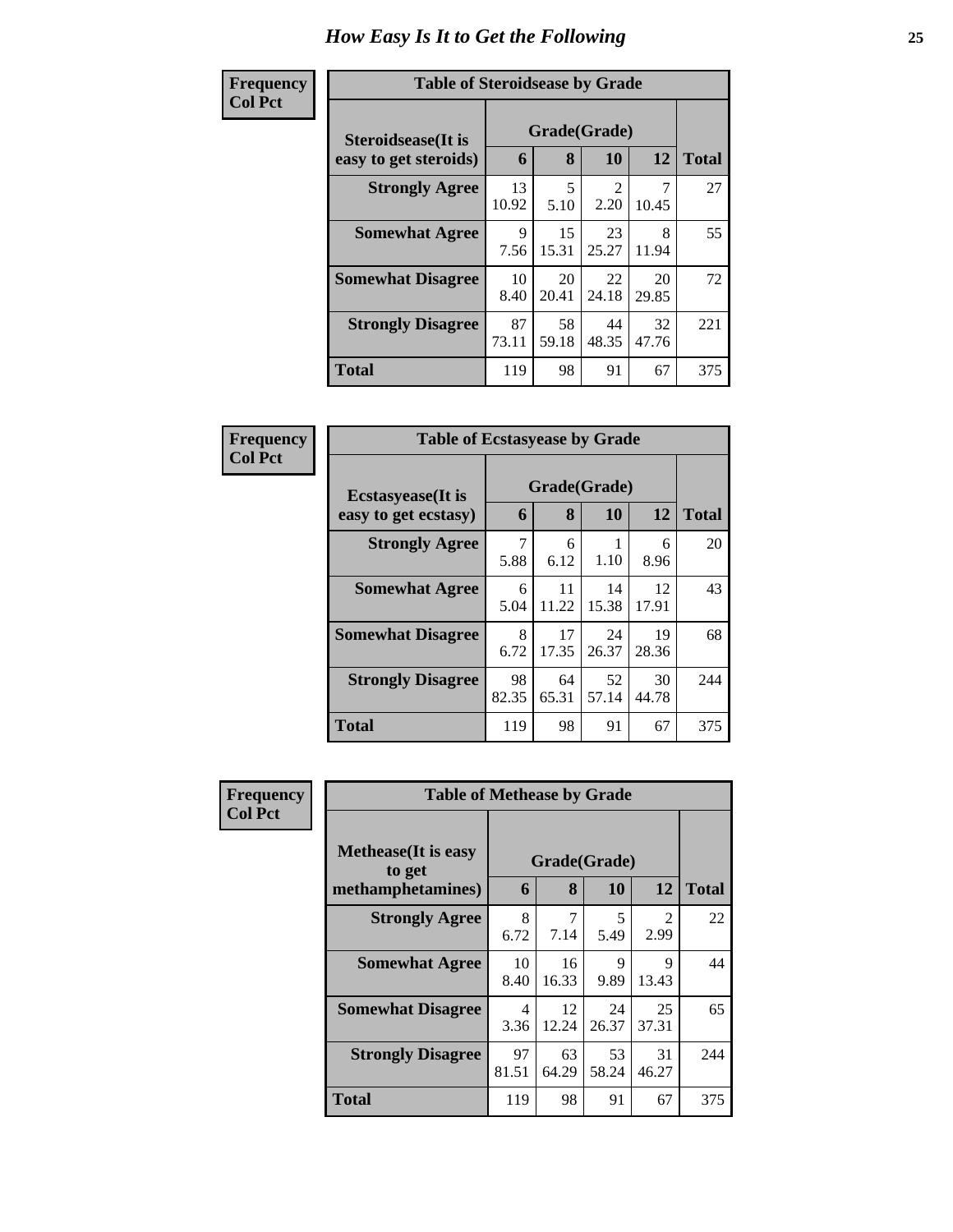# How Easy Is It to Get the Following

**Frequency**
**Col Pct**

| Table of Steroidsease by Grade | | | | | |
|---|---|---|---|---|---|
| **Steroidsease(It is easy to get steroids)** | **Grade(Grade)** | | | | |
| | **6** | **8** | **10** | **12** | **Total** |
| **Strongly Agree** | 13<br>10.92 | 5<br>5.10 | 2<br>2.20 | 7<br>10.45 | 27 |
| **Somewhat Agree** | 9<br>7.56 | 15<br>15.31 | 23<br>25.27 | 8<br>11.94 | 55 |
| **Somewhat Disagree** | 10<br>8.40 | 20<br>20.41 | 22<br>24.18 | 20<br>29.85 | 72 |
| **Strongly Disagree** | 87<br>73.11 | 58<br>59.18 | 44<br>48.35 | 32<br>47.76 | 221 |
| **Total** | 119 | 98 | 91 | 67 | 375 |

**Frequency**
**Col Pct**

| Table of Ecstasyease by Grade | | | | | |
|---|---|---|---|---|---|
| **Ecstasyease(It is easy to get ecstasy)** | **Grade(Grade)** | | | | |
| | **6** | **8** | **10** | **12** | **Total** |
| **Strongly Agree** | 7<br>5.88 | 6<br>6.12 | 1<br>1.10 | 6<br>8.96 | 20 |
| **Somewhat Agree** | 6<br>5.04 | 11<br>11.22 | 14<br>15.38 | 12<br>17.91 | 43 |
| **Somewhat Disagree** | 8<br>6.72 | 17<br>17.35 | 24<br>26.37 | 19<br>28.36 | 68 |
| **Strongly Disagree** | 98<br>82.35 | 64<br>65.31 | 52<br>57.14 | 30<br>44.78 | 244 |
| **Total** | 119 | 98 | 91 | 67 | 375 |

**Frequency**
**Col Pct**

| Table of Methease by Grade | | | | | |
|---|---|---|---|---|---|
| **Methease(It is easy to get methamphetamines)** | **Grade(Grade)** | | | | |
| | **6** | **8** | **10** | **12** | **Total** |
| **Strongly Agree** | 8<br>6.72 | 7<br>7.14 | 5<br>5.49 | 2<br>2.99 | 22 |
| **Somewhat Agree** | 10<br>8.40 | 16<br>16.33 | 9<br>9.89 | 9<br>13.43 | 44 |
| **Somewhat Disagree** | 4<br>3.36 | 12<br>12.24 | 24<br>26.37 | 25<br>37.31 | 65 |
| **Strongly Disagree** | 97<br>81.51 | 63<br>64.29 | 53<br>58.24 | 31<br>46.27 | 244 |
| **Total** | 119 | 98 | 91 | 67 | 375 |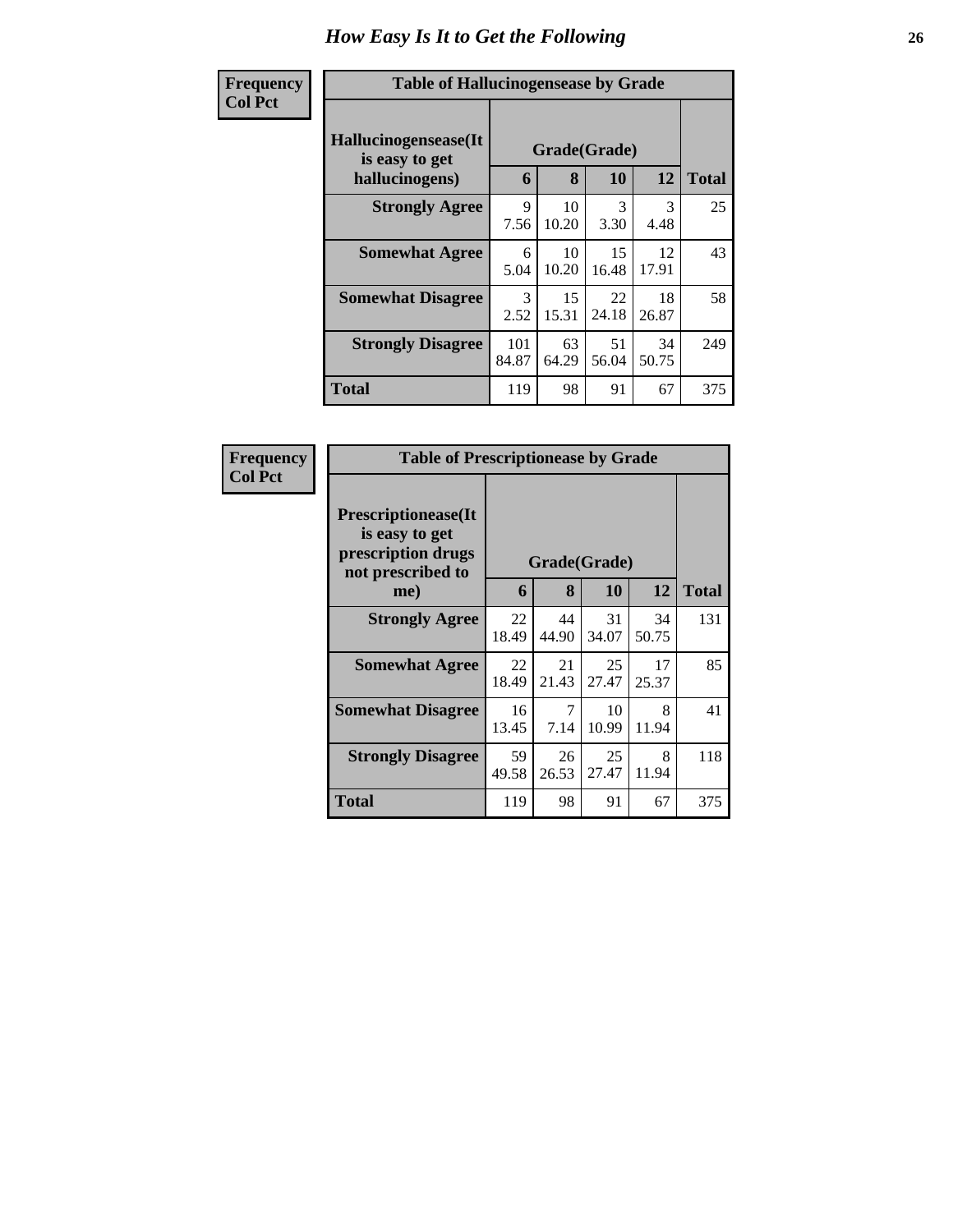# How Easy Is It to Get the Following

Frequency
Col Pct

**Table of Hallucinogensease by Grade**

| Hallucinogensease(It is easy to get hallucinogens) | Grade(Grade) | | | | Total |
|---|---|---|---|---|---|
| | 6 | 8 | 10 | 12 | |
| **Strongly Agree** | 9<br>7.56 | 10<br>10.20 | 3<br>3.30 | 3<br>4.48 | 25 |
| **Somewhat Agree** | 6<br>5.04 | 10<br>10.20 | 15<br>16.48 | 12<br>17.91 | 43 |
| **Somewhat Disagree** | 3<br>2.52 | 15<br>15.31 | 22<br>24.18 | 18<br>26.87 | 58 |
| **Strongly Disagree** | 101<br>84.87 | 63<br>64.29 | 51<br>56.04 | 34<br>50.75 | 249 |
| **Total** | 119 | 98 | 91 | 67 | 375 |

Frequency
Col Pct

**Table of Prescriptionease by Grade**

| Prescriptionease(It is easy to get prescription drugs not prescribed to me) | Grade(Grade) | | | | Total |
|---|---|---|---|---|---|
| | 6 | 8 | 10 | 12 | |
| **Strongly Agree** | 22<br>18.49 | 44<br>44.90 | 31<br>34.07 | 34<br>50.75 | 131 |
| **Somewhat Agree** | 22<br>18.49 | 21<br>21.43 | 25<br>27.47 | 17<br>25.37 | 85 |
| **Somewhat Disagree** | 16<br>13.45 | 7<br>7.14 | 10<br>10.99 | 8<br>11.94 | 41 |
| **Strongly Disagree** | 59<br>49.58 | 26<br>26.53 | 25<br>27.47 | 8<br>11.94 | 118 |
| **Total** | 119 | 98 | 91 | 67 | 375 |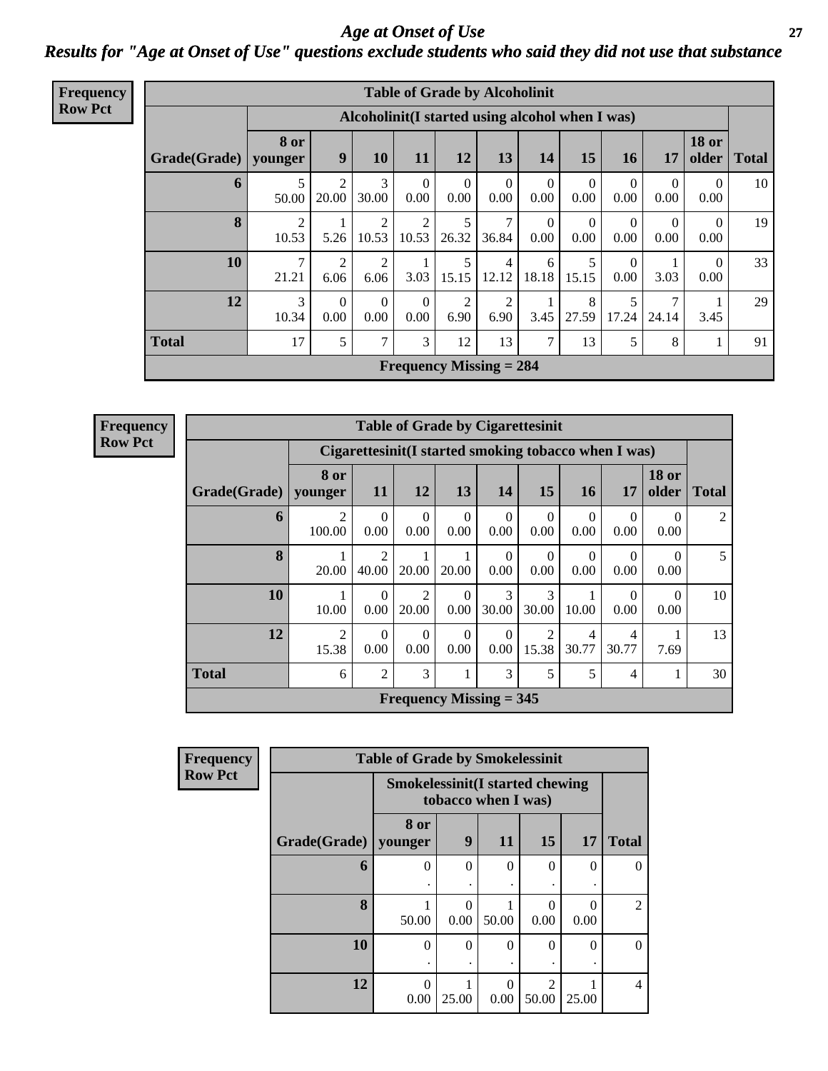# Age at Onset of Use

## Results for "Age at Onset of Use" questions exclude students who said they did not use that substance

**Frequency Row Pct**

| Table of Grade by Alcoholinit | | | | | | | | | | | | |
|---|---|---|---|---|---|---|---|---|---|---|---|---|
| | Alcoholinit(I started using alcohol when I was) | | | | | | | | | | | |
| Grade(Grade) | 8 or younger | 9 | 10 | 11 | 12 | 13 | 14 | 15 | 16 | 17 | 18 or older | Total |
| 6 | 5<br>50.00 | 2<br>20.00 | 3<br>30.00 | 0<br>0.00 | 0<br>0.00 | 0<br>0.00 | 0<br>0.00 | 0<br>0.00 | 0<br>0.00 | 0<br>0.00 | 0<br>0.00 | 10 |
| 8 | 2<br>10.53 | 1<br>5.26 | 2<br>10.53 | 2<br>10.53 | 5<br>26.32 | 7<br>36.84 | 0<br>0.00 | 0<br>0.00 | 0<br>0.00 | 0<br>0.00 | 0<br>0.00 | 19 |
| 10 | 7<br>21.21 | 2<br>6.06 | 2<br>6.06 | 1<br>3.03 | 5<br>15.15 | 4<br>12.12 | 6<br>18.18 | 5<br>15.15 | 0<br>0.00 | 1<br>3.03 | 0<br>0.00 | 33 |
| 12 | 3<br>10.34 | 0<br>0.00 | 0<br>0.00 | 0<br>0.00 | 2<br>6.90 | 2<br>6.90 | 1<br>3.45 | 8<br>27.59 | 5<br>17.24 | 7<br>24.14 | 1<br>3.45 | 29 |
| Total | 17 | 5 | 7 | 3 | 12 | 13 | 7 | 13 | 5 | 8 | 1 | 91 |
| Frequency Missing = 284 | | | | | | | | | | | | |

**Frequency Row Pct**

| Table of Grade by Cigarettesinit | | | | | | | | | | |
|---|---|---|---|---|---|---|---|---|---|---|
| | Cigarettesinit(I started smoking tobacco when I was) | | | | | | | | | |
| Grade(Grade) | 8 or younger | 11 | 12 | 13 | 14 | 15 | 16 | 17 | 18 or older | Total |
| 6 | 2<br>100.00 | 0<br>0.00 | 0<br>0.00 | 0<br>0.00 | 0<br>0.00 | 0<br>0.00 | 0<br>0.00 | 0<br>0.00 | 0<br>0.00 | 2 |
| 8 | 1<br>20.00 | 2<br>40.00 | 1<br>20.00 | 1<br>20.00 | 0<br>0.00 | 0<br>0.00 | 0<br>0.00 | 0<br>0.00 | 0<br>0.00 | 5 |
| 10 | 1<br>10.00 | 0<br>0.00 | 2<br>20.00 | 0<br>0.00 | 3<br>30.00 | 3<br>30.00 | 1<br>10.00 | 0<br>0.00 | 0<br>0.00 | 10 |
| 12 | 2<br>15.38 | 0<br>0.00 | 0<br>0.00 | 0<br>0.00 | 0<br>0.00 | 2<br>15.38 | 4<br>30.77 | 4<br>30.77 | 1<br>7.69 | 13 |
| Total | 6 | 2 | 3 | 1 | 3 | 5 | 5 | 4 | 1 | 30 |
| Frequency Missing = 345 | | | | | | | | | | |

**Frequency Row Pct**

| Table of Grade by Smokelessinit | | | | | | |
|---|---|---|---|---|---|---|
| | Smokelessinit(I started chewing tobacco when I was) | | | | | |
| Grade(Grade) | 8 or younger | 9 | 11 | 15 | 17 | Total |
| 6 | 0<br>. | 0<br>. | 0<br>. | 0<br>. | 0<br>. | 0 |
| 8 | 1<br>50.00 | 0<br>0.00 | 1<br>50.00 | 0<br>0.00 | 0<br>0.00 | 2 |
| 10 | 0<br>. | 0<br>. | 0<br>. | 0<br>. | 0<br>. | 0 |
| 12 | 0<br>0.00 | 1<br>25.00 | 0<br>0.00 | 2<br>50.00 | 1<br>25.00 | 4 |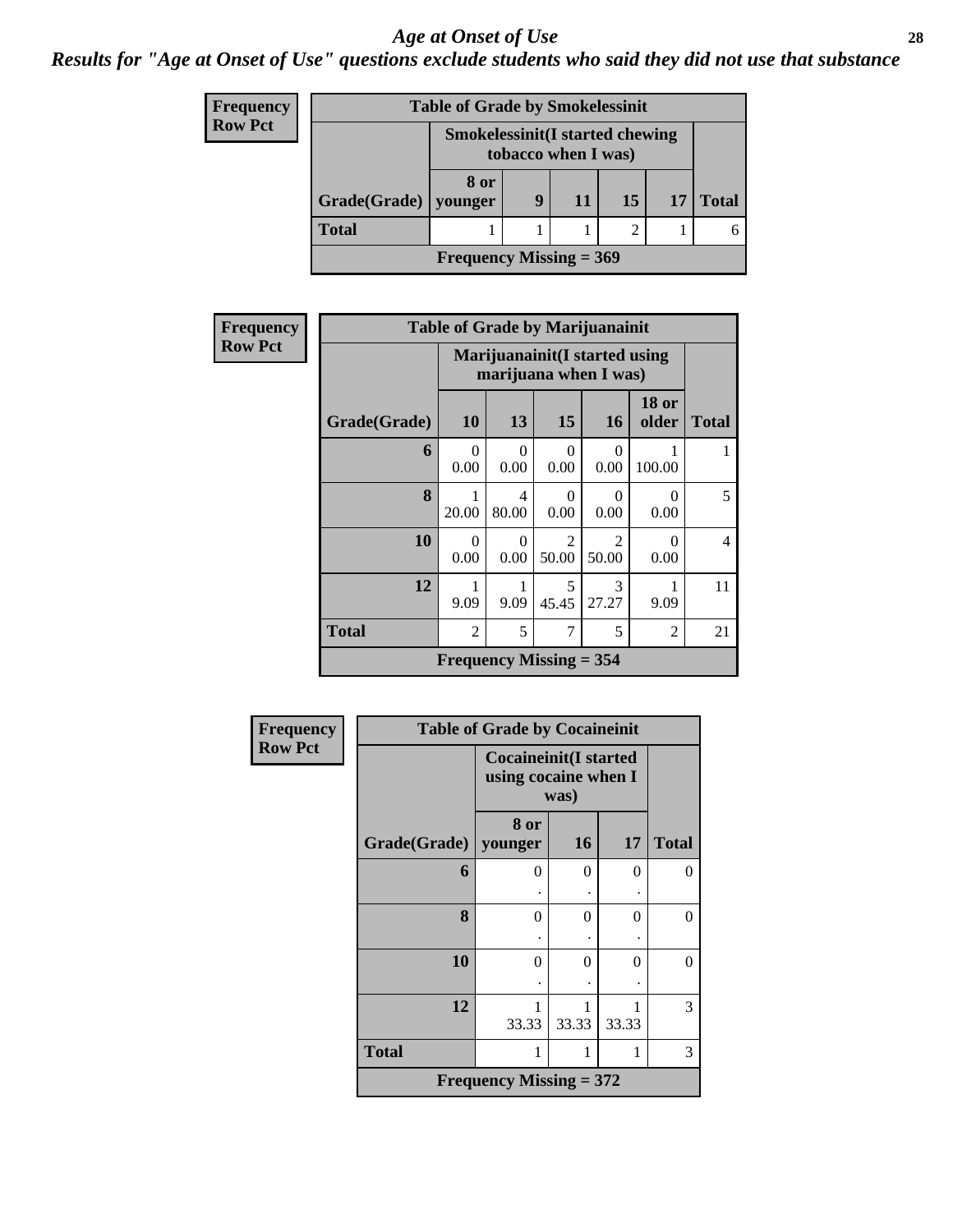# *Age at Onset of Use*

## *Results for "Age at Onset of Use" questions exclude students who said they did not use that substance*

**Frequency**
**Row Pct**

| Table of Grade by Smokelessinit | | | | | | |
|---|---|---|---|---|---|---|
| | Smokelessinit(I started chewing tobacco when I was) | | | | | |
| Grade(Grade) | 8 or younger | 9 | 11 | 15 | 17 | Total |
| **Total** | 1 | 1 | 1 | 2 | 1 | 6 |
| Frequency Missing = 369 | | | | | | |

**Frequency**
**Row Pct**

| Table of Grade by Marijuanainit | | | | | | |
|---|---|---|---|---|---|---|
| | Marijuanainit(I started using marijuana when I was) | | | | | |
| Grade(Grade) | 10 | 13 | 15 | 16 | 18 or older | Total |
| **6** | 0<br>0.00 | 0<br>0.00 | 0<br>0.00 | 0<br>0.00 | 1<br>100.00 | 1 |
| **8** | 1<br>20.00 | 4<br>80.00 | 0<br>0.00 | 0<br>0.00 | 0<br>0.00 | 5 |
| **10** | 0<br>0.00 | 0<br>0.00 | 2<br>50.00 | 2<br>50.00 | 0<br>0.00 | 4 |
| **12** | 1<br>9.09 | 1<br>9.09 | 5<br>45.45 | 3<br>27.27 | 1<br>9.09 | 11 |
| **Total** | 2 | 5 | 7 | 5 | 2 | 21 |
| Frequency Missing = 354 | | | | | | |

**Frequency**
**Row Pct**

| Table of Grade by Cocaineinit | | | | |
|---|---|---|---|---|
| | Cocaineinit(I started using cocaine when I was) | | | |
| Grade(Grade) | 8 or younger | 16 | 17 | Total |
| **6** | 0<br>. | 0<br>. | 0<br>. | 0 |
| **8** | 0<br>. | 0<br>. | 0<br>. | 0 |
| **10** | 0<br>. | 0<br>. | 0<br>. | 0 |
| **12** | 1<br>33.33 | 1<br>33.33 | 1<br>33.33 | 3 |
| **Total** | 1 | 1 | 1 | 3 |
| Frequency Missing = 372 | | | | |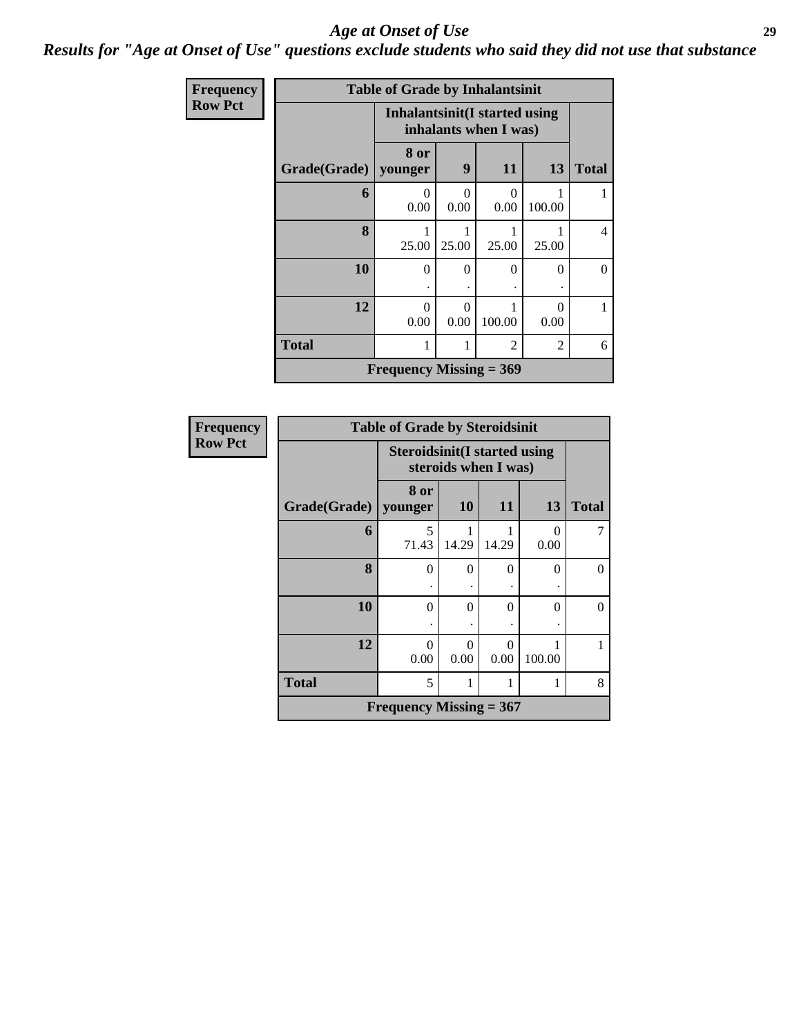# *Age at Onset of Use*

## *Results for "Age at Onset of Use" questions exclude students who said they did not use that substance*

**Frequency**
**Row Pct**

| Table of Grade by Inhalantsinit | | | | | |
|---|---|---|---|---|---|
| | Inhalantsinit(I started using inhalants when I was) | | | | |
| Grade(Grade) | 8 or younger | 9 | 11 | 13 | Total |
| 6 | 0<br>0.00 | 0<br>0.00 | 0<br>0.00 | 1<br>100.00 | 1 |
| 8 | 1<br>25.00 | 1<br>25.00 | 1<br>25.00 | 1<br>25.00 | 4 |
| 10 | 0<br>. | 0<br>. | 0<br>. | 0<br>. | 0 |
| 12 | 0<br>0.00 | 0<br>0.00 | 1<br>100.00 | 0<br>0.00 | 1 |
| Total | 1 | 1 | 2 | 2 | 6 |
| Frequency Missing = 369 | | | | | |

**Frequency**
**Row Pct**

| Table of Grade by Steroidsinit | | | | | |
|---|---|---|---|---|---|
| | Steroidsinit(I started using steroids when I was) | | | | |
| Grade(Grade) | 8 or younger | 10 | 11 | 13 | Total |
| 6 | 5<br>71.43 | 1<br>14.29 | 1<br>14.29 | 0<br>0.00 | 7 |
| 8 | 0<br>. | 0<br>. | 0<br>. | 0<br>. | 0 |
| 10 | 0<br>. | 0<br>. | 0<br>. | 0<br>. | 0 |
| 12 | 0<br>0.00 | 0<br>0.00 | 0<br>0.00 | 1<br>100.00 | 1 |
| Total | 5 | 1 | 1 | 1 | 8 |
| Frequency Missing = 367 | | | | | |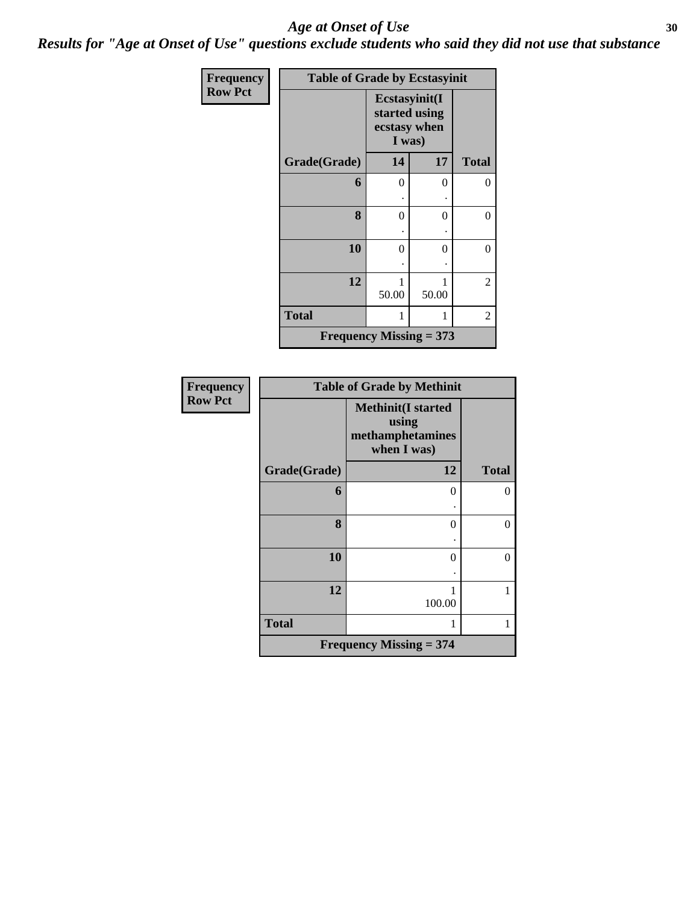# *Age at Onset of Use*

***Results for "Age at Onset of Use" questions exclude students who said they did not use that substance***

| Frequency<br>Row Pct | Table of Grade by Ecstasyinit | | |
|---|---|---|---|
| | Ecstasyinit(I started using ecstasy when I was) | | |
| Grade(Grade) | 14 | 17 | Total |
| 6 | 0<br>. | 0<br>. | 0 |
| 8 | 0<br>. | 0<br>. | 0 |
| 10 | 0<br>. | 0<br>. | 0 |
| 12 | 1<br>50.00 | 1<br>50.00 | 2 |
| Total | 1 | 1 | 2 |
| Frequency Missing = 373 | | | |

| Frequency<br>Row Pct | Table of Grade by Methinit | |
|---|---|---|
| | Methinit(I started using methamphetamines when I was) | |
| Grade(Grade) | 12 | Total |
| 6 | 0<br>. | 0 |
| 8 | 0<br>. | 0 |
| 10 | 0<br>. | 0 |
| 12 | 1<br>100.00 | 1 |
| Total | 1 | 1 |
| Frequency Missing = 374 | | |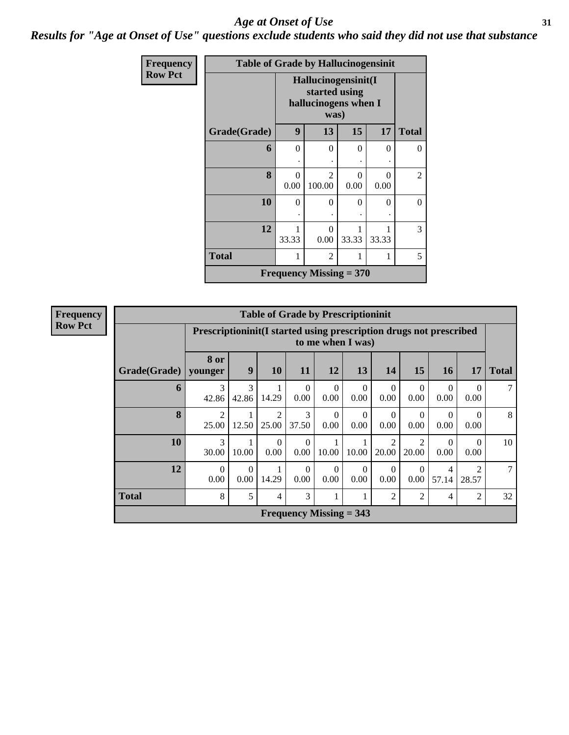# Age at Onset of Use

***Results for "Age at Onset of Use" questions exclude students who said they did not use that substance***

**Frequency**
**Row Pct**

| Table of Grade by Hallucinogensinit | | | | | |
|---|---|---|---|---|---|
| | Hallucinogensinit(I started using hallucinogens when I was) | | | | |
| Grade(Grade) | 9 | 13 | 15 | 17 | Total |
| 6 | 0<br>. | 0<br>. | 0<br>. | 0<br>. | 0 |
| 8 | 0<br>0.00 | 2<br>100.00 | 0<br>0.00 | 0<br>0.00 | 2 |
| 10 | 0<br>. | 0<br>. | 0<br>. | 0<br>. | 0 |
| 12 | 1<br>33.33 | 0<br>0.00 | 1<br>33.33 | 1<br>33.33 | 3 |
| Total | 1 | 2 | 1 | 1 | 5 |
| Frequency Missing = 370 | | | | | |

**Frequency**
**Row Pct**

| Table of Grade by Prescriptioninit | | | | | | | | | | | |
|---|---|---|---|---|---|---|---|---|---|---|---|
| | Prescriptioninit(I started using prescription drugs not prescribed to me when I was) | | | | | | | | | | |
| Grade(Grade) | 8 or younger | 9 | 10 | 11 | 12 | 13 | 14 | 15 | 16 | 17 | Total |
| 6 | 3<br>42.86 | 3<br>42.86 | 1<br>14.29 | 0<br>0.00 | 0<br>0.00 | 0<br>0.00 | 0<br>0.00 | 0<br>0.00 | 0<br>0.00 | 0<br>0.00 | 7 |
| 8 | 2<br>25.00 | 1<br>12.50 | 2<br>25.00 | 3<br>37.50 | 0<br>0.00 | 0<br>0.00 | 0<br>0.00 | 0<br>0.00 | 0<br>0.00 | 0<br>0.00 | 8 |
| 10 | 3<br>30.00 | 1<br>10.00 | 0<br>0.00 | 0<br>0.00 | 1<br>10.00 | 1<br>10.00 | 2<br>20.00 | 2<br>20.00 | 0<br>0.00 | 0<br>0.00 | 10 |
| 12 | 0<br>0.00 | 0<br>0.00 | 1<br>14.29 | 0<br>0.00 | 0<br>0.00 | 0<br>0.00 | 0<br>0.00 | 0<br>0.00 | 4<br>57.14 | 2<br>28.57 | 7 |
| Total | 8 | 5 | 4 | 3 | 1 | 1 | 2 | 2 | 4 | 2 | 32 |
| Frequency Missing = 343 | | | | | | | | | | | |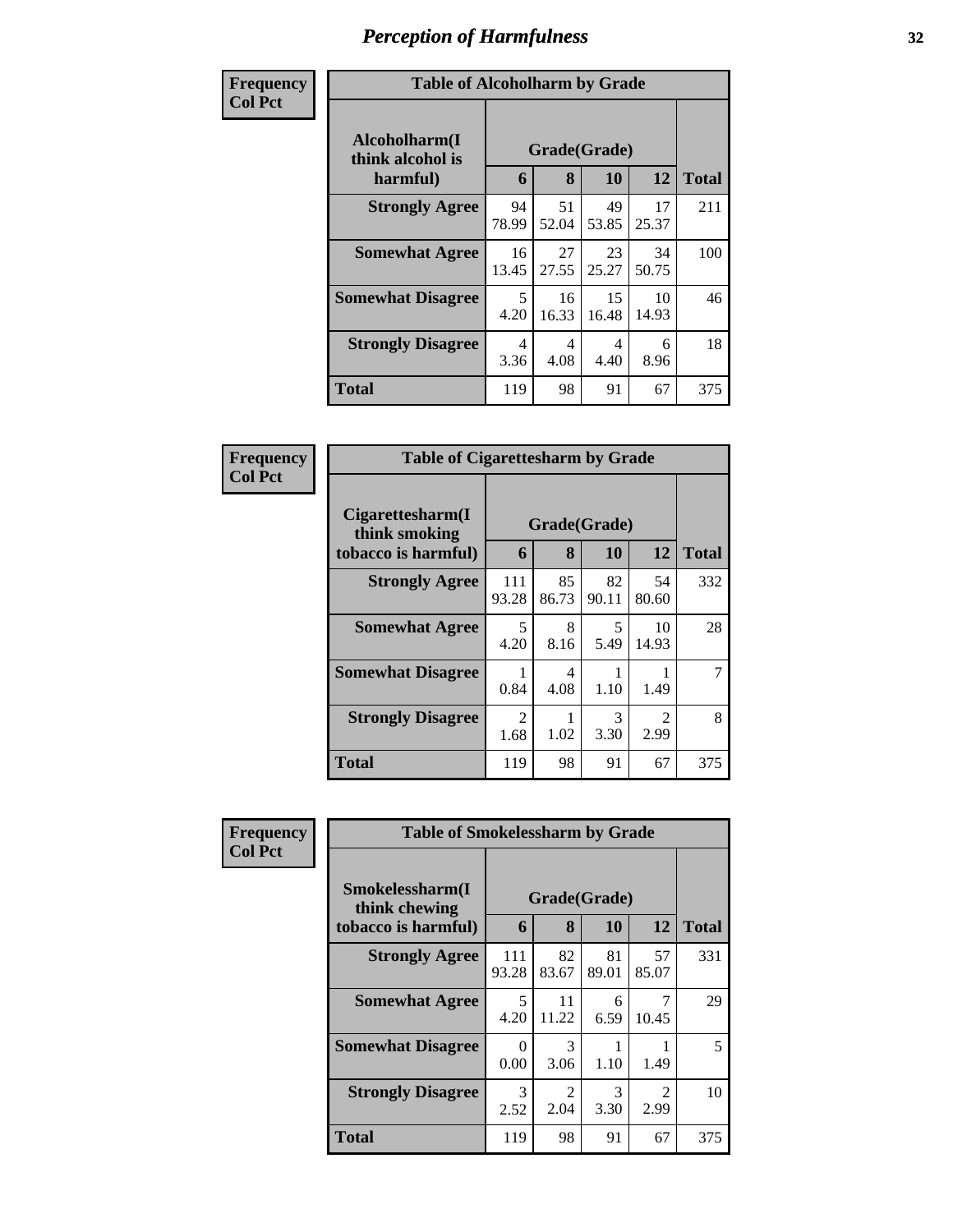# Perception of Harmfulness

**Frequency**
**Col Pct**

| Table of Alcoholharm by Grade | | | | | |
|---|---|---|---|---|---|
| Alcoholharm(I think alcohol is harmful) | Grade(Grade) | | | | |
| | 6 | 8 | 10 | 12 | Total |
| Strongly Agree | 94<br>78.99 | 51<br>52.04 | 49<br>53.85 | 17<br>25.37 | 211 |
| Somewhat Agree | 16<br>13.45 | 27<br>27.55 | 23<br>25.27 | 34<br>50.75 | 100 |
| Somewhat Disagree | 5<br>4.20 | 16<br>16.33 | 15<br>16.48 | 10<br>14.93 | 46 |
| Strongly Disagree | 4<br>3.36 | 4<br>4.08 | 4<br>4.40 | 6<br>8.96 | 18 |
| Total | 119 | 98 | 91 | 67 | 375 |

**Frequency**
**Col Pct**

| Table of Cigarettesharm by Grade | | | | | |
|---|---|---|---|---|---|
| Cigarettesharm(I think smoking tobacco is harmful) | Grade(Grade) | | | | |
| | 6 | 8 | 10 | 12 | Total |
| Strongly Agree | 111<br>93.28 | 85<br>86.73 | 82<br>90.11 | 54<br>80.60 | 332 |
| Somewhat Agree | 5<br>4.20 | 8<br>8.16 | 5<br>5.49 | 10<br>14.93 | 28 |
| Somewhat Disagree | 1<br>0.84 | 4<br>4.08 | 1<br>1.10 | 1<br>1.49 | 7 |
| Strongly Disagree | 2<br>1.68 | 1<br>1.02 | 3<br>3.30 | 2<br>2.99 | 8 |
| Total | 119 | 98 | 91 | 67 | 375 |

**Frequency**
**Col Pct**

| Table of Smokelessharm by Grade | | | | | |
|---|---|---|---|---|---|
| Smokelessharm(I think chewing tobacco is harmful) | Grade(Grade) | | | | |
| | 6 | 8 | 10 | 12 | Total |
| Strongly Agree | 111<br>93.28 | 82<br>83.67 | 81<br>89.01 | 57<br>85.07 | 331 |
| Somewhat Agree | 5<br>4.20 | 11<br>11.22 | 6<br>6.59 | 7<br>10.45 | 29 |
| Somewhat Disagree | 0<br>0.00 | 3<br>3.06 | 1<br>1.10 | 1<br>1.49 | 5 |
| Strongly Disagree | 3<br>2.52 | 2<br>2.04 | 3<br>3.30 | 2<br>2.99 | 10 |
| Total | 119 | 98 | 91 | 67 | 375 |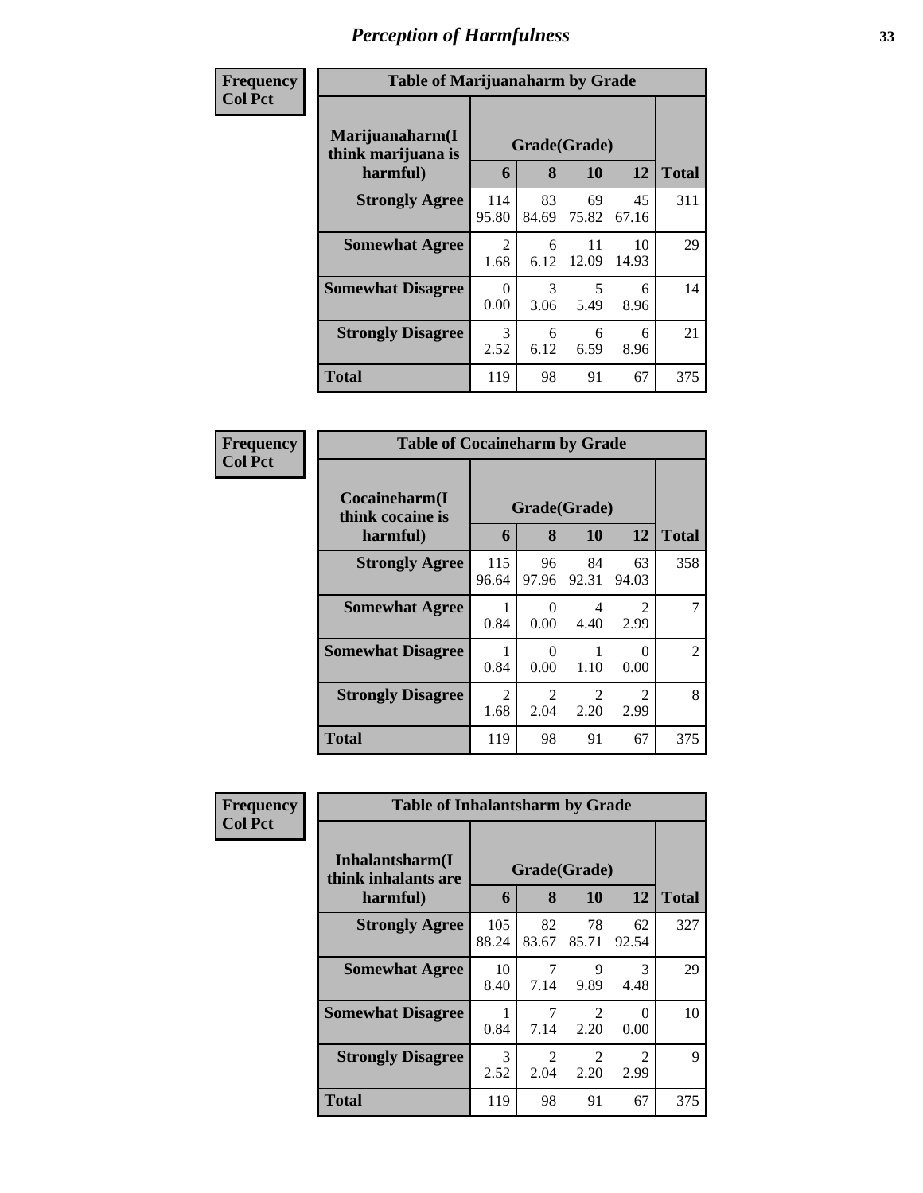# Perception of Harmfulness

**Frequency**
**Col Pct**

| Table of Marijuanaharm by Grade | | | | | |
|---|---|---|---|---|---|
| Marijuanaharm(I think marijuana is harmful) | Grade(Grade) | | | | |
| | 6 | 8 | 10 | 12 | Total |
| **Strongly Agree** | 114<br>95.80 | 83<br>84.69 | 69<br>75.82 | 45<br>67.16 | 311 |
| **Somewhat Agree** | 2<br>1.68 | 6<br>6.12 | 11<br>12.09 | 10<br>14.93 | 29 |
| **Somewhat Disagree** | 0<br>0.00 | 3<br>3.06 | 5<br>5.49 | 6<br>8.96 | 14 |
| **Strongly Disagree** | 3<br>2.52 | 6<br>6.12 | 6<br>6.59 | 6<br>8.96 | 21 |
| **Total** | 119 | 98 | 91 | 67 | 375 |

**Frequency**
**Col Pct**

| Table of Cocaineharm by Grade | | | | | |
|---|---|---|---|---|---|
| Cocaineharm(I think cocaine is harmful) | Grade(Grade) | | | | |
| | 6 | 8 | 10 | 12 | Total |
| **Strongly Agree** | 115<br>96.64 | 96<br>97.96 | 84<br>92.31 | 63<br>94.03 | 358 |
| **Somewhat Agree** | 1<br>0.84 | 0<br>0.00 | 4<br>4.40 | 2<br>2.99 | 7 |
| **Somewhat Disagree** | 1<br>0.84 | 0<br>0.00 | 1<br>1.10 | 0<br>0.00 | 2 |
| **Strongly Disagree** | 2<br>1.68 | 2<br>2.04 | 2<br>2.20 | 2<br>2.99 | 8 |
| **Total** | 119 | 98 | 91 | 67 | 375 |

**Frequency**
**Col Pct**

| Table of Inhalantsharm by Grade | | | | | |
|---|---|---|---|---|---|
| Inhalantsharm(I think inhalants are harmful) | Grade(Grade) | | | | |
| | 6 | 8 | 10 | 12 | Total |
| **Strongly Agree** | 105<br>88.24 | 82<br>83.67 | 78<br>85.71 | 62<br>92.54 | 327 |
| **Somewhat Agree** | 10<br>8.40 | 7<br>7.14 | 9<br>9.89 | 3<br>4.48 | 29 |
| **Somewhat Disagree** | 1<br>0.84 | 7<br>7.14 | 2<br>2.20 | 0<br>0.00 | 10 |
| **Strongly Disagree** | 3<br>2.52 | 2<br>2.04 | 2<br>2.20 | 2<br>2.99 | 9 |
| **Total** | 119 | 98 | 91 | 67 | 375 |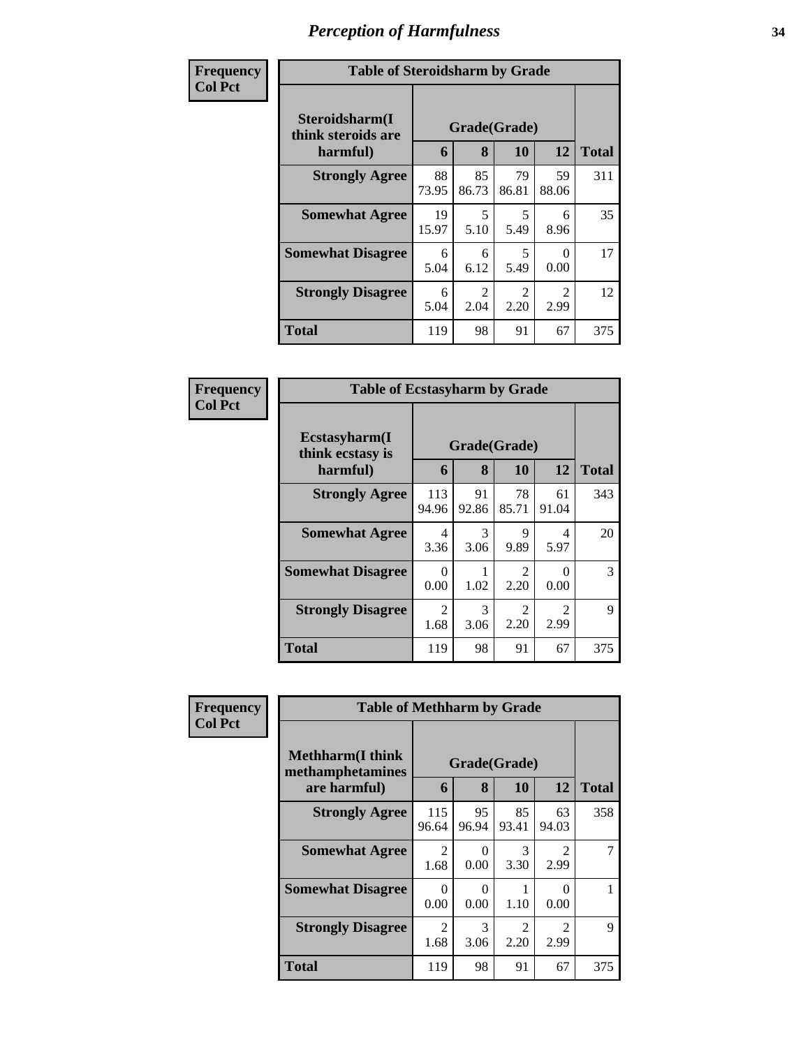# Perception of Harmfulness

**Frequency**
**Col Pct**

| Table of Steroidsharm by Grade | | | | | |
|---|---|---|---|---|---|
| Steroidsharm(I think steroids are harmful) | Grade(Grade) | | | | Total |
| | 6 | 8 | 10 | 12 | |
| **Strongly Agree** | 88<br>73.95 | 85<br>86.73 | 79<br>86.81 | 59<br>88.06 | 311 |
| **Somewhat Agree** | 19<br>15.97 | 5<br>5.10 | 5<br>5.49 | 6<br>8.96 | 35 |
| **Somewhat Disagree** | 6<br>5.04 | 6<br>6.12 | 5<br>5.49 | 0<br>0.00 | 17 |
| **Strongly Disagree** | 6<br>5.04 | 2<br>2.04 | 2<br>2.20 | 2<br>2.99 | 12 |
| **Total** | 119 | 98 | 91 | 67 | 375 |

**Frequency**
**Col Pct**

| Table of Ecstasyharm by Grade | | | | | |
|---|---|---|---|---|---|
| Ecstasyharm(I think ecstasy is harmful) | Grade(Grade) | | | | Total |
| | 6 | 8 | 10 | 12 | |
| **Strongly Agree** | 113<br>94.96 | 91<br>92.86 | 78<br>85.71 | 61<br>91.04 | 343 |
| **Somewhat Agree** | 4<br>3.36 | 3<br>3.06 | 9<br>9.89 | 4<br>5.97 | 20 |
| **Somewhat Disagree** | 0<br>0.00 | 1<br>1.02 | 2<br>2.20 | 0<br>0.00 | 3 |
| **Strongly Disagree** | 2<br>1.68 | 3<br>3.06 | 2<br>2.20 | 2<br>2.99 | 9 |
| **Total** | 119 | 98 | 91 | 67 | 375 |

**Frequency**
**Col Pct**

| Table of Methharm by Grade | | | | | |
|---|---|---|---|---|---|
| Methharm(I think methamphetamines are harmful) | Grade(Grade) | | | | Total |
| | 6 | 8 | 10 | 12 | |
| **Strongly Agree** | 115<br>96.64 | 95<br>96.94 | 85<br>93.41 | 63<br>94.03 | 358 |
| **Somewhat Agree** | 2<br>1.68 | 0<br>0.00 | 3<br>3.30 | 2<br>2.99 | 7 |
| **Somewhat Disagree** | 0<br>0.00 | 0<br>0.00 | 1<br>1.10 | 0<br>0.00 | 1 |
| **Strongly Disagree** | 2<br>1.68 | 3<br>3.06 | 2<br>2.20 | 2<br>2.99 | 9 |
| **Total** | 119 | 98 | 91 | 67 | 375 |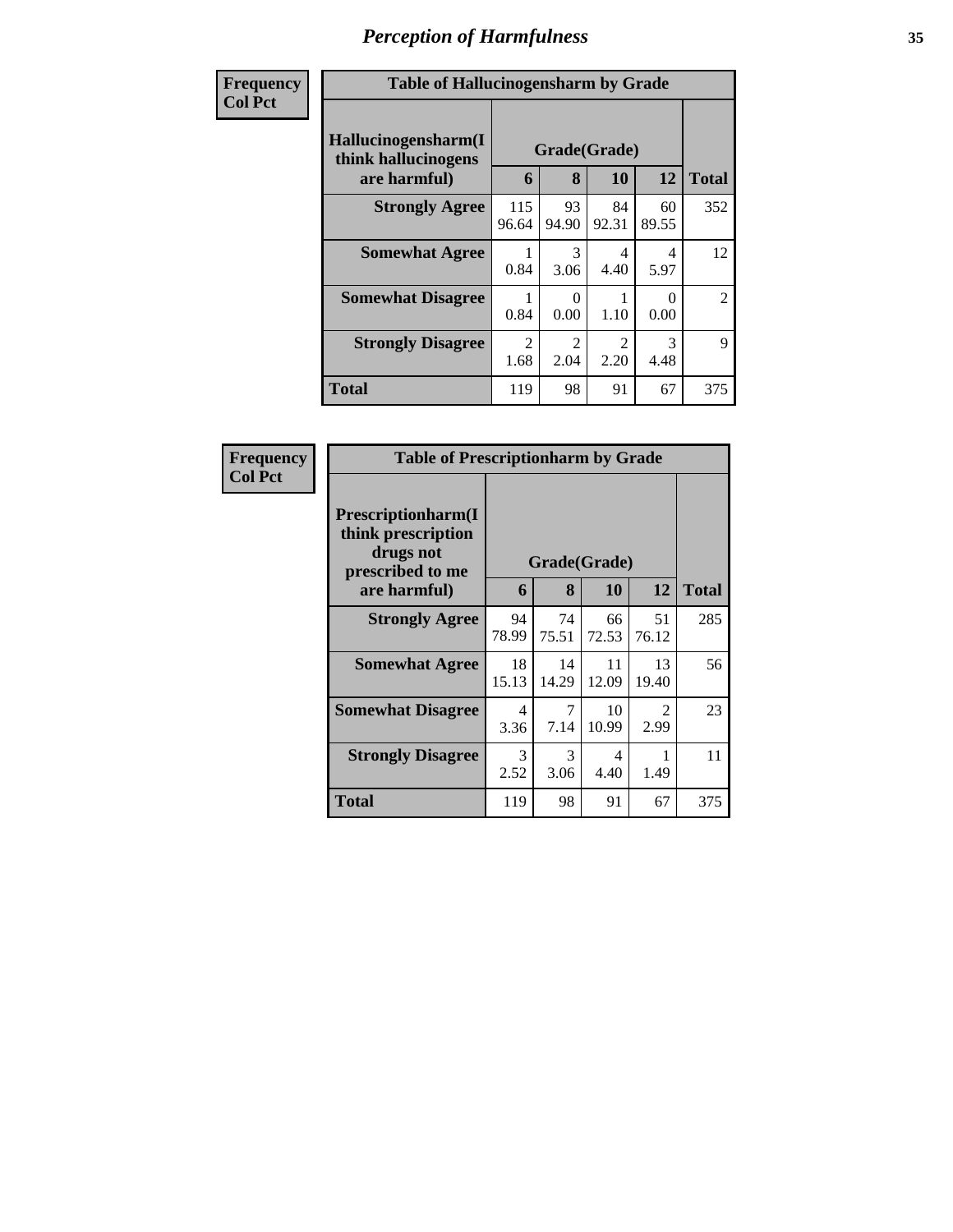# Perception of Harmfulness

**Frequency**
**Col Pct**

| Table of Hallucinogensharm by Grade | | | | | |
|---|---|---|---|---|---|
| **Hallucinogensharm(I think hallucinogens are harmful)** | **Grade(Grade)** | | | | |
| | **6** | **8** | **10** | **12** | **Total** |
| **Strongly Agree** | 115<br>96.64 | 93<br>94.90 | 84<br>92.31 | 60<br>89.55 | 352 |
| **Somewhat Agree** | 1<br>0.84 | 3<br>3.06 | 4<br>4.40 | 4<br>5.97 | 12 |
| **Somewhat Disagree** | 1<br>0.84 | 0<br>0.00 | 1<br>1.10 | 0<br>0.00 | 2 |
| **Strongly Disagree** | 2<br>1.68 | 2<br>2.04 | 2<br>2.20 | 3<br>4.48 | 9 |
| **Total** | 119 | 98 | 91 | 67 | 375 |

**Frequency**
**Col Pct**

| Table of Prescriptionharm by Grade | | | | | |
|---|---|---|---|---|---|
| **Prescriptionharm(I think prescription drugs not prescribed to me are harmful)** | **Grade(Grade)** | | | | |
| | **6** | **8** | **10** | **12** | **Total** |
| **Strongly Agree** | 94<br>78.99 | 74<br>75.51 | 66<br>72.53 | 51<br>76.12 | 285 |
| **Somewhat Agree** | 18<br>15.13 | 14<br>14.29 | 11<br>12.09 | 13<br>19.40 | 56 |
| **Somewhat Disagree** | 4<br>3.36 | 7<br>7.14 | 10<br>10.99 | 2<br>2.99 | 23 |
| **Strongly Disagree** | 3<br>2.52 | 3<br>3.06 | 4<br>4.40 | 1<br>1.49 | 11 |
| **Total** | 119 | 98 | 91 | 67 | 375 |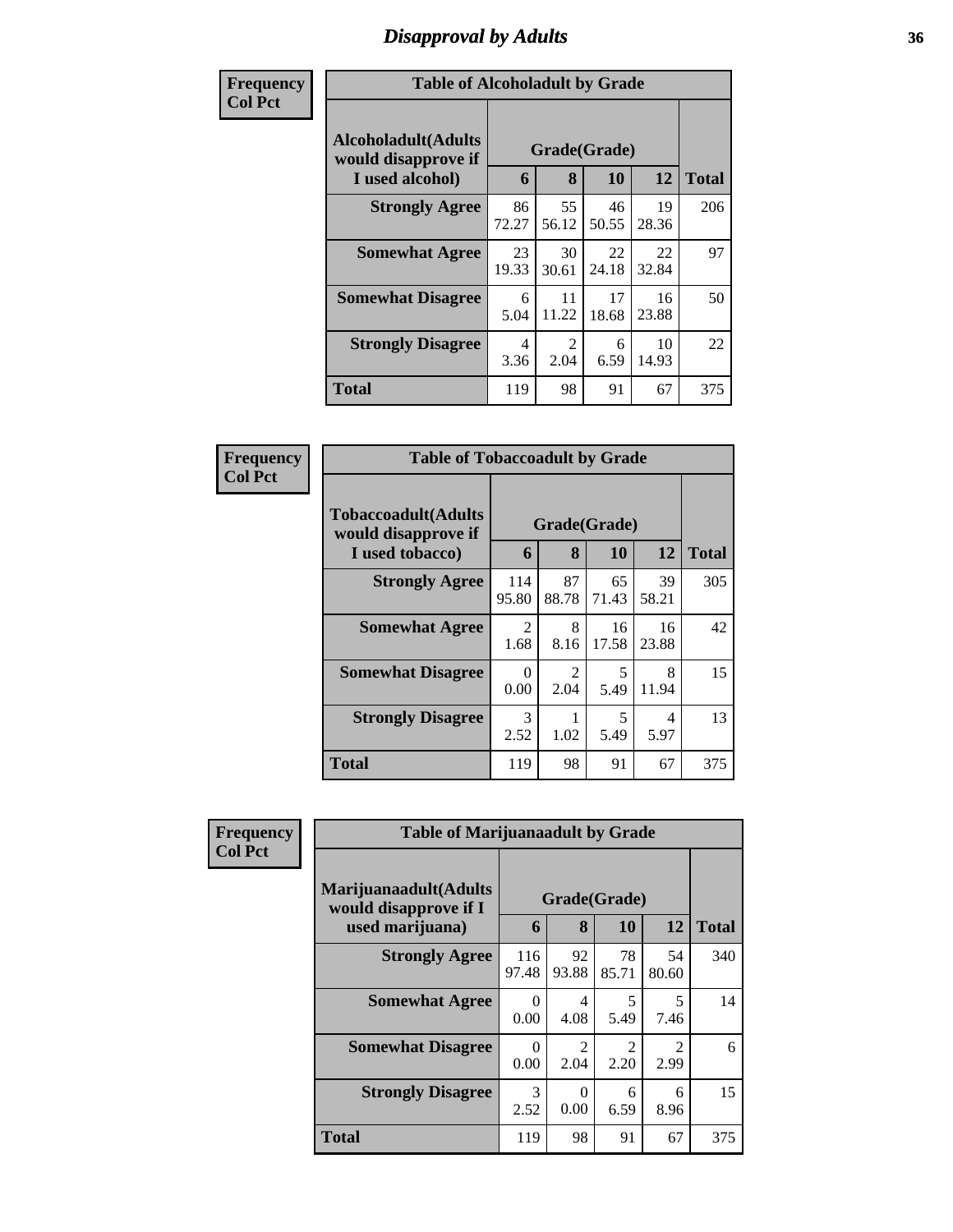# Disapproval by Adults

| Frequency<br>Col Pct |
|---|

**Table of Alcoholadult by Grade**

| Alcoholadult(Adults would disapprove if I used alcohol) | Grade(Grade) | | | | |
|---|---|---|---|---|---|
| | 6 | 8 | 10 | 12 | Total |
| Strongly Agree | 86<br>72.27 | 55<br>56.12 | 46<br>50.55 | 19<br>28.36 | 206 |
| Somewhat Agree | 23<br>19.33 | 30<br>30.61 | 22<br>24.18 | 22<br>32.84 | 97 |
| Somewhat Disagree | 6<br>5.04 | 11<br>11.22 | 17<br>18.68 | 16<br>23.88 | 50 |
| Strongly Disagree | 4<br>3.36 | 2<br>2.04 | 6<br>6.59 | 10<br>14.93 | 22 |
| Total | 119 | 98 | 91 | 67 | 375 |

| Frequency<br>Col Pct |
|---|

**Table of Tobaccoadult by Grade**

| Tobaccoadult(Adults would disapprove if I used tobacco) | Grade(Grade) | | | | |
|---|---|---|---|---|---|
| | 6 | 8 | 10 | 12 | Total |
| Strongly Agree | 114<br>95.80 | 87<br>88.78 | 65<br>71.43 | 39<br>58.21 | 305 |
| Somewhat Agree | 2<br>1.68 | 8<br>8.16 | 16<br>17.58 | 16<br>23.88 | 42 |
| Somewhat Disagree | 0<br>0.00 | 2<br>2.04 | 5<br>5.49 | 8<br>11.94 | 15 |
| Strongly Disagree | 3<br>2.52 | 1<br>1.02 | 5<br>5.49 | 4<br>5.97 | 13 |
| Total | 119 | 98 | 91 | 67 | 375 |

| Frequency<br>Col Pct |
|---|

**Table of Marijuanaadult by Grade**

| Marijuanaadult(Adults would disapprove if I used marijuana) | Grade(Grade) | | | | |
|---|---|---|---|---|---|
| | 6 | 8 | 10 | 12 | Total |
| Strongly Agree | 116<br>97.48 | 92<br>93.88 | 78<br>85.71 | 54<br>80.60 | 340 |
| Somewhat Agree | 0<br>0.00 | 4<br>4.08 | 5<br>5.49 | 5<br>7.46 | 14 |
| Somewhat Disagree | 0<br>0.00 | 2<br>2.04 | 2<br>2.20 | 2<br>2.99 | 6 |
| Strongly Disagree | 3<br>2.52 | 0<br>0.00 | 6<br>6.59 | 6<br>8.96 | 15 |
| Total | 119 | 98 | 91 | 67 | 375 |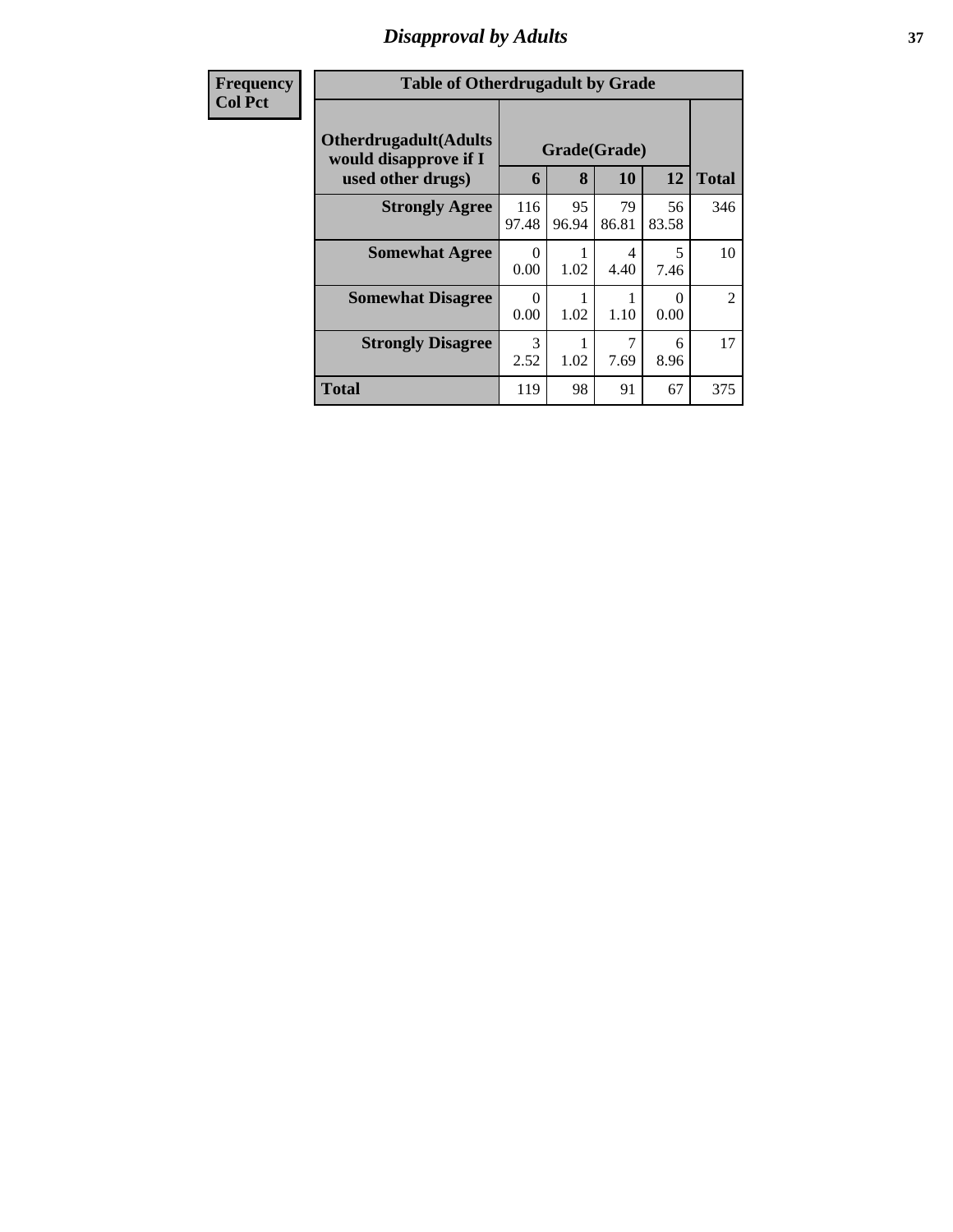## Disapproval by Adults

**Frequency**
**Col Pct**

**Table of Otherdrugadult by Grade**

| Otherdrugadult(Adults would disapprove if I used other drugs) | Grade(Grade) | | | | Total |
|---|---|---|---|---|---|
| | 6 | 8 | 10 | 12 | |
| **Strongly Agree** | 116<br>97.48 | 95<br>96.94 | 79<br>86.81 | 56<br>83.58 | 346 |
| **Somewhat Agree** | 0<br>0.00 | 1<br>1.02 | 4<br>4.40 | 5<br>7.46 | 10 |
| **Somewhat Disagree** | 0<br>0.00 | 1<br>1.02 | 1<br>1.10 | 0<br>0.00 | 2 |
| **Strongly Disagree** | 3<br>2.52 | 1<br>1.02 | 7<br>7.69 | 6<br>8.96 | 17 |
| **Total** | 119 | 98 | 91 | 67 | 375 |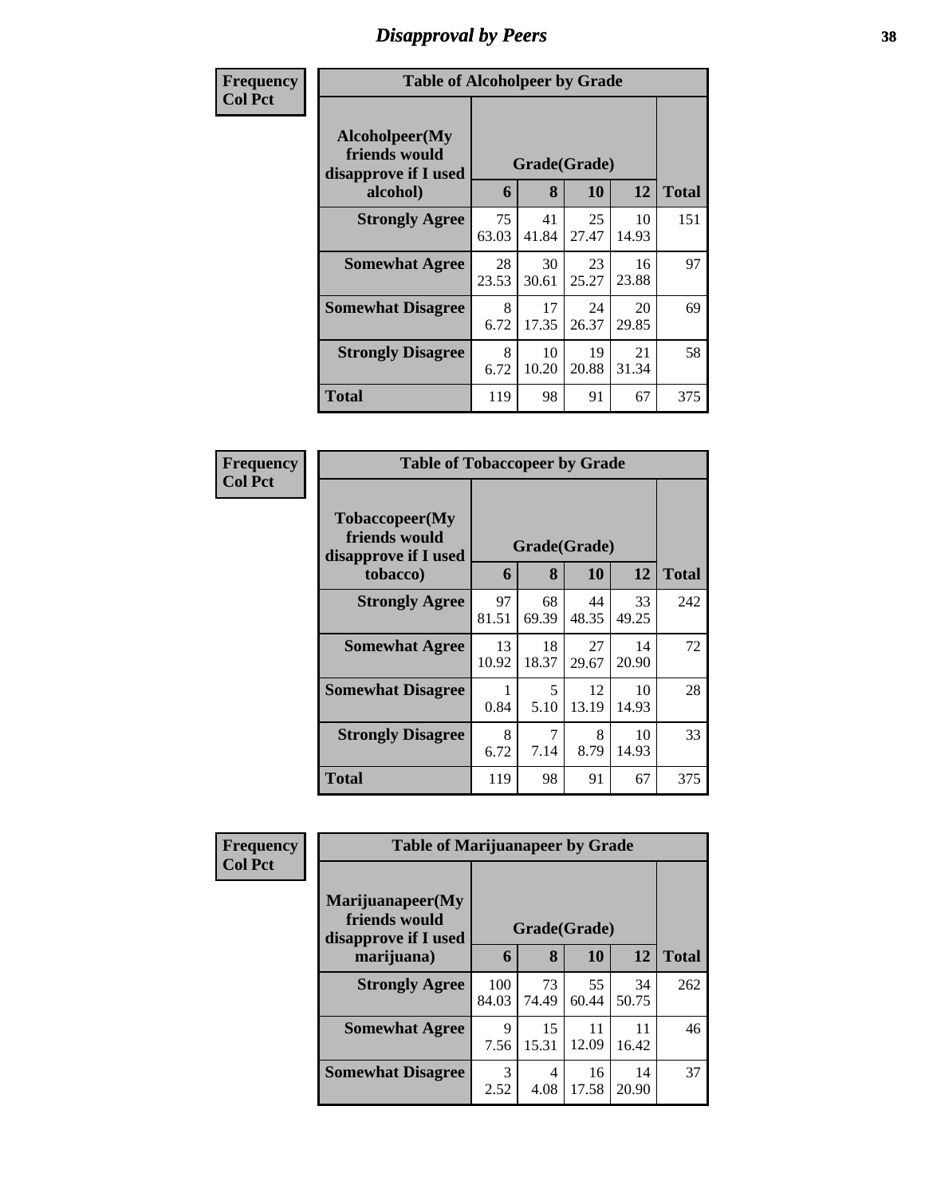# Disapproval by Peers

| Frequency Col Pct | Table of Alcoholpeer by Grade | | | | |
|---|---|---|---|---|---|
| Alcoholpeer(My friends would disapprove if I used alcohol) | Grade(Grade) | | | | |
| | 6 | 8 | 10 | 12 | Total |
| Strongly Agree | 75<br>63.03 | 41<br>41.84 | 25<br>27.47 | 10<br>14.93 | 151 |
| Somewhat Agree | 28<br>23.53 | 30<br>30.61 | 23<br>25.27 | 16<br>23.88 | 97 |
| Somewhat Disagree | 8<br>6.72 | 17<br>17.35 | 24<br>26.37 | 20<br>29.85 | 69 |
| Strongly Disagree | 8<br>6.72 | 10<br>10.20 | 19<br>20.88 | 21<br>31.34 | 58 |
| Total | 119 | 98 | 91 | 67 | 375 |

| Frequency Col Pct | Table of Tobaccopeer by Grade | | | | |
|---|---|---|---|---|---|
| Tobaccopeer(My friends would disapprove if I used tobacco) | Grade(Grade) | | | | |
| | 6 | 8 | 10 | 12 | Total |
| Strongly Agree | 97<br>81.51 | 68<br>69.39 | 44<br>48.35 | 33<br>49.25 | 242 |
| Somewhat Agree | 13<br>10.92 | 18<br>18.37 | 27<br>29.67 | 14<br>20.90 | 72 |
| Somewhat Disagree | 1<br>0.84 | 5<br>5.10 | 12<br>13.19 | 10<br>14.93 | 28 |
| Strongly Disagree | 8<br>6.72 | 7<br>7.14 | 8<br>8.79 | 10<br>14.93 | 33 |
| Total | 119 | 98 | 91 | 67 | 375 |

| Frequency Col Pct | Table of Marijuanapeer by Grade | | | | |
|---|---|---|---|---|---|
| Marijuanapeer(My friends would disapprove if I used marijuana) | Grade(Grade) | | | | |
| | 6 | 8 | 10 | 12 | Total |
| Strongly Agree | 100<br>84.03 | 73<br>74.49 | 55<br>60.44 | 34<br>50.75 | 262 |
| Somewhat Agree | 9<br>7.56 | 15<br>15.31 | 11<br>12.09 | 11<br>16.42 | 46 |
| Somewhat Disagree | 3<br>2.52 | 4<br>4.08 | 16<br>17.58 | 14<br>20.90 | 37 |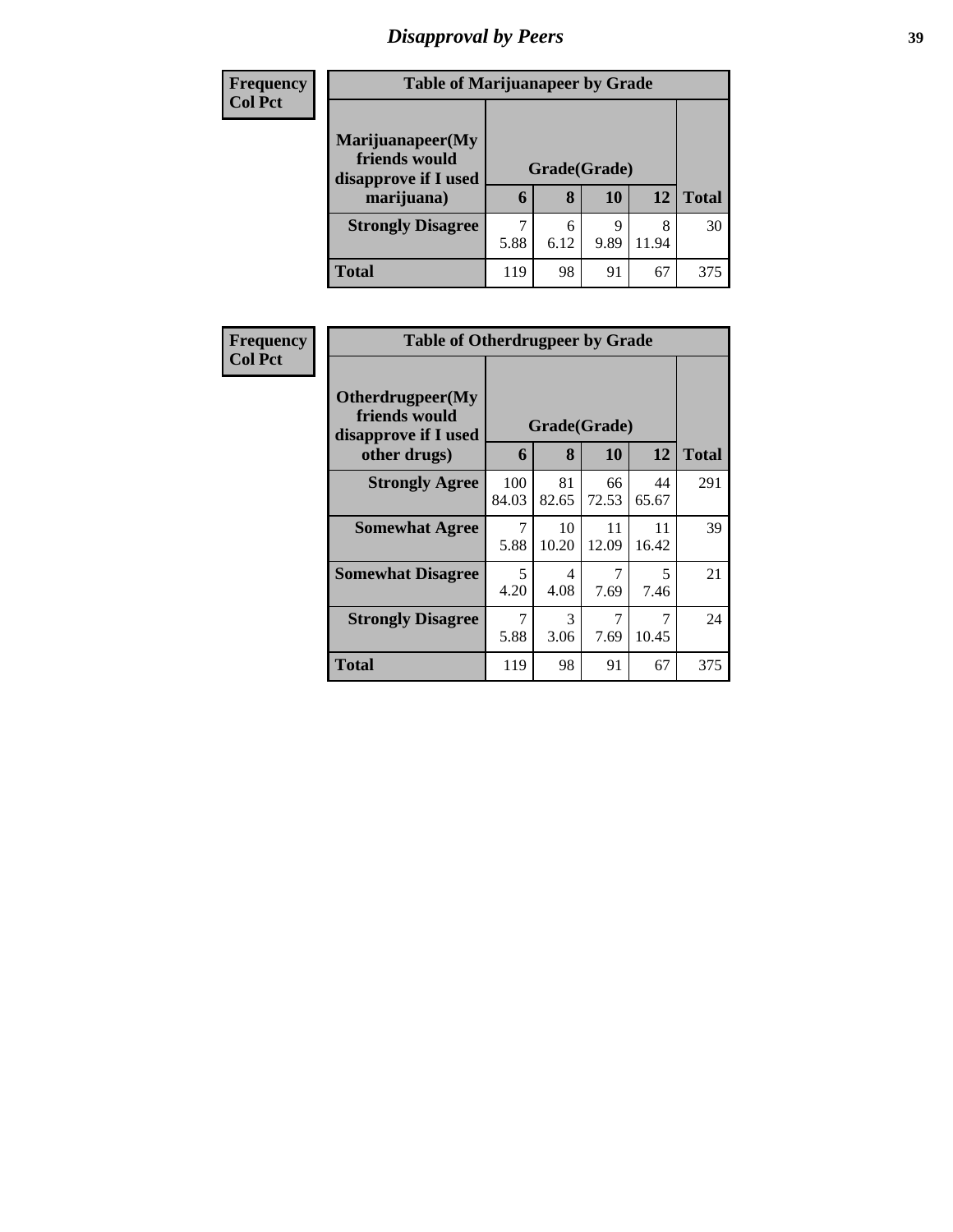# *Disapproval by Peers*

| Frequency<br>Col Pct |
|---|

| Table of Marijuanapeer by Grade | | | | | |
|---|---|---|---|---|---|
| Marijuanapeer(My friends would disapprove if I used marijuana) | Grade(Grade) | | | | Total |
| | 6 | 8 | 10 | 12 | |
| Strongly Disagree | 7<br>5.88 | 6<br>6.12 | 9<br>9.89 | 8<br>11.94 | 30 |
| Total | 119 | 98 | 91 | 67 | 375 |

| Frequency<br>Col Pct |
|---|

| Table of Otherdrugpeer by Grade | | | | | |
|---|---|---|---|---|---|
| Otherdrugpeer(My friends would disapprove if I used other drugs) | Grade(Grade) | | | | Total |
| | 6 | 8 | 10 | 12 | |
| Strongly Agree | 100<br>84.03 | 81<br>82.65 | 66<br>72.53 | 44<br>65.67 | 291 |
| Somewhat Agree | 7<br>5.88 | 10<br>10.20 | 11<br>12.09 | 11<br>16.42 | 39 |
| Somewhat Disagree | 5<br>4.20 | 4<br>4.08 | 7<br>7.69 | 5<br>7.46 | 21 |
| Strongly Disagree | 7<br>5.88 | 3<br>3.06 | 7<br>7.69 | 7<br>10.45 | 24 |
| Total | 119 | 98 | 91 | 67 | 375 |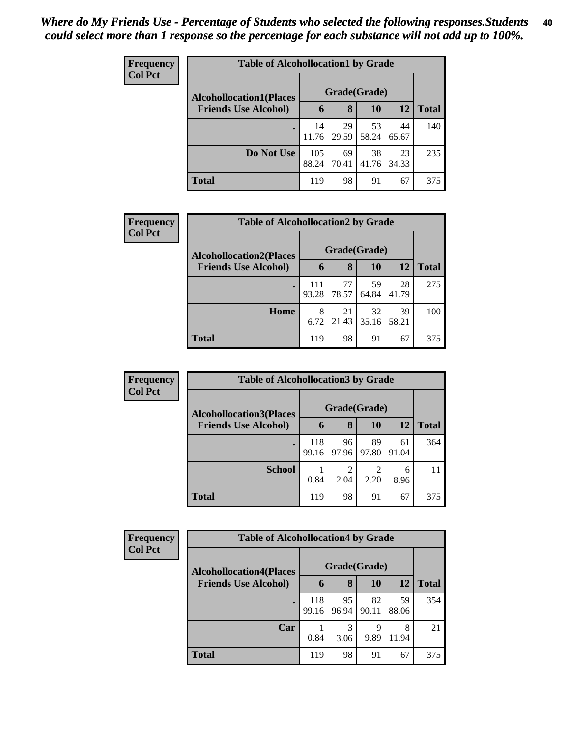*Where do My Friends Use - Percentage of Students who selected the following responses.Students could select more than 1 response so the percentage for each substance will not add up to 100%.*

| Frequency Col Pct | Table of Alcohollocation1 by Grade | | | | |
|---|---|---|---|---|---|
| Alcohollocation1(Places Friends Use Alcohol) | Grade(Grade) | | | | Total |
| | 6 | 8 | 10 | 12 | |
| . | 14 11.76 | 29 29.59 | 53 58.24 | 44 65.67 | 140 |
| Do Not Use | 105 88.24 | 69 70.41 | 38 41.76 | 23 34.33 | 235 |
| Total | 119 | 98 | 91 | 67 | 375 |

| Frequency Col Pct | Table of Alcohollocation2 by Grade | | | | |
|---|---|---|---|---|---|
| Alcohollocation2(Places Friends Use Alcohol) | Grade(Grade) | | | | Total |
| | 6 | 8 | 10 | 12 | |
| . | 111 93.28 | 77 78.57 | 59 64.84 | 28 41.79 | 275 |
| Home | 8 6.72 | 21 21.43 | 32 35.16 | 39 58.21 | 100 |
| Total | 119 | 98 | 91 | 67 | 375 |

| Frequency Col Pct | Table of Alcohollocation3 by Grade | | | | |
|---|---|---|---|---|---|
| Alcohollocation3(Places Friends Use Alcohol) | Grade(Grade) | | | | Total |
| | 6 | 8 | 10 | 12 | |
| . | 118 99.16 | 96 97.96 | 89 97.80 | 61 91.04 | 364 |
| School | 1 0.84 | 2 2.04 | 2 2.20 | 6 8.96 | 11 |
| Total | 119 | 98 | 91 | 67 | 375 |

| Frequency Col Pct | Table of Alcohollocation4 by Grade | | | | |
|---|---|---|---|---|---|
| Alcohollocation4(Places Friends Use Alcohol) | Grade(Grade) | | | | Total |
| | 6 | 8 | 10 | 12 | |
| . | 118 99.16 | 95 96.94 | 82 90.11 | 59 88.06 | 354 |
| Car | 1 0.84 | 3 3.06 | 9 9.89 | 8 11.94 | 21 |
| Total | 119 | 98 | 91 | 67 | 375 |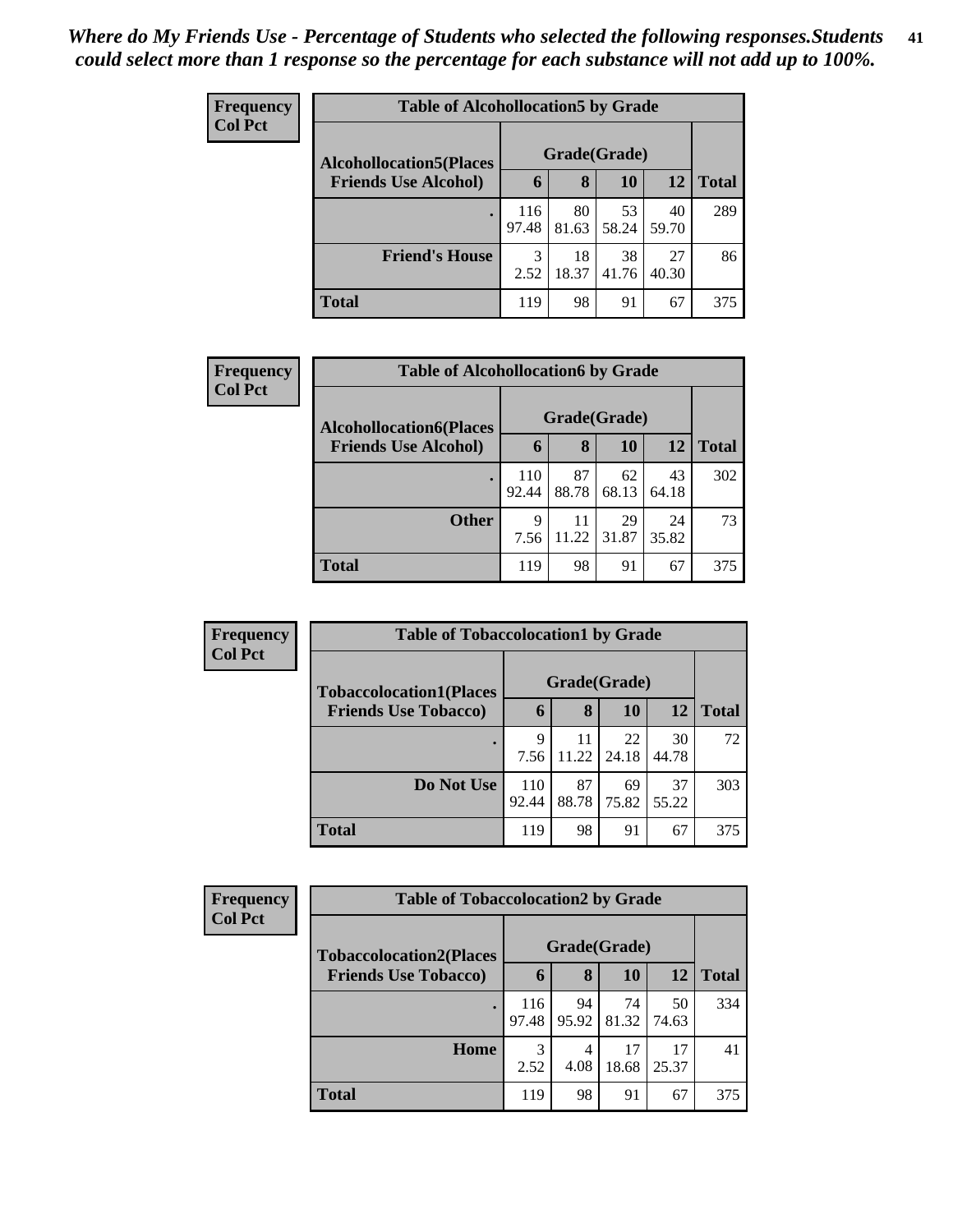*Where do My Friends Use - Percentage of Students who selected the following responses.Students could select more than 1 response so the percentage for each substance will not add up to 100%.*

**Frequency**
**Col Pct**

| Table of Alcohollocation5 by Grade | | | | | |
|---|---|---|---|---|---|
| **Alcohollocation5(Places Friends Use Alcohol)** | **Grade(Grade)** | | | | |
| | **6** | **8** | **10** | **12** | **Total** |
| **.** | 116<br>97.48 | 80<br>81.63 | 53<br>58.24 | 40<br>59.70 | 289 |
| **Friend's House** | 3<br>2.52 | 18<br>18.37 | 38<br>41.76 | 27<br>40.30 | 86 |
| **Total** | 119 | 98 | 91 | 67 | 375 |

**Frequency**
**Col Pct**

| Table of Alcohollocation6 by Grade | | | | | |
|---|---|---|---|---|---|
| **Alcohollocation6(Places Friends Use Alcohol)** | **Grade(Grade)** | | | | |
| | **6** | **8** | **10** | **12** | **Total** |
| **.** | 110<br>92.44 | 87<br>88.78 | 62<br>68.13 | 43<br>64.18 | 302 |
| **Other** | 9<br>7.56 | 11<br>11.22 | 29<br>31.87 | 24<br>35.82 | 73 |
| **Total** | 119 | 98 | 91 | 67 | 375 |

**Frequency**
**Col Pct**

| Table of Tobaccolocation1 by Grade | | | | | |
|---|---|---|---|---|---|
| **Tobaccolocation1(Places Friends Use Tobacco)** | **Grade(Grade)** | | | | |
| | **6** | **8** | **10** | **12** | **Total** |
| **.** | 9<br>7.56 | 11<br>11.22 | 22<br>24.18 | 30<br>44.78 | 72 |
| **Do Not Use** | 110<br>92.44 | 87<br>88.78 | 69<br>75.82 | 37<br>55.22 | 303 |
| **Total** | 119 | 98 | 91 | 67 | 375 |

**Frequency**
**Col Pct**

| Table of Tobaccolocation2 by Grade | | | | | |
|---|---|---|---|---|---|
| **Tobaccolocation2(Places Friends Use Tobacco)** | **Grade(Grade)** | | | | |
| | **6** | **8** | **10** | **12** | **Total** |
| **.** | 116<br>97.48 | 94<br>95.92 | 74<br>81.32 | 50<br>74.63 | 334 |
| **Home** | 3<br>2.52 | 4<br>4.08 | 17<br>18.68 | 17<br>25.37 | 41 |
| **Total** | 119 | 98 | 91 | 67 | 375 |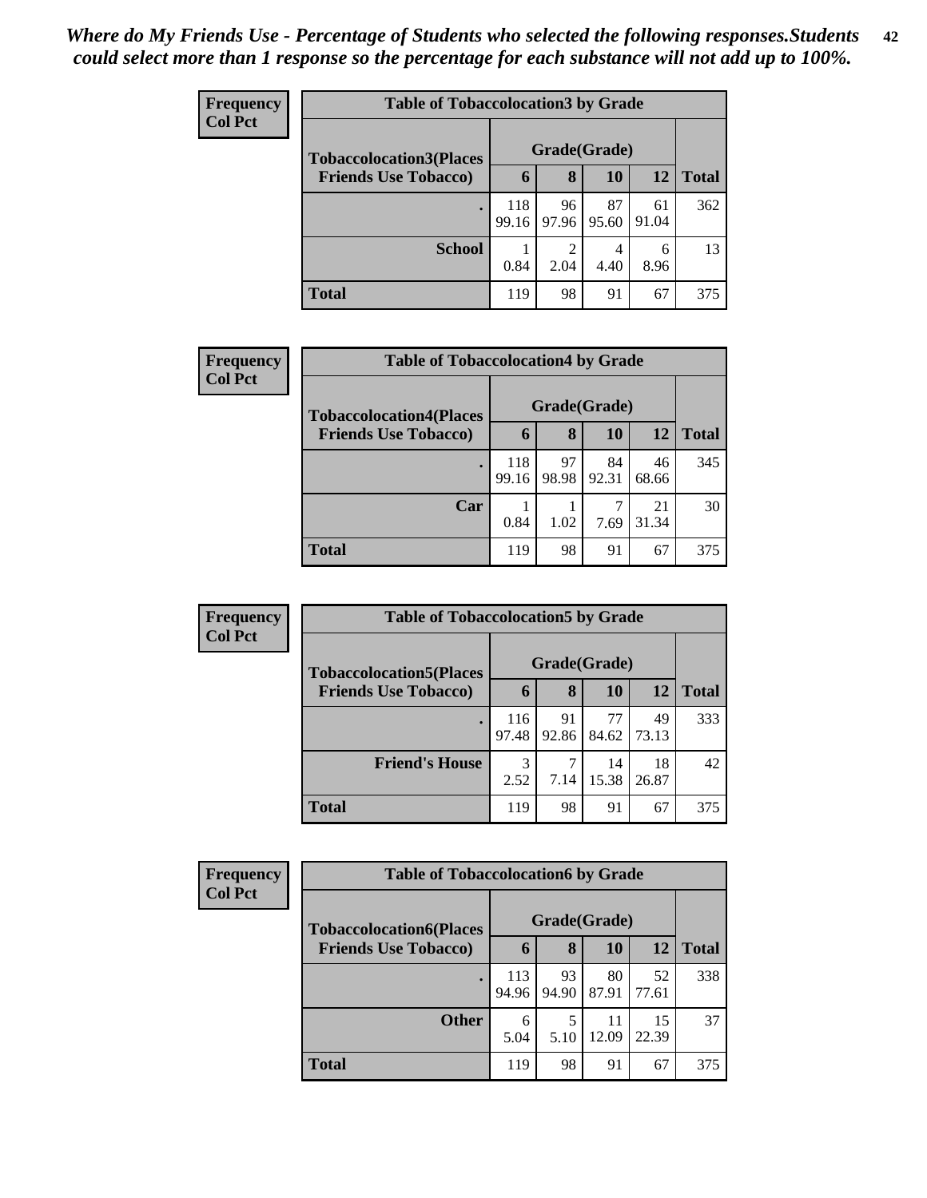*Where do My Friends Use - Percentage of Students who selected the following responses.Students could select more than 1 response so the percentage for each substance will not add up to 100%.*

**Frequency**
**Col Pct**

**Table of Tobaccolocation3 by Grade**

| Tobaccolocation3(Places Friends Use Tobacco) | Grade(Grade) 6 | 8 | 10 | 12 | Total |
|---|---|---|---|---|---|
| . | 118<br>99.16 | 96<br>97.96 | 87<br>95.60 | 61<br>91.04 | 362 |
| School | 1<br>0.84 | 2<br>2.04 | 4<br>4.40 | 6<br>8.96 | 13 |
| Total | 119 | 98 | 91 | 67 | 375 |

**Frequency**
**Col Pct**

**Table of Tobaccolocation4 by Grade**

| Tobaccolocation4(Places Friends Use Tobacco) | Grade(Grade) 6 | 8 | 10 | 12 | Total |
|---|---|---|---|---|---|
| . | 118<br>99.16 | 97<br>98.98 | 84<br>92.31 | 46<br>68.66 | 345 |
| Car | 1<br>0.84 | 1<br>1.02 | 7<br>7.69 | 21<br>31.34 | 30 |
| Total | 119 | 98 | 91 | 67 | 375 |

**Frequency**
**Col Pct**

**Table of Tobaccolocation5 by Grade**

| Tobaccolocation5(Places Friends Use Tobacco) | Grade(Grade) 6 | 8 | 10 | 12 | Total |
|---|---|---|---|---|---|
| . | 116<br>97.48 | 91<br>92.86 | 77<br>84.62 | 49<br>73.13 | 333 |
| Friend's House | 3<br>2.52 | 7<br>7.14 | 14<br>15.38 | 18<br>26.87 | 42 |
| Total | 119 | 98 | 91 | 67 | 375 |

**Frequency**
**Col Pct**

**Table of Tobaccolocation6 by Grade**

| Tobaccolocation6(Places Friends Use Tobacco) | Grade(Grade) 6 | 8 | 10 | 12 | Total |
|---|---|---|---|---|---|
| . | 113<br>94.96 | 93<br>94.90 | 80<br>87.91 | 52<br>77.61 | 338 |
| Other | 6<br>5.04 | 5<br>5.10 | 11<br>12.09 | 15<br>22.39 | 37 |
| Total | 119 | 98 | 91 | 67 | 375 |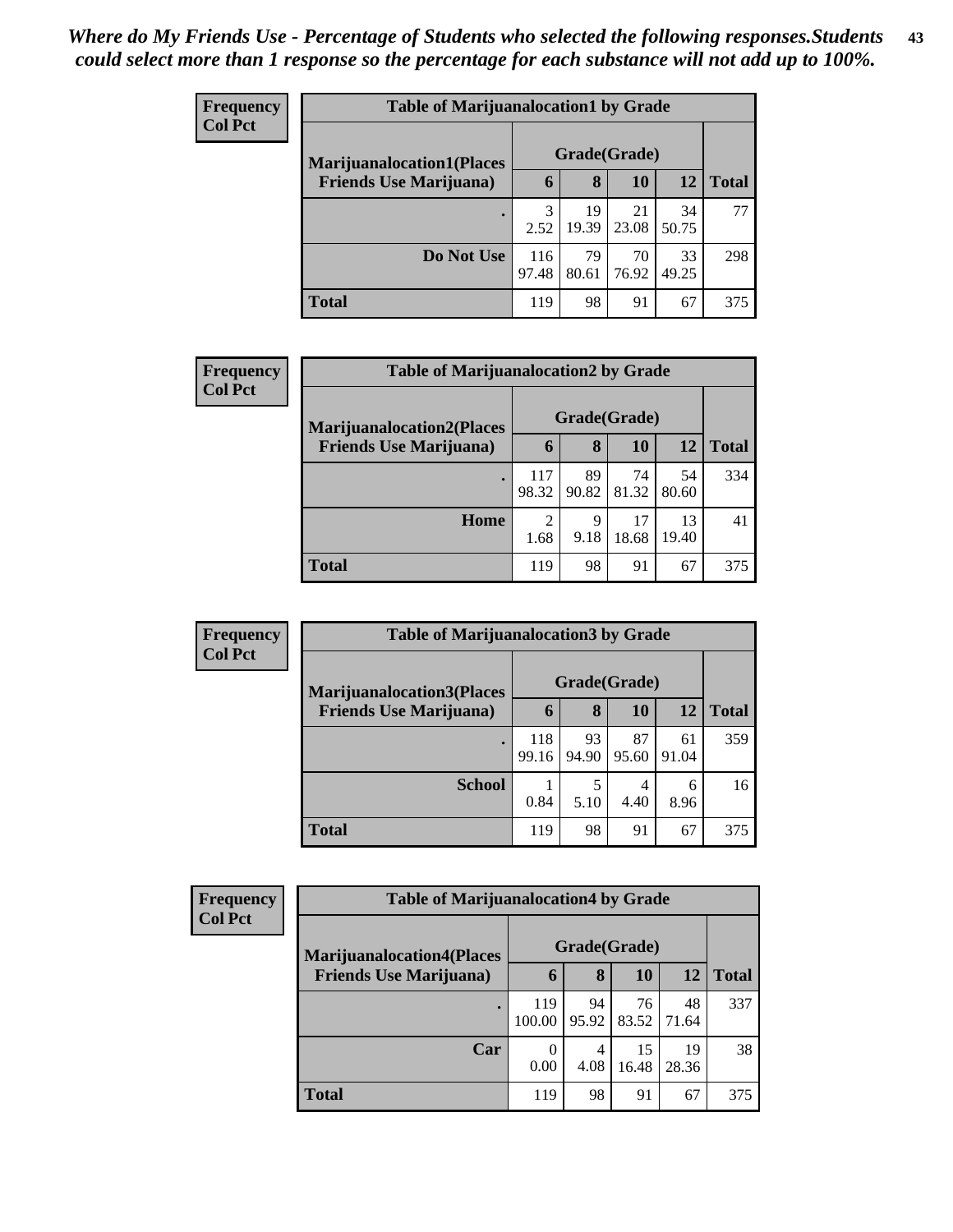*Where do My Friends Use - Percentage of Students who selected the following responses.Students could select more than 1 response so the percentage for each substance will not add up to 100%.*

**Frequency**
**Col Pct**

| Table of Marijuanalocation1 by Grade | | | | | |
|---|---|---|---|---|---|
| **Marijuanalocation1(Places Friends Use Marijuana)** | **Grade(Grade)** | | | | **Total** |
| | **6** | **8** | **10** | **12** | |
| **.** | 3<br>2.52 | 19<br>19.39 | 21<br>23.08 | 34<br>50.75 | 77 |
| **Do Not Use** | 116<br>97.48 | 79<br>80.61 | 70<br>76.92 | 33<br>49.25 | 298 |
| **Total** | 119 | 98 | 91 | 67 | 375 |

**Frequency**
**Col Pct**

| Table of Marijuanalocation2 by Grade | | | | | |
|---|---|---|---|---|---|
| **Marijuanalocation2(Places Friends Use Marijuana)** | **Grade(Grade)** | | | | **Total** |
| | **6** | **8** | **10** | **12** | |
| **.** | 117<br>98.32 | 89<br>90.82 | 74<br>81.32 | 54<br>80.60 | 334 |
| **Home** | 2<br>1.68 | 9<br>9.18 | 17<br>18.68 | 13<br>19.40 | 41 |
| **Total** | 119 | 98 | 91 | 67 | 375 |

**Frequency**
**Col Pct**

| Table of Marijuanalocation3 by Grade | | | | | |
|---|---|---|---|---|---|
| **Marijuanalocation3(Places Friends Use Marijuana)** | **Grade(Grade)** | | | | **Total** |
| | **6** | **8** | **10** | **12** | |
| **.** | 118<br>99.16 | 93<br>94.90 | 87<br>95.60 | 61<br>91.04 | 359 |
| **School** | 1<br>0.84 | 5<br>5.10 | 4<br>4.40 | 6<br>8.96 | 16 |
| **Total** | 119 | 98 | 91 | 67 | 375 |

**Frequency**
**Col Pct**

| Table of Marijuanalocation4 by Grade | | | | | |
|---|---|---|---|---|---|
| **Marijuanalocation4(Places Friends Use Marijuana)** | **Grade(Grade)** | | | | **Total** |
| | **6** | **8** | **10** | **12** | |
| **.** | 119<br>100.00 | 94<br>95.92 | 76<br>83.52 | 48<br>71.64 | 337 |
| **Car** | 0<br>0.00 | 4<br>4.08 | 15<br>16.48 | 19<br>28.36 | 38 |
| **Total** | 119 | 98 | 91 | 67 | 375 |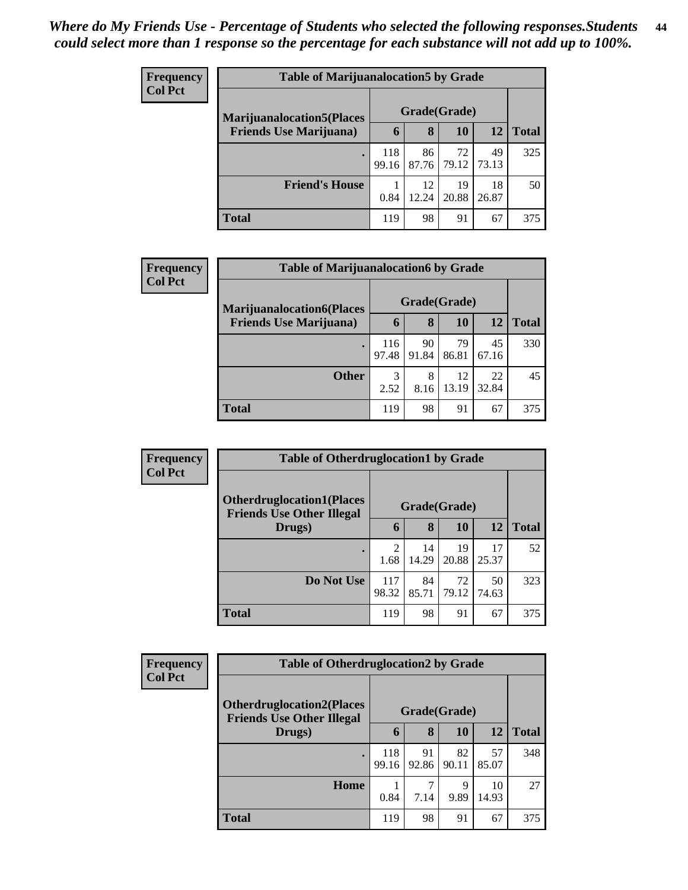*Where do My Friends Use - Percentage of Students who selected the following responses.Students could select more than 1 response so the percentage for each substance will not add up to 100%.*

**Frequency**
**Col Pct**

| Table of Marijuanalocation5 by Grade | | | | | |
|---|---|---|---|---|---|
| **Marijuanalocation5(Places Friends Use Marijuana)** | **Grade(Grade)** | | | | **Total** |
| | **6** | **8** | **10** | **12** | |
| **.** | 118<br>99.16 | 86<br>87.76 | 72<br>79.12 | 49<br>73.13 | 325 |
| **Friend's House** | 1<br>0.84 | 12<br>12.24 | 19<br>20.88 | 18<br>26.87 | 50 |
| **Total** | 119 | 98 | 91 | 67 | 375 |

**Frequency**
**Col Pct**

| Table of Marijuanalocation6 by Grade | | | | | |
|---|---|---|---|---|---|
| **Marijuanalocation6(Places Friends Use Marijuana)** | **Grade(Grade)** | | | | **Total** |
| | **6** | **8** | **10** | **12** | |
| **.** | 116<br>97.48 | 90<br>91.84 | 79<br>86.81 | 45<br>67.16 | 330 |
| **Other** | 3<br>2.52 | 8<br>8.16 | 12<br>13.19 | 22<br>32.84 | 45 |
| **Total** | 119 | 98 | 91 | 67 | 375 |

**Frequency**
**Col Pct**

| Table of Otherdruglocation1 by Grade | | | | | |
|---|---|---|---|---|---|
| **Otherdruglocation1(Places Friends Use Other Illegal Drugs)** | **Grade(Grade)** | | | | **Total** |
| | **6** | **8** | **10** | **12** | |
| **.** | 2<br>1.68 | 14<br>14.29 | 19<br>20.88 | 17<br>25.37 | 52 |
| **Do Not Use** | 117<br>98.32 | 84<br>85.71 | 72<br>79.12 | 50<br>74.63 | 323 |
| **Total** | 119 | 98 | 91 | 67 | 375 |

**Frequency**
**Col Pct**

| Table of Otherdruglocation2 by Grade | | | | | |
|---|---|---|---|---|---|
| **Otherdruglocation2(Places Friends Use Other Illegal Drugs)** | **Grade(Grade)** | | | | **Total** |
| | **6** | **8** | **10** | **12** | |
| **.** | 118<br>99.16 | 91<br>92.86 | 82<br>90.11 | 57<br>85.07 | 348 |
| **Home** | 1<br>0.84 | 7<br>7.14 | 9<br>9.89 | 10<br>14.93 | 27 |
| **Total** | 119 | 98 | 91 | 67 | 375 |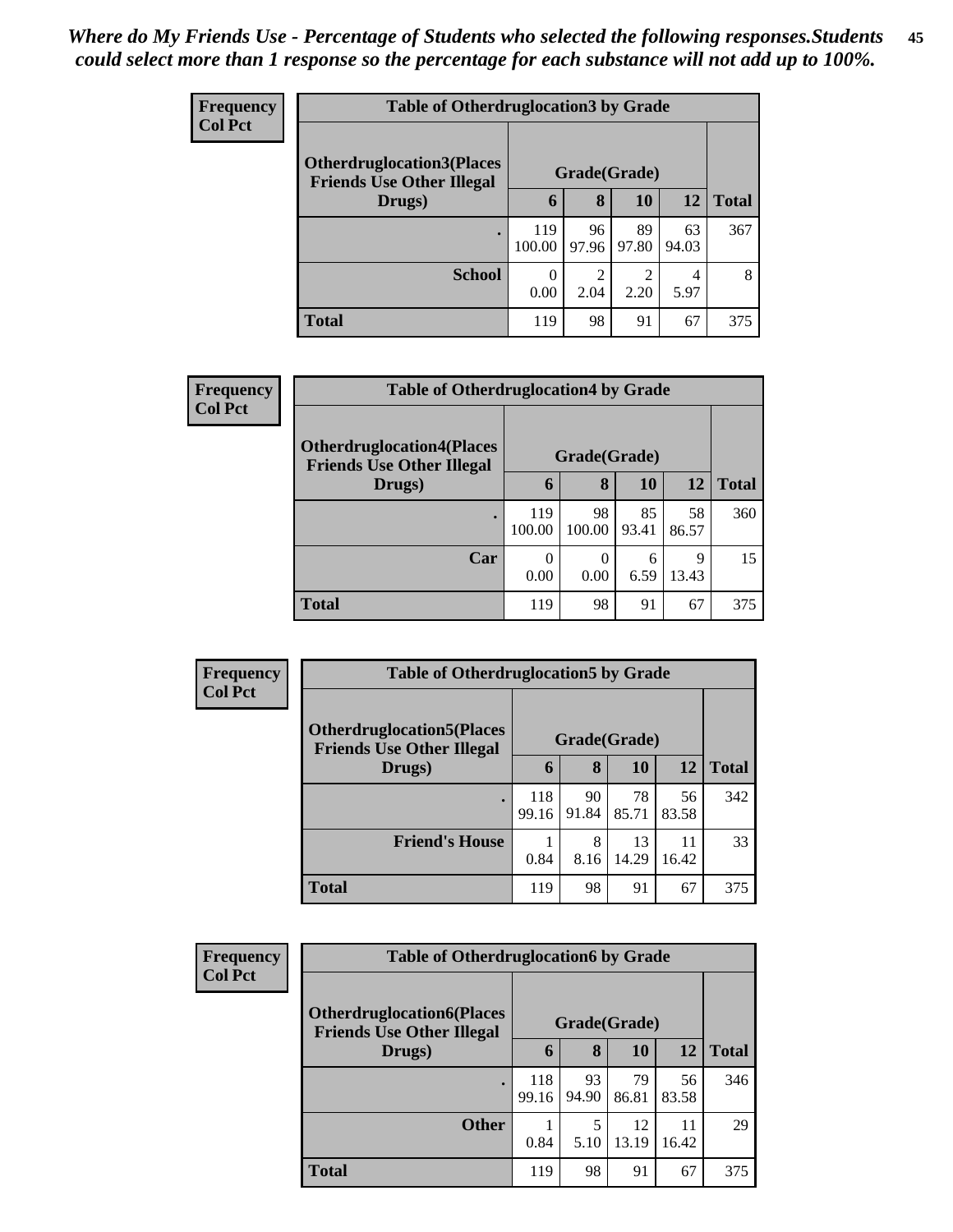*Where do My Friends Use - Percentage of Students who selected the following responses.Students could select more than 1 response so the percentage for each substance will not add up to 100%.*

**Frequency**
**Col Pct**

| Table of Otherdruglocation3 by Grade | | | | | |
|---|---|---|---|---|---|
| **Otherdruglocation3(Places Friends Use Other Illegal Drugs)** | **Grade(Grade)** | | | | **Total** |
| | **6** | **8** | **10** | **12** | |
| **.** | 119<br>100.00 | 96<br>97.96 | 89<br>97.80 | 63<br>94.03 | 367 |
| **School** | 0<br>0.00 | 2<br>2.04 | 2<br>2.20 | 4<br>5.97 | 8 |
| **Total** | 119 | 98 | 91 | 67 | 375 |

**Frequency**
**Col Pct**

| Table of Otherdruglocation4 by Grade | | | | | |
|---|---|---|---|---|---|
| **Otherdruglocation4(Places Friends Use Other Illegal Drugs)** | **Grade(Grade)** | | | | **Total** |
| | **6** | **8** | **10** | **12** | |
| **.** | 119<br>100.00 | 98<br>100.00 | 85<br>93.41 | 58<br>86.57 | 360 |
| **Car** | 0<br>0.00 | 0<br>0.00 | 6<br>6.59 | 9<br>13.43 | 15 |
| **Total** | 119 | 98 | 91 | 67 | 375 |

**Frequency**
**Col Pct**

| Table of Otherdruglocation5 by Grade | | | | | |
|---|---|---|---|---|---|
| **Otherdruglocation5(Places Friends Use Other Illegal Drugs)** | **Grade(Grade)** | | | | **Total** |
| | **6** | **8** | **10** | **12** | |
| **.** | 118<br>99.16 | 90<br>91.84 | 78<br>85.71 | 56<br>83.58 | 342 |
| **Friend's House** | 1<br>0.84 | 8<br>8.16 | 13<br>14.29 | 11<br>16.42 | 33 |
| **Total** | 119 | 98 | 91 | 67 | 375 |

**Frequency**
**Col Pct**

| Table of Otherdruglocation6 by Grade | | | | | |
|---|---|---|---|---|---|
| **Otherdruglocation6(Places Friends Use Other Illegal Drugs)** | **Grade(Grade)** | | | | **Total** |
| | **6** | **8** | **10** | **12** | |
| **.** | 118<br>99.16 | 93<br>94.90 | 79<br>86.81 | 56<br>83.58 | 346 |
| **Other** | 1<br>0.84 | 5<br>5.10 | 12<br>13.19 | 11<br>16.42 | 29 |
| **Total** | 119 | 98 | 91 | 67 | 375 |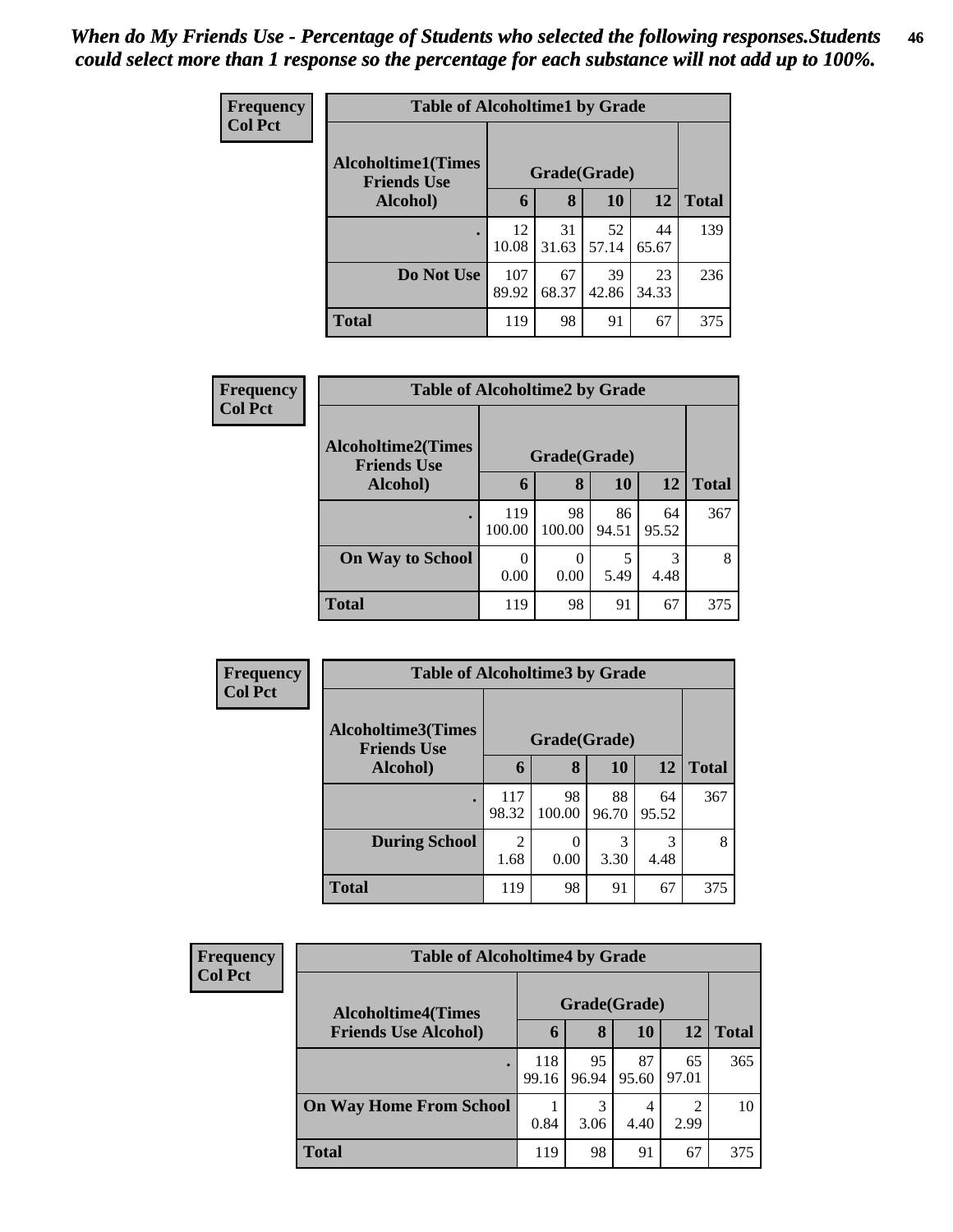*When do My Friends Use - Percentage of Students who selected the following responses.Students could select more than 1 response so the percentage for each substance will not add up to 100%.*

**Frequency**
**Col Pct**

| Table of Alcoholtime1 by Grade | | | | | |
|---|---|---|---|---|---|
| **Alcoholtime1(Times Friends Use Alcohol)** | **Grade(Grade)** | | | | **Total** |
| | **6** | **8** | **10** | **12** | |
| **.** | 12<br>10.08 | 31<br>31.63 | 52<br>57.14 | 44<br>65.67 | 139 |
| **Do Not Use** | 107<br>89.92 | 67<br>68.37 | 39<br>42.86 | 23<br>34.33 | 236 |
| **Total** | 119 | 98 | 91 | 67 | 375 |

**Frequency**
**Col Pct**

| Table of Alcoholtime2 by Grade | | | | | |
|---|---|---|---|---|---|
| **Alcoholtime2(Times Friends Use Alcohol)** | **Grade(Grade)** | | | | **Total** |
| | **6** | **8** | **10** | **12** | |
| **.** | 119<br>100.00 | 98<br>100.00 | 86<br>94.51 | 64<br>95.52 | 367 |
| **On Way to School** | 0<br>0.00 | 0<br>0.00 | 5<br>5.49 | 3<br>4.48 | 8 |
| **Total** | 119 | 98 | 91 | 67 | 375 |

**Frequency**
**Col Pct**

| Table of Alcoholtime3 by Grade | | | | | |
|---|---|---|---|---|---|
| **Alcoholtime3(Times Friends Use Alcohol)** | **Grade(Grade)** | | | | **Total** |
| | **6** | **8** | **10** | **12** | |
| **.** | 117<br>98.32 | 98<br>100.00 | 88<br>96.70 | 64<br>95.52 | 367 |
| **During School** | 2<br>1.68 | 0<br>0.00 | 3<br>3.30 | 3<br>4.48 | 8 |
| **Total** | 119 | 98 | 91 | 67 | 375 |

**Frequency**
**Col Pct**

| Table of Alcoholtime4 by Grade | | | | | |
|---|---|---|---|---|---|
| **Alcoholtime4(Times Friends Use Alcohol)** | **Grade(Grade)** | | | | **Total** |
| | **6** | **8** | **10** | **12** | |
| **.** | 118<br>99.16 | 95<br>96.94 | 87<br>95.60 | 65<br>97.01 | 365 |
| **On Way Home From School** | 1<br>0.84 | 3<br>3.06 | 4<br>4.40 | 2<br>2.99 | 10 |
| **Total** | 119 | 98 | 91 | 67 | 375 |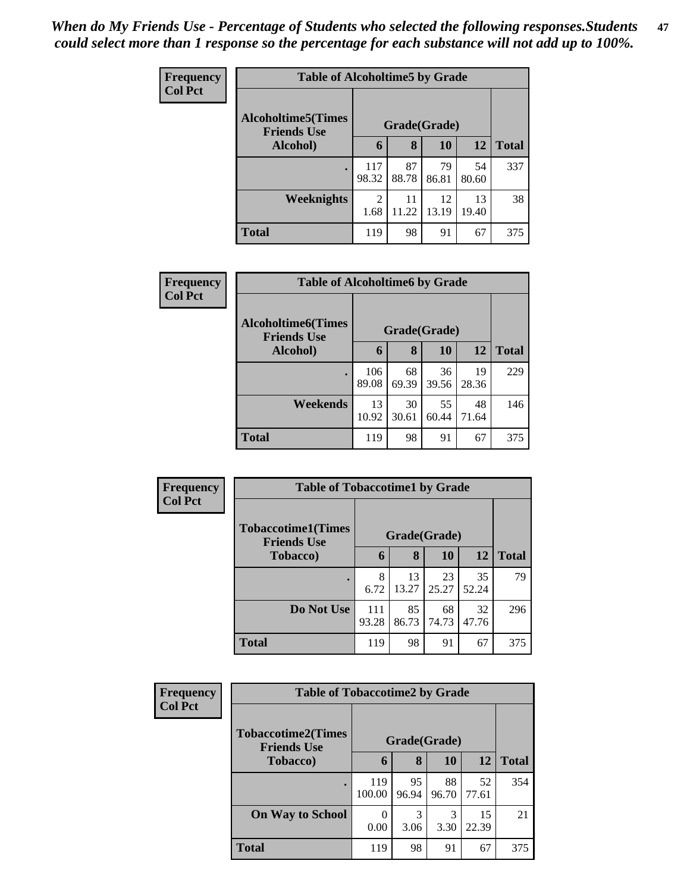*When do My Friends Use - Percentage of Students who selected the following responses.Students could select more than 1 response so the percentage for each substance will not add up to 100%.*

**Frequency**
**Col Pct**

**Table of Alcoholtime5 by Grade**

| Alcoholtime5(Times Friends Use Alcohol) | Grade(Grade) | | | | Total |
|---|---|---|---|---|---|
| | 6 | 8 | 10 | 12 | |
| . | 117<br>98.32 | 87<br>88.78 | 79<br>86.81 | 54<br>80.60 | 337 |
| Weeknights | 2<br>1.68 | 11<br>11.22 | 12<br>13.19 | 13<br>19.40 | 38 |
| Total | 119 | 98 | 91 | 67 | 375 |

**Frequency**
**Col Pct**

**Table of Alcoholtime6 by Grade**

| Alcoholtime6(Times Friends Use Alcohol) | Grade(Grade) | | | | Total |
|---|---|---|---|---|---|
| | 6 | 8 | 10 | 12 | |
| . | 106<br>89.08 | 68<br>69.39 | 36<br>39.56 | 19<br>28.36 | 229 |
| Weekends | 13<br>10.92 | 30<br>30.61 | 55<br>60.44 | 48<br>71.64 | 146 |
| Total | 119 | 98 | 91 | 67 | 375 |

**Frequency**
**Col Pct**

**Table of Tobaccotime1 by Grade**

| Tobaccotime1(Times Friends Use Tobacco) | Grade(Grade) | | | | Total |
|---|---|---|---|---|---|
| | 6 | 8 | 10 | 12 | |
| . | 8<br>6.72 | 13<br>13.27 | 23<br>25.27 | 35<br>52.24 | 79 |
| Do Not Use | 111<br>93.28 | 85<br>86.73 | 68<br>74.73 | 32<br>47.76 | 296 |
| Total | 119 | 98 | 91 | 67 | 375 |

**Frequency**
**Col Pct**

**Table of Tobaccotime2 by Grade**

| Tobaccotime2(Times Friends Use Tobacco) | Grade(Grade) | | | | Total |
|---|---|---|---|---|---|
| | 6 | 8 | 10 | 12 | |
| . | 119<br>100.00 | 95<br>96.94 | 88<br>96.70 | 52<br>77.61 | 354 |
| On Way to School | 0<br>0.00 | 3<br>3.06 | 3<br>3.30 | 15<br>22.39 | 21 |
| Total | 119 | 98 | 91 | 67 | 375 |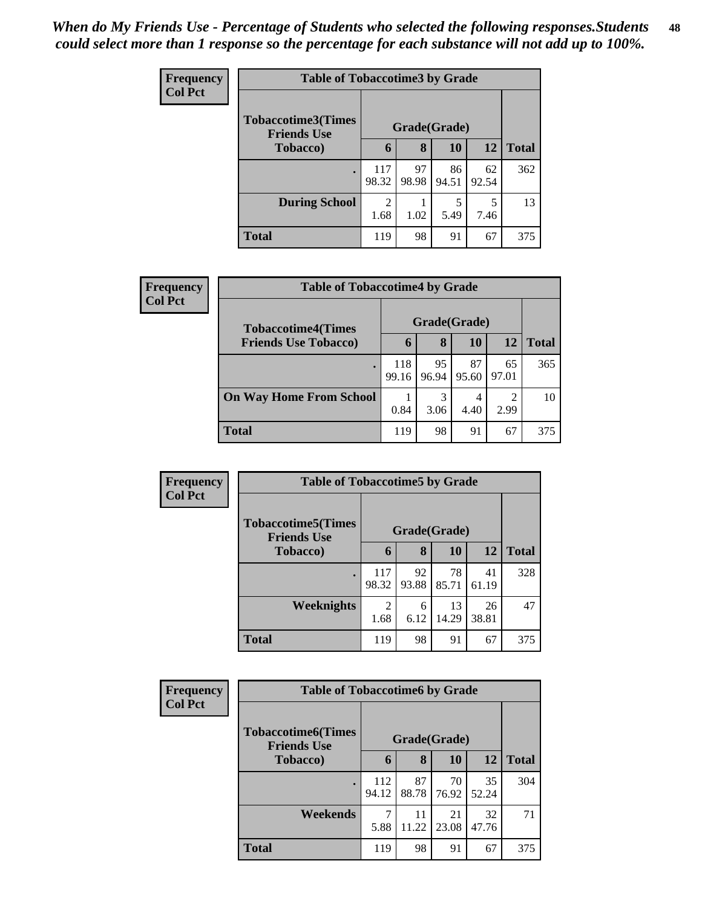*When do My Friends Use - Percentage of Students who selected the following responses.Students could select more than 1 response so the percentage for each substance will not add up to 100%.*

**Frequency**
**Col Pct**

| Table of Tobaccotime3 by Grade | | | | | |
|---|---|---|---|---|---|
| **Tobaccotime3(Times Friends Use Tobacco)** | **Grade(Grade)** | | | | **Total** |
| | **6** | **8** | **10** | **12** | |
| **.** | 117<br>98.32 | 97<br>98.98 | 86<br>94.51 | 62<br>92.54 | 362 |
| **During School** | 2<br>1.68 | 1<br>1.02 | 5<br>5.49 | 5<br>7.46 | 13 |
| **Total** | 119 | 98 | 91 | 67 | 375 |

**Frequency**
**Col Pct**

| Table of Tobaccotime4 by Grade | | | | | |
|---|---|---|---|---|---|
| **Tobaccotime4(Times Friends Use Tobacco)** | **Grade(Grade)** | | | | **Total** |
| | **6** | **8** | **10** | **12** | |
| **.** | 118<br>99.16 | 95<br>96.94 | 87<br>95.60 | 65<br>97.01 | 365 |
| **On Way Home From School** | 1<br>0.84 | 3<br>3.06 | 4<br>4.40 | 2<br>2.99 | 10 |
| **Total** | 119 | 98 | 91 | 67 | 375 |

**Frequency**
**Col Pct**

| Table of Tobaccotime5 by Grade | | | | | |
|---|---|---|---|---|---|
| **Tobaccotime5(Times Friends Use Tobacco)** | **Grade(Grade)** | | | | **Total** |
| | **6** | **8** | **10** | **12** | |
| **.** | 117<br>98.32 | 92<br>93.88 | 78<br>85.71 | 41<br>61.19 | 328 |
| **Weeknights** | 2<br>1.68 | 6<br>6.12 | 13<br>14.29 | 26<br>38.81 | 47 |
| **Total** | 119 | 98 | 91 | 67 | 375 |

**Frequency**
**Col Pct**

| Table of Tobaccotime6 by Grade | | | | | |
|---|---|---|---|---|---|
| **Tobaccotime6(Times Friends Use Tobacco)** | **Grade(Grade)** | | | | **Total** |
| | **6** | **8** | **10** | **12** | |
| **.** | 112<br>94.12 | 87<br>88.78 | 70<br>76.92 | 35<br>52.24 | 304 |
| **Weekends** | 7<br>5.88 | 11<br>11.22 | 21<br>23.08 | 32<br>47.76 | 71 |
| **Total** | 119 | 98 | 91 | 67 | 375 |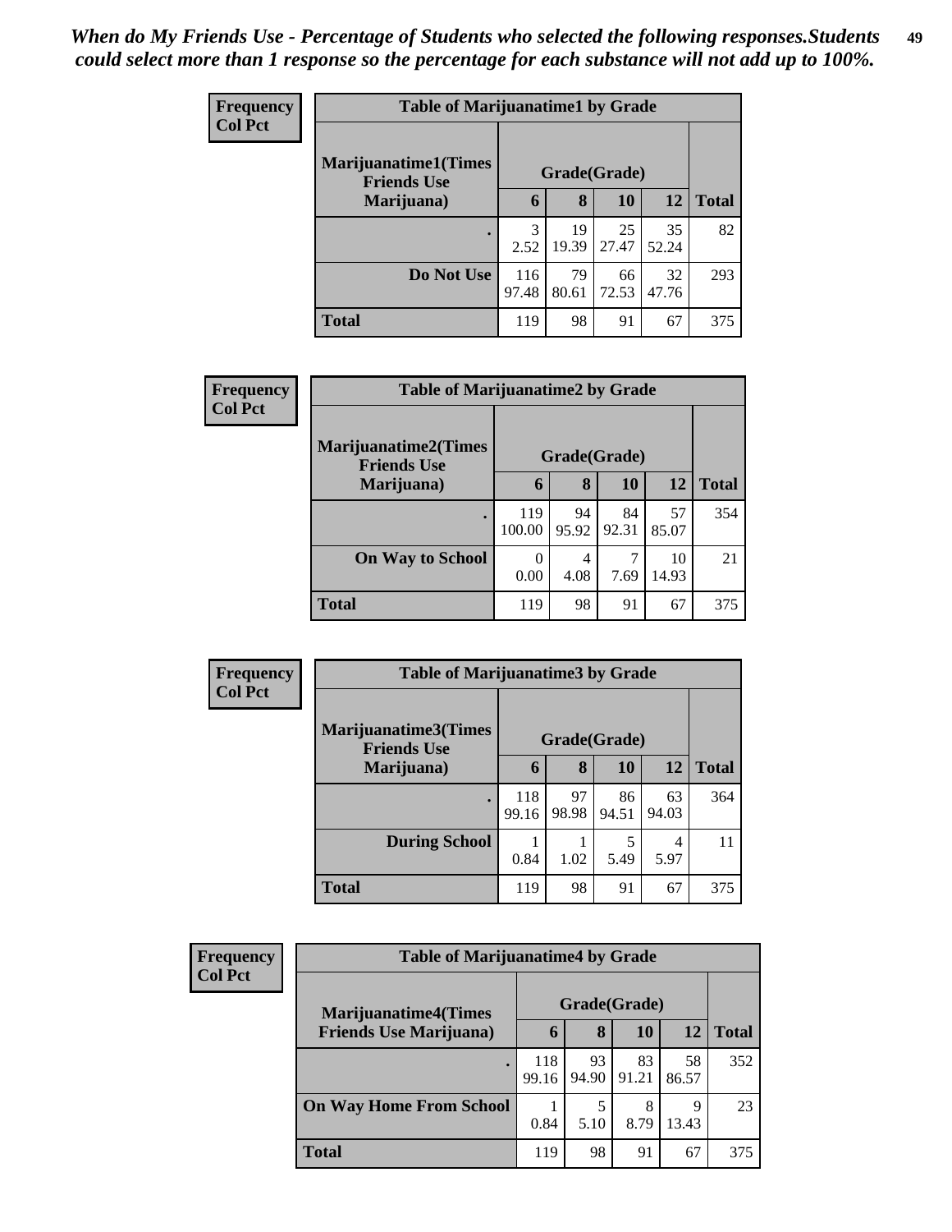*When do My Friends Use - Percentage of Students who selected the following responses.Students could select more than 1 response so the percentage for each substance will not add up to 100%.*

**Frequency**
**Col Pct**

| Table of Marijuanatime1 by Grade | | | | | |
|---|---|---|---|---|---|
| **Marijuanatime1(Times Friends Use Marijuana)** | **Grade(Grade)** | | | | |
| | **6** | **8** | **10** | **12** | **Total** |
| **.** | 3<br>2.52 | 19<br>19.39 | 25<br>27.47 | 35<br>52.24 | 82 |
| **Do Not Use** | 116<br>97.48 | 79<br>80.61 | 66<br>72.53 | 32<br>47.76 | 293 |
| **Total** | 119 | 98 | 91 | 67 | 375 |

**Frequency**
**Col Pct**

| Table of Marijuanatime2 by Grade | | | | | |
|---|---|---|---|---|---|
| **Marijuanatime2(Times Friends Use Marijuana)** | **Grade(Grade)** | | | | |
| | **6** | **8** | **10** | **12** | **Total** |
| **.** | 119<br>100.00 | 94<br>95.92 | 84<br>92.31 | 57<br>85.07 | 354 |
| **On Way to School** | 0<br>0.00 | 4<br>4.08 | 7<br>7.69 | 10<br>14.93 | 21 |
| **Total** | 119 | 98 | 91 | 67 | 375 |

**Frequency**
**Col Pct**

| Table of Marijuanatime3 by Grade | | | | | |
|---|---|---|---|---|---|
| **Marijuanatime3(Times Friends Use Marijuana)** | **Grade(Grade)** | | | | |
| | **6** | **8** | **10** | **12** | **Total** |
| **.** | 118<br>99.16 | 97<br>98.98 | 86<br>94.51 | 63<br>94.03 | 364 |
| **During School** | 1<br>0.84 | 1<br>1.02 | 5<br>5.49 | 4<br>5.97 | 11 |
| **Total** | 119 | 98 | 91 | 67 | 375 |

**Frequency**
**Col Pct**

| Table of Marijuanatime4 by Grade | | | | | |
|---|---|---|---|---|---|
| **Marijuanatime4(Times Friends Use Marijuana)** | **Grade(Grade)** | | | | |
| | **6** | **8** | **10** | **12** | **Total** |
| **.** | 118<br>99.16 | 93<br>94.90 | 83<br>91.21 | 58<br>86.57 | 352 |
| **On Way Home From School** | 1<br>0.84 | 5<br>5.10 | 8<br>8.79 | 9<br>13.43 | 23 |
| **Total** | 119 | 98 | 91 | 67 | 375 |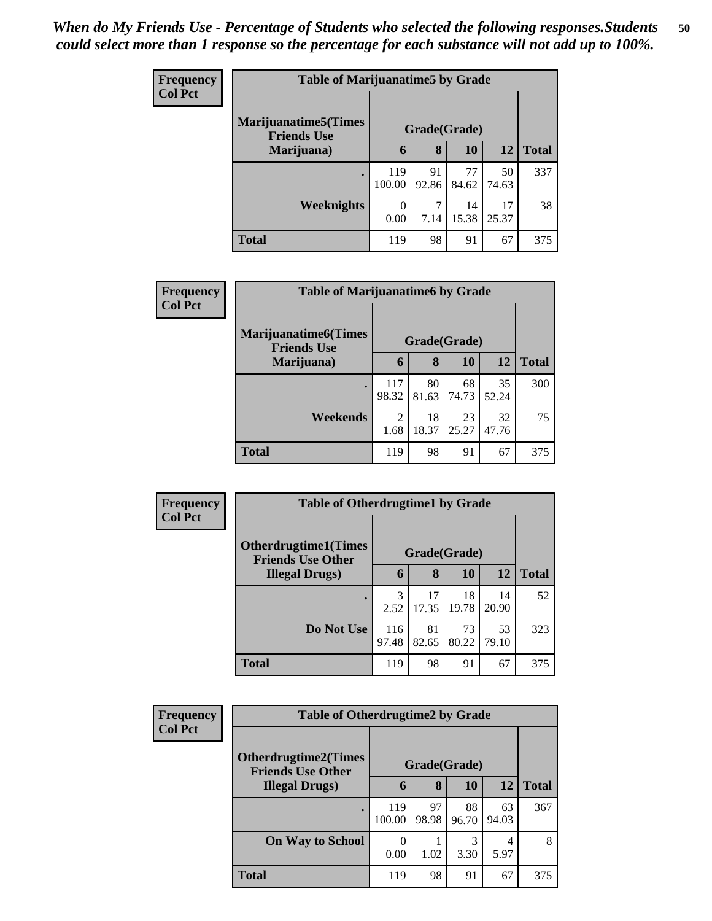*When do My Friends Use - Percentage of Students who selected the following responses.Students could select more than 1 response so the percentage for each substance will not add up to 100%.*

**Frequency**
**Col Pct**

| Table of Marijuanatime5 by Grade | | | | | |
|---|---|---|---|---|---|
| **Marijuanatime5(Times Friends Use Marijuana)** | **Grade(Grade)** | | | | |
| | **6** | **8** | **10** | **12** | **Total** |
| **.** | 119<br>100.00 | 91<br>92.86 | 77<br>84.62 | 50<br>74.63 | 337 |
| **Weeknights** | 0<br>0.00 | 7<br>7.14 | 14<br>15.38 | 17<br>25.37 | 38 |
| **Total** | 119 | 98 | 91 | 67 | 375 |

**Frequency**
**Col Pct**

| Table of Marijuanatime6 by Grade | | | | | |
|---|---|---|---|---|---|
| **Marijuanatime6(Times Friends Use Marijuana)** | **Grade(Grade)** | | | | |
| | **6** | **8** | **10** | **12** | **Total** |
| **.** | 117<br>98.32 | 80<br>81.63 | 68<br>74.73 | 35<br>52.24 | 300 |
| **Weekends** | 2<br>1.68 | 18<br>18.37 | 23<br>25.27 | 32<br>47.76 | 75 |
| **Total** | 119 | 98 | 91 | 67 | 375 |

**Frequency**
**Col Pct**

| Table of Otherdrugtime1 by Grade | | | | | |
|---|---|---|---|---|---|
| **Otherdrugtime1(Times Friends Use Other Illegal Drugs)** | **Grade(Grade)** | | | | |
| | **6** | **8** | **10** | **12** | **Total** |
| **.** | 3<br>2.52 | 17<br>17.35 | 18<br>19.78 | 14<br>20.90 | 52 |
| **Do Not Use** | 116<br>97.48 | 81<br>82.65 | 73<br>80.22 | 53<br>79.10 | 323 |
| **Total** | 119 | 98 | 91 | 67 | 375 |

**Frequency**
**Col Pct**

| Table of Otherdrugtime2 by Grade | | | | | |
|---|---|---|---|---|---|
| **Otherdrugtime2(Times Friends Use Other Illegal Drugs)** | **Grade(Grade)** | | | | |
| | **6** | **8** | **10** | **12** | **Total** |
| **.** | 119<br>100.00 | 97<br>98.98 | 88<br>96.70 | 63<br>94.03 | 367 |
| **On Way to School** | 0<br>0.00 | 1<br>1.02 | 3<br>3.30 | 4<br>5.97 | 8 |
| **Total** | 119 | 98 | 91 | 67 | 375 |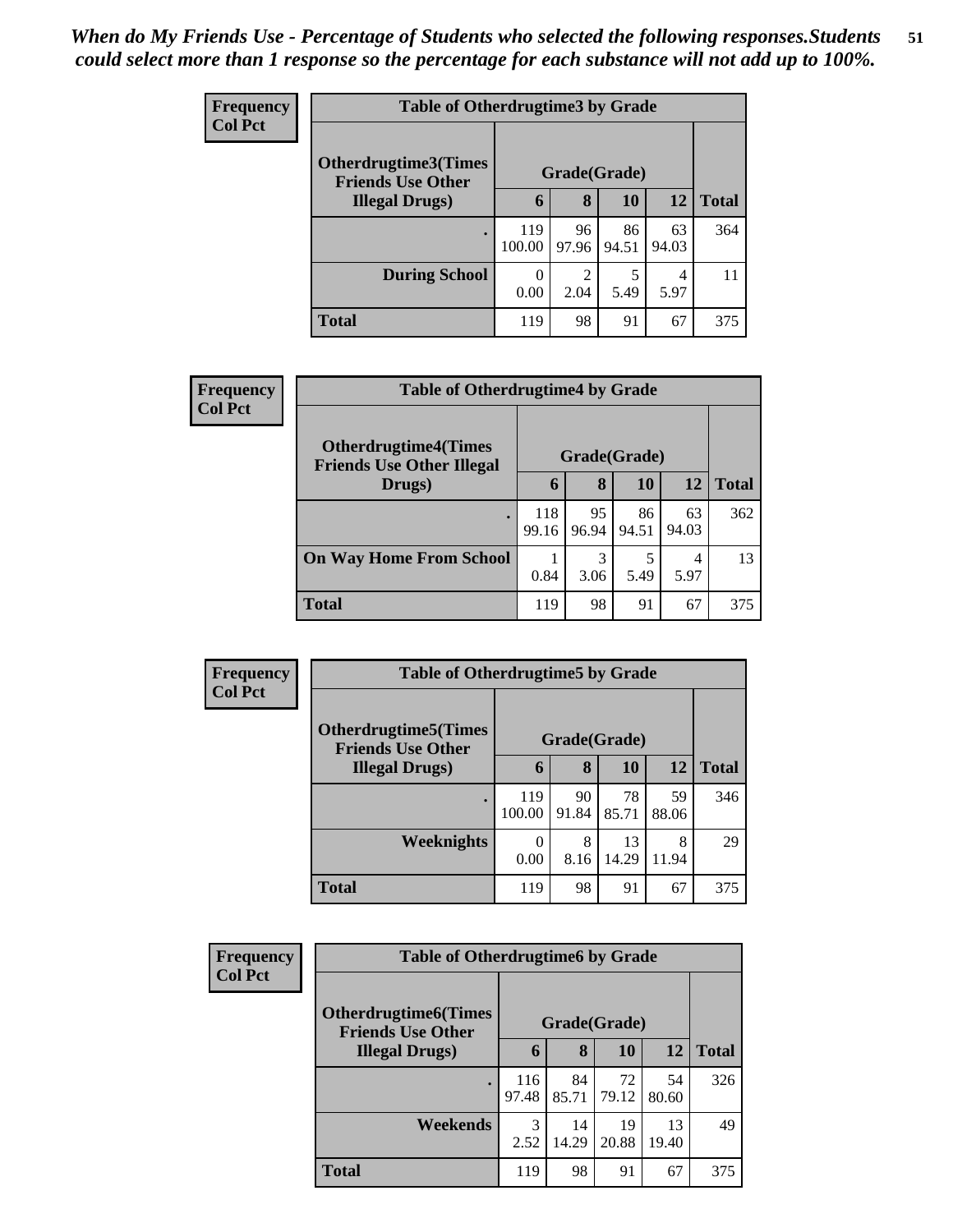*When do My Friends Use - Percentage of Students who selected the following responses.Students could select more than 1 response so the percentage for each substance will not add up to 100%.*

**Frequency**
**Col Pct**

**Table of Otherdrugtime3 by Grade**

| Otherdrugtime3(Times Friends Use Other Illegal Drugs) | Grade(Grade) | | | | |
|---|---|---|---|---|---|
| | 6 | 8 | 10 | 12 | Total |
| . | 119<br>100.00 | 96<br>97.96 | 86<br>94.51 | 63<br>94.03 | 364 |
| During School | 0<br>0.00 | 2<br>2.04 | 5<br>5.49 | 4<br>5.97 | 11 |
| Total | 119 | 98 | 91 | 67 | 375 |

**Frequency**
**Col Pct**

**Table of Otherdrugtime4 by Grade**

| Otherdrugtime4(Times Friends Use Other Illegal Drugs) | Grade(Grade) | | | | |
|---|---|---|---|---|---|
| | 6 | 8 | 10 | 12 | Total |
| . | 118<br>99.16 | 95<br>96.94 | 86<br>94.51 | 63<br>94.03 | 362 |
| On Way Home From School | 1<br>0.84 | 3<br>3.06 | 5<br>5.49 | 4<br>5.97 | 13 |
| Total | 119 | 98 | 91 | 67 | 375 |

**Frequency**
**Col Pct**

**Table of Otherdrugtime5 by Grade**

| Otherdrugtime5(Times Friends Use Other Illegal Drugs) | Grade(Grade) | | | | |
|---|---|---|---|---|---|
| | 6 | 8 | 10 | 12 | Total |
| . | 119<br>100.00 | 90<br>91.84 | 78<br>85.71 | 59<br>88.06 | 346 |
| Weeknights | 0<br>0.00 | 8<br>8.16 | 13<br>14.29 | 8<br>11.94 | 29 |
| Total | 119 | 98 | 91 | 67 | 375 |

**Frequency**
**Col Pct**

**Table of Otherdrugtime6 by Grade**

| Otherdrugtime6(Times Friends Use Other Illegal Drugs) | Grade(Grade) | | | | |
|---|---|---|---|---|---|
| | 6 | 8 | 10 | 12 | Total |
| . | 116<br>97.48 | 84<br>85.71 | 72<br>79.12 | 54<br>80.60 | 326 |
| Weekends | 3<br>2.52 | 14<br>14.29 | 19<br>20.88 | 13<br>19.40 | 49 |
| Total | 119 | 98 | 91 | 67 | 375 |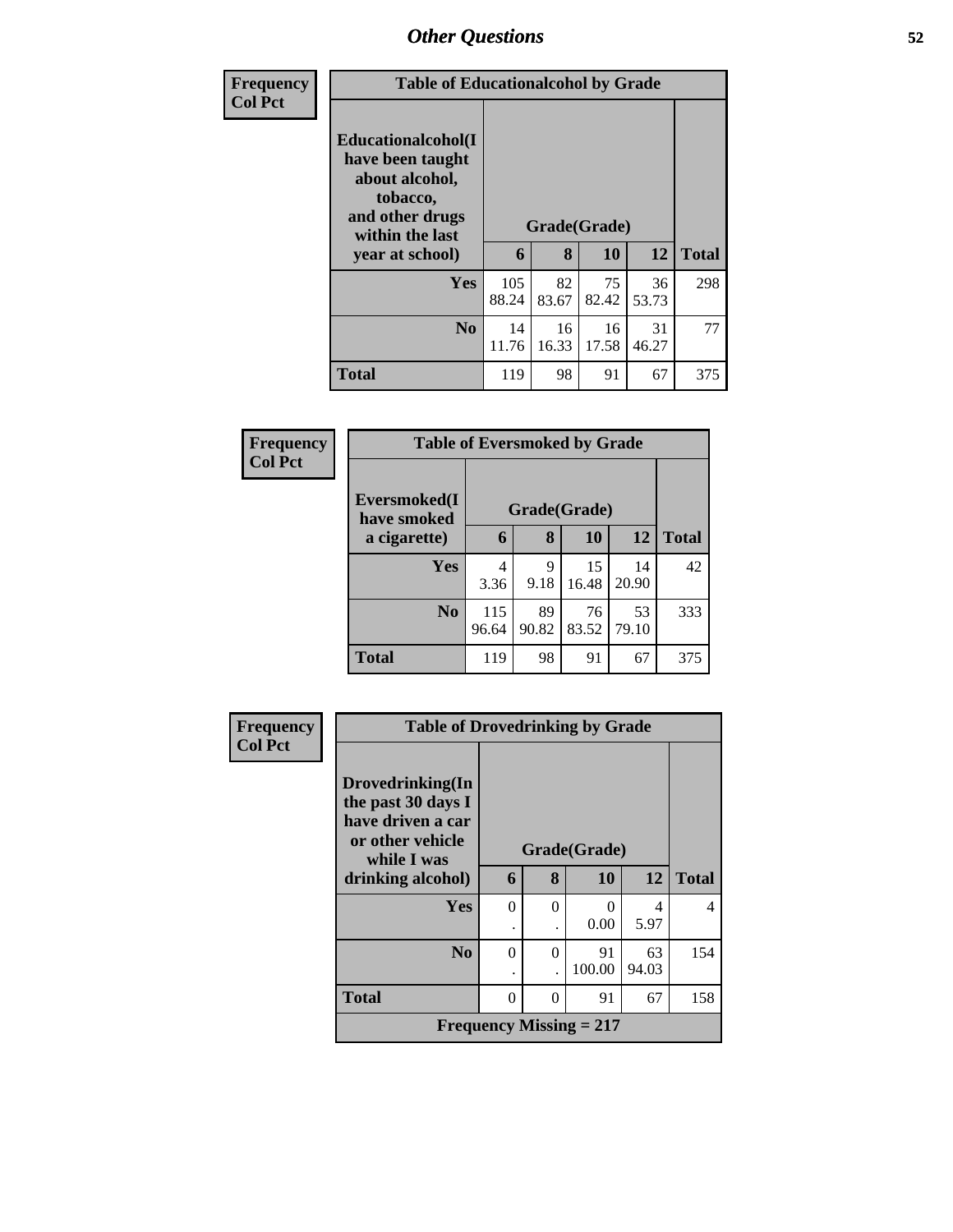## Other Questions

| Frequency<br>Col Pct |
|---|

**Table of Educationalalcohol by Grade**

| Educationalalcohol(I have been taught about alcohol, tobacco, and other drugs within the last year at school) | Grade(Grade) | | | | |
|---|---|---|---|---|---|
| | 6 | 8 | 10 | 12 | Total |
| Yes | 105<br>88.24 | 82<br>83.67 | 75<br>82.42 | 36<br>53.73 | 298 |
| No | 14<br>11.76 | 16<br>16.33 | 16<br>17.58 | 31<br>46.27 | 77 |
| Total | 119 | 98 | 91 | 67 | 375 |

| Frequency<br>Col Pct |
|---|

**Table of Eversmoked by Grade**

| Eversmoked(I have smoked a cigarette) | Grade(Grade) | | | | |
|---|---|---|---|---|---|
| | 6 | 8 | 10 | 12 | Total |
| Yes | 4<br>3.36 | 9<br>9.18 | 15<br>16.48 | 14<br>20.90 | 42 |
| No | 115<br>96.64 | 89<br>90.82 | 76<br>83.52 | 53<br>79.10 | 333 |
| Total | 119 | 98 | 91 | 67 | 375 |

| Frequency<br>Col Pct |
|---|

**Table of Drovedrinking by Grade**

| Drovedrinking(In the past 30 days I have driven a car or other vehicle while I was drinking alcohol) | Grade(Grade) | | | | |
|---|---|---|---|---|---|
| | 6 | 8 | 10 | 12 | Total |
| Yes | 0<br>. | 0<br>. | 0<br>0.00 | 4<br>5.97 | 4 |
| No | 0<br>. | 0<br>. | 91<br>100.00 | 63<br>94.03 | 154 |
| Total | 0 | 0 | 91 | 67 | 158 |
| Frequency Missing = 217 | | | | | |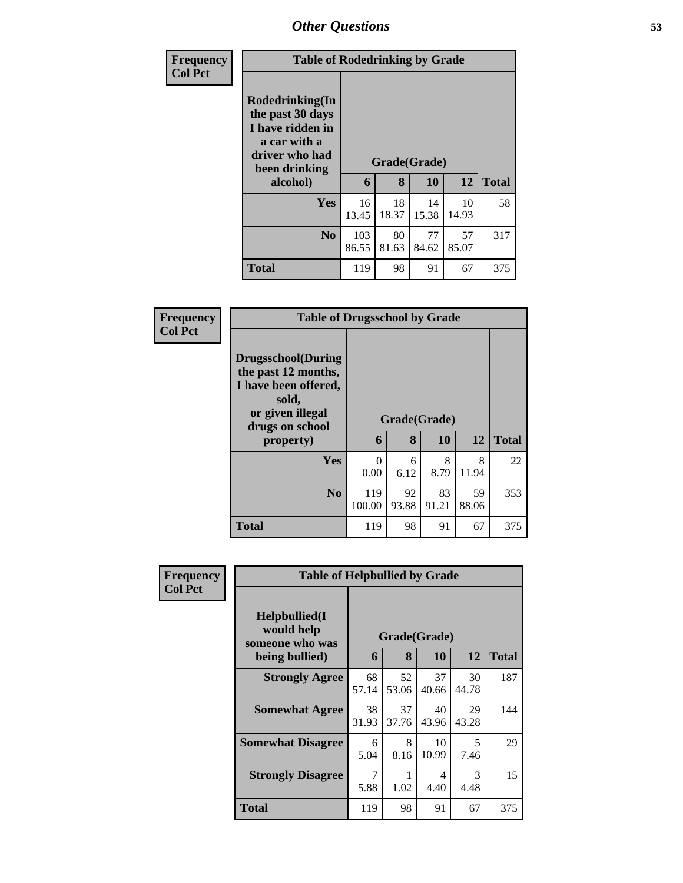## Other Questions

**Frequency / Col Pct**

| Table of Rodedrinking by Grade | | | | | |
|---|---|---|---|---|---|
| Rodedrinking(In the past 30 days I have ridden in a car with a driver who had been drinking alcohol) | Grade(Grade) | | | | |
| | 6 | 8 | 10 | 12 | Total |
| Yes | 16<br>13.45 | 18<br>18.37 | 14<br>15.38 | 10<br>14.93 | 58 |
| No | 103<br>86.55 | 80<br>81.63 | 77<br>84.62 | 57<br>85.07 | 317 |
| Total | 119 | 98 | 91 | 67 | 375 |

**Frequency / Col Pct**

| Table of Drugsschool by Grade | | | | | |
|---|---|---|---|---|---|
| Drugsschool(During the past 12 months, I have been offered, sold, or given illegal drugs on school property) | Grade(Grade) | | | | |
| | 6 | 8 | 10 | 12 | Total |
| Yes | 0<br>0.00 | 6<br>6.12 | 8<br>8.79 | 8<br>11.94 | 22 |
| No | 119<br>100.00 | 92<br>93.88 | 83<br>91.21 | 59<br>88.06 | 353 |
| Total | 119 | 98 | 91 | 67 | 375 |

**Frequency / Col Pct**

| Table of Helpbullied by Grade | | | | | |
|---|---|---|---|---|---|
| Helpbullied(I would help someone who was being bullied) | Grade(Grade) | | | | |
| | 6 | 8 | 10 | 12 | Total |
| Strongly Agree | 68<br>57.14 | 52<br>53.06 | 37<br>40.66 | 30<br>44.78 | 187 |
| Somewhat Agree | 38<br>31.93 | 37<br>37.76 | 40<br>43.96 | 29<br>43.28 | 144 |
| Somewhat Disagree | 6<br>5.04 | 8<br>8.16 | 10<br>10.99 | 5<br>7.46 | 29 |
| Strongly Disagree | 7<br>5.88 | 1<br>1.02 | 4<br>4.40 | 3<br>4.48 | 15 |
| Total | 119 | 98 | 91 | 67 | 375 |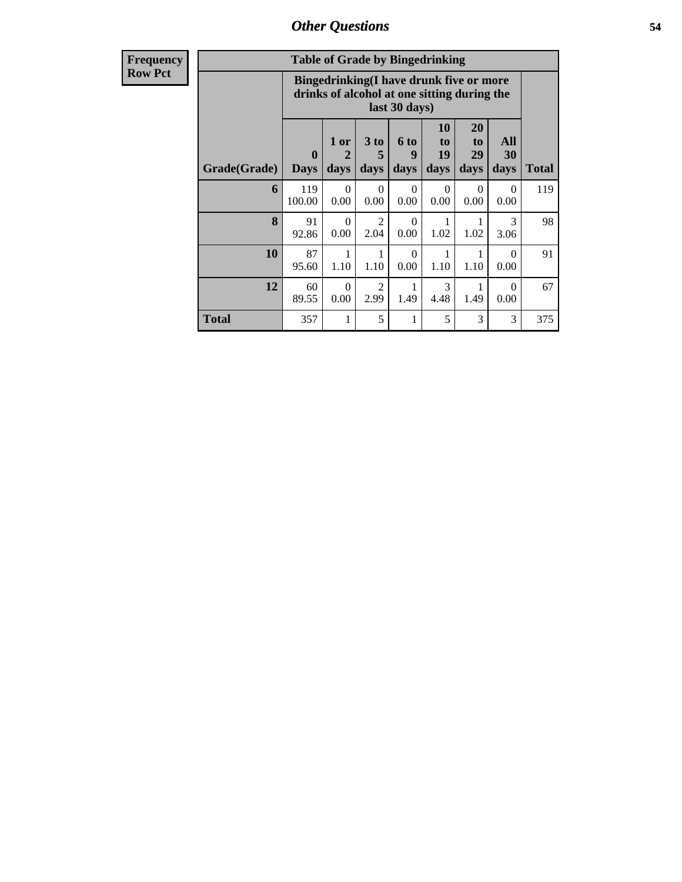## Other Questions

| Frequency Row Pct | Table of Grade by Bingedrinking | | | | | | | |
|---|---|---|---|---|---|---|---|---|
| | Bingedrinking(I have drunk five or more drinks of alcohol at one sitting during the last 30 days) | | | | | | | |
| Grade(Grade) | 0 Days | 1 or 2 days | 3 to 5 days | 6 to 9 days | 10 to 19 days | 20 to 29 days | All 30 days | Total |
| 6 | 119 100.00 | 0 0.00 | 0 0.00 | 0 0.00 | 0 0.00 | 0 0.00 | 0 0.00 | 119 |
| 8 | 91 92.86 | 0 0.00 | 2 2.04 | 0 0.00 | 1 1.02 | 1 1.02 | 3 3.06 | 98 |
| 10 | 87 95.60 | 1 1.10 | 1 1.10 | 0 0.00 | 1 1.10 | 1 1.10 | 0 0.00 | 91 |
| 12 | 60 89.55 | 0 0.00 | 2 2.99 | 1 1.49 | 3 4.48 | 1 1.49 | 0 0.00 | 67 |
| Total | 357 | 1 | 5 | 1 | 5 | 3 | 3 | 375 |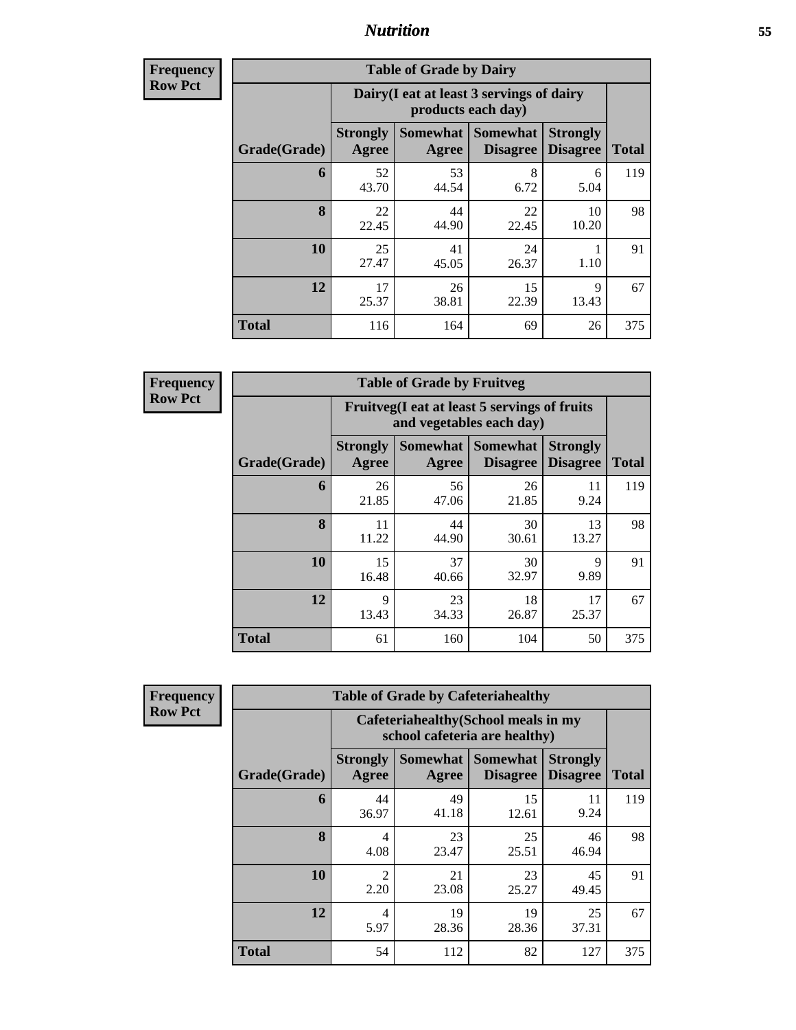**Frequency**
**Row Pct**

| Table of Grade by Dairy | | | | | |
|---|---|---|---|---|---|
| | Dairy(I eat at least 3 servings of dairy products each day) | | | | |
| Grade(Grade) | Strongly Agree | Somewhat Agree | Somewhat Disagree | Strongly Disagree | Total |
| **6** | 52<br>43.70 | 53<br>44.54 | 8<br>6.72 | 6<br>5.04 | 119 |
| **8** | 22<br>22.45 | 44<br>44.90 | 22<br>22.45 | 10<br>10.20 | 98 |
| **10** | 25<br>27.47 | 41<br>45.05 | 24<br>26.37 | 1<br>1.10 | 91 |
| **12** | 17<br>25.37 | 26<br>38.81 | 15<br>22.39 | 9<br>13.43 | 67 |
| **Total** | 116 | 164 | 69 | 26 | 375 |

**Frequency**
**Row Pct**

| Table of Grade by Fruitveg | | | | | |
|---|---|---|---|---|---|
| | Fruitveg(I eat at least 5 servings of fruits and vegetables each day) | | | | |
| Grade(Grade) | Strongly Agree | Somewhat Agree | Somewhat Disagree | Strongly Disagree | Total |
| **6** | 26<br>21.85 | 56<br>47.06 | 26<br>21.85 | 11<br>9.24 | 119 |
| **8** | 11<br>11.22 | 44<br>44.90 | 30<br>30.61 | 13<br>13.27 | 98 |
| **10** | 15<br>16.48 | 37<br>40.66 | 30<br>32.97 | 9<br>9.89 | 91 |
| **12** | 9<br>13.43 | 23<br>34.33 | 18<br>26.87 | 17<br>25.37 | 67 |
| **Total** | 61 | 160 | 104 | 50 | 375 |

**Frequency**
**Row Pct**

| Table of Grade by Cafeteriahealthy | | | | | |
|---|---|---|---|---|---|
| | Cafeteriahealthy(School meals in my school cafeteria are healthy) | | | | |
| Grade(Grade) | Strongly Agree | Somewhat Agree | Somewhat Disagree | Strongly Disagree | Total |
| **6** | 44<br>36.97 | 49<br>41.18 | 15<br>12.61 | 11<br>9.24 | 119 |
| **8** | 4<br>4.08 | 23<br>23.47 | 25<br>25.51 | 46<br>46.94 | 98 |
| **10** | 2<br>2.20 | 21<br>23.08 | 23<br>25.27 | 45<br>49.45 | 91 |
| **12** | 4<br>5.97 | 19<br>28.36 | 19<br>28.36 | 25<br>37.31 | 67 |
| **Total** | 54 | 112 | 82 | 127 | 375 |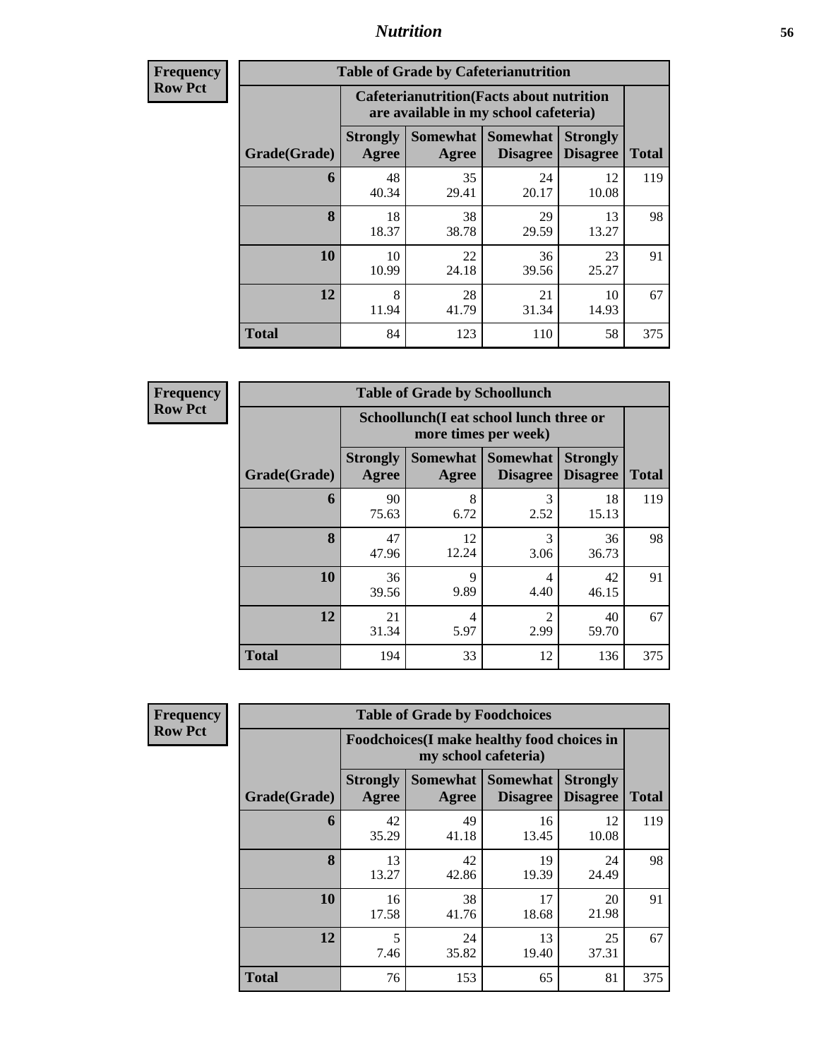# Nutrition

**Frequency**
**Row Pct**

| Table of Grade by Cafeterianutrition | | | | | |
|---|---|---|---|---|---|
| | Cafeterianutrition(Facts about nutrition are available in my school cafeteria) | | | | |
| Grade(Grade) | Strongly Agree | Somewhat Agree | Somewhat Disagree | Strongly Disagree | Total |
| 6 | 48<br>40.34 | 35<br>29.41 | 24<br>20.17 | 12<br>10.08 | 119 |
| 8 | 18<br>18.37 | 38<br>38.78 | 29<br>29.59 | 13<br>13.27 | 98 |
| 10 | 10<br>10.99 | 22<br>24.18 | 36<br>39.56 | 23<br>25.27 | 91 |
| 12 | 8<br>11.94 | 28<br>41.79 | 21<br>31.34 | 10<br>14.93 | 67 |
| Total | 84 | 123 | 110 | 58 | 375 |

**Frequency**
**Row Pct**

| Table of Grade by Schoollunch | | | | | |
|---|---|---|---|---|---|
| | Schoollunch(I eat school lunch three or more times per week) | | | | |
| Grade(Grade) | Strongly Agree | Somewhat Agree | Somewhat Disagree | Strongly Disagree | Total |
| 6 | 90<br>75.63 | 8<br>6.72 | 3<br>2.52 | 18<br>15.13 | 119 |
| 8 | 47<br>47.96 | 12<br>12.24 | 3<br>3.06 | 36<br>36.73 | 98 |
| 10 | 36<br>39.56 | 9<br>9.89 | 4<br>4.40 | 42<br>46.15 | 91 |
| 12 | 21<br>31.34 | 4<br>5.97 | 2<br>2.99 | 40<br>59.70 | 67 |
| Total | 194 | 33 | 12 | 136 | 375 |

**Frequency**
**Row Pct**

| Table of Grade by Foodchoices | | | | | |
|---|---|---|---|---|---|
| | Foodchoices(I make healthy food choices in my school cafeteria) | | | | |
| Grade(Grade) | Strongly Agree | Somewhat Agree | Somewhat Disagree | Strongly Disagree | Total |
| 6 | 42<br>35.29 | 49<br>41.18 | 16<br>13.45 | 12<br>10.08 | 119 |
| 8 | 13<br>13.27 | 42<br>42.86 | 19<br>19.39 | 24<br>24.49 | 98 |
| 10 | 16<br>17.58 | 38<br>41.76 | 17<br>18.68 | 20<br>21.98 | 91 |
| 12 | 5<br>7.46 | 24<br>35.82 | 13<br>19.40 | 25<br>37.31 | 67 |
| Total | 76 | 153 | 65 | 81 | 375 |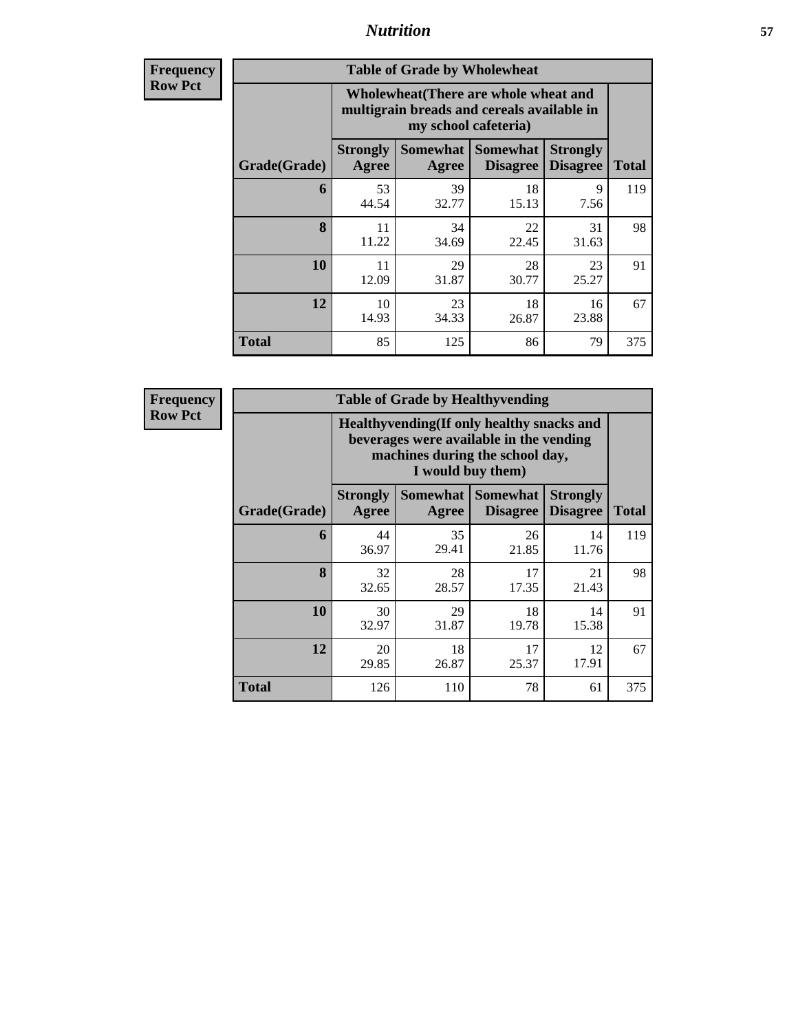**Frequency**
**Row Pct**

| Table of Grade by Wholewheat | | | | | |
|---|---|---|---|---|---|
| | Wholewheat(There are whole wheat and multigrain breads and cereals available in my school cafeteria) | | | | |
| Grade(Grade) | Strongly Agree | Somewhat Agree | Somewhat Disagree | Strongly Disagree | Total |
| **6** | 53<br>44.54 | 39<br>32.77 | 18<br>15.13 | 9<br>7.56 | 119 |
| **8** | 11<br>11.22 | 34<br>34.69 | 22<br>22.45 | 31<br>31.63 | 98 |
| **10** | 11<br>12.09 | 29<br>31.87 | 28<br>30.77 | 23<br>25.27 | 91 |
| **12** | 10<br>14.93 | 23<br>34.33 | 18<br>26.87 | 16<br>23.88 | 67 |
| **Total** | 85 | 125 | 86 | 79 | 375 |

**Frequency**
**Row Pct**

| Table of Grade by Healthyvending | | | | | |
|---|---|---|---|---|---|
| | Healthyvending(If only healthy snacks and beverages were available in the vending machines during the school day, I would buy them) | | | | |
| Grade(Grade) | Strongly Agree | Somewhat Agree | Somewhat Disagree | Strongly Disagree | Total |
| **6** | 44<br>36.97 | 35<br>29.41 | 26<br>21.85 | 14<br>11.76 | 119 |
| **8** | 32<br>32.65 | 28<br>28.57 | 17<br>17.35 | 21<br>21.43 | 98 |
| **10** | 30<br>32.97 | 29<br>31.87 | 18<br>19.78 | 14<br>15.38 | 91 |
| **12** | 20<br>29.85 | 18<br>26.87 | 17<br>25.37 | 12<br>17.91 | 67 |
| **Total** | 126 | 110 | 78 | 61 | 375 |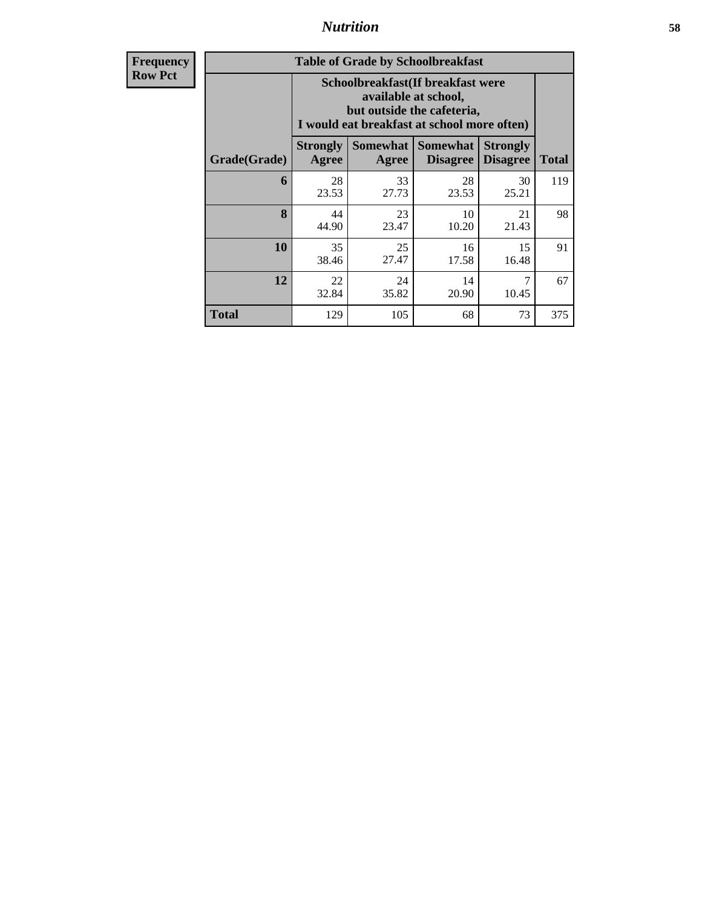| Frequency Row Pct | Table of Grade by Schoolbreakfast | | | | |
|---|---|---|---|---|---|
| | Schoolbreakfast(If breakfast were available at school, but outside the cafeteria, I would eat breakfast at school more often) | | | | |
| Grade(Grade) | Strongly Agree | Somewhat Agree | Somewhat Disagree | Strongly Disagree | Total |
| 6 | 28<br>23.53 | 33<br>27.73 | 28<br>23.53 | 30<br>25.21 | 119 |
| 8 | 44<br>44.90 | 23<br>23.47 | 10<br>10.20 | 21<br>21.43 | 98 |
| 10 | 35<br>38.46 | 25<br>27.47 | 16<br>17.58 | 15<br>16.48 | 91 |
| 12 | 22<br>32.84 | 24<br>35.82 | 14<br>20.90 | 7<br>10.45 | 67 |
| Total | 129 | 105 | 68 | 73 | 375 |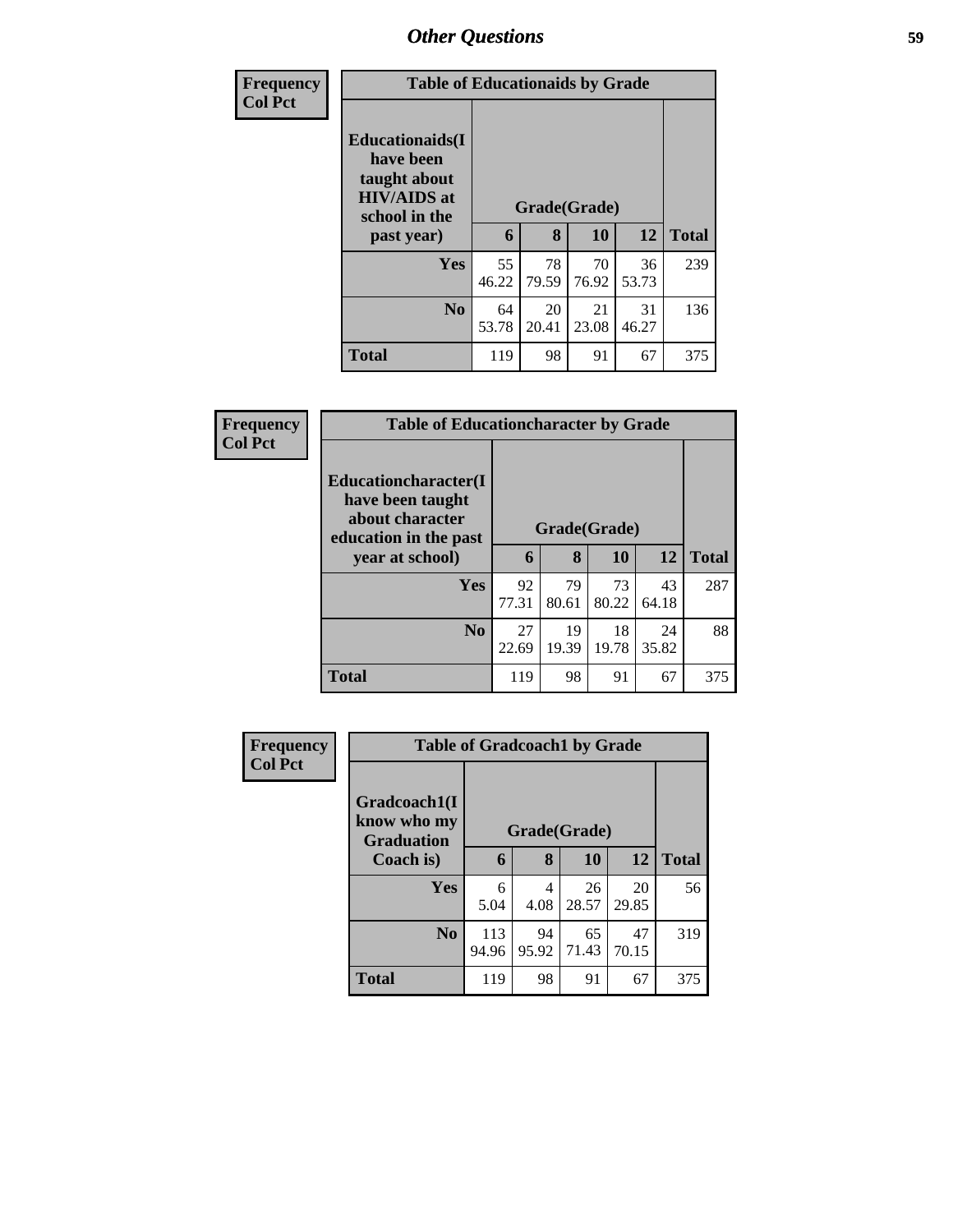# Other Questions

Frequency
Col Pct

| Table of Educationaids by Grade | | | | | |
|---|---|---|---|---|---|
| Educationaids(I have been taught about HIV/AIDS at school in the past year) | Grade(Grade) | | | | |
| | 6 | 8 | 10 | 12 | Total |
| Yes | 55<br>46.22 | 78<br>79.59 | 70<br>76.92 | 36<br>53.73 | 239 |
| No | 64<br>53.78 | 20<br>20.41 | 21<br>23.08 | 31<br>46.27 | 136 |
| Total | 119 | 98 | 91 | 67 | 375 |

Frequency
Col Pct

| Table of Educationcharacter by Grade | | | | | |
|---|---|---|---|---|---|
| Educationcharacter(I have been taught about character education in the past year at school) | Grade(Grade) | | | | |
| | 6 | 8 | 10 | 12 | Total |
| Yes | 92<br>77.31 | 79<br>80.61 | 73<br>80.22 | 43<br>64.18 | 287 |
| No | 27<br>22.69 | 19<br>19.39 | 18<br>19.78 | 24<br>35.82 | 88 |
| Total | 119 | 98 | 91 | 67 | 375 |

Frequency
Col Pct

| Table of Gradcoach1 by Grade | | | | | |
|---|---|---|---|---|---|
| Gradcoach1(I know who my Graduation Coach is) | Grade(Grade) | | | | |
| | 6 | 8 | 10 | 12 | Total |
| Yes | 6<br>5.04 | 4<br>4.08 | 26<br>28.57 | 20<br>29.85 | 56 |
| No | 113<br>94.96 | 94<br>95.92 | 65<br>71.43 | 47<br>70.15 | 319 |
| Total | 119 | 98 | 91 | 67 | 375 |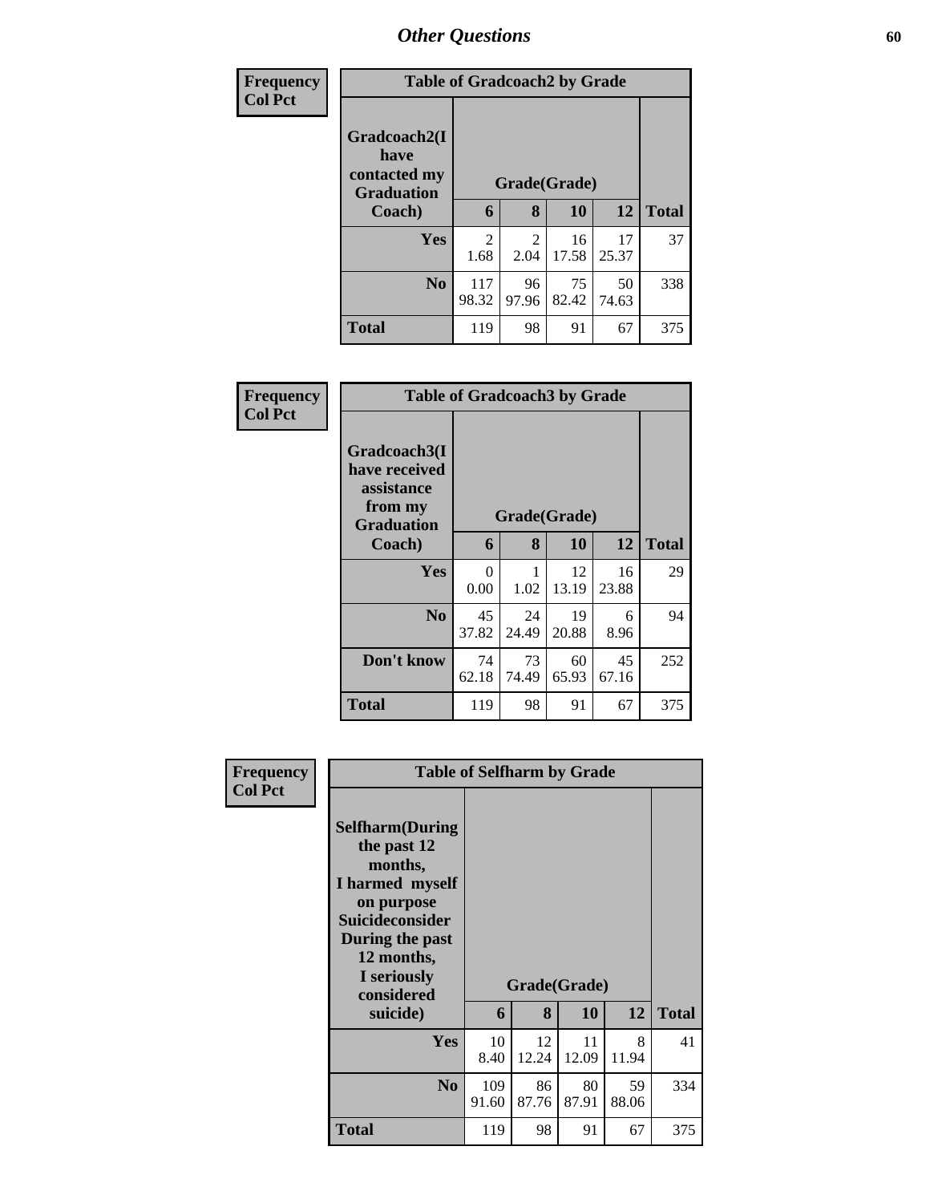| Frequency<br>Col Pct | Table of Gradcoach2 by Grade | | | | |
|---|---|---|---|---|---|
| Gradcoach2(I have contacted my Graduation Coach) | Grade(Grade) | | | | |
| | 6 | 8 | 10 | 12 | Total |
| Yes | 2<br>1.68 | 2<br>2.04 | 16<br>17.58 | 17<br>25.37 | 37 |
| No | 117<br>98.32 | 96<br>97.96 | 75<br>82.42 | 50<br>74.63 | 338 |
| Total | 119 | 98 | 91 | 67 | 375 |

| Frequency<br>Col Pct | Table of Gradcoach3 by Grade | | | | |
|---|---|---|---|---|---|
| Gradcoach3(I have received assistance from my Graduation Coach) | Grade(Grade) | | | | |
| | 6 | 8 | 10 | 12 | Total |
| Yes | 0<br>0.00 | 1<br>1.02 | 12<br>13.19 | 16<br>23.88 | 29 |
| No | 45<br>37.82 | 24<br>24.49 | 19<br>20.88 | 6<br>8.96 | 94 |
| Don't know | 74<br>62.18 | 73<br>74.49 | 60<br>65.93 | 45<br>67.16 | 252 |
| Total | 119 | 98 | 91 | 67 | 375 |

| Frequency<br>Col Pct | Table of Selfharm by Grade | | | | |
|---|---|---|---|---|---|
| Selfharm(During the past 12 months, I harmed myself on purpose Suicideconsider During the past 12 months, I seriously considered suicide) | Grade(Grade) | | | | |
| | 6 | 8 | 10 | 12 | Total |
| Yes | 10<br>8.40 | 12<br>12.24 | 11<br>12.09 | 8<br>11.94 | 41 |
| No | 109<br>91.60 | 86<br>87.76 | 80<br>87.91 | 59<br>88.06 | 334 |
| Total | 119 | 98 | 91 | 67 | 375 |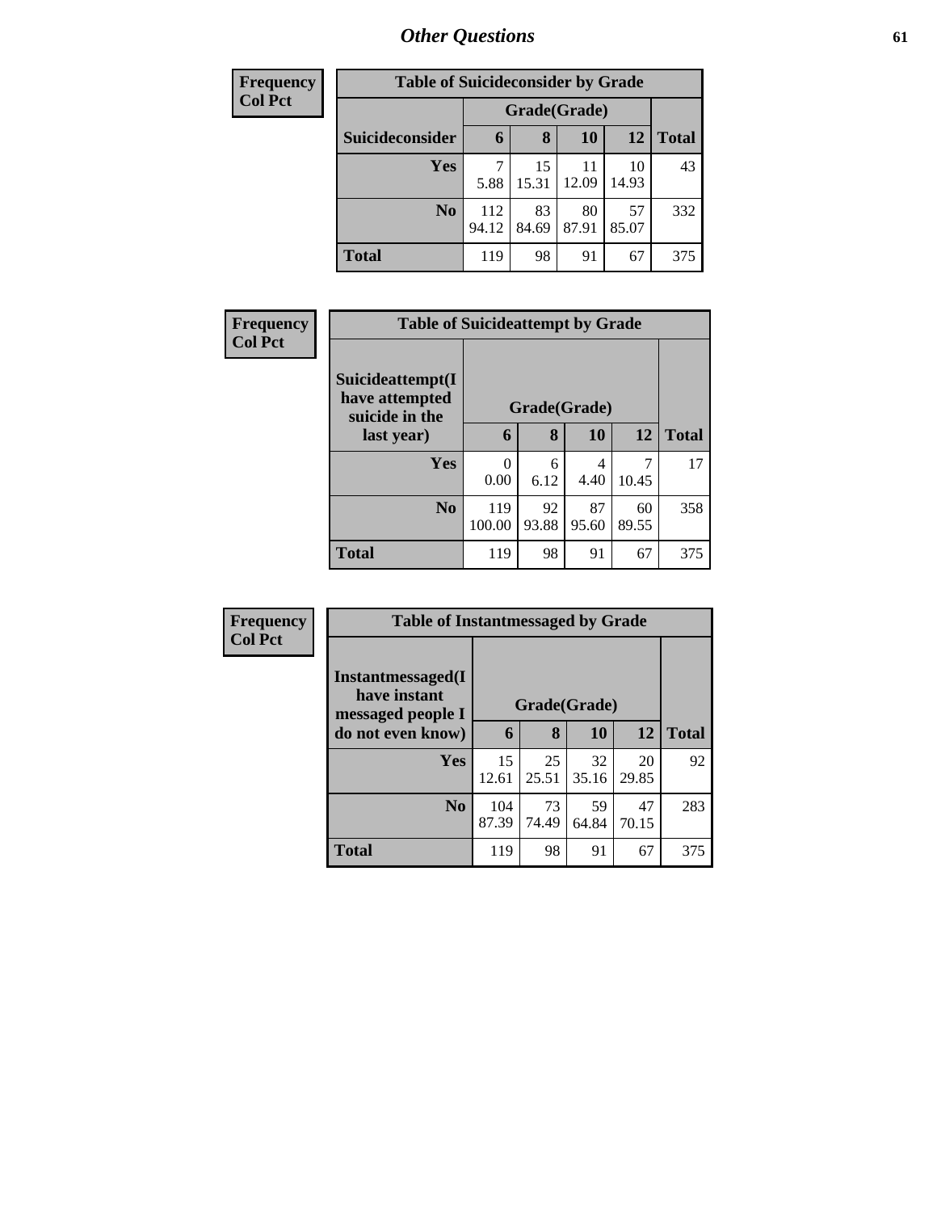# Other Questions

**Frequency**
**Col Pct**

| Table of Suicideconsider by Grade | | | | | |
|---|---|---|---|---|---|
| | Grade(Grade) | | | | |
| Suicideconsider | 6 | 8 | 10 | 12 | Total |
| Yes | 7<br>5.88 | 15<br>15.31 | 11<br>12.09 | 10<br>14.93 | 43 |
| No | 112<br>94.12 | 83<br>84.69 | 80<br>87.91 | 57<br>85.07 | 332 |
| Total | 119 | 98 | 91 | 67 | 375 |

**Frequency**
**Col Pct**

| Table of Suicideattempt by Grade | | | | | |
|---|---|---|---|---|---|
| Suicideattempt(I have attempted suicide in the last year) | Grade(Grade) | | | | |
| | 6 | 8 | 10 | 12 | Total |
| Yes | 0<br>0.00 | 6<br>6.12 | 4<br>4.40 | 7<br>10.45 | 17 |
| No | 119<br>100.00 | 92<br>93.88 | 87<br>95.60 | 60<br>89.55 | 358 |
| Total | 119 | 98 | 91 | 67 | 375 |

**Frequency**
**Col Pct**

| Table of Instantmessaged by Grade | | | | | |
|---|---|---|---|---|---|
| Instantmessaged(I have instant messaged people I do not even know) | Grade(Grade) | | | | |
| | 6 | 8 | 10 | 12 | Total |
| Yes | 15<br>12.61 | 25<br>25.51 | 32<br>35.16 | 20<br>29.85 | 92 |
| No | 104<br>87.39 | 73<br>74.49 | 59<br>64.84 | 47<br>70.15 | 283 |
| Total | 119 | 98 | 91 | 67 | 375 |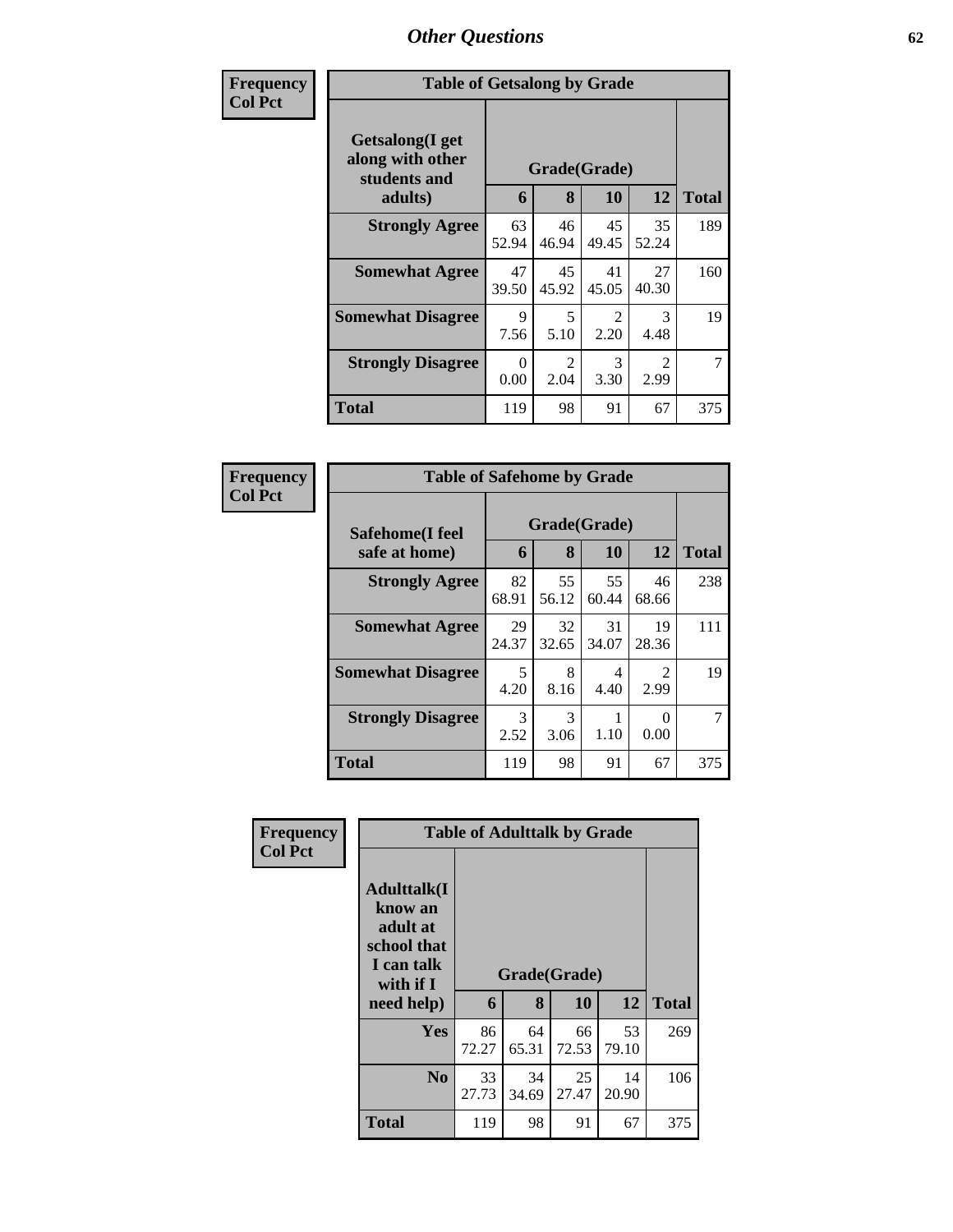## Other Questions

**Frequency**
**Col Pct**

| Table of Getsalong by Grade | | | | | |
|---|---|---|---|---|---|
| **Getsalong(I get along with other students and adults)** | **Grade(Grade)** | | | | |
| | **6** | **8** | **10** | **12** | **Total** |
| **Strongly Agree** | 63<br>52.94 | 46<br>46.94 | 45<br>49.45 | 35<br>52.24 | 189 |
| **Somewhat Agree** | 47<br>39.50 | 45<br>45.92 | 41<br>45.05 | 27<br>40.30 | 160 |
| **Somewhat Disagree** | 9<br>7.56 | 5<br>5.10 | 2<br>2.20 | 3<br>4.48 | 19 |
| **Strongly Disagree** | 0<br>0.00 | 2<br>2.04 | 3<br>3.30 | 2<br>2.99 | 7 |
| **Total** | 119 | 98 | 91 | 67 | 375 |

**Frequency**
**Col Pct**

| Table of Safehome by Grade | | | | | |
|---|---|---|---|---|---|
| **Safehome(I feel safe at home)** | **Grade(Grade)** | | | | |
| | **6** | **8** | **10** | **12** | **Total** |
| **Strongly Agree** | 82<br>68.91 | 55<br>56.12 | 55<br>60.44 | 46<br>68.66 | 238 |
| **Somewhat Agree** | 29<br>24.37 | 32<br>32.65 | 31<br>34.07 | 19<br>28.36 | 111 |
| **Somewhat Disagree** | 5<br>4.20 | 8<br>8.16 | 4<br>4.40 | 2<br>2.99 | 19 |
| **Strongly Disagree** | 3<br>2.52 | 3<br>3.06 | 1<br>1.10 | 0<br>0.00 | 7 |
| **Total** | 119 | 98 | 91 | 67 | 375 |

**Frequency**
**Col Pct**

| Table of Adulttalk by Grade | | | | | |
|---|---|---|---|---|---|
| **Adulttalk(I know an adult at school that I can talk with if I need help)** | **Grade(Grade)** | | | | |
| | **6** | **8** | **10** | **12** | **Total** |
| **Yes** | 86<br>72.27 | 64<br>65.31 | 66<br>72.53 | 53<br>79.10 | 269 |
| **No** | 33<br>27.73 | 34<br>34.69 | 25<br>27.47 | 14<br>20.90 | 106 |
| **Total** | 119 | 98 | 91 | 67 | 375 |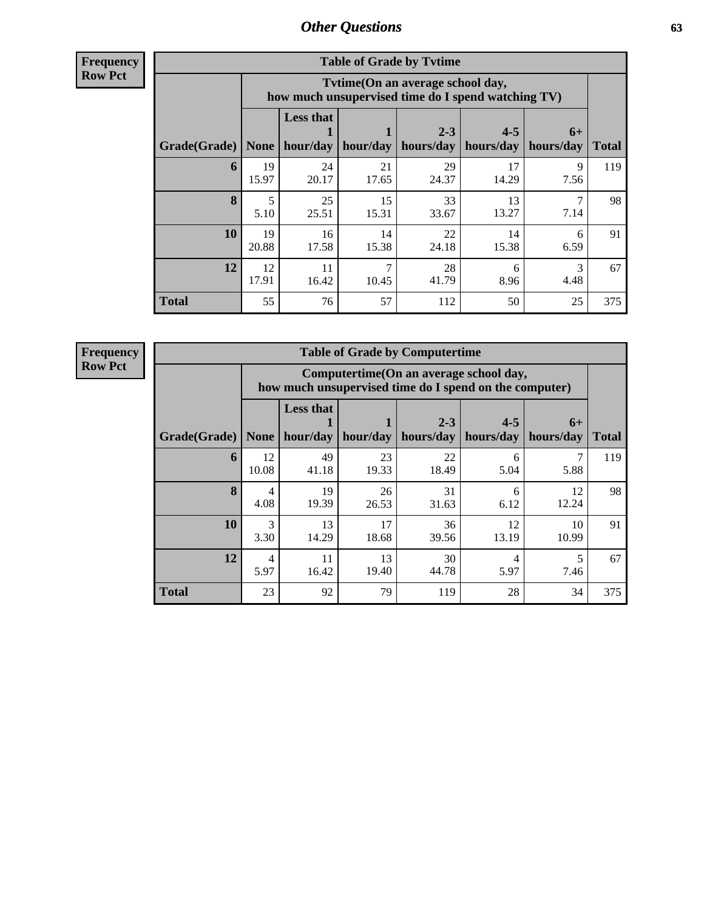## Other Questions

**Frequency**
**Row Pct**

| Table of Grade by Tvtime | | | | | | | |
|---|---|---|---|---|---|---|---|
| | Tvtime(On an average school day, how much unsupervised time do I spend watching TV) | | | | | | |
| Grade(Grade) | None | Less that 1 hour/day | 1 hour/day | 2-3 hours/day | 4-5 hours/day | 6+ hours/day | Total |
| **6** | 19<br>15.97 | 24<br>20.17 | 21<br>17.65 | 29<br>24.37 | 17<br>14.29 | 9<br>7.56 | 119 |
| **8** | 5<br>5.10 | 25<br>25.51 | 15<br>15.31 | 33<br>33.67 | 13<br>13.27 | 7<br>7.14 | 98 |
| **10** | 19<br>20.88 | 16<br>17.58 | 14<br>15.38 | 22<br>24.18 | 14<br>15.38 | 6<br>6.59 | 91 |
| **12** | 12<br>17.91 | 11<br>16.42 | 7<br>10.45 | 28<br>41.79 | 6<br>8.96 | 3<br>4.48 | 67 |
| **Total** | 55 | 76 | 57 | 112 | 50 | 25 | 375 |

**Frequency**
**Row Pct**

| Table of Grade by Computertime | | | | | | | |
|---|---|---|---|---|---|---|---|
| | Computertime(On an average school day, how much unsupervised time do I spend on the computer) | | | | | | |
| Grade(Grade) | None | Less that 1 hour/day | 1 hour/day | 2-3 hours/day | 4-5 hours/day | 6+ hours/day | Total |
| **6** | 12<br>10.08 | 49<br>41.18 | 23<br>19.33 | 22<br>18.49 | 6<br>5.04 | 7<br>5.88 | 119 |
| **8** | 4<br>4.08 | 19<br>19.39 | 26<br>26.53 | 31<br>31.63 | 6<br>6.12 | 12<br>12.24 | 98 |
| **10** | 3<br>3.30 | 13<br>14.29 | 17<br>18.68 | 36<br>39.56 | 12<br>13.19 | 10<br>10.99 | 91 |
| **12** | 4<br>5.97 | 11<br>16.42 | 13<br>19.40 | 30<br>44.78 | 4<br>5.97 | 5<br>7.46 | 67 |
| **Total** | 23 | 92 | 79 | 119 | 28 | 34 | 375 |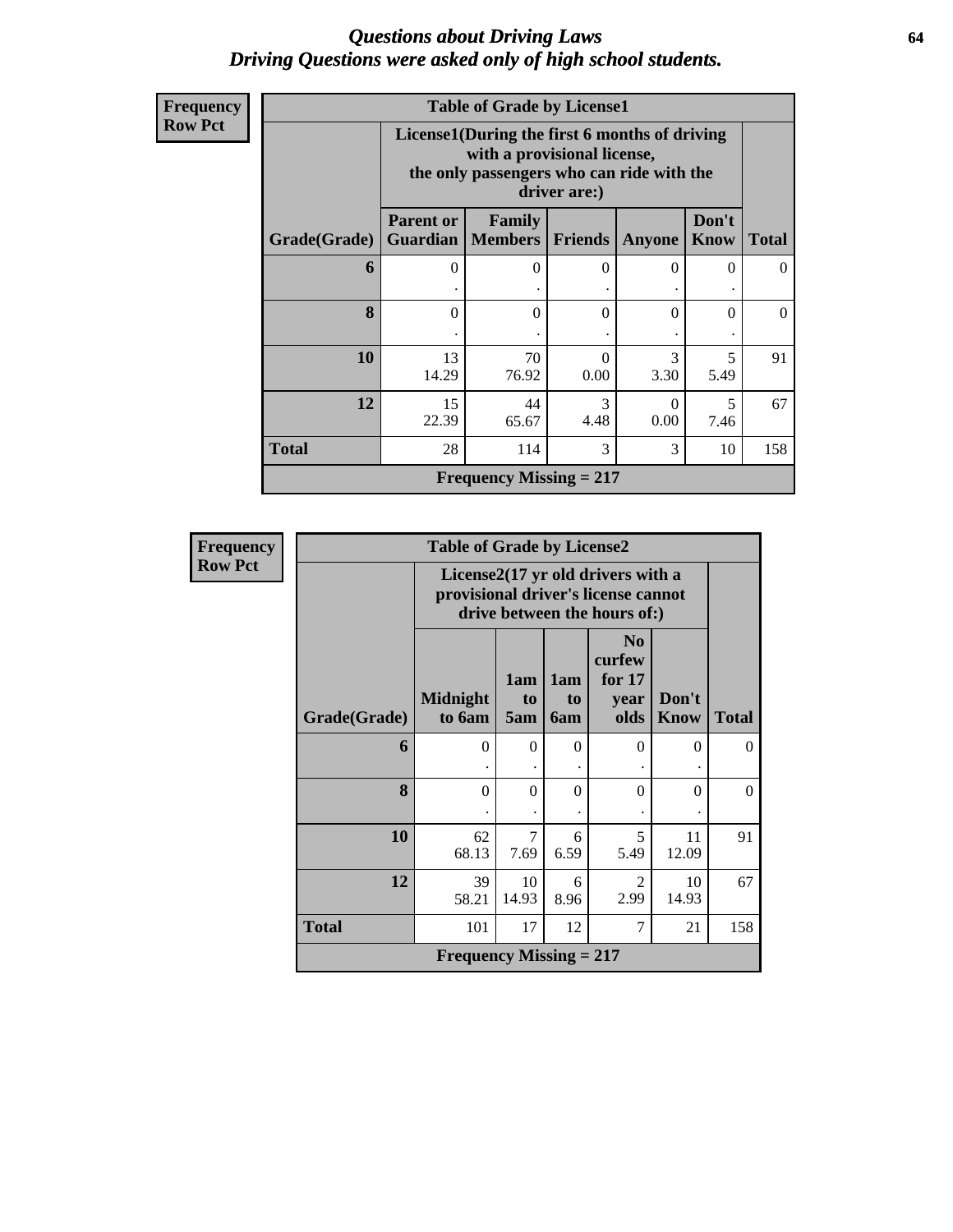# Questions about Driving Laws
## Driving Questions were asked only of high school students.

**Frequency**
**Row Pct**

| Table of Grade by License1 | | | | | | |
|---|---|---|---|---|---|---|
| | License1(During the first 6 months of driving with a provisional license, the only passengers who can ride with the driver are:) | | | | | |
| Grade(Grade) | Parent or Guardian | Family Members | Friends | Anyone | Don't Know | Total |
| **6** | 0<br>. | 0<br>. | 0<br>. | 0<br>. | 0<br>. | 0 |
| **8** | 0<br>. | 0<br>. | 0<br>. | 0<br>. | 0<br>. | 0 |
| **10** | 13<br>14.29 | 70<br>76.92 | 0<br>0.00 | 3<br>3.30 | 5<br>5.49 | 91 |
| **12** | 15<br>22.39 | 44<br>65.67 | 3<br>4.48 | 0<br>0.00 | 5<br>7.46 | 67 |
| **Total** | 28 | 114 | 3 | 3 | 10 | 158 |
| **Frequency Missing = 217** | | | | | | |

**Frequency**
**Row Pct**

| Table of Grade by License2 | | | | | | |
|---|---|---|---|---|---|---|
| | License2(17 yr old drivers with a provisional driver's license cannot drive between the hours of:) | | | | | |
| Grade(Grade) | Midnight to 6am | 1am to 5am | 1am to 6am | No curfew for 17 year olds | Don't Know | Total |
| **6** | 0<br>. | 0<br>. | 0<br>. | 0<br>. | 0<br>. | 0 |
| **8** | 0<br>. | 0<br>. | 0<br>. | 0<br>. | 0<br>. | 0 |
| **10** | 62<br>68.13 | 7<br>7.69 | 6<br>6.59 | 5<br>5.49 | 11<br>12.09 | 91 |
| **12** | 39<br>58.21 | 10<br>14.93 | 6<br>8.96 | 2<br>2.99 | 10<br>14.93 | 67 |
| **Total** | 101 | 17 | 12 | 7 | 21 | 158 |
| **Frequency Missing = 217** | | | | | | |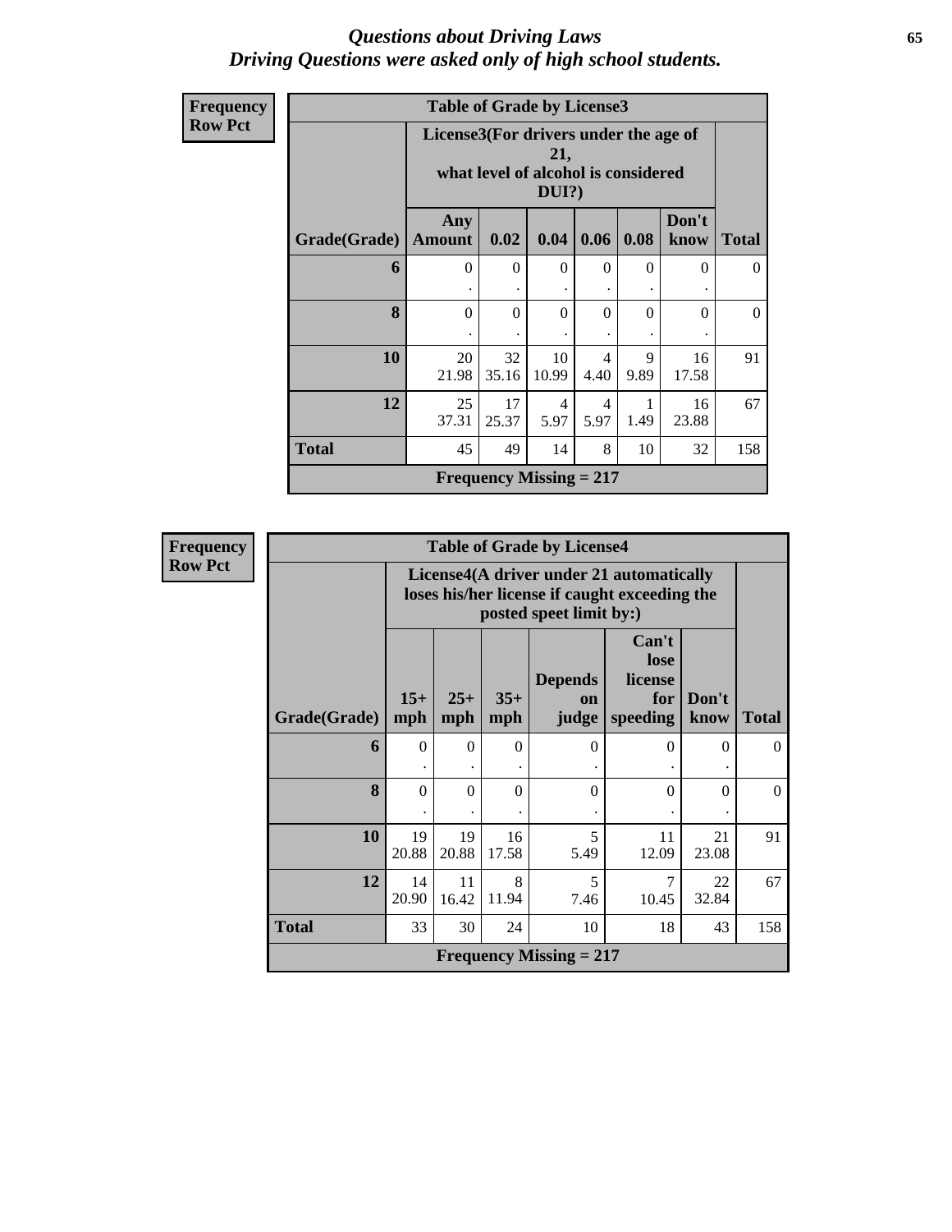# *Questions about Driving Laws*
## *Driving Questions were asked only of high school students.*

**Frequency**
**Row Pct**

| Table of Grade by License3 | | | | | | | |
|---|---|---|---|---|---|---|---|
| | License3(For drivers under the age of 21, what level of alcohol is considered DUI?) | | | | | | |
| **Grade(Grade)** | **Any Amount** | **0.02** | **0.04** | **0.06** | **0.08** | **Don't know** | **Total** |
| **6** | 0<br>. | 0<br>. | 0<br>. | 0<br>. | 0<br>. | 0<br>. | 0 |
| **8** | 0<br>. | 0<br>. | 0<br>. | 0<br>. | 0<br>. | 0<br>. | 0 |
| **10** | 20<br>21.98 | 32<br>35.16 | 10<br>10.99 | 4<br>4.40 | 9<br>9.89 | 16<br>17.58 | 91 |
| **12** | 25<br>37.31 | 17<br>25.37 | 4<br>5.97 | 4<br>5.97 | 1<br>1.49 | 16<br>23.88 | 67 |
| **Total** | 45 | 49 | 14 | 8 | 10 | 32 | 158 |
| **Frequency Missing = 217** | | | | | | | |

**Frequency**
**Row Pct**

| Table of Grade by License4 | | | | | | | |
|---|---|---|---|---|---|---|---|
| | License4(A driver under 21 automatically loses his/her license if caught exceeding the posted speet limit by:) | | | | | | |
| **Grade(Grade)** | **15+ mph** | **25+ mph** | **35+ mph** | **Depends on judge** | **Can't lose license for speeding** | **Don't know** | **Total** |
| **6** | 0<br>. | 0<br>. | 0<br>. | 0<br>. | 0<br>. | 0<br>. | 0 |
| **8** | 0<br>. | 0<br>. | 0<br>. | 0<br>. | 0<br>. | 0<br>. | 0 |
| **10** | 19<br>20.88 | 19<br>20.88 | 16<br>17.58 | 5<br>5.49 | 11<br>12.09 | 21<br>23.08 | 91 |
| **12** | 14<br>20.90 | 11<br>16.42 | 8<br>11.94 | 5<br>7.46 | 7<br>10.45 | 22<br>32.84 | 67 |
| **Total** | 33 | 30 | 24 | 10 | 18 | 43 | 158 |
| **Frequency Missing = 217** | | | | | | | |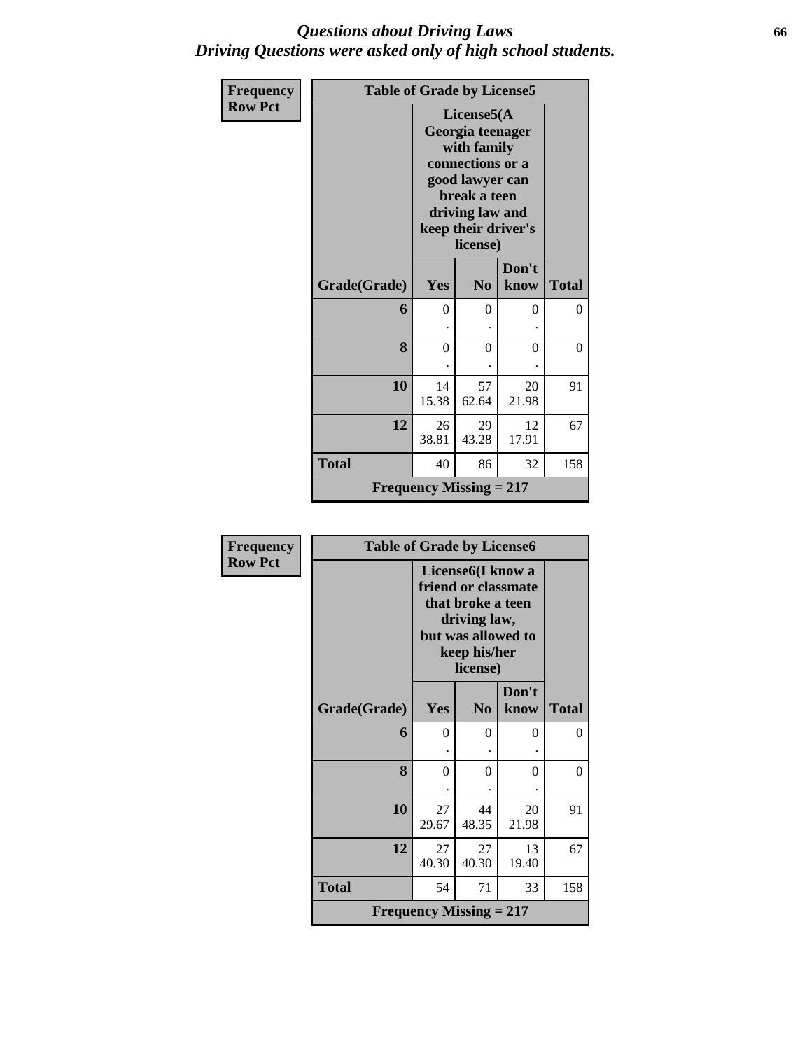# *Questions about Driving Laws*
# *Driving Questions were asked only of high school students.*

**Frequency**
**Row Pct**

**Table of Grade by License5**

| Grade(Grade) | License5(A Georgia teenager with family connections or a good lawyer can break a teen driving law and keep their driver's license) | | | Total |
|---|---|---|---|---|
| | Yes | No | Don't know | |
| 6 | 0<br>. | 0<br>. | 0<br>. | 0 |
| 8 | 0<br>. | 0<br>. | 0<br>. | 0 |
| 10 | 14<br>15.38 | 57<br>62.64 | 20<br>21.98 | 91 |
| 12 | 26<br>38.81 | 29<br>43.28 | 12<br>17.91 | 67 |
| Total | 40 | 86 | 32 | 158 |

**Frequency Missing = 217**

**Frequency**
**Row Pct**

**Table of Grade by License6**

| Grade(Grade) | License6(I know a friend or classmate that broke a teen driving law, but was allowed to keep his/her license) | | | Total |
|---|---|---|---|---|
| | Yes | No | Don't know | |
| 6 | 0<br>. | 0<br>. | 0<br>. | 0 |
| 8 | 0<br>. | 0<br>. | 0<br>. | 0 |
| 10 | 27<br>29.67 | 44<br>48.35 | 20<br>21.98 | 91 |
| 12 | 27<br>40.30 | 27<br>40.30 | 13<br>19.40 | 67 |
| Total | 54 | 71 | 33 | 158 |

**Frequency Missing = 217**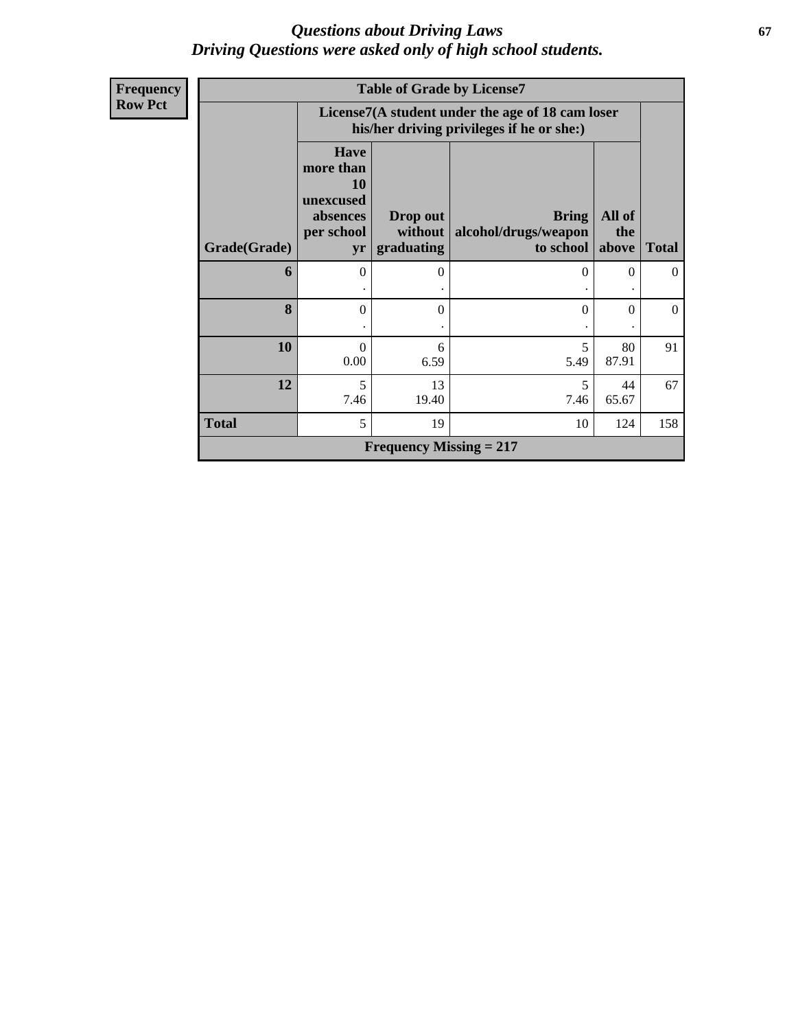# *Questions about Driving Laws*
## *Driving Questions were asked only of high school students.*

**Frequency**
**Row Pct**

| Table of Grade by License7 | | | | | |
|---|---|---|---|---|---|
| | License7(A student under the age of 18 cam loser his/her driving privileges if he or she:) | | | | |
| Grade(Grade) | Have more than 10 unexcused absences per school yr | Drop out without graduating | Bring alcohol/drugs/weapon to school | All of the above | Total |
| 6 | 0<br>. | 0<br>. | 0<br>. | 0<br>. | 0 |
| 8 | 0<br>. | 0<br>. | 0<br>. | 0<br>. | 0 |
| 10 | 0<br>0.00 | 6<br>6.59 | 5<br>5.49 | 80<br>87.91 | 91 |
| 12 | 5<br>7.46 | 13<br>19.40 | 5<br>7.46 | 44<br>65.67 | 67 |
| Total | 5 | 19 | 10 | 124 | 158 |
| Frequency Missing = 217 | | | | | |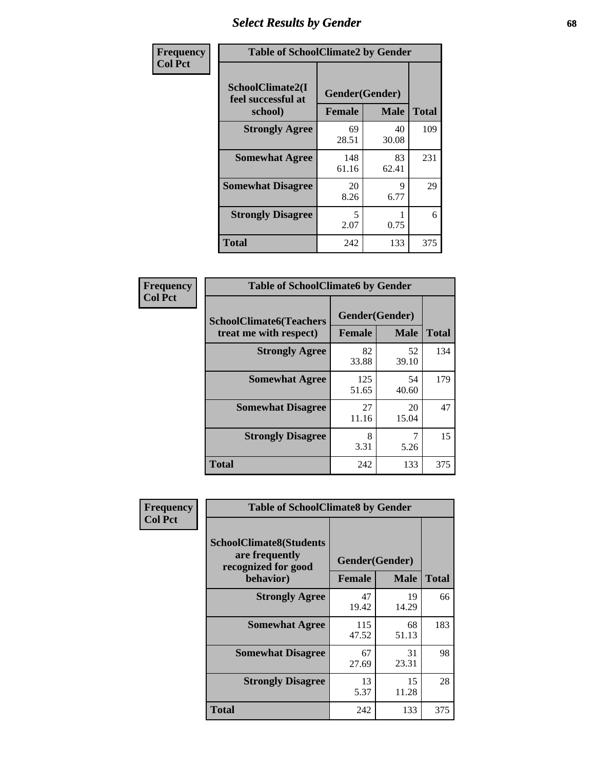# Select Results by Gender

| Frequency<br>Col Pct | Table of SchoolClimate2 by Gender | | |
|---|---|---|---|
| SchoolClimate2(I feel successful at school) | Gender(Gender) | | |
| | Female | Male | Total |
| Strongly Agree | 69<br>28.51 | 40<br>30.08 | 109 |
| Somewhat Agree | 148<br>61.16 | 83<br>62.41 | 231 |
| Somewhat Disagree | 20<br>8.26 | 9<br>6.77 | 29 |
| Strongly Disagree | 5<br>2.07 | 1<br>0.75 | 6 |
| Total | 242 | 133 | 375 |

| Frequency<br>Col Pct | Table of SchoolClimate6 by Gender | | |
|---|---|---|---|
| SchoolClimate6(Teachers treat me with respect) | Gender(Gender) | | |
| | Female | Male | Total |
| Strongly Agree | 82<br>33.88 | 52<br>39.10 | 134 |
| Somewhat Agree | 125<br>51.65 | 54<br>40.60 | 179 |
| Somewhat Disagree | 27<br>11.16 | 20<br>15.04 | 47 |
| Strongly Disagree | 8<br>3.31 | 7<br>5.26 | 15 |
| Total | 242 | 133 | 375 |

| Frequency<br>Col Pct | Table of SchoolClimate8 by Gender | | |
|---|---|---|---|
| SchoolClimate8(Students are frequently recognized for good behavior) | Gender(Gender) | | |
| | Female | Male | Total |
| Strongly Agree | 47<br>19.42 | 19<br>14.29 | 66 |
| Somewhat Agree | 115<br>47.52 | 68<br>51.13 | 183 |
| Somewhat Disagree | 67<br>27.69 | 31<br>23.31 | 98 |
| Strongly Disagree | 13<br>5.37 | 15<br>11.28 | 28 |
| Total | 242 | 133 | 375 |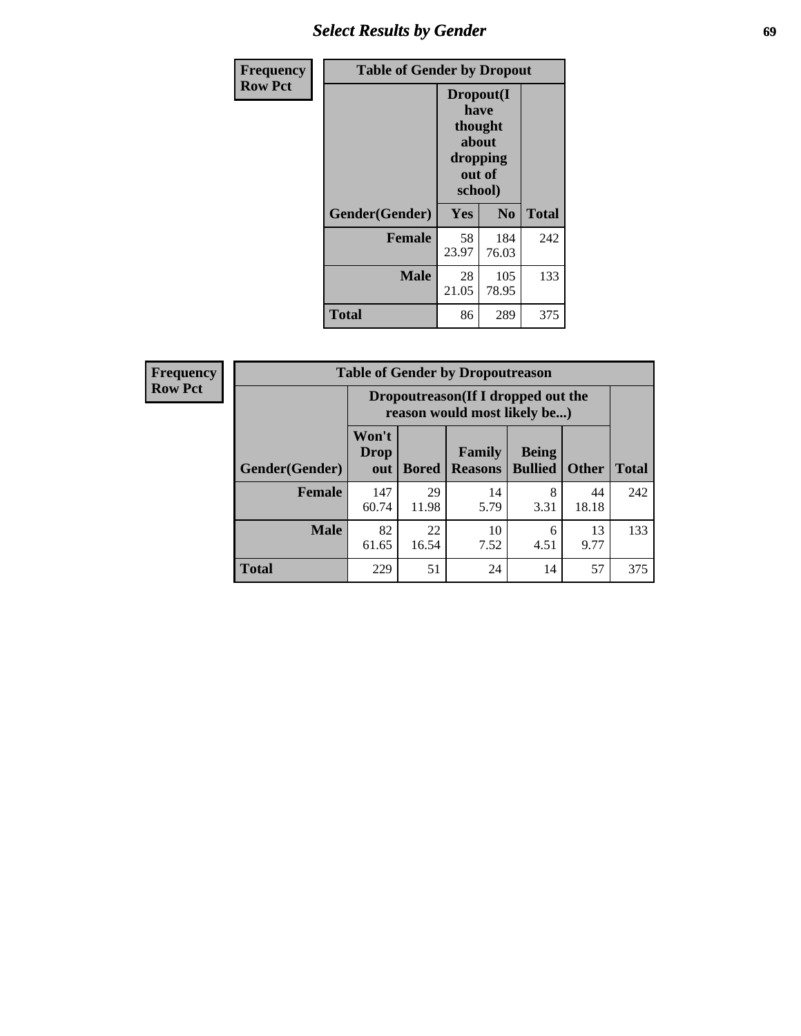| Frequency Row Pct | Table of Gender by Dropout | | |
|---|---|---|---|
| | Dropout(I have thought about dropping out of school) | | |
| Gender(Gender) | Yes | No | Total |
| Female | 58<br>23.97 | 184<br>76.03 | 242 |
| Male | 28<br>21.05 | 105<br>78.95 | 133 |
| Total | 86 | 289 | 375 |

| Frequency Row Pct | Table of Gender by Dropoutreason | | | | | |
|---|---|---|---|---|---|---|
| | Dropoutreason(If I dropped out the reason would most likely be...) | | | | | |
| Gender(Gender) | Won't Drop out | Bored | Family Reasons | Being Bullied | Other | Total |
| Female | 147<br>60.74 | 29<br>11.98 | 14<br>5.79 | 8<br>3.31 | 44<br>18.18 | 242 |
| Male | 82<br>61.65 | 22<br>16.54 | 10<br>7.52 | 6<br>4.51 | 13<br>9.77 | 133 |
| Total | 229 | 51 | 24 | 14 | 57 | 375 |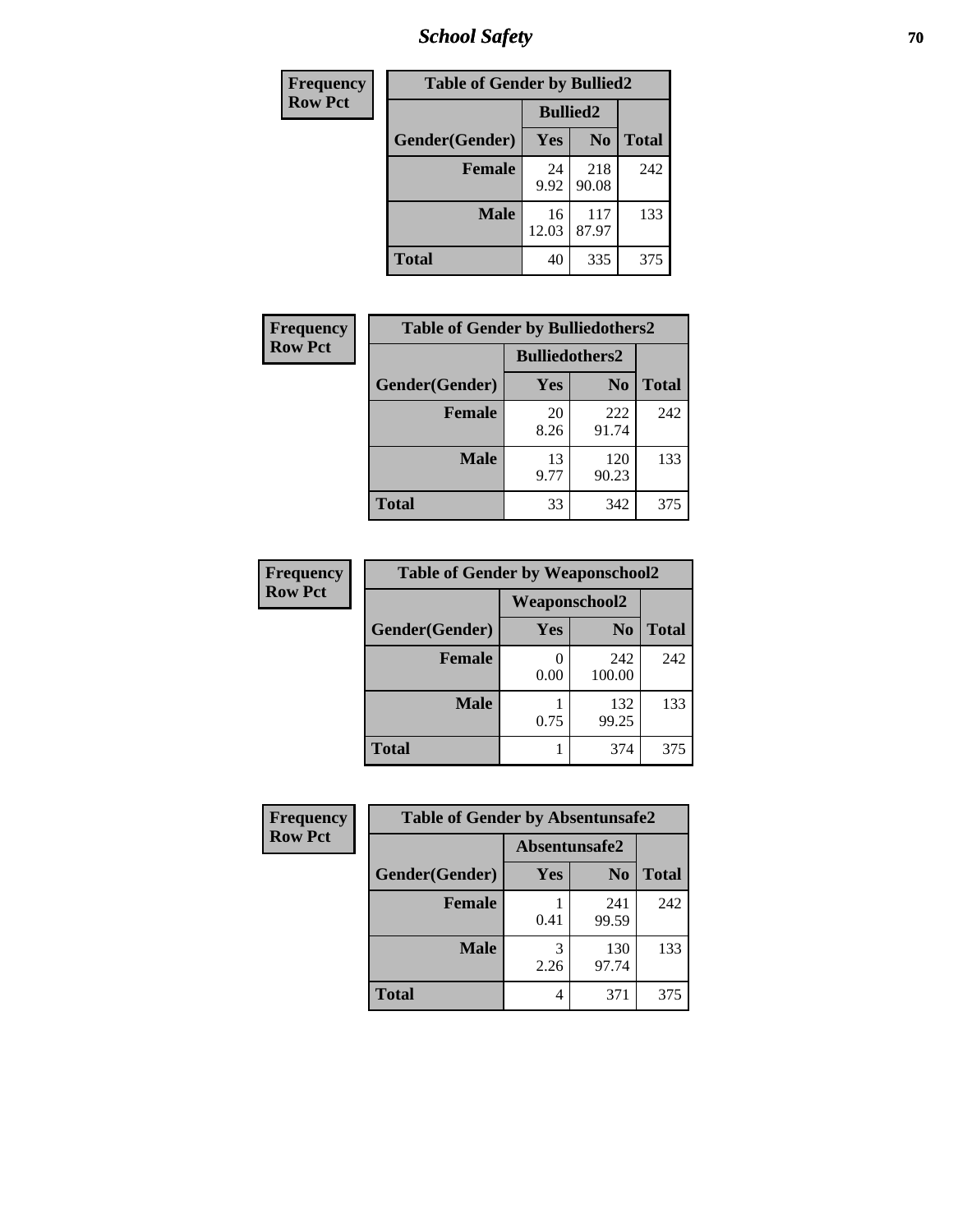| Frequency |
|---|
| Row Pct |

| Table of Gender by Bullied2 | | | |
|---|---|---|---|
| | Bullied2 | | |
| Gender(Gender) | Yes | No | Total |
| Female | 24<br>9.92 | 218<br>90.08 | 242 |
| Male | 16<br>12.03 | 117<br>87.97 | 133 |
| Total | 40 | 335 | 375 |

| Frequency |
|---|
| Row Pct |

| Table of Gender by Bulliedothers2 | | | |
|---|---|---|---|
| | Bulliedothers2 | | |
| Gender(Gender) | Yes | No | Total |
| Female | 20<br>8.26 | 222<br>91.74 | 242 |
| Male | 13<br>9.77 | 120<br>90.23 | 133 |
| Total | 33 | 342 | 375 |

| Frequency |
|---|
| Row Pct |

| Table of Gender by Weaponschool2 | | | |
|---|---|---|---|
| | Weaponschool2 | | |
| Gender(Gender) | Yes | No | Total |
| Female | 0<br>0.00 | 242<br>100.00 | 242 |
| Male | 1<br>0.75 | 132<br>99.25 | 133 |
| Total | 1 | 374 | 375 |

| Frequency |
|---|
| Row Pct |

| Table of Gender by Absentunsafe2 | | | |
|---|---|---|---|
| | Absentunsafe2 | | |
| Gender(Gender) | Yes | No | Total |
| Female | 1<br>0.41 | 241<br>99.59 | 242 |
| Male | 3<br>2.26 | 130<br>97.74 | 133 |
| Total | 4 | 371 | 375 |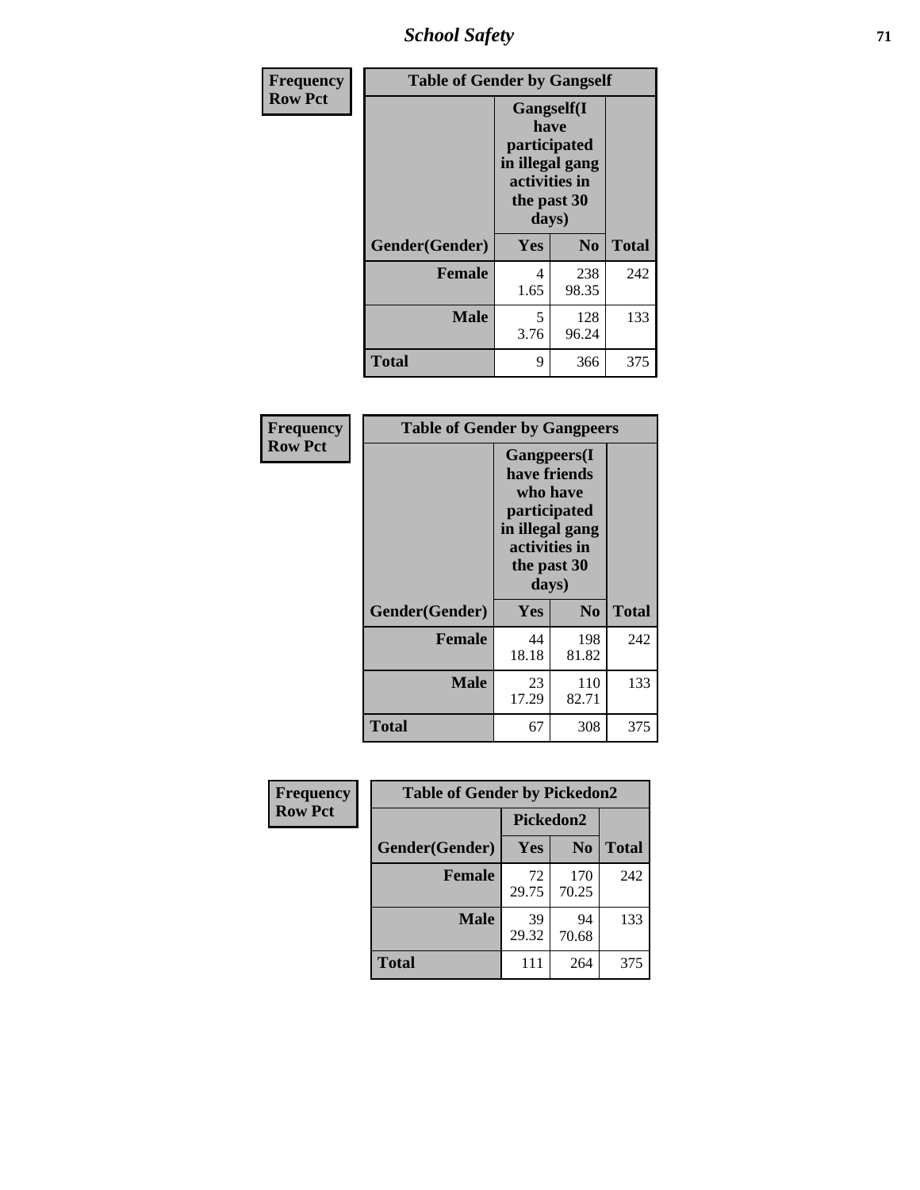| Frequency Row Pct | Table of Gender by Gangself | | |
|---|---|---|---|
| | Gangself(I have participated in illegal gang activities in the past 30 days) | | |
| Gender(Gender) | Yes | No | Total |
| Female | 4<br>1.65 | 238<br>98.35 | 242 |
| Male | 5<br>3.76 | 128<br>96.24 | 133 |
| Total | 9 | 366 | 375 |

| Frequency Row Pct | Table of Gender by Gangpeers | | |
|---|---|---|---|
| | Gangpeers(I have friends who have participated in illegal gang activities in the past 30 days) | | |
| Gender(Gender) | Yes | No | Total |
| Female | 44<br>18.18 | 198<br>81.82 | 242 |
| Male | 23<br>17.29 | 110<br>82.71 | 133 |
| Total | 67 | 308 | 375 |

| Frequency Row Pct | Table of Gender by Pickedon2 | | |
|---|---|---|---|
| | Pickedon2 | | |
| Gender(Gender) | Yes | No | Total |
| Female | 72<br>29.75 | 170<br>70.25 | 242 |
| Male | 39<br>29.32 | 94<br>70.68 | 133 |
| Total | 111 | 264 | 375 |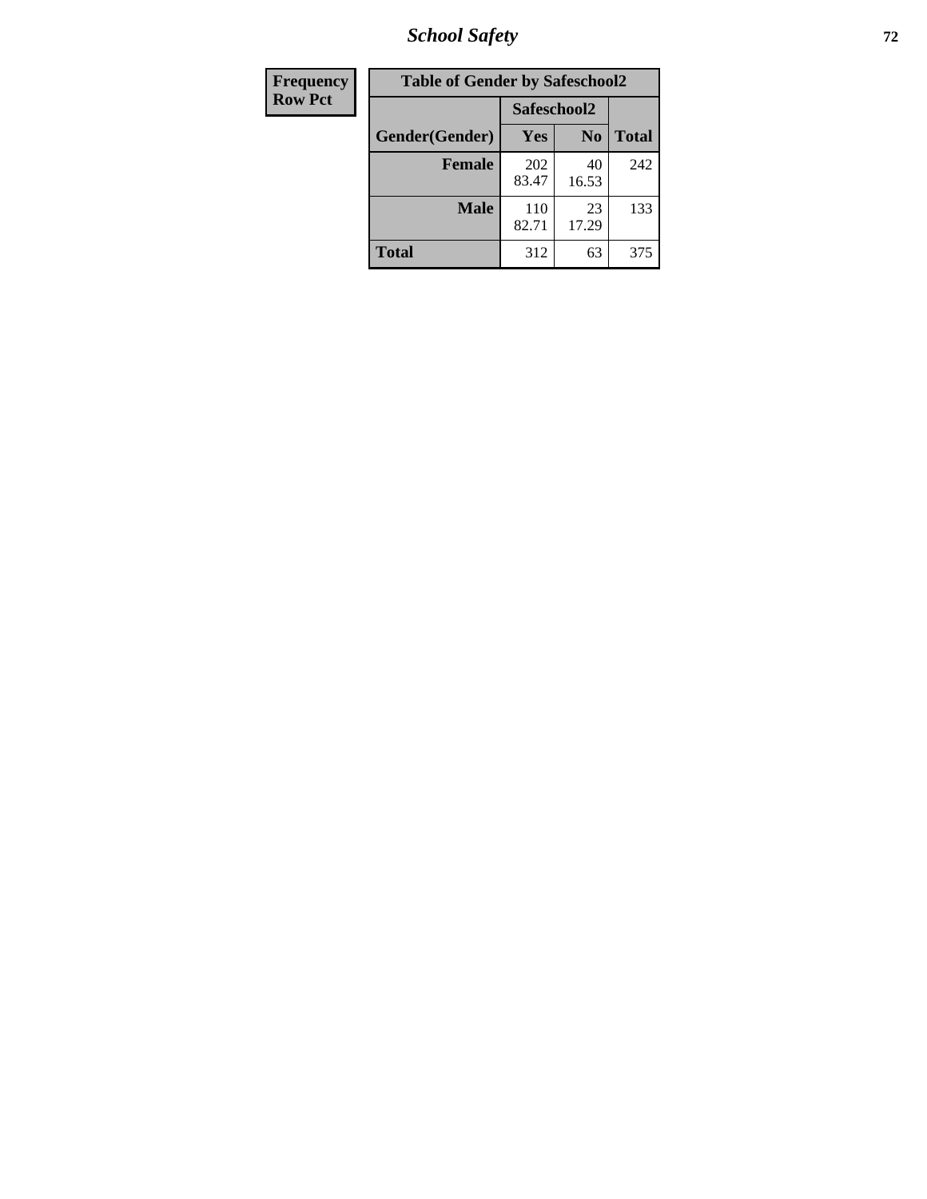| Frequency |
|---|
| Row Pct |

| Table of Gender by Safeschool2 | | | |
|---|---|---|---|
| | Safeschool2 | | |
| Gender(Gender) | Yes | No | Total |
| Female | 202<br>83.47 | 40<br>16.53 | 242 |
| Male | 110<br>82.71 | 23<br>17.29 | 133 |
| Total | 312 | 63 | 375 |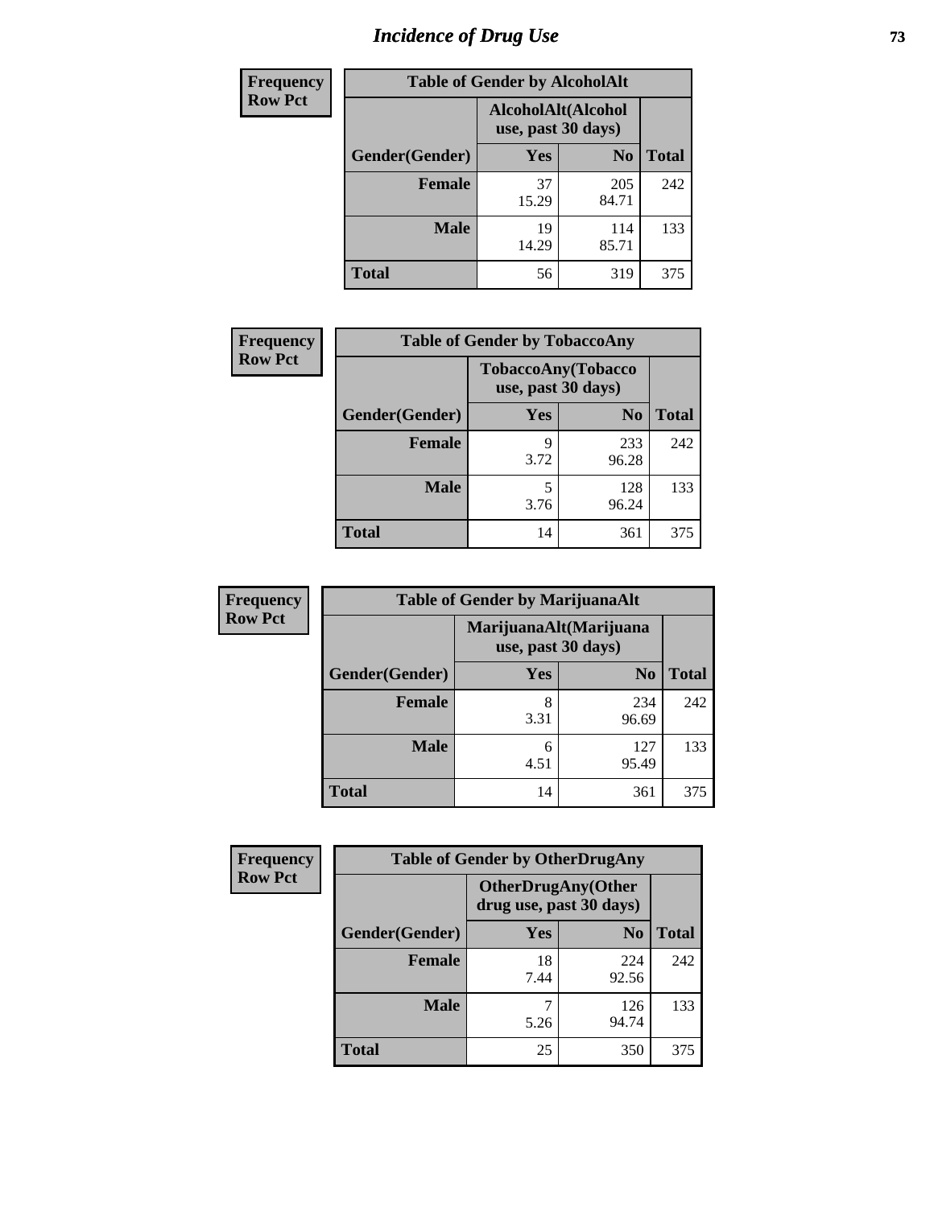# Incidence of Drug Use

| Frequency Row Pct | Table of Gender by AlcoholAlt | | |
|---|---|---|---|
| | AlcoholAlt(Alcohol use, past 30 days) | | |
| Gender(Gender) | Yes | No | Total |
| Female | 37<br>15.29 | 205<br>84.71 | 242 |
| Male | 19<br>14.29 | 114<br>85.71 | 133 |
| Total | 56 | 319 | 375 |

| Frequency Row Pct | Table of Gender by TobaccoAny | | |
|---|---|---|---|
| | TobaccoAny(Tobacco use, past 30 days) | | |
| Gender(Gender) | Yes | No | Total |
| Female | 9<br>3.72 | 233<br>96.28 | 242 |
| Male | 5<br>3.76 | 128<br>96.24 | 133 |
| Total | 14 | 361 | 375 |

| Frequency Row Pct | Table of Gender by MarijuanaAlt | | |
|---|---|---|---|
| | MarijuanaAlt(Marijuana use, past 30 days) | | |
| Gender(Gender) | Yes | No | Total |
| Female | 8<br>3.31 | 234<br>96.69 | 242 |
| Male | 6<br>4.51 | 127<br>95.49 | 133 |
| Total | 14 | 361 | 375 |

| Frequency Row Pct | Table of Gender by OtherDrugAny | | |
|---|---|---|---|
| | OtherDrugAny(Other drug use, past 30 days) | | |
| Gender(Gender) | Yes | No | Total |
| Female | 18<br>7.44 | 224<br>92.56 | 242 |
| Male | 7<br>5.26 | 126<br>94.74 | 133 |
| Total | 25 | 350 | 375 |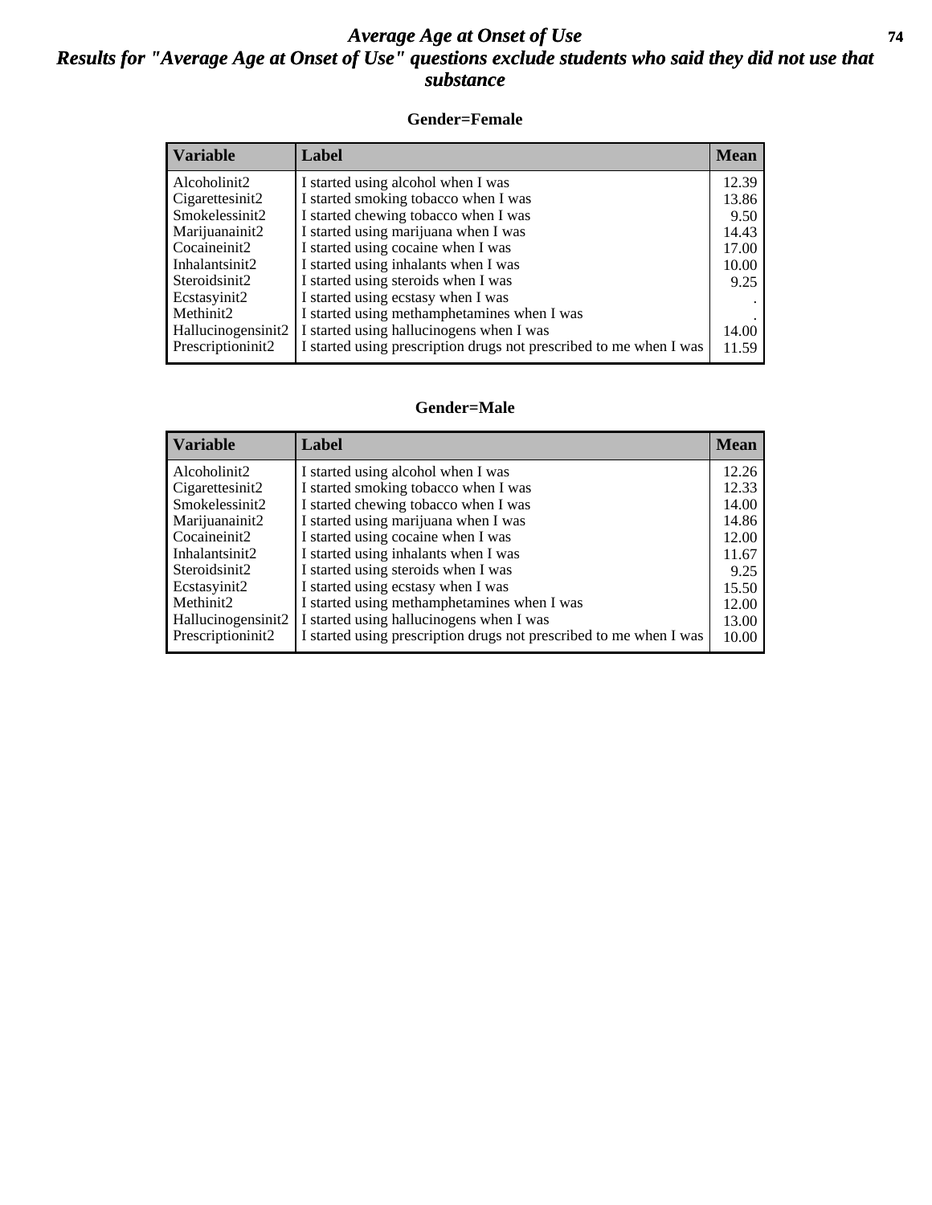# *Average Age at Onset of Use*

## *Results for "Average Age at Onset of Use" questions exclude students who said they did not use that substance*

### Gender=Female

| Variable | Label | Mean |
|---|---|---|
| Alcoholinit2 | I started using alcohol when I was | 12.39 |
| Cigarettesinit2 | I started smoking tobacco when I was | 13.86 |
| Smokelessinit2 | I started chewing tobacco when I was | 9.50 |
| Marijuanainit2 | I started using marijuana when I was | 14.43 |
| Cocaineinit2 | I started using cocaine when I was | 17.00 |
| Inhalantsinit2 | I started using inhalants when I was | 10.00 |
| Steroidsinit2 | I started using steroids when I was | 9.25 |
| Ecstasyinit2 | I started using ecstasy when I was | . |
| Methinit2 | I started using methamphetamines when I was | . |
| Hallucinogensinit2 | I started using hallucinogens when I was | 14.00 |
| Prescriptioninit2 | I started using prescription drugs not prescribed to me when I was | 11.59 |

### Gender=Male

| Variable | Label | Mean |
|---|---|---|
| Alcoholinit2 | I started using alcohol when I was | 12.26 |
| Cigarettesinit2 | I started smoking tobacco when I was | 12.33 |
| Smokelessinit2 | I started chewing tobacco when I was | 14.00 |
| Marijuanainit2 | I started using marijuana when I was | 14.86 |
| Cocaineinit2 | I started using cocaine when I was | 12.00 |
| Inhalantsinit2 | I started using inhalants when I was | 11.67 |
| Steroidsinit2 | I started using steroids when I was | 9.25 |
| Ecstasyinit2 | I started using ecstasy when I was | 15.50 |
| Methinit2 | I started using methamphetamines when I was | 12.00 |
| Hallucinogensinit2 | I started using hallucinogens when I was | 13.00 |
| Prescriptioninit2 | I started using prescription drugs not prescribed to me when I was | 10.00 |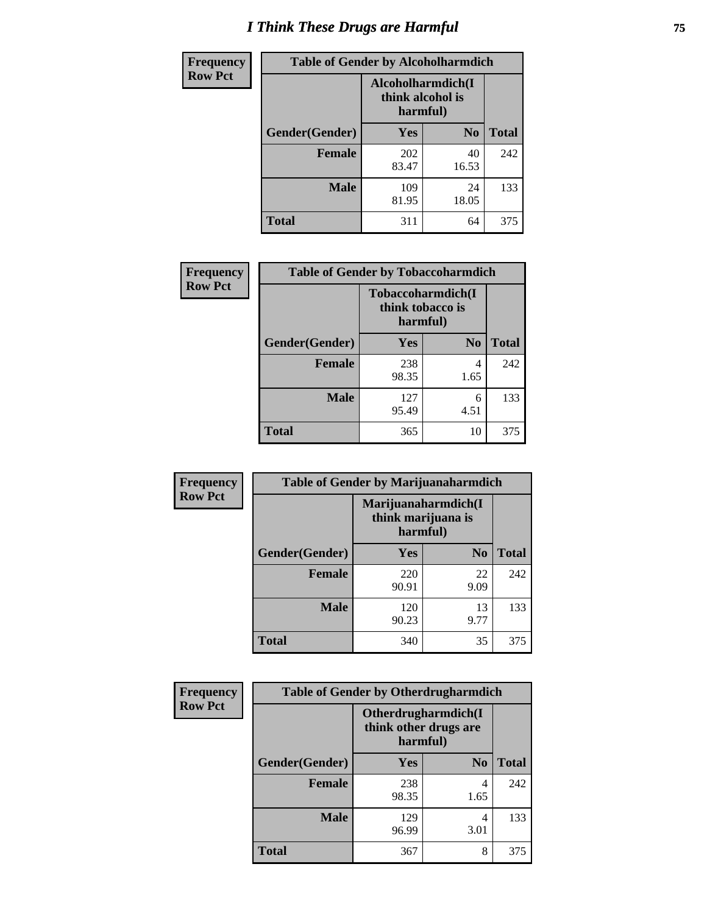# I Think These Drugs are Harmful

| Frequency<br>Row Pct | Table of Gender by Alcoholharmdich | | |
|---|---|---|---|
| | Alcoholharmdich(I think alcohol is harmful) | | |
| Gender(Gender) | Yes | No | Total |
| Female | 202<br>83.47 | 40<br>16.53 | 242 |
| Male | 109<br>81.95 | 24<br>18.05 | 133 |
| Total | 311 | 64 | 375 |

| Frequency<br>Row Pct | Table of Gender by Tobaccoharmdich | | |
|---|---|---|---|
| | Tobaccoharmdich(I think tobacco is harmful) | | |
| Gender(Gender) | Yes | No | Total |
| Female | 238<br>98.35 | 4<br>1.65 | 242 |
| Male | 127<br>95.49 | 6<br>4.51 | 133 |
| Total | 365 | 10 | 375 |

| Frequency<br>Row Pct | Table of Gender by Marijuanaharmdich | | |
|---|---|---|---|
| | Marijuanaharmdich(I think marijuana is harmful) | | |
| Gender(Gender) | Yes | No | Total |
| Female | 220<br>90.91 | 22<br>9.09 | 242 |
| Male | 120<br>90.23 | 13<br>9.77 | 133 |
| Total | 340 | 35 | 375 |

| Frequency<br>Row Pct | Table of Gender by Otherdrugharmdich | | |
|---|---|---|---|
| | Otherdrugharmdich(I think other drugs are harmful) | | |
| Gender(Gender) | Yes | No | Total |
| Female | 238<br>98.35 | 4<br>1.65 | 242 |
| Male | 129<br>96.99 | 4<br>3.01 | 133 |
| Total | 367 | 8 | 375 |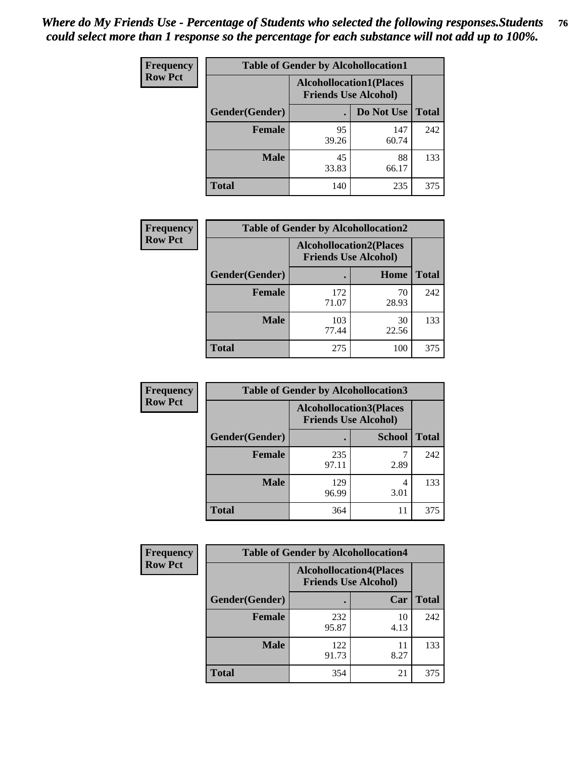*Where do My Friends Use - Percentage of Students who selected the following responses.Students could select more than 1 response so the percentage for each substance will not add up to 100%.*

| Frequency Row Pct | Table of Gender by Alcohollocation1 | | |
|---|---|---|---|
| | Alcohollocation1(Places Friends Use Alcohol) | | |
| Gender(Gender) | . | Do Not Use | Total |
| Female | 95<br>39.26 | 147<br>60.74 | 242 |
| Male | 45<br>33.83 | 88<br>66.17 | 133 |
| Total | 140 | 235 | 375 |

| Frequency Row Pct | Table of Gender by Alcohollocation2 | | |
|---|---|---|---|
| | Alcohollocation2(Places Friends Use Alcohol) | | |
| Gender(Gender) | . | Home | Total |
| Female | 172<br>71.07 | 70<br>28.93 | 242 |
| Male | 103<br>77.44 | 30<br>22.56 | 133 |
| Total | 275 | 100 | 375 |

| Frequency Row Pct | Table of Gender by Alcohollocation3 | | |
|---|---|---|---|
| | Alcohollocation3(Places Friends Use Alcohol) | | |
| Gender(Gender) | . | School | Total |
| Female | 235<br>97.11 | 7<br>2.89 | 242 |
| Male | 129<br>96.99 | 4<br>3.01 | 133 |
| Total | 364 | 11 | 375 |

| Frequency Row Pct | Table of Gender by Alcohollocation4 | | |
|---|---|---|---|
| | Alcohollocation4(Places Friends Use Alcohol) | | |
| Gender(Gender) | . | Car | Total |
| Female | 232<br>95.87 | 10<br>4.13 | 242 |
| Male | 122<br>91.73 | 11<br>8.27 | 133 |
| Total | 354 | 21 | 375 |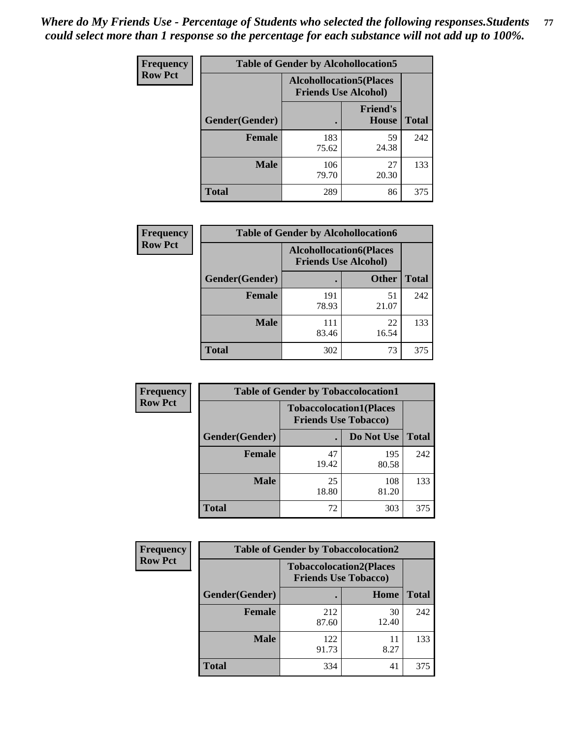*Where do My Friends Use - Percentage of Students who selected the following responses.Students could select more than 1 response so the percentage for each substance will not add up to 100%.*

**Frequency**
**Row Pct**

| Table of Gender by Alcohollocation5 | | | |
|---|---|---|---|
| | Alcohollocation5(Places Friends Use Alcohol) | | |
| Gender(Gender) | . | Friend's House | Total |
| **Female** | 183<br>75.62 | 59<br>24.38 | 242 |
| **Male** | 106<br>79.70 | 27<br>20.30 | 133 |
| **Total** | 289 | 86 | 375 |

**Frequency**
**Row Pct**

| Table of Gender by Alcohollocation6 | | | |
|---|---|---|---|
| | Alcohollocation6(Places Friends Use Alcohol) | | |
| Gender(Gender) | . | Other | Total |
| **Female** | 191<br>78.93 | 51<br>21.07 | 242 |
| **Male** | 111<br>83.46 | 22<br>16.54 | 133 |
| **Total** | 302 | 73 | 375 |

**Frequency**
**Row Pct**

| Table of Gender by Tobaccolocation1 | | | |
|---|---|---|---|
| | Tobaccolocation1(Places Friends Use Tobacco) | | |
| Gender(Gender) | . | Do Not Use | Total |
| **Female** | 47<br>19.42 | 195<br>80.58 | 242 |
| **Male** | 25<br>18.80 | 108<br>81.20 | 133 |
| **Total** | 72 | 303 | 375 |

**Frequency**
**Row Pct**

| Table of Gender by Tobaccolocation2 | | | |
|---|---|---|---|
| | Tobaccolocation2(Places Friends Use Tobacco) | | |
| Gender(Gender) | . | Home | Total |
| **Female** | 212<br>87.60 | 30<br>12.40 | 242 |
| **Male** | 122<br>91.73 | 11<br>8.27 | 133 |
| **Total** | 334 | 41 | 375 |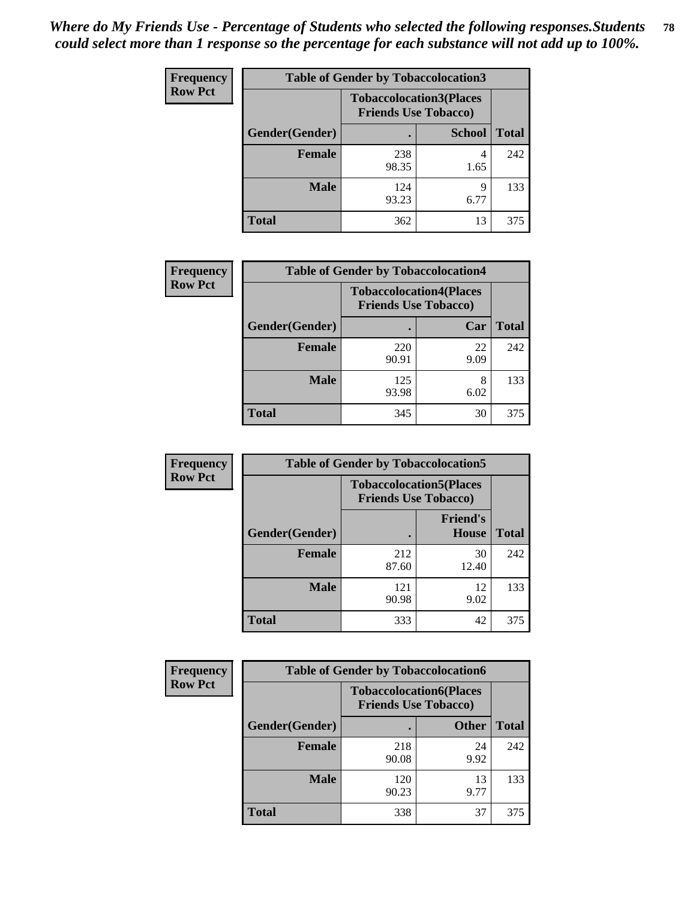*Where do My Friends Use - Percentage of Students who selected the following responses.Students could select more than 1 response so the percentage for each substance will not add up to 100%.*

**Frequency**
**Row Pct**

| Table of Gender by Tobaccolocation3 | | | |
|---|---|---|---|
| | Tobaccolocation3(Places Friends Use Tobacco) | | |
| Gender(Gender) | . | School | Total |
| Female | 238<br>98.35 | 4<br>1.65 | 242 |
| Male | 124<br>93.23 | 9<br>6.77 | 133 |
| Total | 362 | 13 | 375 |

**Frequency**
**Row Pct**

| Table of Gender by Tobaccolocation4 | | | |
|---|---|---|---|
| | Tobaccolocation4(Places Friends Use Tobacco) | | |
| Gender(Gender) | . | Car | Total |
| Female | 220<br>90.91 | 22<br>9.09 | 242 |
| Male | 125<br>93.98 | 8<br>6.02 | 133 |
| Total | 345 | 30 | 375 |

**Frequency**
**Row Pct**

| Table of Gender by Tobaccolocation5 | | | |
|---|---|---|---|
| | Tobaccolocation5(Places Friends Use Tobacco) | | |
| Gender(Gender) | . | Friend's House | Total |
| Female | 212<br>87.60 | 30<br>12.40 | 242 |
| Male | 121<br>90.98 | 12<br>9.02 | 133 |
| Total | 333 | 42 | 375 |

**Frequency**
**Row Pct**

| Table of Gender by Tobaccolocation6 | | | |
|---|---|---|---|
| | Tobaccolocation6(Places Friends Use Tobacco) | | |
| Gender(Gender) | . | Other | Total |
| Female | 218<br>90.08 | 24<br>9.92 | 242 |
| Male | 120<br>90.23 | 13<br>9.77 | 133 |
| Total | 338 | 37 | 375 |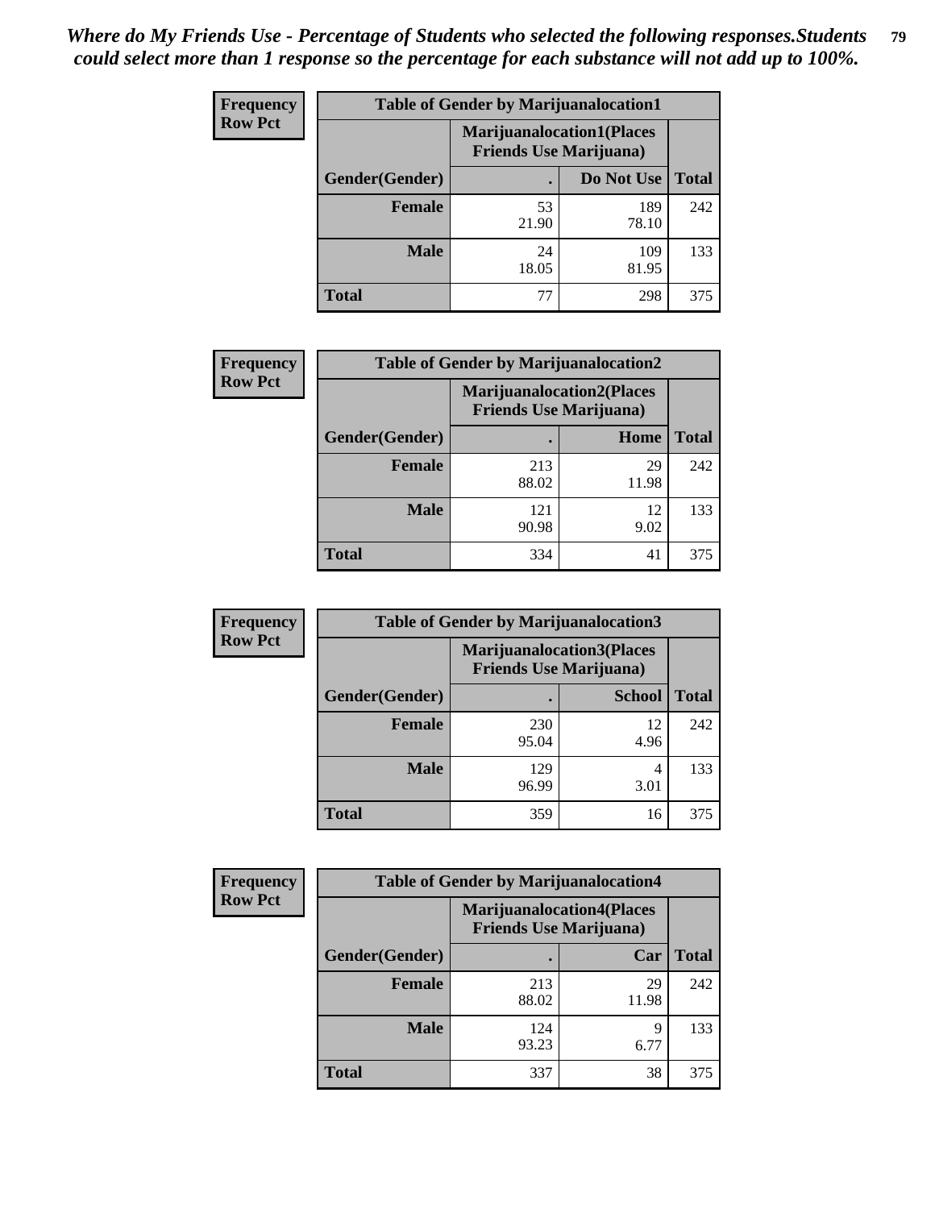*Where do My Friends Use - Percentage of Students who selected the following responses.Students could select more than 1 response so the percentage for each substance will not add up to 100%.*

**Frequency**
**Row Pct**

| Table of Gender by Marijuanalocation1 | | | |
|---|---|---|---|
| | Marijuanalocation1(Places Friends Use Marijuana) | | |
| Gender(Gender) | . | Do Not Use | Total |
| Female | 53<br>21.90 | 189<br>78.10 | 242 |
| Male | 24<br>18.05 | 109<br>81.95 | 133 |
| Total | 77 | 298 | 375 |

**Frequency**
**Row Pct**

| Table of Gender by Marijuanalocation2 | | | |
|---|---|---|---|
| | Marijuanalocation2(Places Friends Use Marijuana) | | |
| Gender(Gender) | . | Home | Total |
| Female | 213<br>88.02 | 29<br>11.98 | 242 |
| Male | 121<br>90.98 | 12<br>9.02 | 133 |
| Total | 334 | 41 | 375 |

**Frequency**
**Row Pct**

| Table of Gender by Marijuanalocation3 | | | |
|---|---|---|---|
| | Marijuanalocation3(Places Friends Use Marijuana) | | |
| Gender(Gender) | . | School | Total |
| Female | 230<br>95.04 | 12<br>4.96 | 242 |
| Male | 129<br>96.99 | 4<br>3.01 | 133 |
| Total | 359 | 16 | 375 |

**Frequency**
**Row Pct**

| Table of Gender by Marijuanalocation4 | | | |
|---|---|---|---|
| | Marijuanalocation4(Places Friends Use Marijuana) | | |
| Gender(Gender) | . | Car | Total |
| Female | 213<br>88.02 | 29<br>11.98 | 242 |
| Male | 124<br>93.23 | 9<br>6.77 | 133 |
| Total | 337 | 38 | 375 |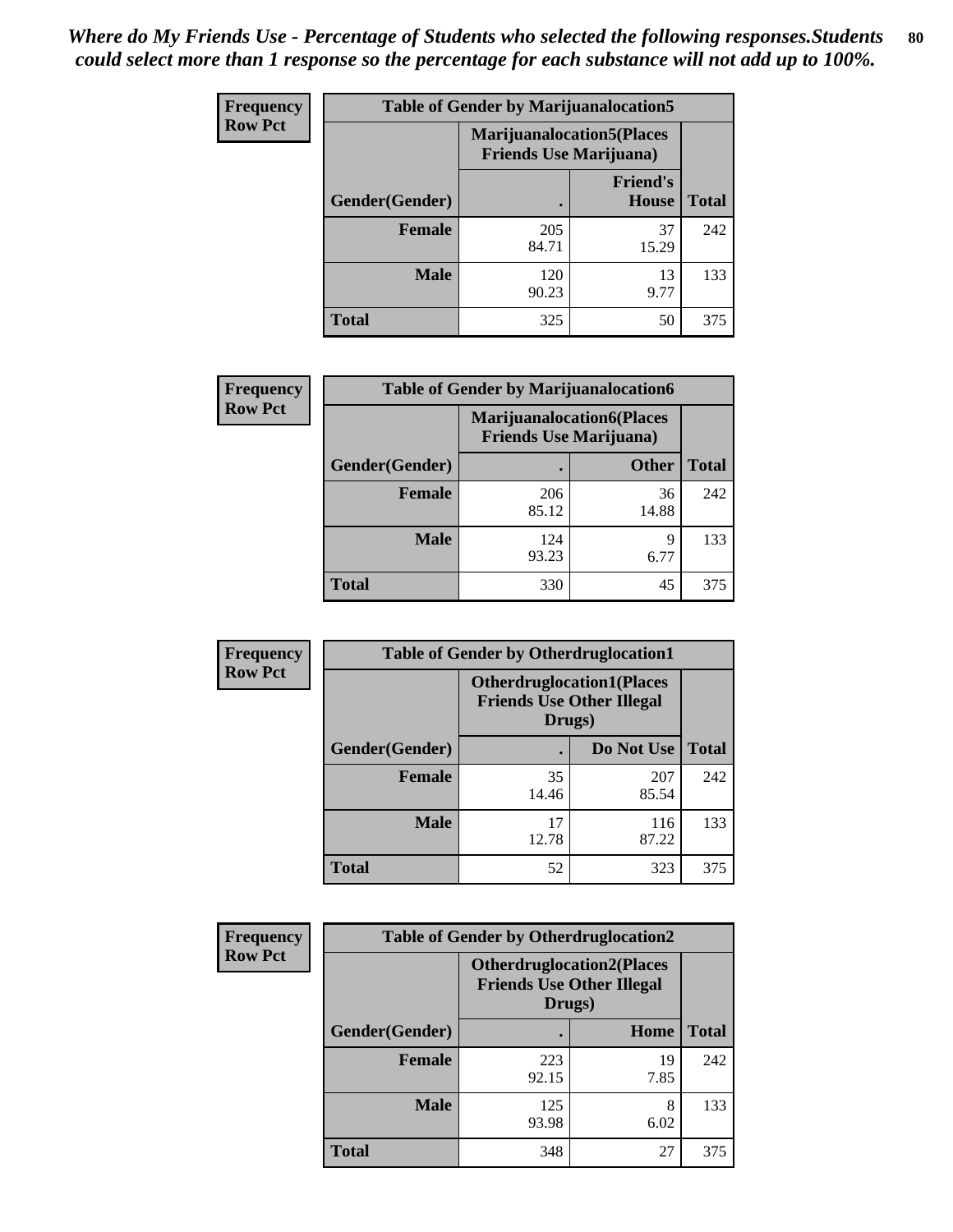*Where do My Friends Use - Percentage of Students who selected the following responses.Students could select more than 1 response so the percentage for each substance will not add up to 100%.*

**Frequency Row Pct**

| Table of Gender by Marijuanalocation5 | | | |
|---|---|---|---|
| | Marijuanalocation5(Places Friends Use Marijuana) | | |
| Gender(Gender) | . | Friend's House | Total |
| Female | 205<br>84.71 | 37<br>15.29 | 242 |
| Male | 120<br>90.23 | 13<br>9.77 | 133 |
| Total | 325 | 50 | 375 |

**Frequency Row Pct**

| Table of Gender by Marijuanalocation6 | | | |
|---|---|---|---|
| | Marijuanalocation6(Places Friends Use Marijuana) | | |
| Gender(Gender) | . | Other | Total |
| Female | 206<br>85.12 | 36<br>14.88 | 242 |
| Male | 124<br>93.23 | 9<br>6.77 | 133 |
| Total | 330 | 45 | 375 |

**Frequency Row Pct**

| Table of Gender by Otherdruglocation1 | | | |
|---|---|---|---|
| | Otherdruglocation1(Places Friends Use Other Illegal Drugs) | | |
| Gender(Gender) | . | Do Not Use | Total |
| Female | 35<br>14.46 | 207<br>85.54 | 242 |
| Male | 17<br>12.78 | 116<br>87.22 | 133 |
| Total | 52 | 323 | 375 |

**Frequency Row Pct**

| Table of Gender by Otherdruglocation2 | | | |
|---|---|---|---|
| | Otherdruglocation2(Places Friends Use Other Illegal Drugs) | | |
| Gender(Gender) | . | Home | Total |
| Female | 223<br>92.15 | 19<br>7.85 | 242 |
| Male | 125<br>93.98 | 8<br>6.02 | 133 |
| Total | 348 | 27 | 375 |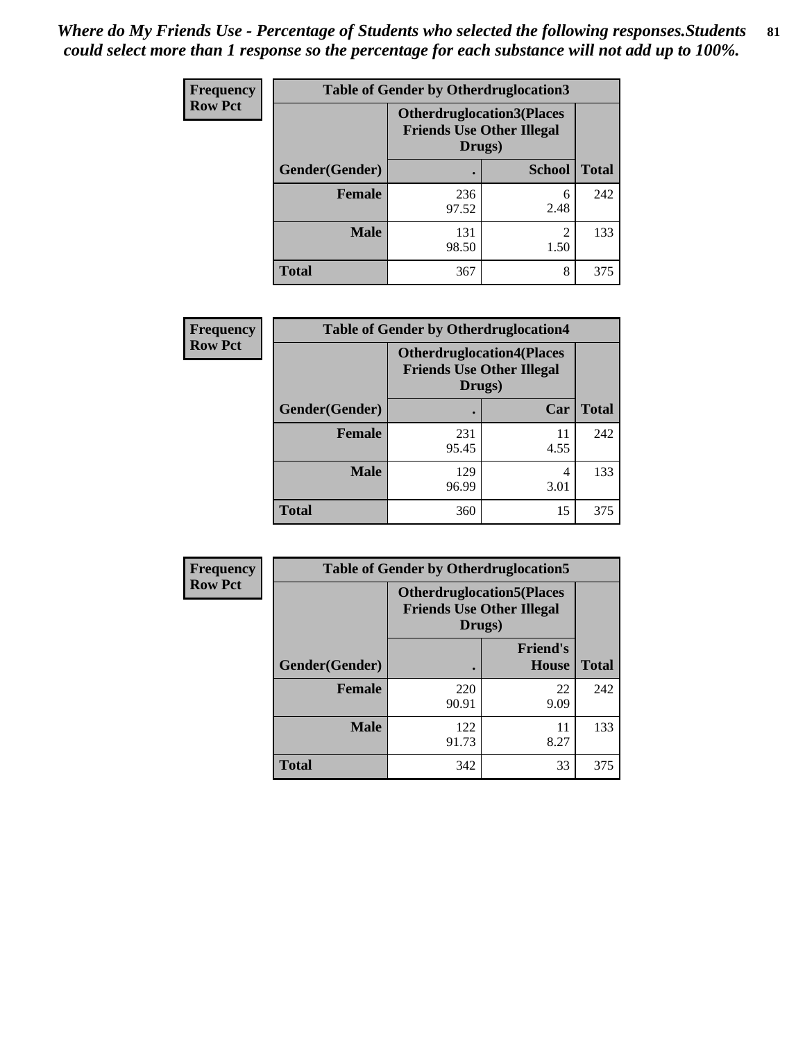*Where do My Friends Use - Percentage of Students who selected the following responses.Students could select more than 1 response so the percentage for each substance will not add up to 100%.*

**Frequency**
**Row Pct**

| Table of Gender by Otherdruglocation3 | | | |
|---|---|---|---|
| | Otherdruglocation3(Places Friends Use Other Illegal Drugs) | | |
| Gender(Gender) | . | School | Total |
| Female | 236<br>97.52 | 6<br>2.48 | 242 |
| Male | 131<br>98.50 | 2<br>1.50 | 133 |
| Total | 367 | 8 | 375 |

**Frequency**
**Row Pct**

| Table of Gender by Otherdruglocation4 | | | |
|---|---|---|---|
| | Otherdruglocation4(Places Friends Use Other Illegal Drugs) | | |
| Gender(Gender) | . | Car | Total |
| Female | 231<br>95.45 | 11<br>4.55 | 242 |
| Male | 129<br>96.99 | 4<br>3.01 | 133 |
| Total | 360 | 15 | 375 |

**Frequency**
**Row Pct**

| Table of Gender by Otherdruglocation5 | | | |
|---|---|---|---|
| | Otherdruglocation5(Places Friends Use Other Illegal Drugs) | | |
| Gender(Gender) | . | Friend's House | Total |
| Female | 220<br>90.91 | 22<br>9.09 | 242 |
| Male | 122<br>91.73 | 11<br>8.27 | 133 |
| Total | 342 | 33 | 375 |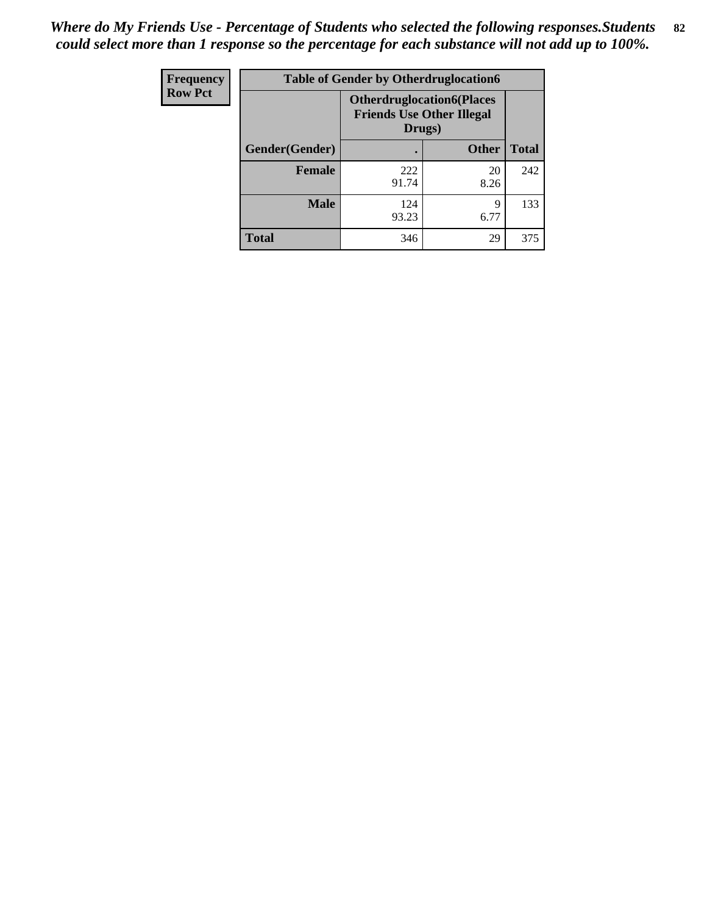*Where do My Friends Use - Percentage of Students who selected the following responses.Students could select more than 1 response so the percentage for each substance will not add up to 100%.*

| Frequency Row Pct | Table of Gender by Otherdruglocation6 | | |
|---|---|---|---|
| | **Otherdruglocation6(Places Friends Use Other Illegal Drugs)** | | |
| **Gender(Gender)** | **.** | **Other** | **Total** |
| **Female** | 222<br>91.74 | 20<br>8.26 | 242 |
| **Male** | 124<br>93.23 | 9<br>6.77 | 133 |
| **Total** | 346 | 29 | 375 |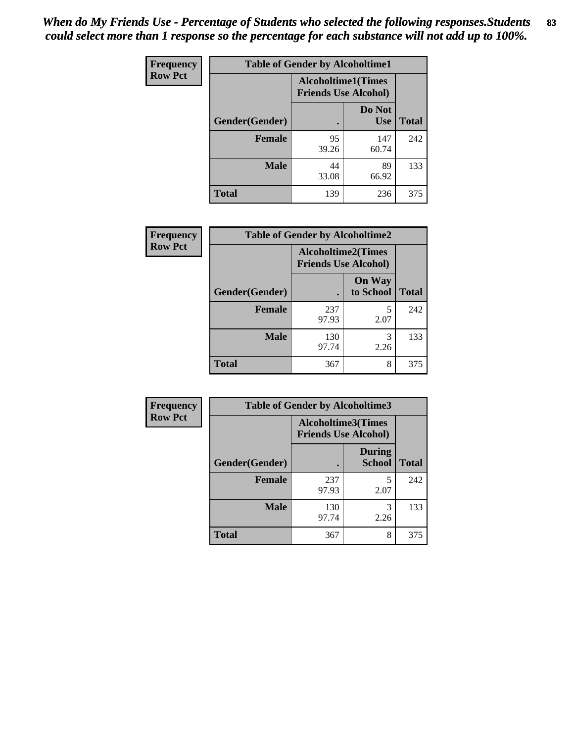*When do My Friends Use - Percentage of Students who selected the following responses.Students could select more than 1 response so the percentage for each substance will not add up to 100%.*

**Frequency**
**Row Pct**

| Table of Gender by Alcoholtime1 | | | |
|---|---|---|---|
| | Alcoholtime1(Times Friends Use Alcohol) | | |
| Gender(Gender) | . | Do Not Use | Total |
| **Female** | 95<br>39.26 | 147<br>60.74 | 242 |
| **Male** | 44<br>33.08 | 89<br>66.92 | 133 |
| **Total** | 139 | 236 | 375 |

**Frequency**
**Row Pct**

| Table of Gender by Alcoholtime2 | | | |
|---|---|---|---|
| | Alcoholtime2(Times Friends Use Alcohol) | | |
| Gender(Gender) | . | On Way to School | Total |
| **Female** | 237<br>97.93 | 5<br>2.07 | 242 |
| **Male** | 130<br>97.74 | 3<br>2.26 | 133 |
| **Total** | 367 | 8 | 375 |

**Frequency**
**Row Pct**

| Table of Gender by Alcoholtime3 | | | |
|---|---|---|---|
| | Alcoholtime3(Times Friends Use Alcohol) | | |
| Gender(Gender) | . | During School | Total |
| **Female** | 237<br>97.93 | 5<br>2.07 | 242 |
| **Male** | 130<br>97.74 | 3<br>2.26 | 133 |
| **Total** | 367 | 8 | 375 |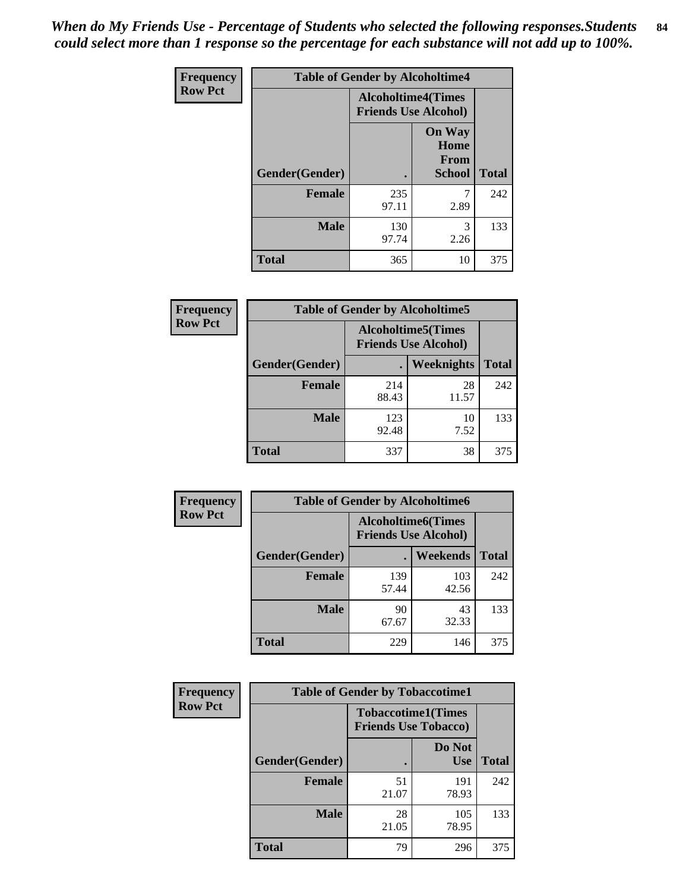*When do My Friends Use - Percentage of Students who selected the following responses.Students could select more than 1 response so the percentage for each substance will not add up to 100%.*

**Frequency Row Pct**

| Table of Gender by Alcoholtime4 | | | |
|---|---|---|---|
| | Alcoholtime4(Times Friends Use Alcohol) | | |
| Gender(Gender) | . | On Way Home From School | Total |
| **Female** | 235<br>97.11 | 7<br>2.89 | 242 |
| **Male** | 130<br>97.74 | 3<br>2.26 | 133 |
| **Total** | 365 | 10 | 375 |

**Frequency Row Pct**

| Table of Gender by Alcoholtime5 | | | |
|---|---|---|---|
| | Alcoholtime5(Times Friends Use Alcohol) | | |
| Gender(Gender) | . | Weeknights | Total |
| **Female** | 214<br>88.43 | 28<br>11.57 | 242 |
| **Male** | 123<br>92.48 | 10<br>7.52 | 133 |
| **Total** | 337 | 38 | 375 |

**Frequency Row Pct**

| Table of Gender by Alcoholtime6 | | | |
|---|---|---|---|
| | Alcoholtime6(Times Friends Use Alcohol) | | |
| Gender(Gender) | . | Weekends | Total |
| **Female** | 139<br>57.44 | 103<br>42.56 | 242 |
| **Male** | 90<br>67.67 | 43<br>32.33 | 133 |
| **Total** | 229 | 146 | 375 |

**Frequency Row Pct**

| Table of Gender by Tobaccotime1 | | | |
|---|---|---|---|
| | Tobaccotime1(Times Friends Use Tobacco) | | |
| Gender(Gender) | . | Do Not Use | Total |
| **Female** | 51<br>21.07 | 191<br>78.93 | 242 |
| **Male** | 28<br>21.05 | 105<br>78.95 | 133 |
| **Total** | 79 | 296 | 375 |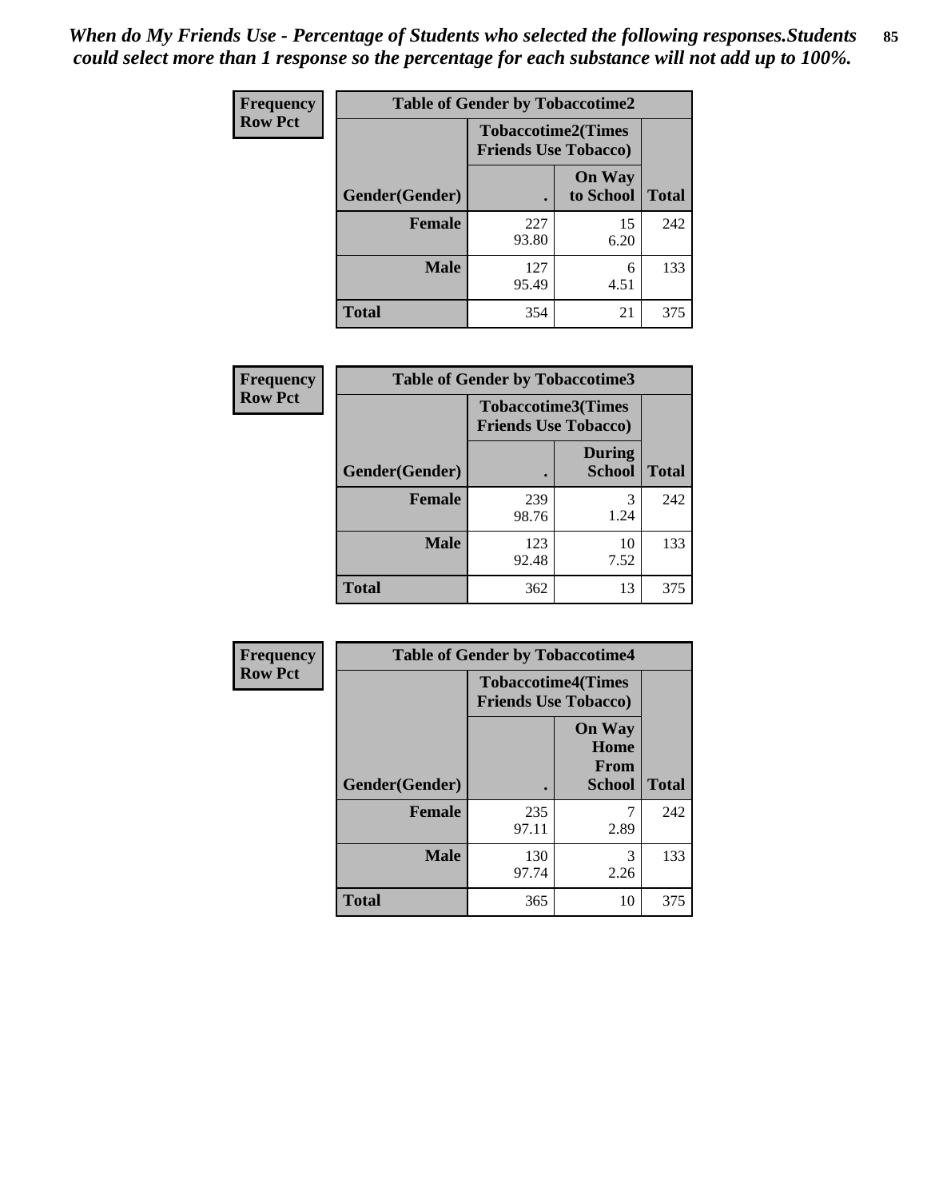*When do My Friends Use - Percentage of Students who selected the following responses.Students could select more than 1 response so the percentage for each substance will not add up to 100%.*

**Frequency**
**Row Pct**

| Table of Gender by Tobaccotime2 | | | |
|---|---|---|---|
| | Tobaccotime2(Times Friends Use Tobacco) | | |
| Gender(Gender) | . | On Way to School | Total |
| **Female** | 227<br>93.80 | 15<br>6.20 | 242 |
| **Male** | 127<br>95.49 | 6<br>4.51 | 133 |
| **Total** | 354 | 21 | 375 |

**Frequency**
**Row Pct**

| Table of Gender by Tobaccotime3 | | | |
|---|---|---|---|
| | Tobaccotime3(Times Friends Use Tobacco) | | |
| Gender(Gender) | . | During School | Total |
| **Female** | 239<br>98.76 | 3<br>1.24 | 242 |
| **Male** | 123<br>92.48 | 10<br>7.52 | 133 |
| **Total** | 362 | 13 | 375 |

**Frequency**
**Row Pct**

| Table of Gender by Tobaccotime4 | | | |
|---|---|---|---|
| | Tobaccotime4(Times Friends Use Tobacco) | | |
| Gender(Gender) | . | On Way Home From School | Total |
| **Female** | 235<br>97.11 | 7<br>2.89 | 242 |
| **Male** | 130<br>97.74 | 3<br>2.26 | 133 |
| **Total** | 365 | 10 | 375 |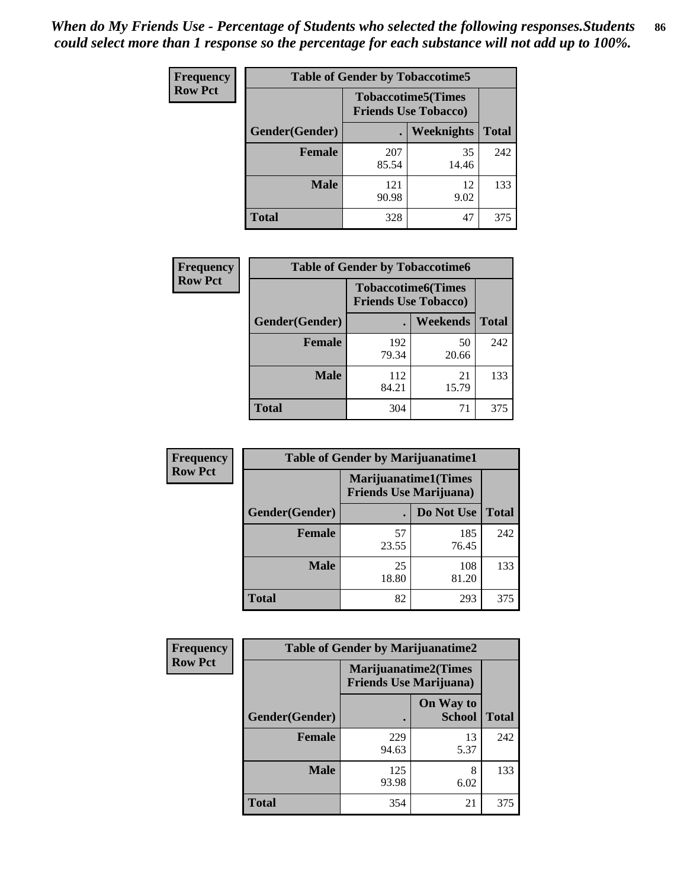*When do My Friends Use - Percentage of Students who selected the following responses.Students could select more than 1 response so the percentage for each substance will not add up to 100%.*

| Frequency Row Pct | Table of Gender by Tobaccotime5 | | |
|---|---|---|---|
| | Tobaccotime5(Times Friends Use Tobacco) | | |
| Gender(Gender) | . | Weeknights | Total |
| Female | 207<br>85.54 | 35<br>14.46 | 242 |
| Male | 121<br>90.98 | 12<br>9.02 | 133 |
| Total | 328 | 47 | 375 |

| Frequency Row Pct | Table of Gender by Tobaccotime6 | | |
|---|---|---|---|
| | Tobaccotime6(Times Friends Use Tobacco) | | |
| Gender(Gender) | . | Weekends | Total |
| Female | 192<br>79.34 | 50<br>20.66 | 242 |
| Male | 112<br>84.21 | 21<br>15.79 | 133 |
| Total | 304 | 71 | 375 |

| Frequency Row Pct | Table of Gender by Marijuanatime1 | | |
|---|---|---|---|
| | Marijuanatime1(Times Friends Use Marijuana) | | |
| Gender(Gender) | . | Do Not Use | Total |
| Female | 57<br>23.55 | 185<br>76.45 | 242 |
| Male | 25<br>18.80 | 108<br>81.20 | 133 |
| Total | 82 | 293 | 375 |

| Frequency Row Pct | Table of Gender by Marijuanatime2 | | |
|---|---|---|---|
| | Marijuanatime2(Times Friends Use Marijuana) | | |
| Gender(Gender) | . | On Way to School | Total |
| Female | 229<br>94.63 | 13<br>5.37 | 242 |
| Male | 125<br>93.98 | 8<br>6.02 | 133 |
| Total | 354 | 21 | 375 |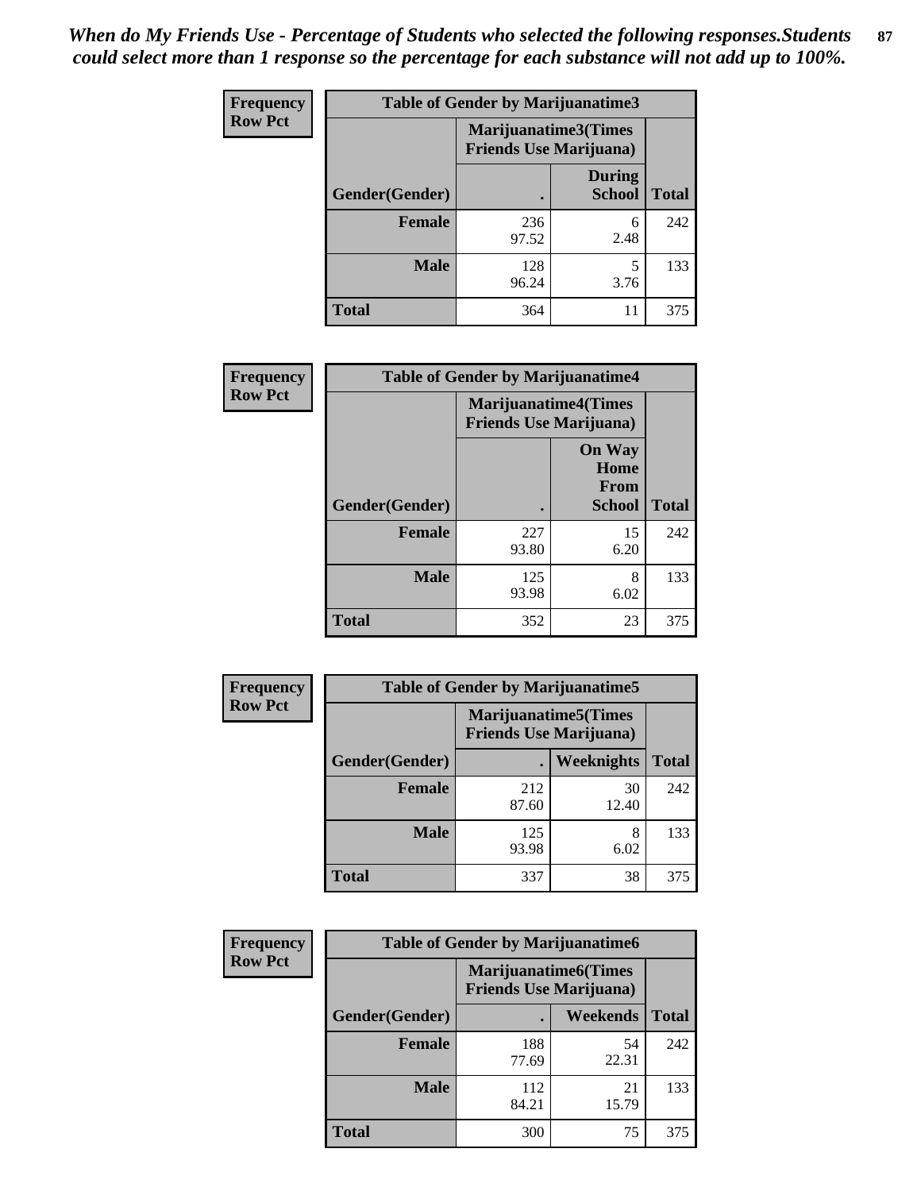*When do My Friends Use - Percentage of Students who selected the following responses.Students could select more than 1 response so the percentage for each substance will not add up to 100%.*

**Frequency**
**Row Pct**

| Table of Gender by Marijuanatime3 | | | |
|---|---|---|---|
| | Marijuanatime3(Times Friends Use Marijuana) | | |
| Gender(Gender) | . | During School | Total |
| Female | 236<br>97.52 | 6<br>2.48 | 242 |
| Male | 128<br>96.24 | 5<br>3.76 | 133 |
| Total | 364 | 11 | 375 |

**Frequency**
**Row Pct**

| Table of Gender by Marijuanatime4 | | | |
|---|---|---|---|
| | Marijuanatime4(Times Friends Use Marijuana) | | |
| Gender(Gender) | . | On Way Home From School | Total |
| Female | 227<br>93.80 | 15<br>6.20 | 242 |
| Male | 125<br>93.98 | 8<br>6.02 | 133 |
| Total | 352 | 23 | 375 |

**Frequency**
**Row Pct**

| Table of Gender by Marijuanatime5 | | | |
|---|---|---|---|
| | Marijuanatime5(Times Friends Use Marijuana) | | |
| Gender(Gender) | . | Weeknights | Total |
| Female | 212<br>87.60 | 30<br>12.40 | 242 |
| Male | 125<br>93.98 | 8<br>6.02 | 133 |
| Total | 337 | 38 | 375 |

**Frequency**
**Row Pct**

| Table of Gender by Marijuanatime6 | | | |
|---|---|---|---|
| | Marijuanatime6(Times Friends Use Marijuana) | | |
| Gender(Gender) | . | Weekends | Total |
| Female | 188<br>77.69 | 54<br>22.31 | 242 |
| Male | 112<br>84.21 | 21<br>15.79 | 133 |
| Total | 300 | 75 | 375 |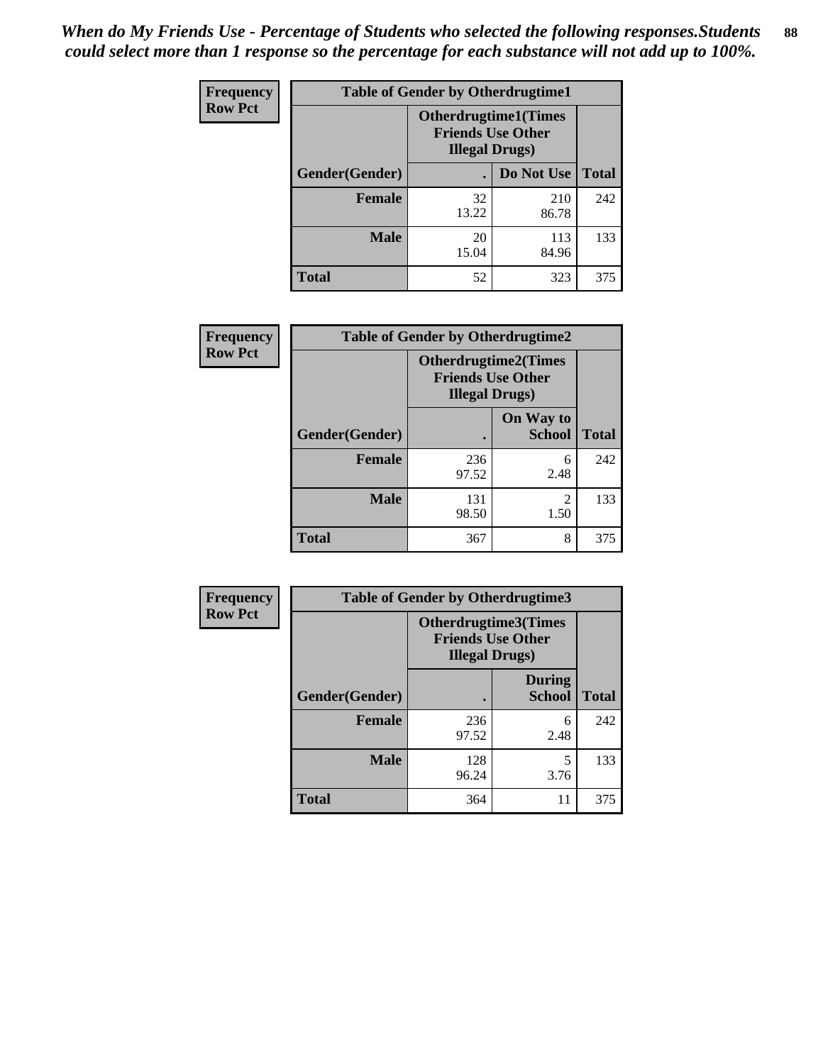*When do My Friends Use - Percentage of Students who selected the following responses.Students could select more than 1 response so the percentage for each substance will not add up to 100%.*

**Frequency**
**Row Pct**

| Table of Gender by Otherdrugtime1 | | | |
|---|---|---|---|
| | Otherdrugtime1(Times Friends Use Other Illegal Drugs) | | |
| Gender(Gender) | . | Do Not Use | Total |
| **Female** | 32<br>13.22 | 210<br>86.78 | 242 |
| **Male** | 20<br>15.04 | 113<br>84.96 | 133 |
| **Total** | 52 | 323 | 375 |

**Frequency**
**Row Pct**

| Table of Gender by Otherdrugtime2 | | | |
|---|---|---|---|
| | Otherdrugtime2(Times Friends Use Other Illegal Drugs) | | |
| Gender(Gender) | . | On Way to School | Total |
| **Female** | 236<br>97.52 | 6<br>2.48 | 242 |
| **Male** | 131<br>98.50 | 2<br>1.50 | 133 |
| **Total** | 367 | 8 | 375 |

**Frequency**
**Row Pct**

| Table of Gender by Otherdrugtime3 | | | |
|---|---|---|---|
| | Otherdrugtime3(Times Friends Use Other Illegal Drugs) | | |
| Gender(Gender) | . | During School | Total |
| **Female** | 236<br>97.52 | 6<br>2.48 | 242 |
| **Male** | 128<br>96.24 | 5<br>3.76 | 133 |
| **Total** | 364 | 11 | 375 |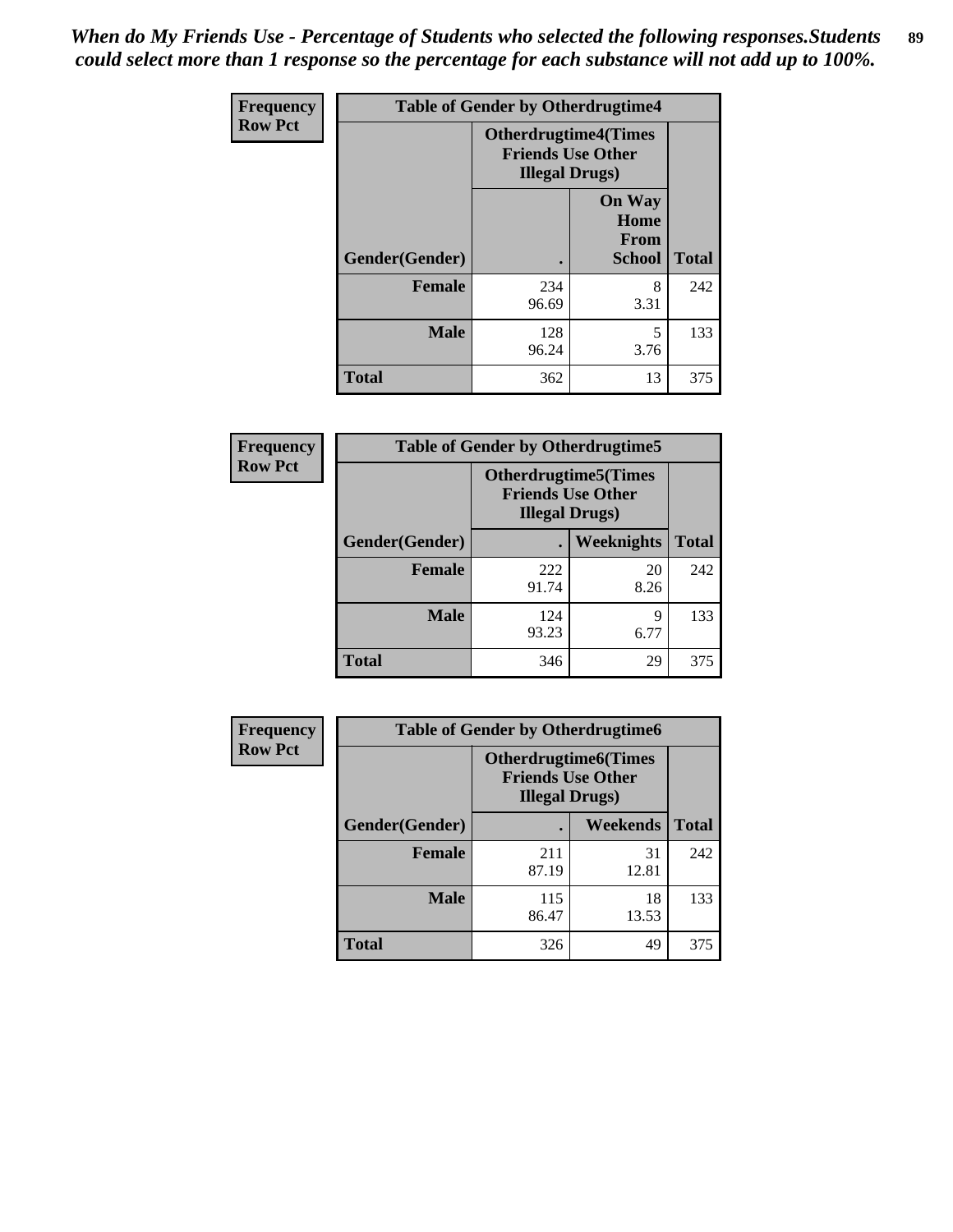*When do My Friends Use - Percentage of Students who selected the following responses.Students could select more than 1 response so the percentage for each substance will not add up to 100%.*

| Frequency Row Pct | Table of Gender by Otherdrugtime4 | | |
|---|---|---|---|
| | Otherdrugtime4(Times Friends Use Other Illegal Drugs) | | |
| Gender(Gender) | . | On Way Home From School | Total |
| Female | 234<br>96.69 | 8<br>3.31 | 242 |
| Male | 128<br>96.24 | 5<br>3.76 | 133 |
| Total | 362 | 13 | 375 |

| Frequency Row Pct | Table of Gender by Otherdrugtime5 | | |
|---|---|---|---|
| | Otherdrugtime5(Times Friends Use Other Illegal Drugs) | | |
| Gender(Gender) | . | Weeknights | Total |
| Female | 222<br>91.74 | 20<br>8.26 | 242 |
| Male | 124<br>93.23 | 9<br>6.77 | 133 |
| Total | 346 | 29 | 375 |

| Frequency Row Pct | Table of Gender by Otherdrugtime6 | | |
|---|---|---|---|
| | Otherdrugtime6(Times Friends Use Other Illegal Drugs) | | |
| Gender(Gender) | . | Weekends | Total |
| Female | 211<br>87.19 | 31<br>12.81 | 242 |
| Male | 115<br>86.47 | 18<br>13.53 | 133 |
| Total | 326 | 49 | 375 |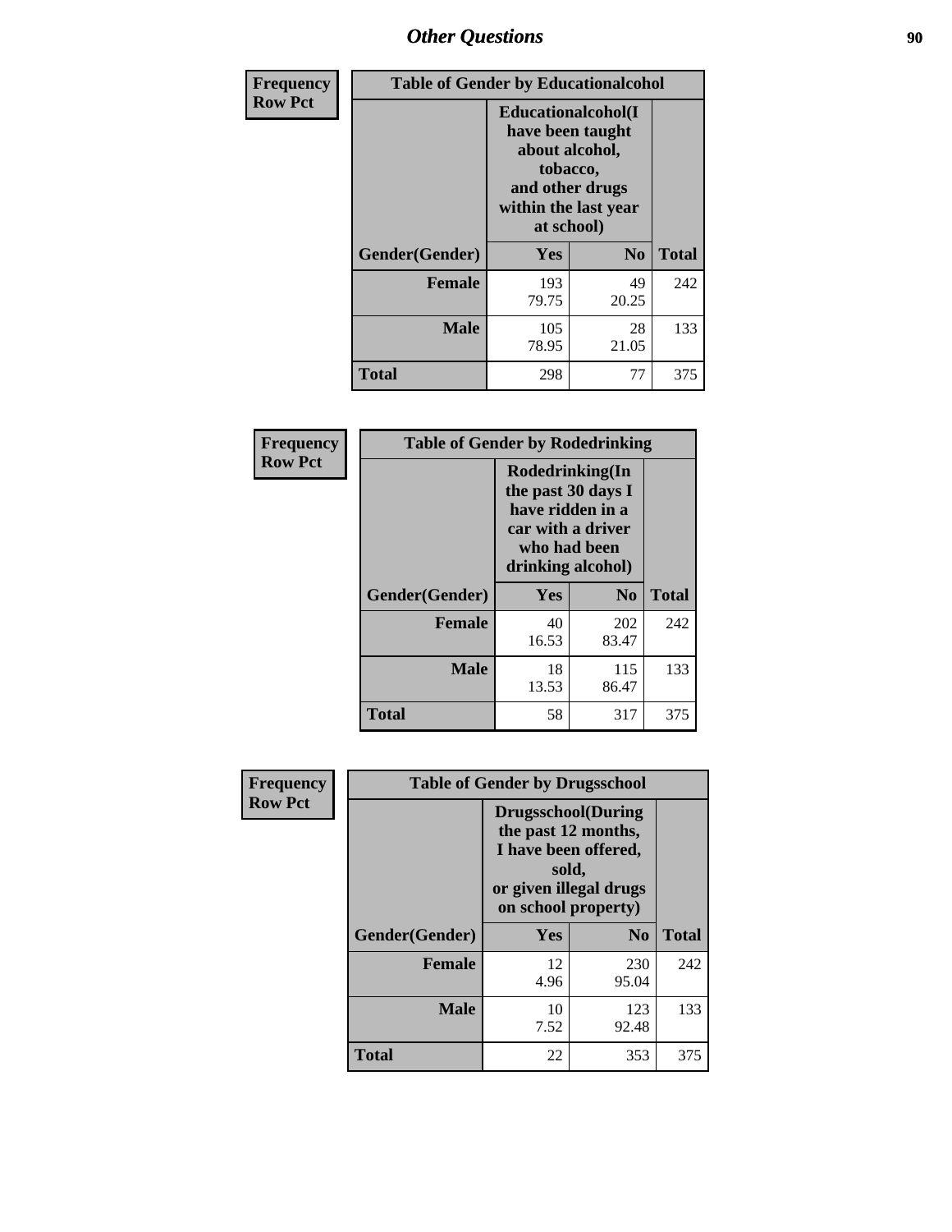**Frequency**
**Row Pct**

| Table of Gender by Educationalcohol | | | |
|---|---|---|---|
| | Educationalcohol(I have been taught about alcohol, tobacco, and other drugs within the last year at school) | | |
| Gender(Gender) | Yes | No | Total |
| Female | 193<br>79.75 | 49<br>20.25 | 242 |
| Male | 105<br>78.95 | 28<br>21.05 | 133 |
| Total | 298 | 77 | 375 |

**Frequency**
**Row Pct**

| Table of Gender by Rodedrinking | | | |
|---|---|---|---|
| | Rodedrinking(In the past 30 days I have ridden in a car with a driver who had been drinking alcohol) | | |
| Gender(Gender) | Yes | No | Total |
| Female | 40<br>16.53 | 202<br>83.47 | 242 |
| Male | 18<br>13.53 | 115<br>86.47 | 133 |
| Total | 58 | 317 | 375 |

**Frequency**
**Row Pct**

| Table of Gender by Drugsschool | | | |
|---|---|---|---|
| | Drugsschool(During the past 12 months, I have been offered, sold, or given illegal drugs on school property) | | |
| Gender(Gender) | Yes | No | Total |
| Female | 12<br>4.96 | 230<br>95.04 | 242 |
| Male | 10<br>7.52 | 123<br>92.48 | 133 |
| Total | 22 | 353 | 375 |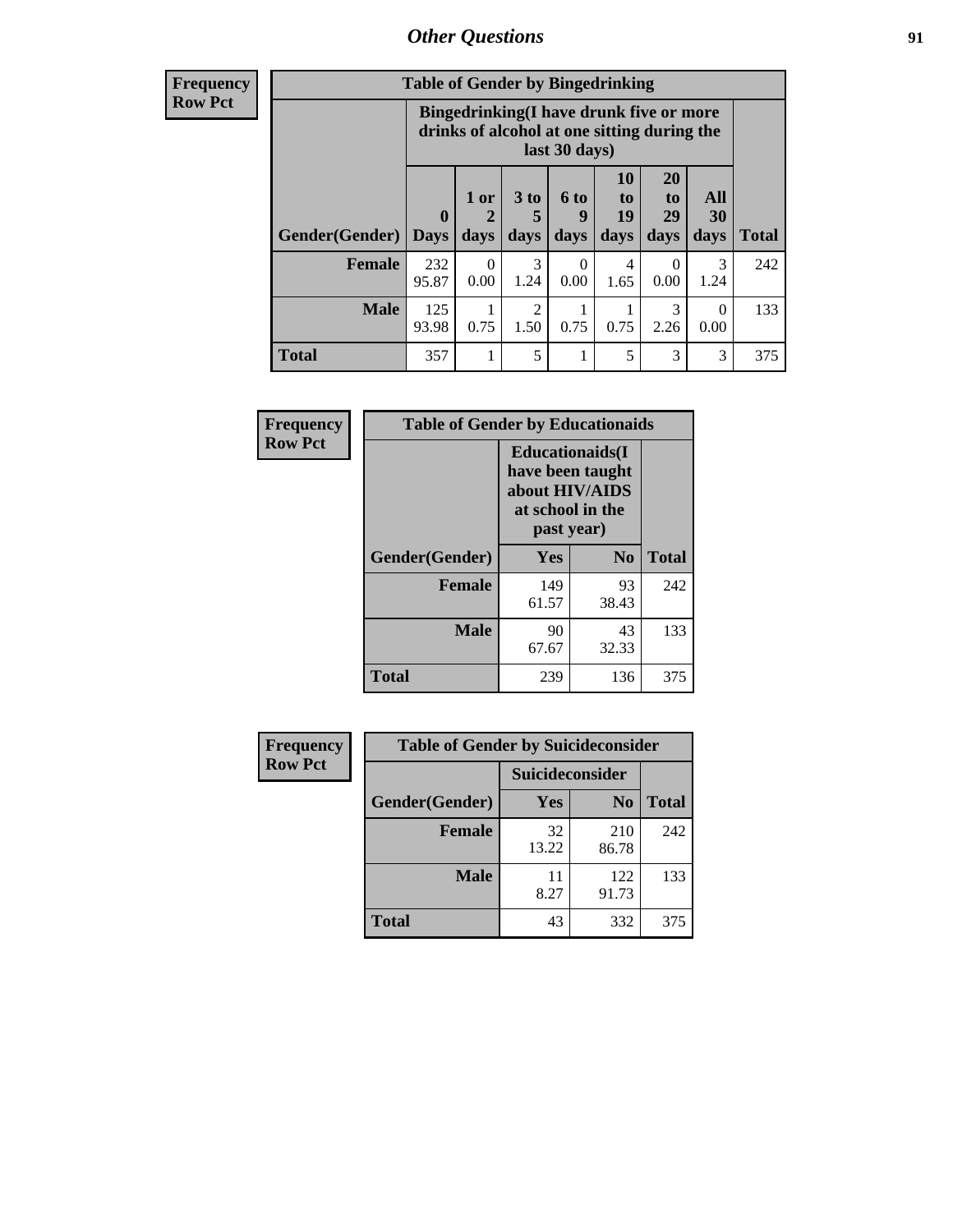| Frequency Row Pct | | | | | | | | |
|---|---|---|---|---|---|---|---|---|
| **Table of Gender by Bingedrinking** | | | | | | | | |
| | **Bingedrinking(I have drunk five or more drinks of alcohol at one sitting during the last 30 days)** | | | | | | | |
| **Gender(Gender)** | **0 Days** | **1 or 2 days** | **3 to 5 days** | **6 to 9 days** | **10 to 19 days** | **20 to 29 days** | **All 30 days** | **Total** |
| **Female** | 232 95.87 | 0 0.00 | 3 1.24 | 0 0.00 | 4 1.65 | 0 0.00 | 3 1.24 | 242 |
| **Male** | 125 93.98 | 1 0.75 | 2 1.50 | 1 0.75 | 1 0.75 | 3 2.26 | 0 0.00 | 133 |
| **Total** | 357 | 1 | 5 | 1 | 5 | 3 | 3 | 375 |

| Frequency Row Pct | | | |
|---|---|---|---|
| **Table of Gender by Educationaids** | | | |
| | **Educationaids(I have been taught about HIV/AIDS at school in the past year)** | | |
| **Gender(Gender)** | **Yes** | **No** | **Total** |
| **Female** | 149 61.57 | 93 38.43 | 242 |
| **Male** | 90 67.67 | 43 32.33 | 133 |
| **Total** | 239 | 136 | 375 |

| Frequency Row Pct | | | |
|---|---|---|---|
| **Table of Gender by Suicideconsider** | | | |
| | **Suicideconsider** | | |
| **Gender(Gender)** | **Yes** | **No** | **Total** |
| **Female** | 32 13.22 | 210 86.78 | 242 |
| **Male** | 11 8.27 | 122 91.73 | 133 |
| **Total** | 43 | 332 | 375 |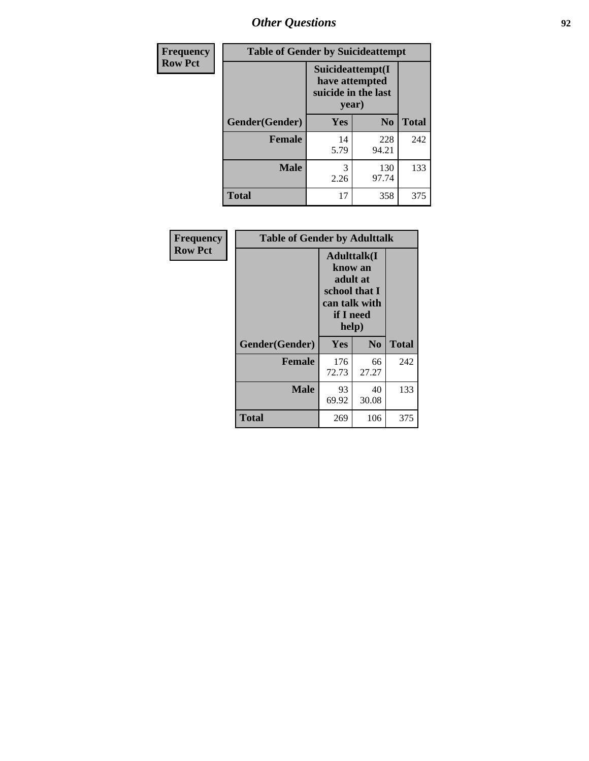# Other Questions

| Frequency Row Pct | Table of Gender by Suicideattempt | | |
|---|---|---|---|
| | Suicideattempt(I have attempted suicide in the last year) | | |
| Gender(Gender) | Yes | No | Total |
| Female | 14<br>5.79 | 228<br>94.21 | 242 |
| Male | 3<br>2.26 | 130<br>97.74 | 133 |
| Total | 17 | 358 | 375 |

| Frequency Row Pct | Table of Gender by Adulttalk | | |
|---|---|---|---|
| | Adulttalk(I know an adult at school that I can talk with if I need help) | | |
| Gender(Gender) | Yes | No | Total |
| Female | 176<br>72.73 | 66<br>27.27 | 242 |
| Male | 93<br>69.92 | 40<br>30.08 | 133 |
| Total | 269 | 106 | 375 |